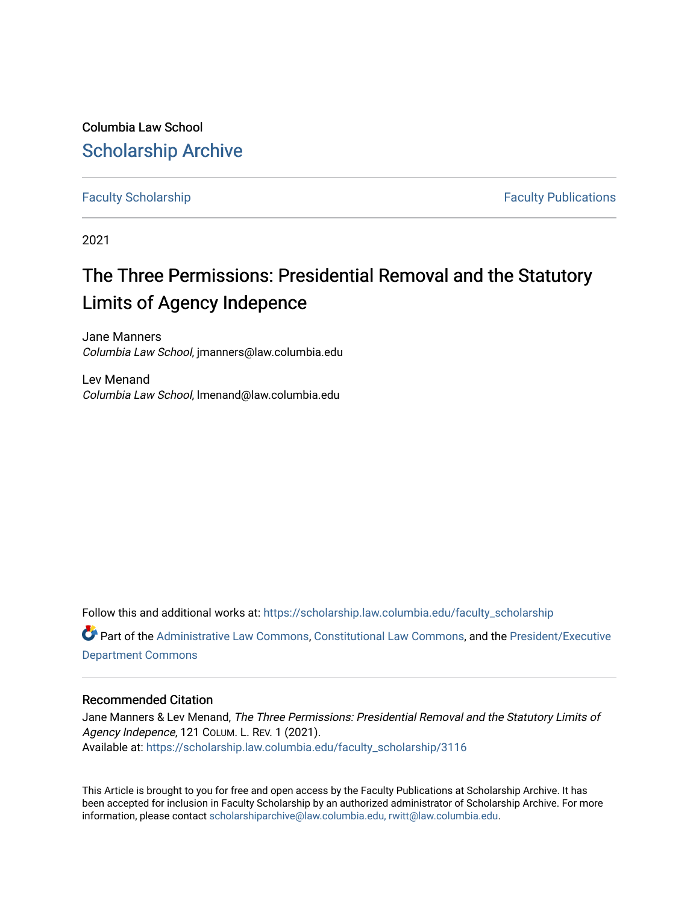Columbia Law School

## Scholarship Archive

Faculty Scholarship | Faculty Publications

2021

# The Three Permissions: Presidential Removal and the Statutory Limits of Agency Indepence

Jane Manners
*Columbia Law School*, jmanners@law.columbia.edu

Lev Menand
*Columbia Law School*, lmenand@law.columbia.edu

Follow this and additional works at: https://scholarship.law.columbia.edu/faculty_scholarship

Part of the Administrative Law Commons, Constitutional Law Commons, and the President/Executive Department Commons

### Recommended Citation

Jane Manners & Lev Menand, *The Three Permissions: Presidential Removal and the Statutory Limits of Agency Indepence*, 121 COLUM. L. REV. 1 (2021).
Available at: https://scholarship.law.columbia.edu/faculty_scholarship/3116

This Article is brought to you for free and open access by the Faculty Publications at Scholarship Archive. It has been accepted for inclusion in Faculty Scholarship by an authorized administrator of Scholarship Archive. For more information, please contact scholarshiparchive@law.columbia.edu, rwitt@law.columbia.edu.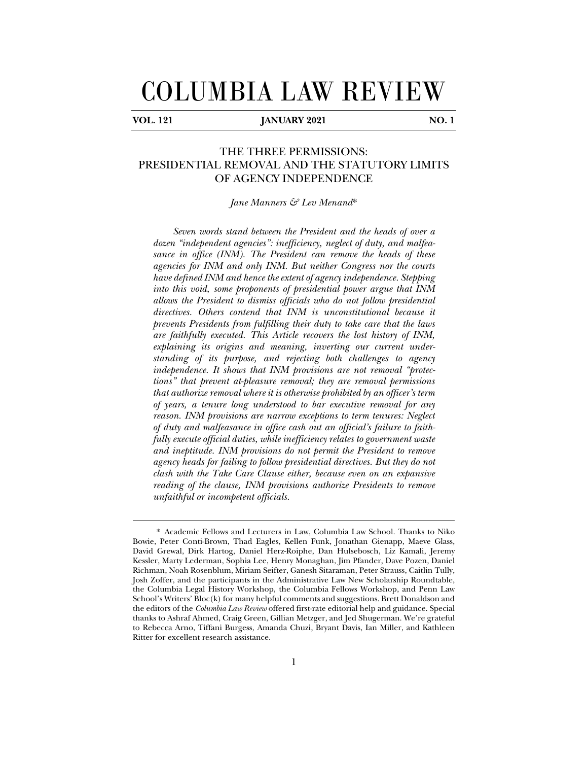# COLUMBIA LAW REVIEW

**VOL. 121** **JANUARY 2021** **NO. 1**

## THE THREE PERMISSIONS: PRESIDENTIAL REMOVAL AND THE STATUTORY LIMITS OF AGENCY INDEPENDENCE

*Jane Manners & Lev Menand*\*

*Seven words stand between the President and the heads of over a dozen "independent agencies": inefficiency, neglect of duty, and malfeasance in office (INM). The President can remove the heads of these agencies for INM and only INM. But neither Congress nor the courts have defined INM and hence the extent of agency independence. Stepping into this void, some proponents of presidential power argue that INM allows the President to dismiss officials who do not follow presidential directives. Others contend that INM is unconstitutional because it prevents Presidents from fulfilling their duty to take care that the laws are faithfully executed. This Article recovers the lost history of INM, explaining its origins and meaning, inverting our current understanding of its purpose, and rejecting both challenges to agency independence. It shows that INM provisions are not removal "protections" that prevent at-pleasure removal; they are removal permissions that authorize removal where it is otherwise prohibited by an officer's term of years, a tenure long understood to bar executive removal for any reason. INM provisions are narrow exceptions to term tenures: Neglect of duty and malfeasance in office cash out an official's failure to faithfully execute official duties, while inefficiency relates to government waste and ineptitude. INM provisions do not permit the President to remove agency heads for failing to follow presidential directives. But they do not clash with the Take Care Clause either, because even on an expansive reading of the clause, INM provisions authorize Presidents to remove unfaithful or incompetent officials.*

---

\* Academic Fellows and Lecturers in Law, Columbia Law School. Thanks to Niko Bowie, Peter Conti-Brown, Thad Eagles, Kellen Funk, Jonathan Gienapp, Maeve Glass, David Grewal, Dirk Hartog, Daniel Herz-Roiphe, Dan Hulsebosch, Liz Kamali, Jeremy Kessler, Marty Lederman, Sophia Lee, Henry Monaghan, Jim Pfander, Dave Pozen, Daniel Richman, Noah Rosenblum, Miriam Seifter, Ganesh Sitaraman, Peter Strauss, Caitlin Tully, Josh Zoffer, and the participants in the Administrative Law New Scholarship Roundtable, the Columbia Legal History Workshop, the Columbia Fellows Workshop, and Penn Law School's Writers' Bloc(k) for many helpful comments and suggestions. Brett Donaldson and the editors of the *Columbia Law Review* offered first-rate editorial help and guidance. Special thanks to Ashraf Ahmed, Craig Green, Gillian Metzger, and Jed Shugerman. We're grateful to Rebecca Arno, Tiffani Burgess, Amanda Chuzi, Bryant Davis, Ian Miller, and Kathleen Ritter for excellent research assistance.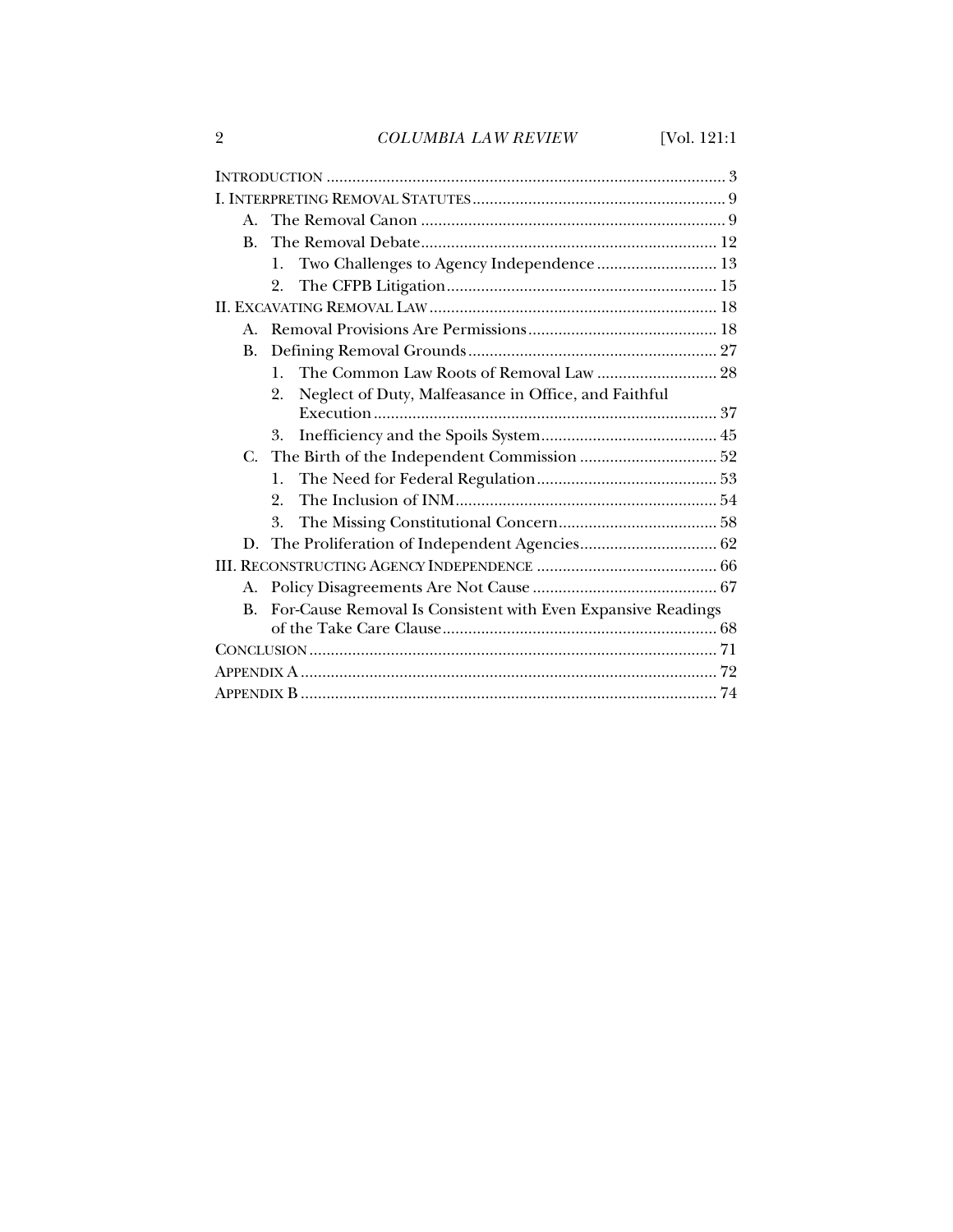INTRODUCTION ............................................................................................ 3

I. INTERPRETING REMOVAL STATUTES ........................................................... 9

- A. The Removal Canon ....................................................................... 9
- B. The Removal Debate ..................................................................... 12
  1. Two Challenges to Agency Independence ............................ 13
  2. The CFPB Litigation ............................................................... 15

II. EXCAVATING REMOVAL LAW .................................................................. 18

- A. Removal Provisions Are Permissions ............................................ 18
- B. Defining Removal Grounds .......................................................... 27
  1. The Common Law Roots of Removal Law ............................ 28
  2. Neglect of Duty, Malfeasance in Office, and Faithful Execution ................................................................................ 37
  3. Inefficiency and the Spoils System ......................................... 45
- C. The Birth of the Independent Commission ................................ 52
  1. The Need for Federal Regulation .......................................... 53
  2. The Inclusion of INM ............................................................. 54
  3. The Missing Constitutional Concern ..................................... 58
- D. The Proliferation of Independent Agencies ................................ 62

III. RECONSTRUCTING AGENCY INDEPENDENCE .......................................... 66

- A. Policy Disagreements Are Not Cause ........................................... 67
- B. For-Cause Removal Is Consistent with Even Expansive Readings of the Take Care Clause ................................................................ 68

CONCLUSION ............................................................................................... 71

APPENDIX A ................................................................................................. 72

APPENDIX B ................................................................................................. 74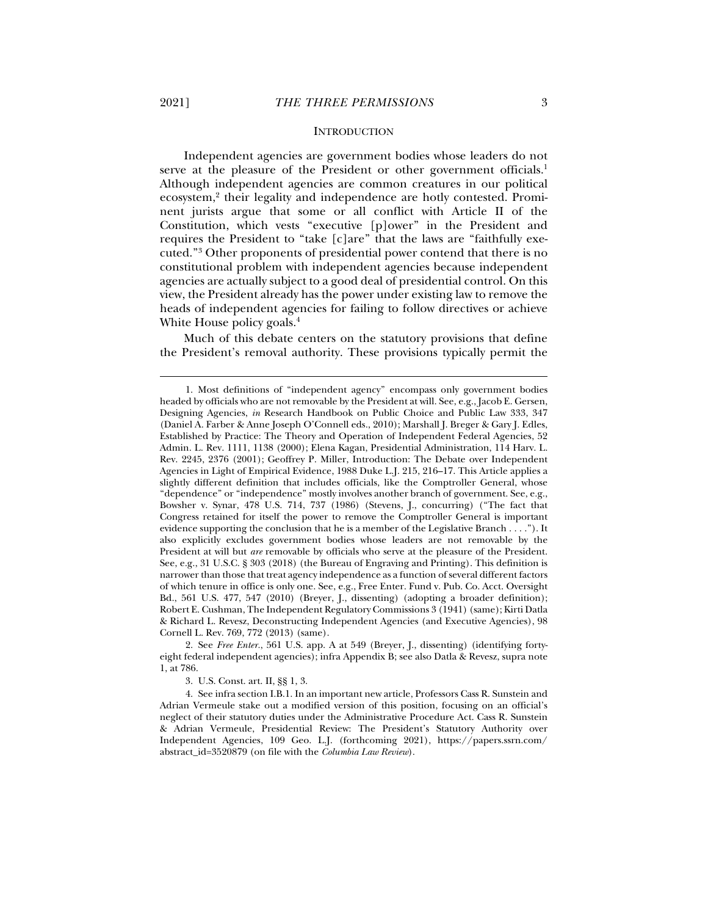## INTRODUCTION

Independent agencies are government bodies whose leaders do not serve at the pleasure of the President or other government officials.[1] Although independent agencies are common creatures in our political ecosystem,[2] their legality and independence are hotly contested. Prominent jurists argue that some or all conflict with Article II of the Constitution, which vests "executive [p]ower" in the President and requires the President to "take [c]are" that the laws are "faithfully executed."[3] Other proponents of presidential power contend that there is no constitutional problem with independent agencies because independent agencies are actually subject to a good deal of presidential control. On this view, the President already has the power under existing law to remove the heads of independent agencies for failing to follow directives or achieve White House policy goals.[4]

Much of this debate centers on the statutory provisions that define the President's removal authority. These provisions typically permit the

---

1. Most definitions of "independent agency" encompass only government bodies headed by officials who are not removable by the President at will. See, e.g., Jacob E. Gersen, Designing Agencies, *in* Research Handbook on Public Choice and Public Law 333, 347 (Daniel A. Farber & Anne Joseph O'Connell eds., 2010); Marshall J. Breger & Gary J. Edles, Established by Practice: The Theory and Operation of Independent Federal Agencies, 52 Admin. L. Rev. 1111, 1138 (2000); Elena Kagan, Presidential Administration, 114 Harv. L. Rev. 2245, 2376 (2001); Geoffrey P. Miller, Introduction: The Debate over Independent Agencies in Light of Empirical Evidence, 1988 Duke L.J. 215, 216–17. This Article applies a slightly different definition that includes officials, like the Comptroller General, whose "dependence" or "independence" mostly involves another branch of government. See, e.g., Bowsher v. Synar, 478 U.S. 714, 737 (1986) (Stevens, J., concurring) ("The fact that Congress retained for itself the power to remove the Comptroller General is important evidence supporting the conclusion that he is a member of the Legislative Branch . . . ."). It also explicitly excludes government bodies whose leaders are not removable by the President at will but *are* removable by officials who serve at the pleasure of the President. See, e.g., 31 U.S.C. § 303 (2018) (the Bureau of Engraving and Printing). This definition is narrower than those that treat agency independence as a function of several different factors of which tenure in office is only one. See, e.g., Free Enter. Fund v. Pub. Co. Acct. Oversight Bd., 561 U.S. 477, 547 (2010) (Breyer, J., dissenting) (adopting a broader definition); Robert E. Cushman, The Independent Regulatory Commissions 3 (1941) (same); Kirti Datla & Richard L. Revesz, Deconstructing Independent Agencies (and Executive Agencies), 98 Cornell L. Rev. 769, 772 (2013) (same).

2. See *Free Enter.*, 561 U.S. app. A at 549 (Breyer, J., dissenting) (identifying forty-eight federal independent agencies); infra Appendix B; see also Datla & Revesz, supra note 1, at 786.

3. U.S. Const. art. II, §§ 1, 3.

4. See infra section I.B.1. In an important new article, Professors Cass R. Sunstein and Adrian Vermeule stake out a modified version of this position, focusing on an official's neglect of their statutory duties under the Administrative Procedure Act. Cass R. Sunstein & Adrian Vermeule, Presidential Review: The President's Statutory Authority over Independent Agencies, 109 Geo. L.J. (forthcoming 2021), https://papers.ssrn.com/abstract_id=3520879 (on file with the *Columbia Law Review*).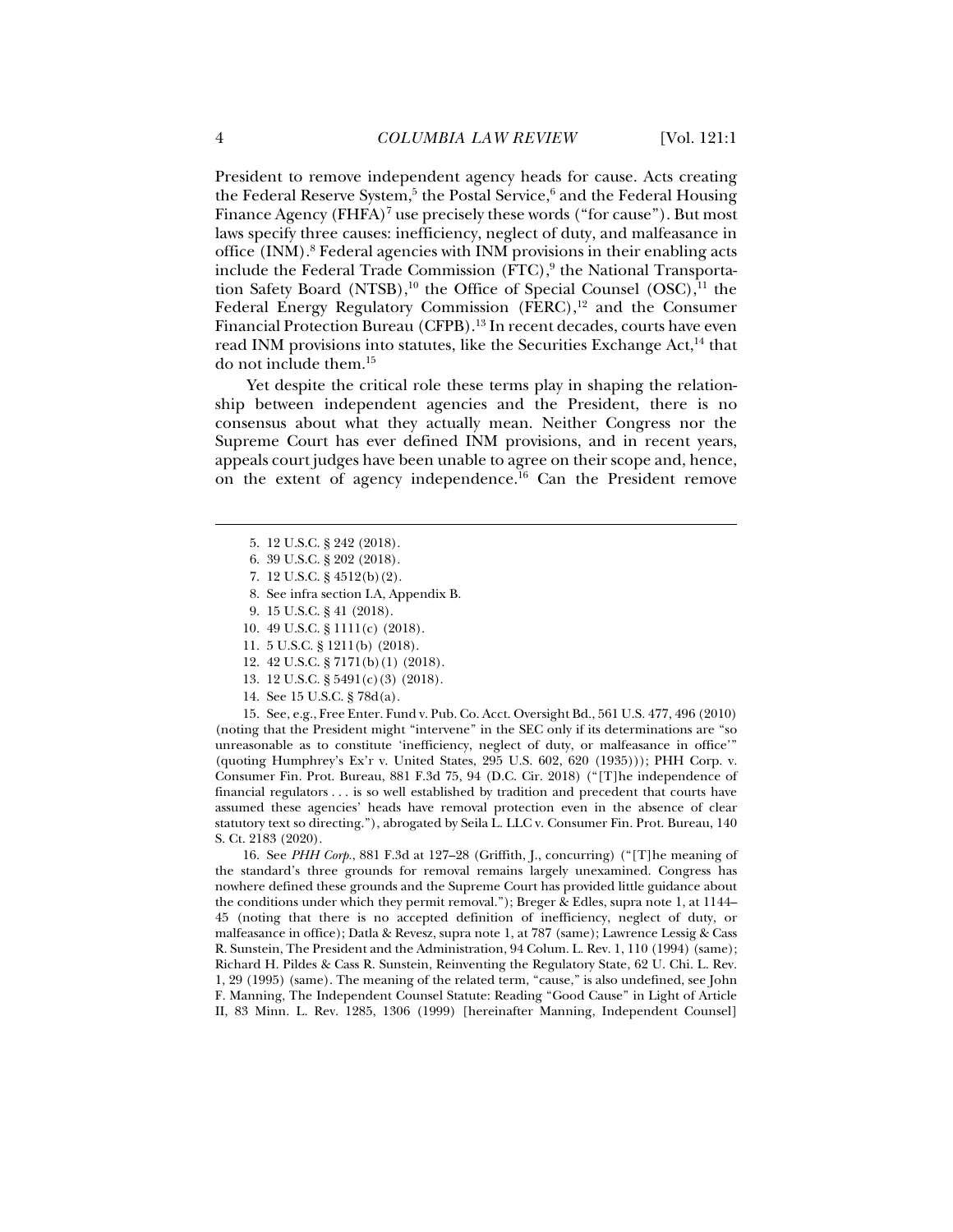President to remove independent agency heads for cause. Acts creating the Federal Reserve System,[5] the Postal Service,[6] and the Federal Housing Finance Agency (FHFA)[7] use precisely these words ("for cause"). But most laws specify three causes: inefficiency, neglect of duty, and malfeasance in office (INM).[8] Federal agencies with INM provisions in their enabling acts include the Federal Trade Commission (FTC),[9] the National Transportation Safety Board (NTSB),[10] the Office of Special Counsel (OSC),[11] the Federal Energy Regulatory Commission (FERC),[12] and the Consumer Financial Protection Bureau (CFPB).[13] In recent decades, courts have even read INM provisions into statutes, like the Securities Exchange Act,[14] that do not include them.[15]

Yet despite the critical role these terms play in shaping the relationship between independent agencies and the President, there is no consensus about what they actually mean. Neither Congress nor the Supreme Court has ever defined INM provisions, and in recent years, appeals court judges have been unable to agree on their scope and, hence, on the extent of agency independence.[16] Can the President remove

---

5. 12 U.S.C. § 242 (2018).

6. 39 U.S.C. § 202 (2018).

7. 12 U.S.C. § 4512(b)(2).

8. See infra section I.A, Appendix B.

9. 15 U.S.C. § 41 (2018).

10. 49 U.S.C. § 1111(c) (2018).

11. 5 U.S.C. § 1211(b) (2018).

12. 42 U.S.C. § 7171(b)(1) (2018).

13. 12 U.S.C. § 5491(c)(3) (2018).

14. See 15 U.S.C. § 78d(a).

15. See, e.g., Free Enter. Fund v. Pub. Co. Acct. Oversight Bd., 561 U.S. 477, 496 (2010) (noting that the President might "intervene" in the SEC only if its determinations are "so unreasonable as to constitute 'inefficiency, neglect of duty, or malfeasance in office'" (quoting Humphrey's Ex'r v. United States, 295 U.S. 602, 620 (1935))); PHH Corp. v. Consumer Fin. Prot. Bureau, 881 F.3d 75, 94 (D.C. Cir. 2018) ("[T]he independence of financial regulators . . . is so well established by tradition and precedent that courts have assumed these agencies' heads have removal protection even in the absence of clear statutory text so directing."), abrogated by Seila L. LLC v. Consumer Fin. Prot. Bureau, 140 S. Ct. 2183 (2020).

16. See *PHH Corp.*, 881 F.3d at 127–28 (Griffith, J., concurring) ("[T]he meaning of the standard's three grounds for removal remains largely unexamined. Congress has nowhere defined these grounds and the Supreme Court has provided little guidance about the conditions under which they permit removal."); Breger & Edles, supra note 1, at 1144–45 (noting that there is no accepted definition of inefficiency, neglect of duty, or malfeasance in office); Datla & Revesz, supra note 1, at 787 (same); Lawrence Lessig & Cass R. Sunstein, The President and the Administration, 94 Colum. L. Rev. 1, 110 (1994) (same); Richard H. Pildes & Cass R. Sunstein, Reinventing the Regulatory State, 62 U. Chi. L. Rev. 1, 29 (1995) (same). The meaning of the related term, "cause," is also undefined, see John F. Manning, The Independent Counsel Statute: Reading "Good Cause" in Light of Article II, 83 Minn. L. Rev. 1285, 1306 (1999) [hereinafter Manning, Independent Counsel]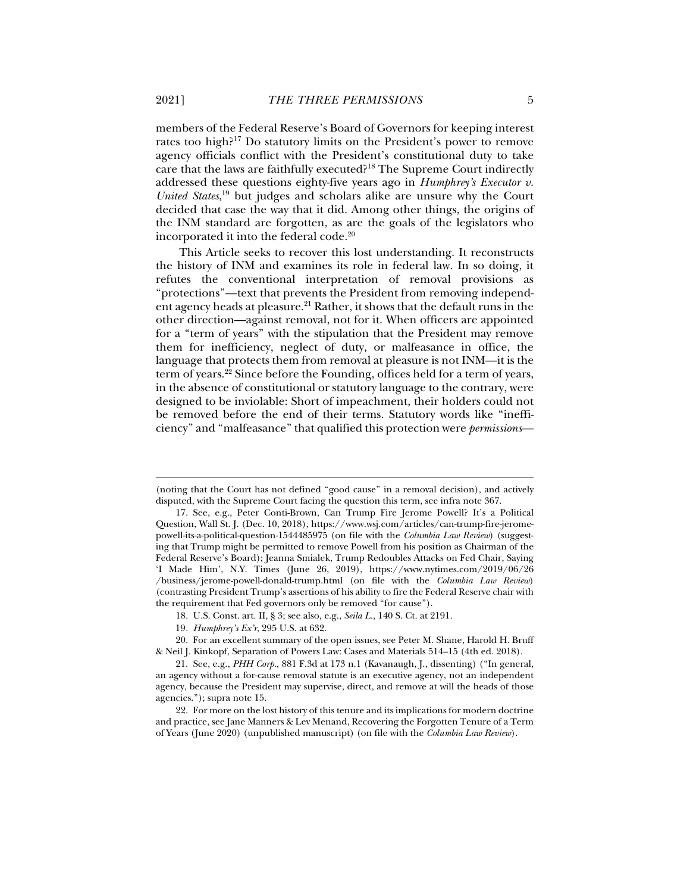members of the Federal Reserve's Board of Governors for keeping interest rates too high?[17] Do statutory limits on the President's power to remove agency officials conflict with the President's constitutional duty to take care that the laws are faithfully executed?[18] The Supreme Court indirectly addressed these questions eighty-five years ago in *Humphrey's Executor v. United States*,[19] but judges and scholars alike are unsure why the Court decided that case the way that it did. Among other things, the origins of the INM standard are forgotten, as are the goals of the legislators who incorporated it into the federal code.[20]

This Article seeks to recover this lost understanding. It reconstructs the history of INM and examines its role in federal law. In so doing, it refutes the conventional interpretation of removal provisions as "protections"—text that prevents the President from removing independent agency heads at pleasure.[21] Rather, it shows that the default runs in the other direction—against removal, not for it. When officers are appointed for a "term of years" with the stipulation that the President may remove them for inefficiency, neglect of duty, or malfeasance in office, the language that protects them from removal at pleasure is not INM—it is the term of years.[22] Since before the Founding, offices held for a term of years, in the absence of constitutional or statutory language to the contrary, were designed to be inviolable: Short of impeachment, their holders could not be removed before the end of their terms. Statutory words like "inefficiency" and "malfeasance" that qualified this protection were *permissions*—

---

(noting that the Court has not defined "good cause" in a removal decision), and actively disputed, with the Supreme Court facing the question this term, see infra note 367.

17. See, e.g., Peter Conti-Brown, Can Trump Fire Jerome Powell? It's a Political Question, Wall St. J. (Dec. 10, 2018), https://www.wsj.com/articles/can-trump-fire-jerome-powell-its-a-political-question-1544485975 (on file with the *Columbia Law Review*) (suggesting that Trump might be permitted to remove Powell from his position as Chairman of the Federal Reserve's Board); Jeanna Smialek, Trump Redoubles Attacks on Fed Chair, Saying 'I Made Him', N.Y. Times (June 26, 2019), https://www.nytimes.com/2019/06/26/business/jerome-powell-donald-trump.html (on file with the *Columbia Law Review*) (contrasting President Trump's assertions of his ability to fire the Federal Reserve chair with the requirement that Fed governors only be removed "for cause").

18. U.S. Const. art. II, § 3; see also, e.g., *Seila L.*, 140 S. Ct. at 2191.

19. *Humphrey's Ex'r*, 295 U.S. at 632.

20. For an excellent summary of the open issues, see Peter M. Shane, Harold H. Bruff & Neil J. Kinkopf, Separation of Powers Law: Cases and Materials 514–15 (4th ed. 2018).

21. See, e.g., *PHH Corp.*, 881 F.3d at 173 n.1 (Kavanaugh, J., dissenting) ("In general, an agency without a for-cause removal statute is an executive agency, not an independent agency, because the President may supervise, direct, and remove at will the heads of those agencies."); supra note 15.

22. For more on the lost history of this tenure and its implications for modern doctrine and practice, see Jane Manners & Lev Menand, Recovering the Forgotten Tenure of a Term of Years (June 2020) (unpublished manuscript) (on file with the *Columbia Law Review*).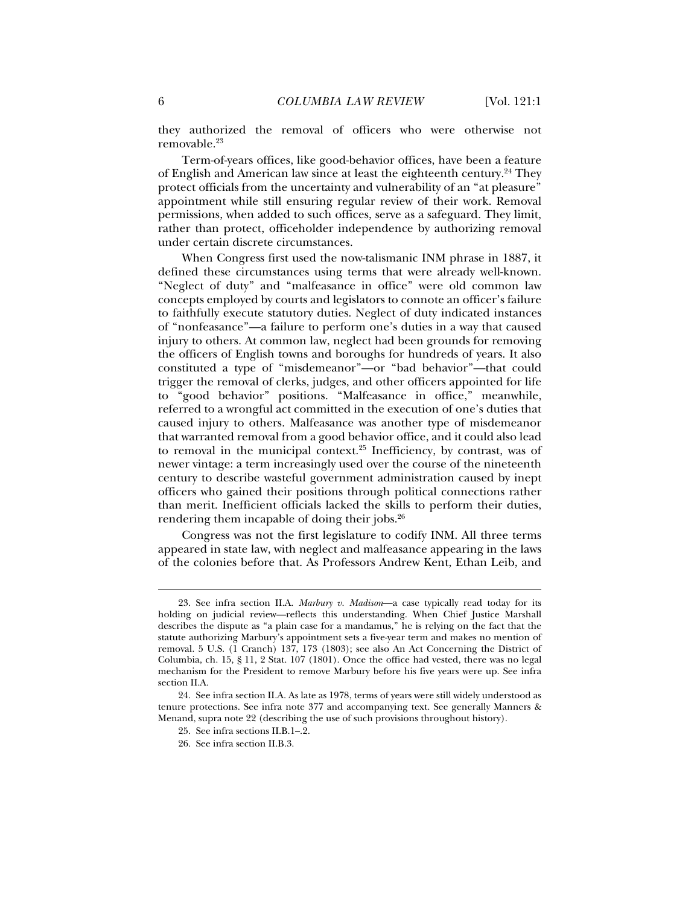they authorized the removal of officers who were otherwise not removable.[23]

Term-of-years offices, like good-behavior offices, have been a feature of English and American law since at least the eighteenth century.[24] They protect officials from the uncertainty and vulnerability of an "at pleasure" appointment while still ensuring regular review of their work. Removal permissions, when added to such offices, serve as a safeguard. They limit, rather than protect, officeholder independence by authorizing removal under certain discrete circumstances.

When Congress first used the now-talismanic INM phrase in 1887, it defined these circumstances using terms that were already well-known. "Neglect of duty" and "malfeasance in office" were old common law concepts employed by courts and legislators to connote an officer's failure to faithfully execute statutory duties. Neglect of duty indicated instances of "nonfeasance"—a failure to perform one's duties in a way that caused injury to others. At common law, neglect had been grounds for removing the officers of English towns and boroughs for hundreds of years. It also constituted a type of "misdemeanor"—or "bad behavior"—that could trigger the removal of clerks, judges, and other officers appointed for life to "good behavior" positions. "Malfeasance in office," meanwhile, referred to a wrongful act committed in the execution of one's duties that caused injury to others. Malfeasance was another type of misdemeanor that warranted removal from a good behavior office, and it could also lead to removal in the municipal context.[25] Inefficiency, by contrast, was of newer vintage: a term increasingly used over the course of the nineteenth century to describe wasteful government administration caused by inept officers who gained their positions through political connections rather than merit. Inefficient officials lacked the skills to perform their duties, rendering them incapable of doing their jobs.[26]

Congress was not the first legislature to codify INM. All three terms appeared in state law, with neglect and malfeasance appearing in the laws of the colonies before that. As Professors Andrew Kent, Ethan Leib, and

---

23. See infra section II.A. *Marbury v. Madison*—a case typically read today for its holding on judicial review—reflects this understanding. When Chief Justice Marshall describes the dispute as "a plain case for a mandamus," he is relying on the fact that the statute authorizing Marbury's appointment sets a five-year term and makes no mention of removal. 5 U.S. (1 Cranch) 137, 173 (1803); see also An Act Concerning the District of Columbia, ch. 15, § 11, 2 Stat. 107 (1801). Once the office had vested, there was no legal mechanism for the President to remove Marbury before his five years were up. See infra section II.A.

24. See infra section II.A. As late as 1978, terms of years were still widely understood as tenure protections. See infra note 377 and accompanying text. See generally Manners & Menand, supra note 22 (describing the use of such provisions throughout history).

25. See infra sections II.B.1–.2.

26. See infra section II.B.3.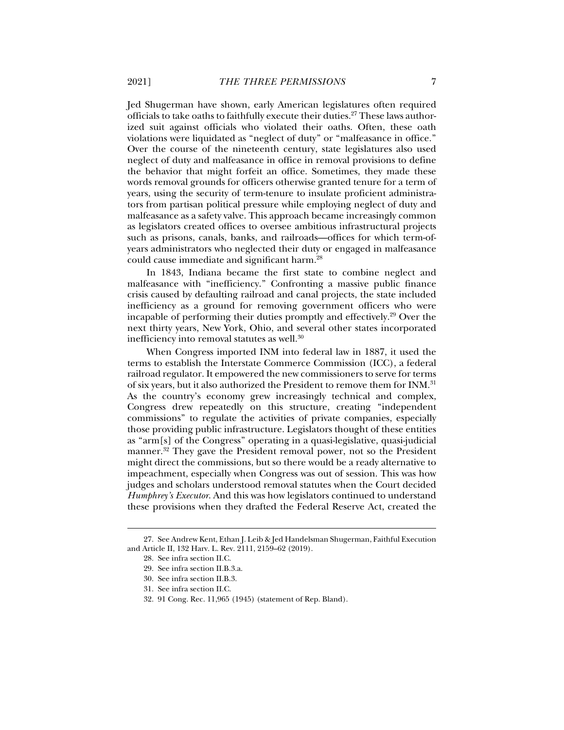Jed Shugerman have shown, early American legislatures often required officials to take oaths to faithfully execute their duties.[27] These laws authorized suit against officials who violated their oaths. Often, these oath violations were liquidated as "neglect of duty" or "malfeasance in office." Over the course of the nineteenth century, state legislatures also used neglect of duty and malfeasance in office in removal provisions to define the behavior that might forfeit an office. Sometimes, they made these words removal grounds for officers otherwise granted tenure for a term of years, using the security of term-tenure to insulate proficient administrators from partisan political pressure while employing neglect of duty and malfeasance as a safety valve. This approach became increasingly common as legislators created offices to oversee ambitious infrastructural projects such as prisons, canals, banks, and railroads—offices for which term-of-years administrators who neglected their duty or engaged in malfeasance could cause immediate and significant harm.[28]

In 1843, Indiana became the first state to combine neglect and malfeasance with "inefficiency." Confronting a massive public finance crisis caused by defaulting railroad and canal projects, the state included inefficiency as a ground for removing government officers who were incapable of performing their duties promptly and effectively.[29] Over the next thirty years, New York, Ohio, and several other states incorporated inefficiency into removal statutes as well.[30]

When Congress imported INM into federal law in 1887, it used the terms to establish the Interstate Commerce Commission (ICC), a federal railroad regulator. It empowered the new commissioners to serve for terms of six years, but it also authorized the President to remove them for INM.[31] As the country's economy grew increasingly technical and complex, Congress drew repeatedly on this structure, creating "independent commissions" to regulate the activities of private companies, especially those providing public infrastructure. Legislators thought of these entities as "arm[s] of the Congress" operating in a quasi-legislative, quasi-judicial manner.[32] They gave the President removal power, not so the President might direct the commissions, but so there would be a ready alternative to impeachment, especially when Congress was out of session. This was how judges and scholars understood removal statutes when the Court decided *Humphrey's Executor*. And this was how legislators continued to understand these provisions when they drafted the Federal Reserve Act, created the

27. See Andrew Kent, Ethan J. Leib & Jed Handelsman Shugerman, Faithful Execution and Article II, 132 Harv. L. Rev. 2111, 2159–62 (2019).

28. See infra section II.C.

29. See infra section II.B.3.a.

30. See infra section II.B.3.

31. See infra section II.C.

32. 91 Cong. Rec. 11,965 (1945) (statement of Rep. Bland).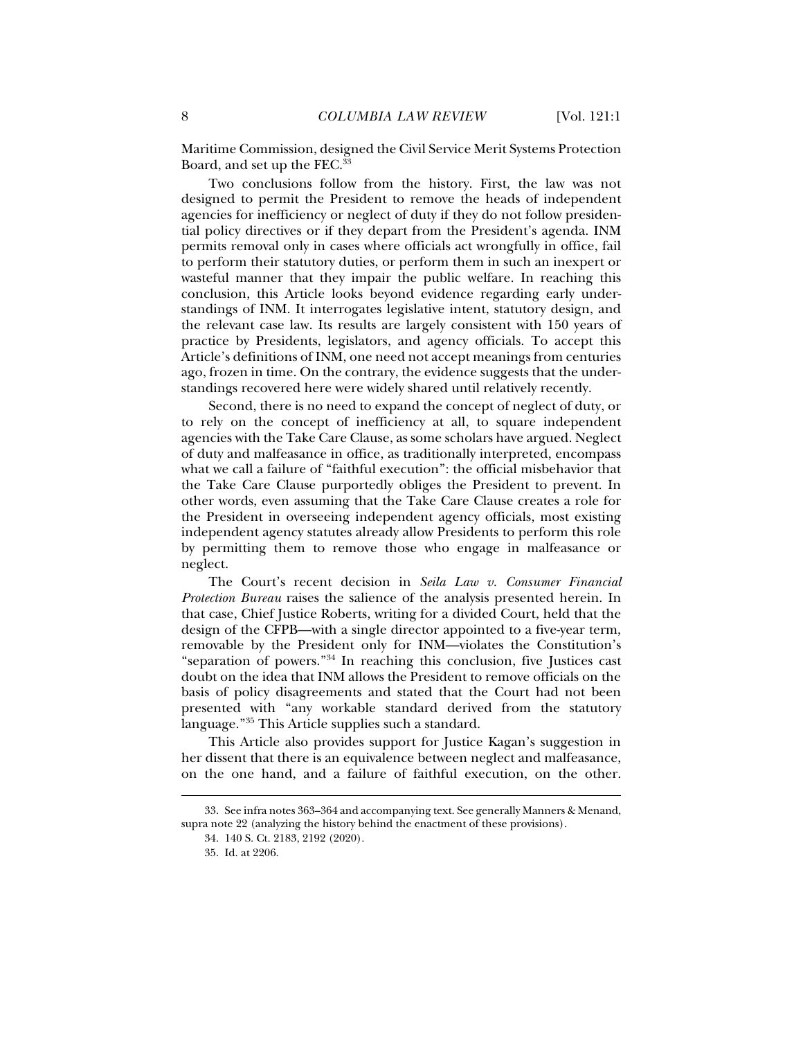Maritime Commission, designed the Civil Service Merit Systems Protection Board, and set up the FEC.[33]

Two conclusions follow from the history. First, the law was not designed to permit the President to remove the heads of independent agencies for inefficiency or neglect of duty if they do not follow presidential policy directives or if they depart from the President's agenda. INM permits removal only in cases where officials act wrongfully in office, fail to perform their statutory duties, or perform them in such an inexpert or wasteful manner that they impair the public welfare. In reaching this conclusion, this Article looks beyond evidence regarding early understandings of INM. It interrogates legislative intent, statutory design, and the relevant case law. Its results are largely consistent with 150 years of practice by Presidents, legislators, and agency officials. To accept this Article's definitions of INM, one need not accept meanings from centuries ago, frozen in time. On the contrary, the evidence suggests that the understandings recovered here were widely shared until relatively recently.

Second, there is no need to expand the concept of neglect of duty, or to rely on the concept of inefficiency at all, to square independent agencies with the Take Care Clause, as some scholars have argued. Neglect of duty and malfeasance in office, as traditionally interpreted, encompass what we call a failure of "faithful execution": the official misbehavior that the Take Care Clause purportedly obliges the President to prevent. In other words, even assuming that the Take Care Clause creates a role for the President in overseeing independent agency officials, most existing independent agency statutes already allow Presidents to perform this role by permitting them to remove those who engage in malfeasance or neglect.

The Court's recent decision in *Seila Law v. Consumer Financial Protection Bureau* raises the salience of the analysis presented herein. In that case, Chief Justice Roberts, writing for a divided Court, held that the design of the CFPB—with a single director appointed to a five-year term, removable by the President only for INM—violates the Constitution's "separation of powers."[34] In reaching this conclusion, five Justices cast doubt on the idea that INM allows the President to remove officials on the basis of policy disagreements and stated that the Court had not been presented with "any workable standard derived from the statutory language."[35] This Article supplies such a standard.

This Article also provides support for Justice Kagan's suggestion in her dissent that there is an equivalence between neglect and malfeasance, on the one hand, and a failure of faithful execution, on the other.

---

33. See infra notes 363–364 and accompanying text. See generally Manners & Menand, supra note 22 (analyzing the history behind the enactment of these provisions).

34. 140 S. Ct. 2183, 2192 (2020).

35. Id. at 2206.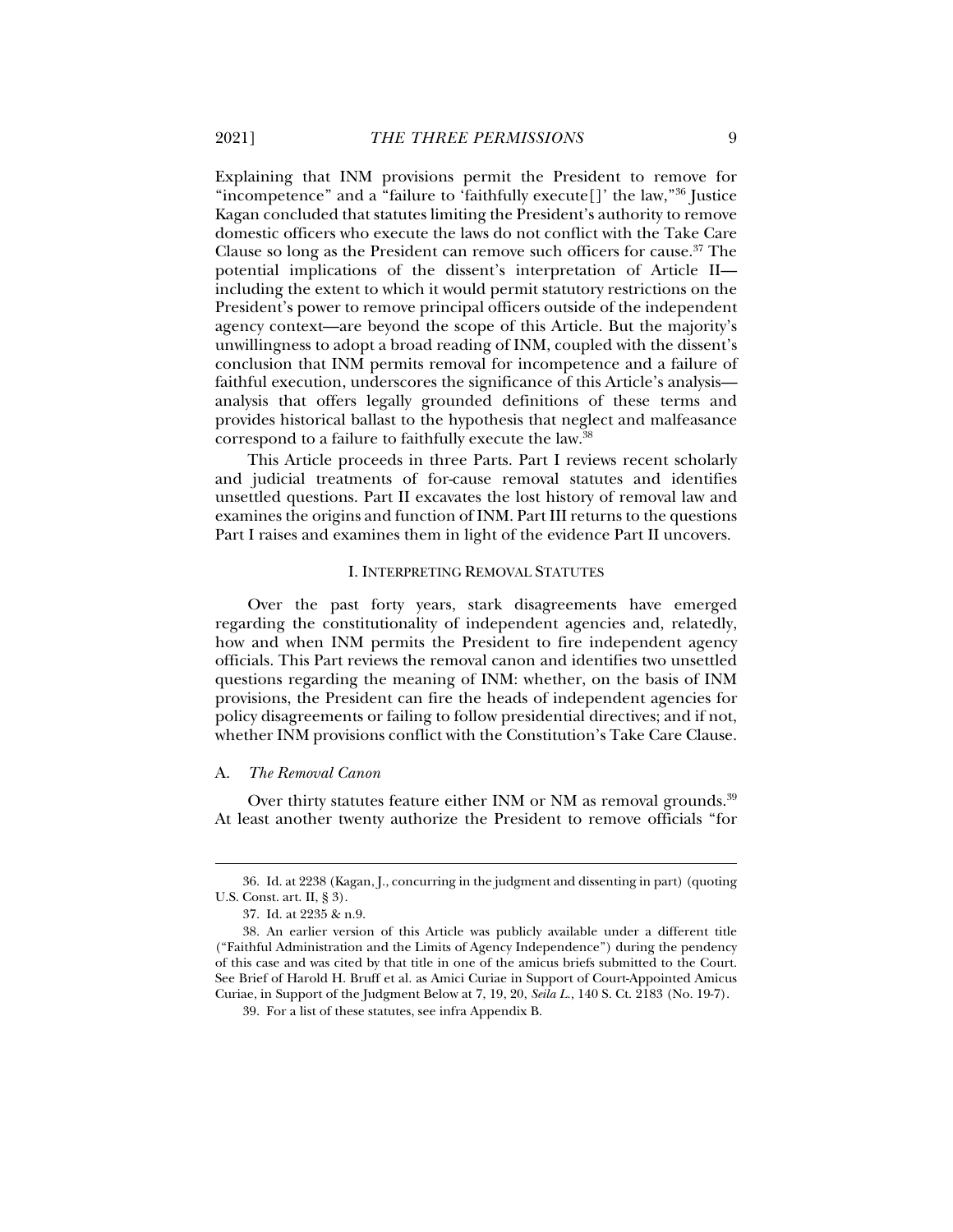Explaining that INM provisions permit the President to remove for "incompetence" and a "failure to 'faithfully execute[]' the law,"[36] Justice Kagan concluded that statutes limiting the President's authority to remove domestic officers who execute the laws do not conflict with the Take Care Clause so long as the President can remove such officers for cause.[37] The potential implications of the dissent's interpretation of Article II—including the extent to which it would permit statutory restrictions on the President's power to remove principal officers outside of the independent agency context—are beyond the scope of this Article. But the majority's unwillingness to adopt a broad reading of INM, coupled with the dissent's conclusion that INM permits removal for incompetence and a failure of faithful execution, underscores the significance of this Article's analysis—analysis that offers legally grounded definitions of these terms and provides historical ballast to the hypothesis that neglect and malfeasance correspond to a failure to faithfully execute the law.[38]

This Article proceeds in three Parts. Part I reviews recent scholarly and judicial treatments of for-cause removal statutes and identifies unsettled questions. Part II excavates the lost history of removal law and examines the origins and function of INM. Part III returns to the questions Part I raises and examines them in light of the evidence Part II uncovers.

## I. INTERPRETING REMOVAL STATUTES

Over the past forty years, stark disagreements have emerged regarding the constitutionality of independent agencies and, relatedly, how and when INM permits the President to fire independent agency officials. This Part reviews the removal canon and identifies two unsettled questions regarding the meaning of INM: whether, on the basis of INM provisions, the President can fire the heads of independent agencies for policy disagreements or failing to follow presidential directives; and if not, whether INM provisions conflict with the Constitution's Take Care Clause.

### A. *The Removal Canon*

Over thirty statutes feature either INM or NM as removal grounds.[39] At least another twenty authorize the President to remove officials "for

---

36. Id. at 2238 (Kagan, J., concurring in the judgment and dissenting in part) (quoting U.S. Const. art. II, § 3).

37. Id. at 2235 & n.9.

38. An earlier version of this Article was publicly available under a different title ("Faithful Administration and the Limits of Agency Independence") during the pendency of this case and was cited by that title in one of the amicus briefs submitted to the Court. See Brief of Harold H. Bruff et al. as Amici Curiae in Support of Court-Appointed Amicus Curiae, in Support of the Judgment Below at 7, 19, 20, *Seila L.*, 140 S. Ct. 2183 (No. 19-7).

39. For a list of these statutes, see infra Appendix B.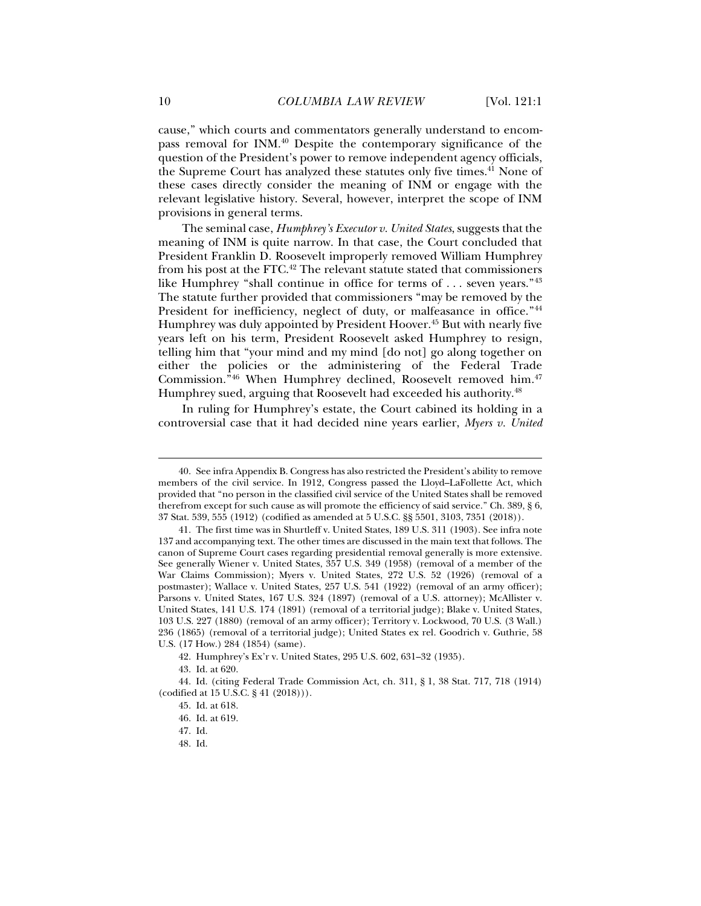cause," which courts and commentators generally understand to encompass removal for INM.[40] Despite the contemporary significance of the question of the President's power to remove independent agency officials, the Supreme Court has analyzed these statutes only five times.[41] None of these cases directly consider the meaning of INM or engage with the relevant legislative history. Several, however, interpret the scope of INM provisions in general terms.

The seminal case, *Humphrey's Executor v. United States*, suggests that the meaning of INM is quite narrow. In that case, the Court concluded that President Franklin D. Roosevelt improperly removed William Humphrey from his post at the FTC.[42] The relevant statute stated that commissioners like Humphrey "shall continue in office for terms of . . . seven years."[43] The statute further provided that commissioners "may be removed by the President for inefficiency, neglect of duty, or malfeasance in office."[44] Humphrey was duly appointed by President Hoover.[45] But with nearly five years left on his term, President Roosevelt asked Humphrey to resign, telling him that "your mind and my mind [do not] go along together on either the policies or the administering of the Federal Trade Commission."[46] When Humphrey declined, Roosevelt removed him.[47] Humphrey sued, arguing that Roosevelt had exceeded his authority.[48]

In ruling for Humphrey's estate, the Court cabined its holding in a controversial case that it had decided nine years earlier, *Myers v. United*

---

40. See infra Appendix B. Congress has also restricted the President's ability to remove members of the civil service. In 1912, Congress passed the Lloyd–LaFollette Act, which provided that "no person in the classified civil service of the United States shall be removed therefrom except for such cause as will promote the efficiency of said service." Ch. 389, § 6, 37 Stat. 539, 555 (1912) (codified as amended at 5 U.S.C. §§ 5501, 3103, 7351 (2018)).

41. The first time was in Shurtleff v. United States, 189 U.S. 311 (1903). See infra note 137 and accompanying text. The other times are discussed in the main text that follows. The canon of Supreme Court cases regarding presidential removal generally is more extensive. See generally Wiener v. United States, 357 U.S. 349 (1958) (removal of a member of the War Claims Commission); Myers v. United States, 272 U.S. 52 (1926) (removal of a postmaster); Wallace v. United States, 257 U.S. 541 (1922) (removal of an army officer); Parsons v. United States, 167 U.S. 324 (1897) (removal of a U.S. attorney); McAllister v. United States, 141 U.S. 174 (1891) (removal of a territorial judge); Blake v. United States, 103 U.S. 227 (1880) (removal of an army officer); Territory v. Lockwood, 70 U.S. (3 Wall.) 236 (1865) (removal of a territorial judge); United States ex rel. Goodrich v. Guthrie, 58 U.S. (17 How.) 284 (1854) (same).

42. Humphrey's Ex'r v. United States, 295 U.S. 602, 631–32 (1935).

43. Id. at 620.

44. Id. (citing Federal Trade Commission Act, ch. 311, § 1, 38 Stat. 717, 718 (1914) (codified at 15 U.S.C. § 41 (2018))).

45. Id. at 618.

46. Id. at 619.

47. Id.

48. Id.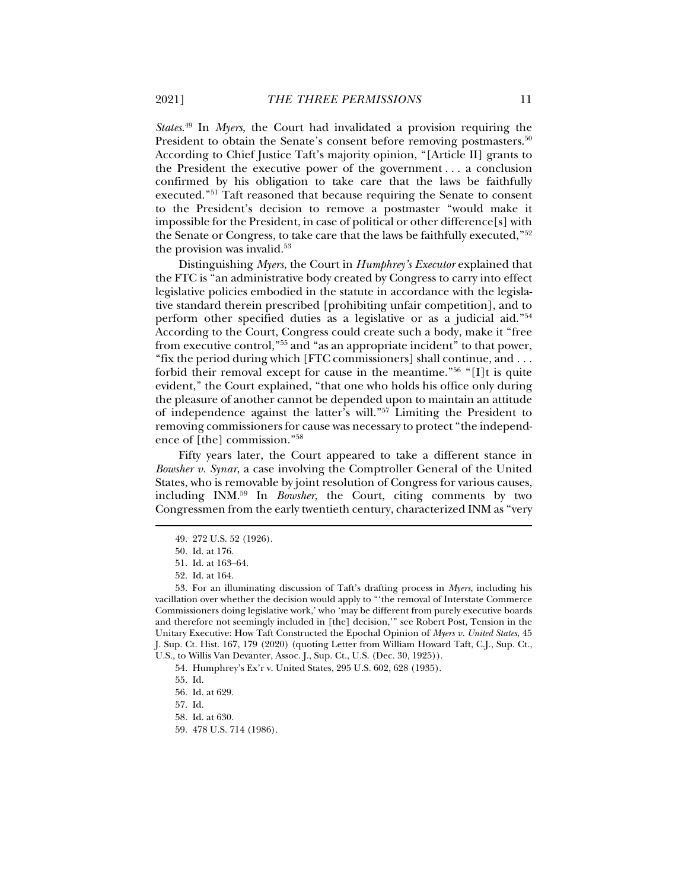*States*.[49] In *Myers*, the Court had invalidated a provision requiring the President to obtain the Senate's consent before removing postmasters.[50] According to Chief Justice Taft's majority opinion, "[Article II] grants to the President the executive power of the government . . . a conclusion confirmed by his obligation to take care that the laws be faithfully executed."[51] Taft reasoned that because requiring the Senate to consent to the President's decision to remove a postmaster "would make it impossible for the President, in case of political or other difference[s] with the Senate or Congress, to take care that the laws be faithfully executed,"[52] the provision was invalid.[53]

Distinguishing *Myers*, the Court in *Humphrey's Executor* explained that the FTC is "an administrative body created by Congress to carry into effect legislative policies embodied in the statute in accordance with the legislative standard therein prescribed [prohibiting unfair competition], and to perform other specified duties as a legislative or as a judicial aid."[54] According to the Court, Congress could create such a body, make it "free from executive control,"[55] and "as an appropriate incident" to that power, "fix the period during which [FTC commissioners] shall continue, and . . . forbid their removal except for cause in the meantime."[56] "[I]t is quite evident," the Court explained, "that one who holds his office only during the pleasure of another cannot be depended upon to maintain an attitude of independence against the latter's will."[57] Limiting the President to removing commissioners for cause was necessary to protect "the independence of [the] commission."[58]

Fifty years later, the Court appeared to take a different stance in *Bowsher v. Synar*, a case involving the Comptroller General of the United States, who is removable by joint resolution of Congress for various causes, including INM.[59] In *Bowsher*, the Court, citing comments by two Congressmen from the early twentieth century, characterized INM as "very

---

49. 272 U.S. 52 (1926).

50. Id. at 176.

51. Id. at 163–64.

52. Id. at 164.

53. For an illuminating discussion of Taft's drafting process in *Myers*, including his vacillation over whether the decision would apply to "'the removal of Interstate Commerce Commissioners doing legislative work,' who 'may be different from purely executive boards and therefore not seemingly included in [the] decision,'" see Robert Post, Tension in the Unitary Executive: How Taft Constructed the Epochal Opinion of *Myers v. United States*, 45 J. Sup. Ct. Hist. 167, 179 (2020) (quoting Letter from William Howard Taft, C.J., Sup. Ct., U.S., to Willis Van Devanter, Assoc. J., Sup. Ct., U.S. (Dec. 30, 1925)).

54. Humphrey's Ex'r v. United States, 295 U.S. 602, 628 (1935).

55. Id.

56. Id. at 629.

57. Id.

58. Id. at 630.

59. 478 U.S. 714 (1986).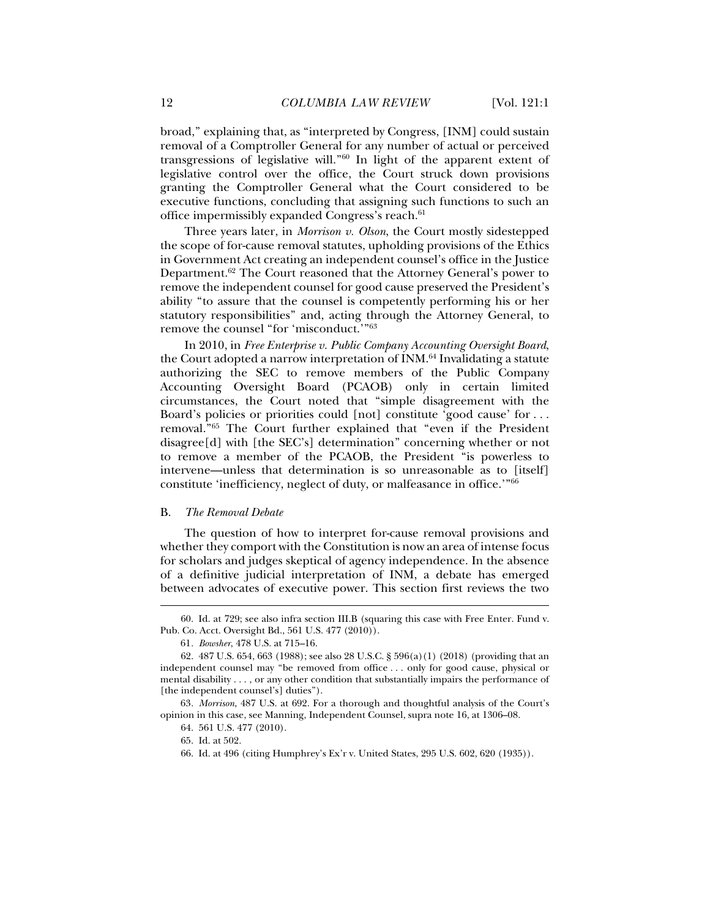broad," explaining that, as "interpreted by Congress, [INM] could sustain removal of a Comptroller General for any number of actual or perceived transgressions of legislative will."[60] In light of the apparent extent of legislative control over the office, the Court struck down provisions granting the Comptroller General what the Court considered to be executive functions, concluding that assigning such functions to such an office impermissibly expanded Congress's reach.[61]

Three years later, in *Morrison v. Olson*, the Court mostly sidestepped the scope of for-cause removal statutes, upholding provisions of the Ethics in Government Act creating an independent counsel's office in the Justice Department.[62] The Court reasoned that the Attorney General's power to remove the independent counsel for good cause preserved the President's ability "to assure that the counsel is competently performing his or her statutory responsibilities" and, acting through the Attorney General, to remove the counsel "for 'misconduct.'"[63]

In 2010, in *Free Enterprise v. Public Company Accounting Oversight Board*, the Court adopted a narrow interpretation of INM.[64] Invalidating a statute authorizing the SEC to remove members of the Public Company Accounting Oversight Board (PCAOB) only in certain limited circumstances, the Court noted that "simple disagreement with the Board's policies or priorities could [not] constitute 'good cause' for . . . removal."[65] The Court further explained that "even if the President disagree[d] with [the SEC's] determination" concerning whether or not to remove a member of the PCAOB, the President "is powerless to intervene—unless that determination is so unreasonable as to [itself] constitute 'inefficiency, neglect of duty, or malfeasance in office.'"[66]

### B. *The Removal Debate*

The question of how to interpret for-cause removal provisions and whether they comport with the Constitution is now an area of intense focus for scholars and judges skeptical of agency independence. In the absence of a definitive judicial interpretation of INM, a debate has emerged between advocates of executive power. This section first reviews the two

---

60. Id. at 729; see also infra section III.B (squaring this case with Free Enter. Fund v. Pub. Co. Acct. Oversight Bd., 561 U.S. 477 (2010)).

61. *Bowsher*, 478 U.S. at 715–16.

62. 487 U.S. 654, 663 (1988); see also 28 U.S.C. § 596(a)(1) (2018) (providing that an independent counsel may "be removed from office . . . only for good cause, physical or mental disability . . . , or any other condition that substantially impairs the performance of [the independent counsel's] duties").

63. *Morrison*, 487 U.S. at 692. For a thorough and thoughtful analysis of the Court's opinion in this case, see Manning, Independent Counsel, supra note 16, at 1306–08.

64. 561 U.S. 477 (2010).

65. Id. at 502.

66. Id. at 496 (citing Humphrey's Ex'r v. United States, 295 U.S. 602, 620 (1935)).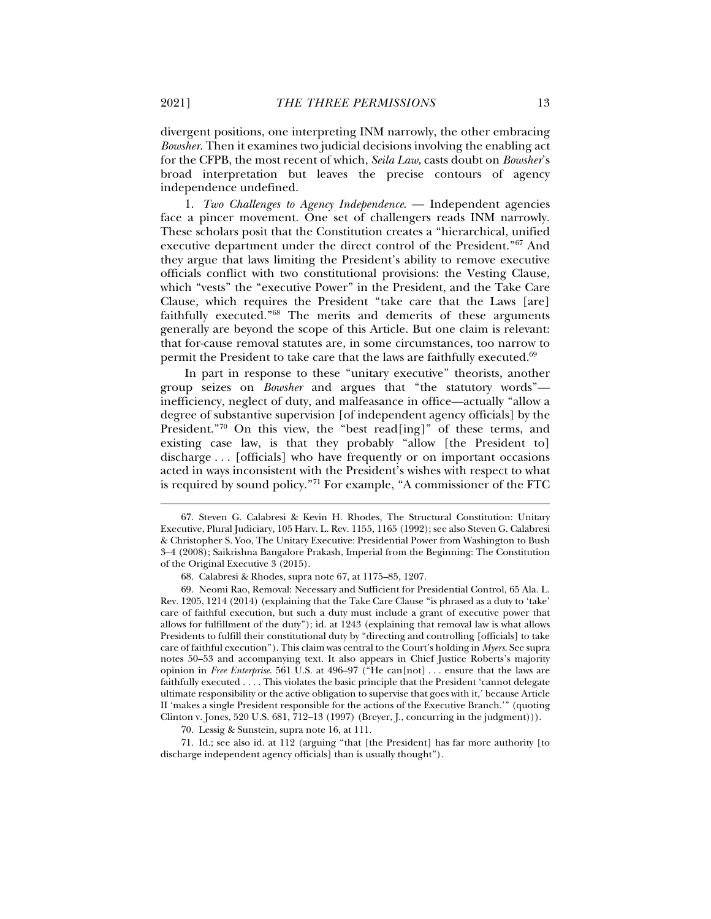divergent positions, one interpreting INM narrowly, the other embracing *Bowsher*. Then it examines two judicial decisions involving the enabling act for the CFPB, the most recent of which, *Seila Law*, casts doubt on *Bowsher*'s broad interpretation but leaves the precise contours of agency independence undefined.

1. *Two Challenges to Agency Independence.* — Independent agencies face a pincer movement. One set of challengers reads INM narrowly. These scholars posit that the Constitution creates a "hierarchical, unified executive department under the direct control of the President."[67] And they argue that laws limiting the President's ability to remove executive officials conflict with two constitutional provisions: the Vesting Clause, which "vests" the "executive Power" in the President, and the Take Care Clause, which requires the President "take care that the Laws [are] faithfully executed."[68] The merits and demerits of these arguments generally are beyond the scope of this Article. But one claim is relevant: that for-cause removal statutes are, in some circumstances, too narrow to permit the President to take care that the laws are faithfully executed.[69]

In part in response to these "unitary executive" theorists, another group seizes on *Bowsher* and argues that "the statutory words"—inefficiency, neglect of duty, and malfeasance in office—actually "allow a degree of substantive supervision [of independent agency officials] by the President."[70] On this view, the "best read[ing]" of these terms, and existing case law, is that they probably "allow [the President to] discharge . . . [officials] who have frequently or on important occasions acted in ways inconsistent with the President's wishes with respect to what is required by sound policy."[71] For example, "A commissioner of the FTC

---

67. Steven G. Calabresi & Kevin H. Rhodes, The Structural Constitution: Unitary Executive, Plural Judiciary, 105 Harv. L. Rev. 1155, 1165 (1992); see also Steven G. Calabresi & Christopher S. Yoo, The Unitary Executive: Presidential Power from Washington to Bush 3–4 (2008); Saikrishna Bangalore Prakash, Imperial from the Beginning: The Constitution of the Original Executive 3 (2015).

68. Calabresi & Rhodes, supra note 67, at 1175–85, 1207.

69. Neomi Rao, Removal: Necessary and Sufficient for Presidential Control, 65 Ala. L. Rev. 1205, 1214 (2014) (explaining that the Take Care Clause "is phrased as a duty to 'take' care of faithful execution, but such a duty must include a grant of executive power that allows for fulfillment of the duty"); id. at 1243 (explaining that removal law is what allows Presidents to fulfill their constitutional duty by "directing and controlling [officials] to take care of faithful execution"). This claim was central to the Court's holding in *Myers*. See supra notes 50–53 and accompanying text. It also appears in Chief Justice Roberts's majority opinion in *Free Enterprise*. 561 U.S. at 496–97 ("He can[not] . . . ensure that the laws are faithfully executed . . . . This violates the basic principle that the President 'cannot delegate ultimate responsibility or the active obligation to supervise that goes with it,' because Article II 'makes a single President responsible for the actions of the Executive Branch.'" (quoting Clinton v. Jones, 520 U.S. 681, 712–13 (1997) (Breyer, J., concurring in the judgment))).

70. Lessig & Sunstein, supra note 16, at 111.

71. Id.; see also id. at 112 (arguing "that [the President] has far more authority [to discharge independent agency officials] than is usually thought").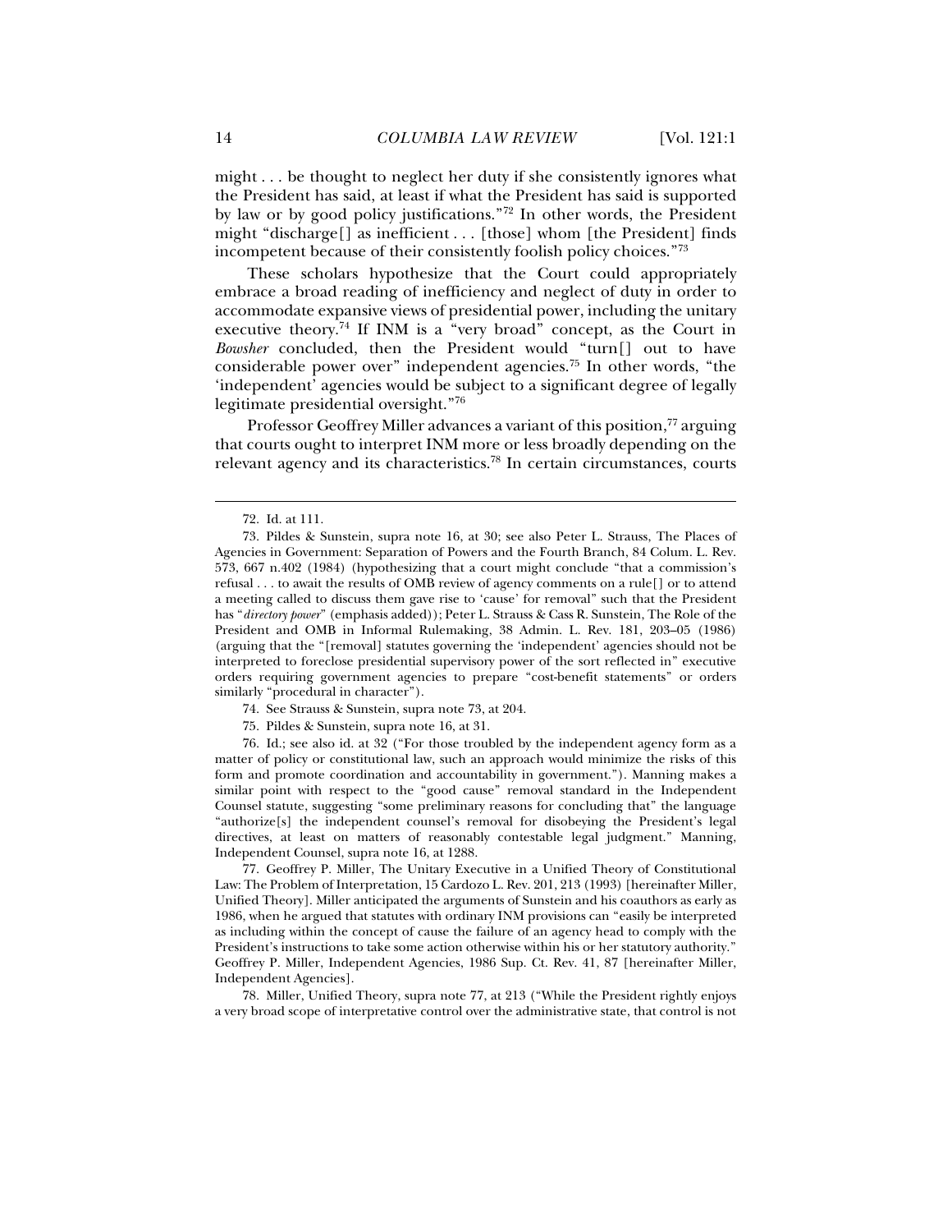might . . . be thought to neglect her duty if she consistently ignores what the President has said, at least if what the President has said is supported by law or by good policy justifications."[72] In other words, the President might "discharge[] as inefficient . . . [those] whom [the President] finds incompetent because of their consistently foolish policy choices."[73]

These scholars hypothesize that the Court could appropriately embrace a broad reading of inefficiency and neglect of duty in order to accommodate expansive views of presidential power, including the unitary executive theory.[74] If INM is a "very broad" concept, as the Court in *Bowsher* concluded, then the President would "turn[] out to have considerable power over" independent agencies.[75] In other words, "the 'independent' agencies would be subject to a significant degree of legally legitimate presidential oversight."[76]

Professor Geoffrey Miller advances a variant of this position,[77] arguing that courts ought to interpret INM more or less broadly depending on the relevant agency and its characteristics.[78] In certain circumstances, courts

---

72. Id. at 111.

73. Pildes & Sunstein, supra note 16, at 30; see also Peter L. Strauss, The Places of Agencies in Government: Separation of Powers and the Fourth Branch, 84 Colum. L. Rev. 573, 667 n.402 (1984) (hypothesizing that a court might conclude "that a commission's refusal . . . to await the results of OMB review of agency comments on a rule[] or to attend a meeting called to discuss them gave rise to 'cause' for removal" such that the President has "*directory power*" (emphasis added)); Peter L. Strauss & Cass R. Sunstein, The Role of the President and OMB in Informal Rulemaking, 38 Admin. L. Rev. 181, 203–05 (1986) (arguing that the "[removal] statutes governing the 'independent' agencies should not be interpreted to foreclose presidential supervisory power of the sort reflected in" executive orders requiring government agencies to prepare "cost-benefit statements" or orders similarly "procedural in character").

74. See Strauss & Sunstein, supra note 73, at 204.

75. Pildes & Sunstein, supra note 16, at 31.

76. Id.; see also id. at 32 ("For those troubled by the independent agency form as a matter of policy or constitutional law, such an approach would minimize the risks of this form and promote coordination and accountability in government."). Manning makes a similar point with respect to the "good cause" removal standard in the Independent Counsel statute, suggesting "some preliminary reasons for concluding that" the language "authorize[s] the independent counsel's removal for disobeying the President's legal directives, at least on matters of reasonably contestable legal judgment." Manning, Independent Counsel, supra note 16, at 1288.

77. Geoffrey P. Miller, The Unitary Executive in a Unified Theory of Constitutional Law: The Problem of Interpretation, 15 Cardozo L. Rev. 201, 213 (1993) [hereinafter Miller, Unified Theory]. Miller anticipated the arguments of Sunstein and his coauthors as early as 1986, when he argued that statutes with ordinary INM provisions can "easily be interpreted as including within the concept of cause the failure of an agency head to comply with the President's instructions to take some action otherwise within his or her statutory authority." Geoffrey P. Miller, Independent Agencies, 1986 Sup. Ct. Rev. 41, 87 [hereinafter Miller, Independent Agencies].

78. Miller, Unified Theory, supra note 77, at 213 ("While the President rightly enjoys a very broad scope of interpretative control over the administrative state, that control is not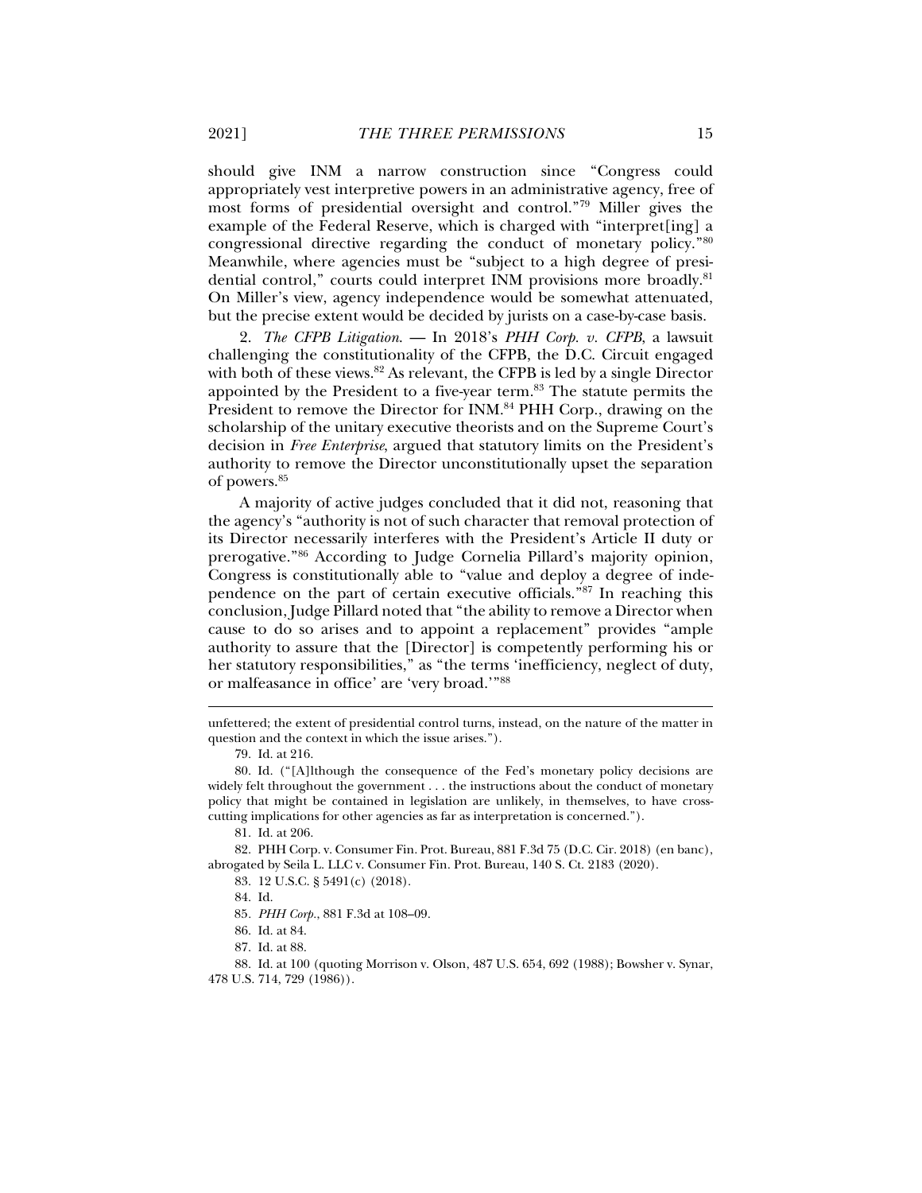should give INM a narrow construction since "Congress could appropriately vest interpretive powers in an administrative agency, free of most forms of presidential oversight and control."[79] Miller gives the example of the Federal Reserve, which is charged with "interpret[ing] a congressional directive regarding the conduct of monetary policy."[80] Meanwhile, where agencies must be "subject to a high degree of presidential control," courts could interpret INM provisions more broadly.[81] On Miller's view, agency independence would be somewhat attenuated, but the precise extent would be decided by jurists on a case-by-case basis.

2. *The CFPB Litigation*. — In 2018's *PHH Corp. v. CFPB*, a lawsuit challenging the constitutionality of the CFPB, the D.C. Circuit engaged with both of these views.[82] As relevant, the CFPB is led by a single Director appointed by the President to a five-year term.[83] The statute permits the President to remove the Director for INM.[84] PHH Corp., drawing on the scholarship of the unitary executive theorists and on the Supreme Court's decision in *Free Enterprise*, argued that statutory limits on the President's authority to remove the Director unconstitutionally upset the separation of powers.[85]

A majority of active judges concluded that it did not, reasoning that the agency's "authority is not of such character that removal protection of its Director necessarily interferes with the President's Article II duty or prerogative."[86] According to Judge Cornelia Pillard's majority opinion, Congress is constitutionally able to "value and deploy a degree of independence on the part of certain executive officials."[87] In reaching this conclusion, Judge Pillard noted that "the ability to remove a Director when cause to do so arises and to appoint a replacement" provides "ample authority to assure that the [Director] is competently performing his or her statutory responsibilities," as "the terms 'inefficiency, neglect of duty, or malfeasance in office' are 'very broad.'"[88]

---

unfettered; the extent of presidential control turns, instead, on the nature of the matter in question and the context in which the issue arises.").

79. Id. at 216.

80. Id. ("[A]lthough the consequence of the Fed's monetary policy decisions are widely felt throughout the government . . . the instructions about the conduct of monetary policy that might be contained in legislation are unlikely, in themselves, to have cross-cutting implications for other agencies as far as interpretation is concerned.").

81. Id. at 206.

82. PHH Corp. v. Consumer Fin. Prot. Bureau, 881 F.3d 75 (D.C. Cir. 2018) (en banc), abrogated by Seila L. LLC v. Consumer Fin. Prot. Bureau, 140 S. Ct. 2183 (2020).

83. 12 U.S.C. § 5491(c) (2018).

84. Id.

85. *PHH Corp.*, 881 F.3d at 108–09.

86. Id. at 84.

87. Id. at 88.

88. Id. at 100 (quoting Morrison v. Olson, 487 U.S. 654, 692 (1988); Bowsher v. Synar, 478 U.S. 714, 729 (1986)).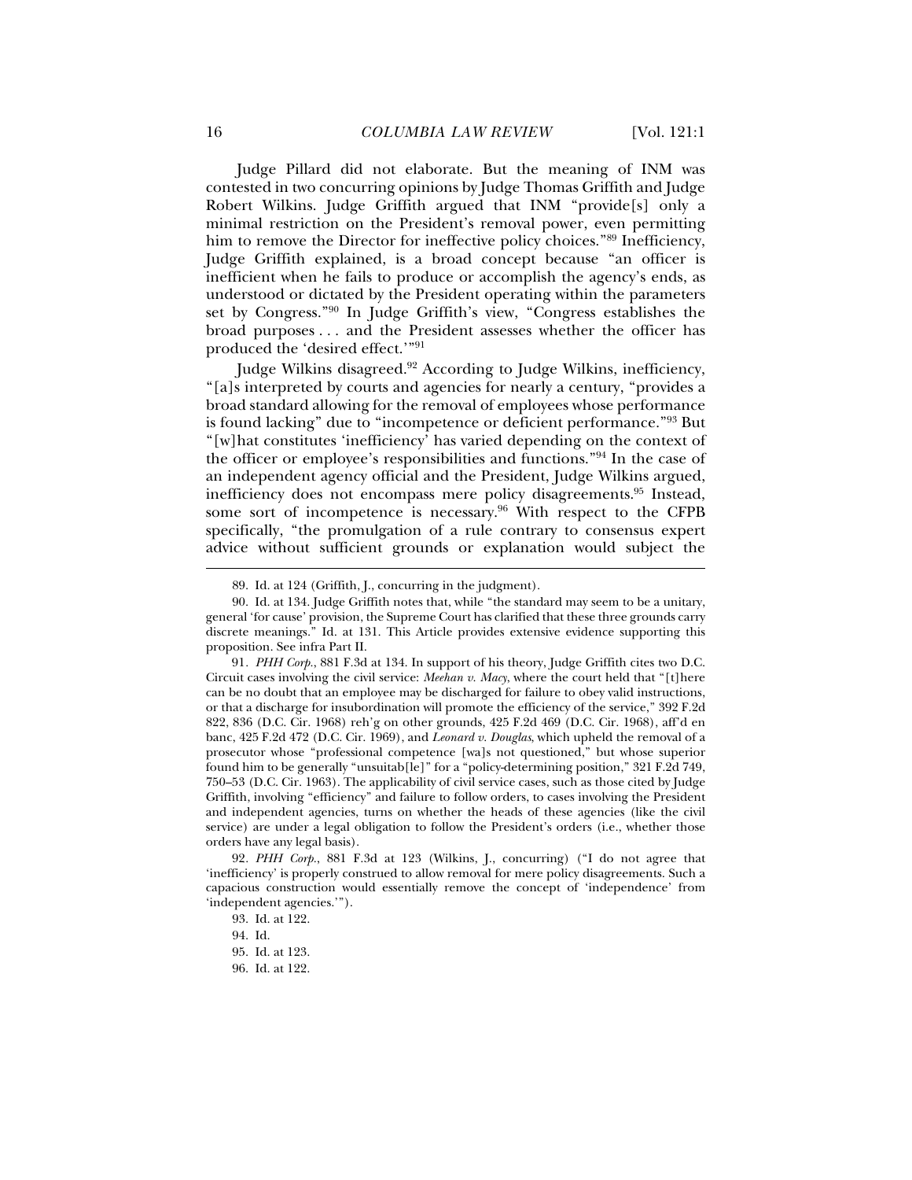Judge Pillard did not elaborate. But the meaning of INM was contested in two concurring opinions by Judge Thomas Griffith and Judge Robert Wilkins. Judge Griffith argued that INM "provide[s] only a minimal restriction on the President's removal power, even permitting him to remove the Director for ineffective policy choices."[89] Inefficiency, Judge Griffith explained, is a broad concept because "an officer is inefficient when he fails to produce or accomplish the agency's ends, as understood or dictated by the President operating within the parameters set by Congress."[90] In Judge Griffith's view, "Congress establishes the broad purposes . . . and the President assesses whether the officer has produced the 'desired effect.'"[91]

Judge Wilkins disagreed.[92] According to Judge Wilkins, inefficiency, "[a]s interpreted by courts and agencies for nearly a century, "provides a broad standard allowing for the removal of employees whose performance is found lacking" due to "incompetence or deficient performance."[93] But "[w]hat constitutes 'inefficiency' has varied depending on the context of the officer or employee's responsibilities and functions."[94] In the case of an independent agency official and the President, Judge Wilkins argued, inefficiency does not encompass mere policy disagreements.[95] Instead, some sort of incompetence is necessary.[96] With respect to the CFPB specifically, "the promulgation of a rule contrary to consensus expert advice without sufficient grounds or explanation would subject the

---

89. Id. at 124 (Griffith, J., concurring in the judgment).

90. Id. at 134. Judge Griffith notes that, while "the standard may seem to be a unitary, general 'for cause' provision, the Supreme Court has clarified that these three grounds carry discrete meanings." Id. at 131. This Article provides extensive evidence supporting this proposition. See infra Part II.

91. *PHH Corp.*, 881 F.3d at 134. In support of his theory, Judge Griffith cites two D.C. Circuit cases involving the civil service: *Meehan v. Macy*, where the court held that "[t]here can be no doubt that an employee may be discharged for failure to obey valid instructions, or that a discharge for insubordination will promote the efficiency of the service," 392 F.2d 822, 836 (D.C. Cir. 1968) reh'g on other grounds, 425 F.2d 469 (D.C. Cir. 1968), aff'd en banc, 425 F.2d 472 (D.C. Cir. 1969), and *Leonard v. Douglas*, which upheld the removal of a prosecutor whose "professional competence [wa]s not questioned," but whose superior found him to be generally "unsuitab[le]" for a "policy-determining position," 321 F.2d 749, 750–53 (D.C. Cir. 1963). The applicability of civil service cases, such as those cited by Judge Griffith, involving "efficiency" and failure to follow orders, to cases involving the President and independent agencies, turns on whether the heads of these agencies (like the civil service) are under a legal obligation to follow the President's orders (i.e., whether those orders have any legal basis).

92. *PHH Corp.*, 881 F.3d at 123 (Wilkins, J., concurring) ("I do not agree that 'inefficiency' is properly construed to allow removal for mere policy disagreements. Such a capacious construction would essentially remove the concept of 'independence' from 'independent agencies.'").

93. Id. at 122.

94. Id.

95. Id. at 123.

96. Id. at 122.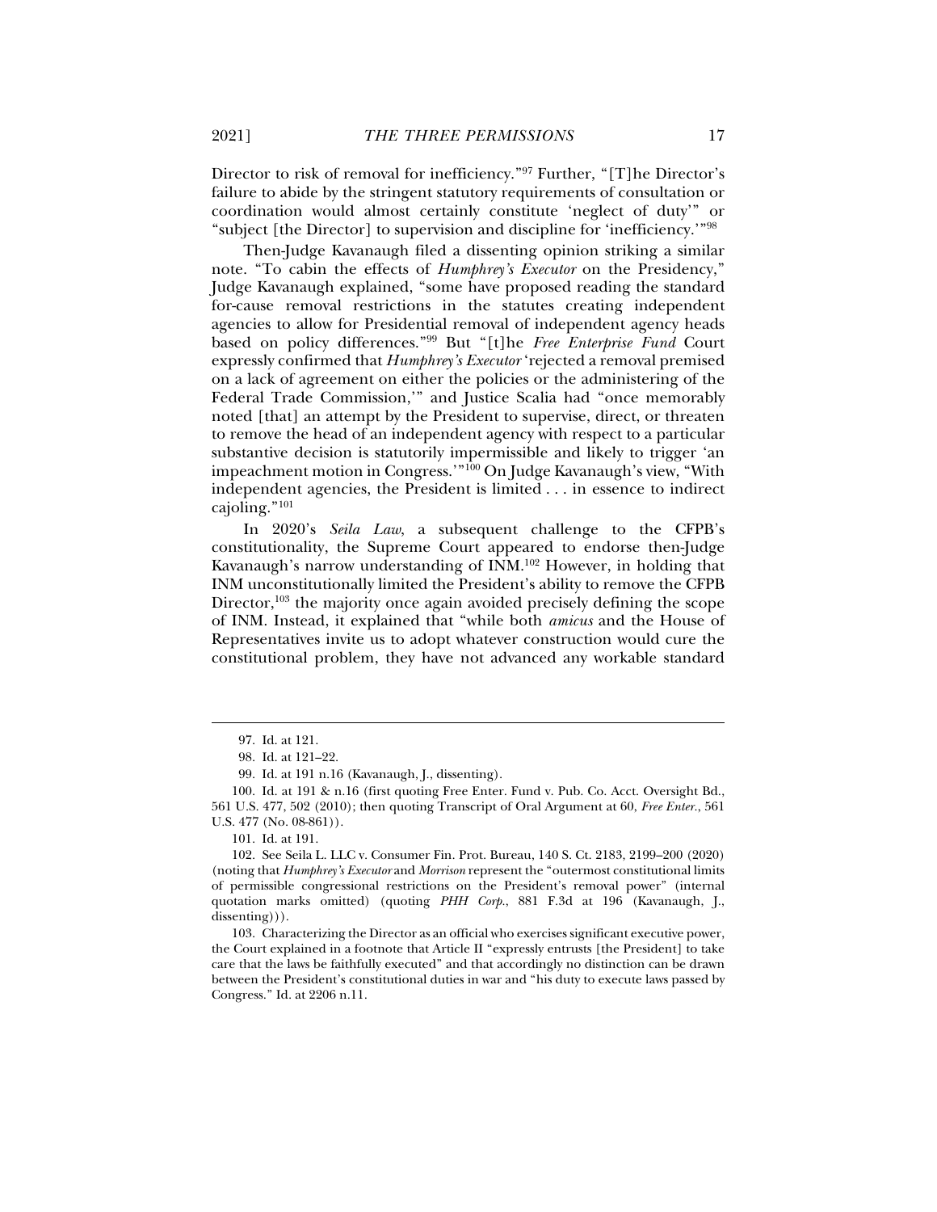Director to risk of removal for inefficiency."[97] Further, "[T]he Director's failure to abide by the stringent statutory requirements of consultation or coordination would almost certainly constitute 'neglect of duty'" or "subject [the Director] to supervision and discipline for 'inefficiency.'"[98]

Then-Judge Kavanaugh filed a dissenting opinion striking a similar note. "To cabin the effects of *Humphrey's Executor* on the Presidency," Judge Kavanaugh explained, "some have proposed reading the standard for-cause removal restrictions in the statutes creating independent agencies to allow for Presidential removal of independent agency heads based on policy differences."[99] But "[t]he *Free Enterprise Fund* Court expressly confirmed that *Humphrey's Executor* 'rejected a removal premised on a lack of agreement on either the policies or the administering of the Federal Trade Commission,'" and Justice Scalia had "once memorably noted [that] an attempt by the President to supervise, direct, or threaten to remove the head of an independent agency with respect to a particular substantive decision is statutorily impermissible and likely to trigger 'an impeachment motion in Congress.'"[100] On Judge Kavanaugh's view, "With independent agencies, the President is limited . . . in essence to indirect cajoling."[101]

In 2020's *Seila Law*, a subsequent challenge to the CFPB's constitutionality, the Supreme Court appeared to endorse then-Judge Kavanaugh's narrow understanding of INM.[102] However, in holding that INM unconstitutionally limited the President's ability to remove the CFPB Director,[103] the majority once again avoided precisely defining the scope of INM. Instead, it explained that "while both *amicus* and the House of Representatives invite us to adopt whatever construction would cure the constitutional problem, they have not advanced any workable standard

---

97. Id. at 121.

98. Id. at 121–22.

99. Id. at 191 n.16 (Kavanaugh, J., dissenting).

100. Id. at 191 & n.16 (first quoting Free Enter. Fund v. Pub. Co. Acct. Oversight Bd., 561 U.S. 477, 502 (2010); then quoting Transcript of Oral Argument at 60, *Free Enter.*, 561 U.S. 477 (No. 08-861)).

101. Id. at 191.

102. See Seila L. LLC v. Consumer Fin. Prot. Bureau, 140 S. Ct. 2183, 2199–200 (2020) (noting that *Humphrey's Executor* and *Morrison* represent the "outermost constitutional limits of permissible congressional restrictions on the President's removal power" (internal quotation marks omitted) (quoting *PHH Corp.*, 881 F.3d at 196 (Kavanaugh, J., dissenting))).

103. Characterizing the Director as an official who exercises significant executive power, the Court explained in a footnote that Article II "expressly entrusts [the President] to take care that the laws be faithfully executed" and that accordingly no distinction can be drawn between the President's constitutional duties in war and "his duty to execute laws passed by Congress." Id. at 2206 n.11.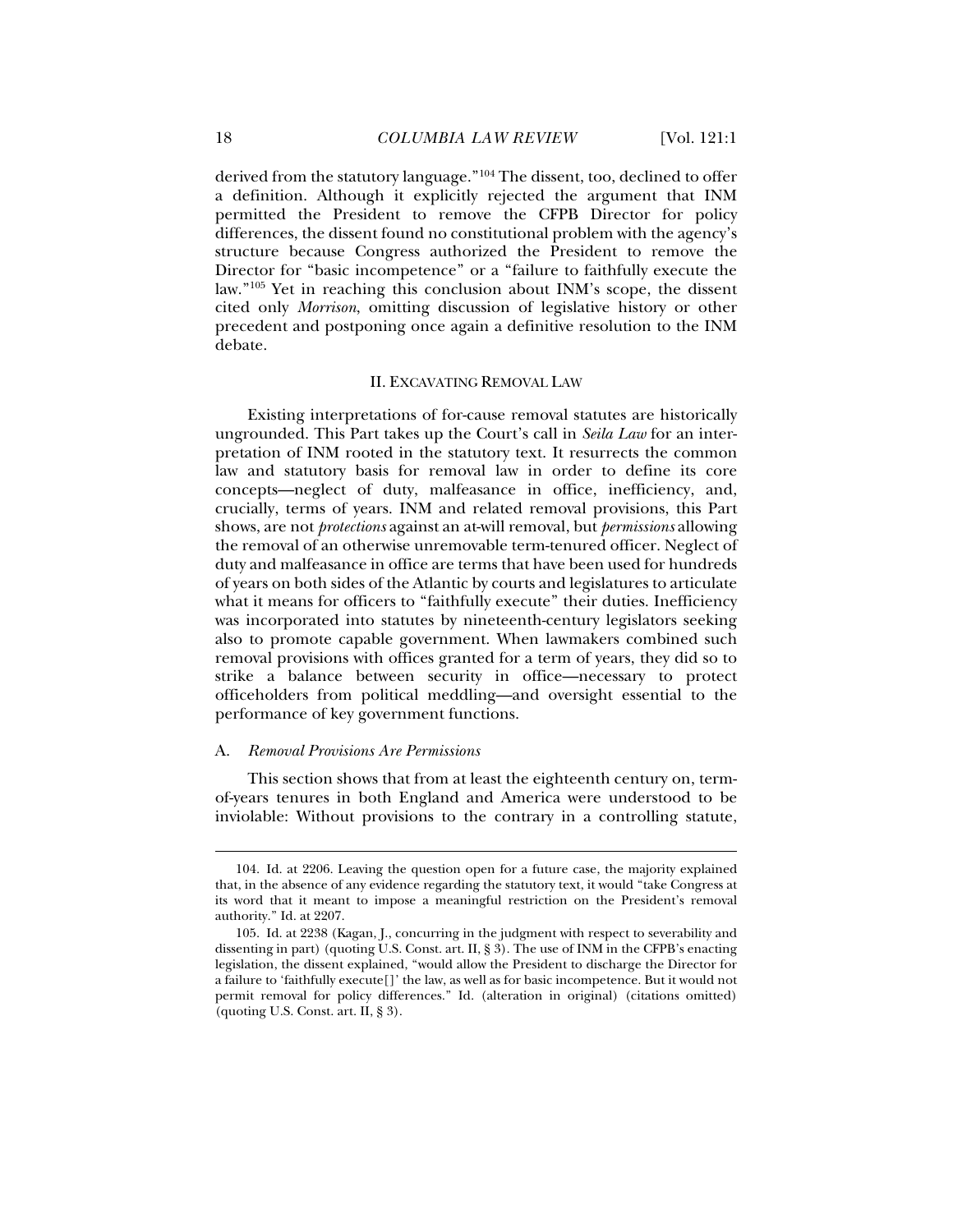derived from the statutory language."[104] The dissent, too, declined to offer a definition. Although it explicitly rejected the argument that INM permitted the President to remove the CFPB Director for policy differences, the dissent found no constitutional problem with the agency's structure because Congress authorized the President to remove the Director for "basic incompetence" or a "failure to faithfully execute the law."[105] Yet in reaching this conclusion about INM's scope, the dissent cited only *Morrison*, omitting discussion of legislative history or other precedent and postponing once again a definitive resolution to the INM debate.

## II. EXCAVATING REMOVAL LAW

Existing interpretations of for-cause removal statutes are historically ungrounded. This Part takes up the Court's call in *Seila Law* for an interpretation of INM rooted in the statutory text. It resurrects the common law and statutory basis for removal law in order to define its core concepts—neglect of duty, malfeasance in office, inefficiency, and, crucially, terms of years. INM and related removal provisions, this Part shows, are not *protections* against an at-will removal, but *permissions* allowing the removal of an otherwise unremovable term-tenured officer. Neglect of duty and malfeasance in office are terms that have been used for hundreds of years on both sides of the Atlantic by courts and legislatures to articulate what it means for officers to "faithfully execute" their duties. Inefficiency was incorporated into statutes by nineteenth-century legislators seeking also to promote capable government. When lawmakers combined such removal provisions with offices granted for a term of years, they did so to strike a balance between security in office—necessary to protect officeholders from political meddling—and oversight essential to the performance of key government functions.

### A. *Removal Provisions Are Permissions*

This section shows that from at least the eighteenth century on, term-of-years tenures in both England and America were understood to be inviolable: Without provisions to the contrary in a controlling statute,

---

104. Id. at 2206. Leaving the question open for a future case, the majority explained that, in the absence of any evidence regarding the statutory text, it would "take Congress at its word that it meant to impose a meaningful restriction on the President's removal authority." Id. at 2207.

105. Id. at 2238 (Kagan, J., concurring in the judgment with respect to severability and dissenting in part) (quoting U.S. Const. art. II, § 3). The use of INM in the CFPB's enacting legislation, the dissent explained, "would allow the President to discharge the Director for a failure to 'faithfully execute[]' the law, as well as for basic incompetence. But it would not permit removal for policy differences." Id. (alteration in original) (citations omitted) (quoting U.S. Const. art. II, § 3).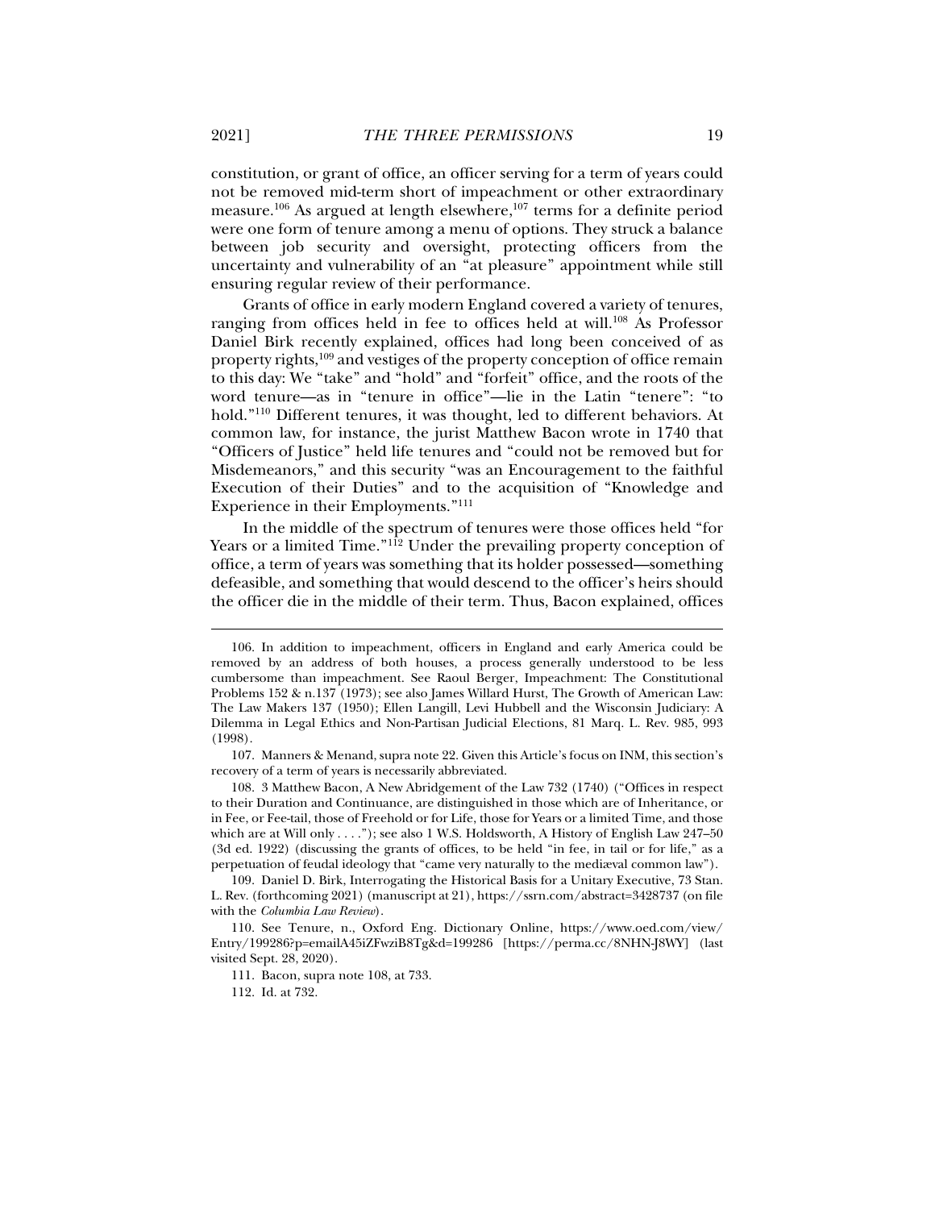constitution, or grant of office, an officer serving for a term of years could not be removed mid-term short of impeachment or other extraordinary measure.[106] As argued at length elsewhere,[107] terms for a definite period were one form of tenure among a menu of options. They struck a balance between job security and oversight, protecting officers from the uncertainty and vulnerability of an "at pleasure" appointment while still ensuring regular review of their performance.

Grants of office in early modern England covered a variety of tenures, ranging from offices held in fee to offices held at will.[108] As Professor Daniel Birk recently explained, offices had long been conceived of as property rights,[109] and vestiges of the property conception of office remain to this day: We "take" and "hold" and "forfeit" office, and the roots of the word tenure—as in "tenure in office"—lie in the Latin "tenere": "to hold."[110] Different tenures, it was thought, led to different behaviors. At common law, for instance, the jurist Matthew Bacon wrote in 1740 that "Officers of Justice" held life tenures and "could not be removed but for Misdemeanors," and this security "was an Encouragement to the faithful Execution of their Duties" and to the acquisition of "Knowledge and Experience in their Employments."[111]

In the middle of the spectrum of tenures were those offices held "for Years or a limited Time."[112] Under the prevailing property conception of office, a term of years was something that its holder possessed—something defeasible, and something that would descend to the officer's heirs should the officer die in the middle of their term. Thus, Bacon explained, offices

---

106. In addition to impeachment, officers in England and early America could be removed by an address of both houses, a process generally understood to be less cumbersome than impeachment. See Raoul Berger, Impeachment: The Constitutional Problems 152 & n.137 (1973); see also James Willard Hurst, The Growth of American Law: The Law Makers 137 (1950); Ellen Langill, Levi Hubbell and the Wisconsin Judiciary: A Dilemma in Legal Ethics and Non-Partisan Judicial Elections, 81 Marq. L. Rev. 985, 993 (1998).

107. Manners & Menand, supra note 22. Given this Article's focus on INM, this section's recovery of a term of years is necessarily abbreviated.

108. 3 Matthew Bacon, A New Abridgement of the Law 732 (1740) ("Offices in respect to their Duration and Continuance, are distinguished in those which are of Inheritance, or in Fee, or Fee-tail, those of Freehold or for Life, those for Years or a limited Time, and those which are at Will only . . . ."); see also 1 W.S. Holdsworth, A History of English Law 247–50 (3d ed. 1922) (discussing the grants of offices, to be held "in fee, in tail or for life," as a perpetuation of feudal ideology that "came very naturally to the mediæval common law").

109. Daniel D. Birk, Interrogating the Historical Basis for a Unitary Executive, 73 Stan. L. Rev. (forthcoming 2021) (manuscript at 21), https://ssrn.com/abstract=3428737 (on file with the *Columbia Law Review*).

110. See Tenure, n., Oxford Eng. Dictionary Online, https://www.oed.com/view/Entry/199286?p=emailA45iZFwziB8Tg&d=199286 [https://perma.cc/8NHN-J8WY] (last visited Sept. 28, 2020).

111. Bacon, supra note 108, at 733.

112. Id. at 732.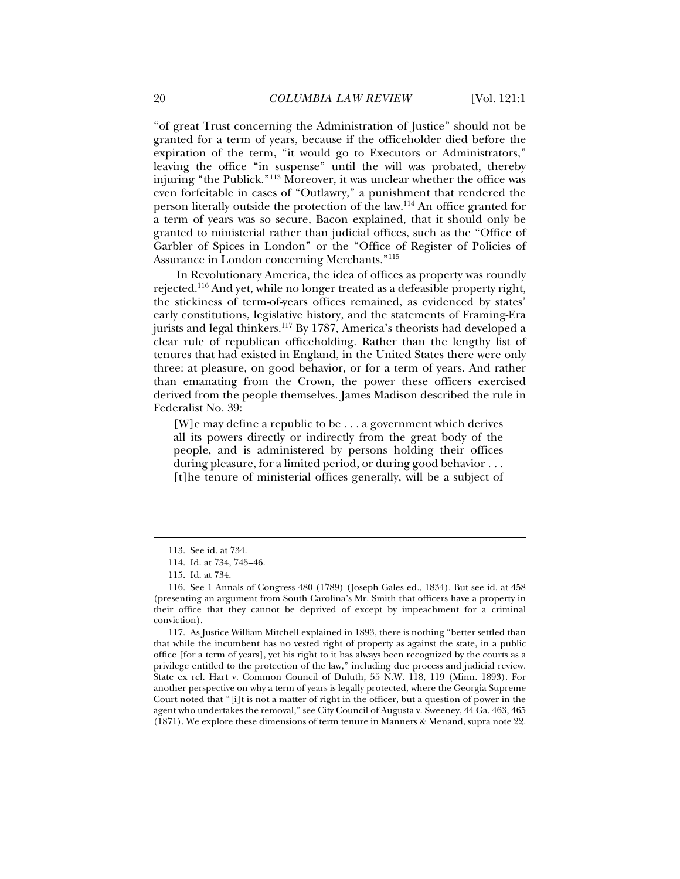"of great Trust concerning the Administration of Justice" should not be granted for a term of years, because if the officeholder died before the expiration of the term, "it would go to Executors or Administrators," leaving the office "in suspense" until the will was probated, thereby injuring "the Publick."[113] Moreover, it was unclear whether the office was even forfeitable in cases of "Outlawry," a punishment that rendered the person literally outside the protection of the law.[114] An office granted for a term of years was so secure, Bacon explained, that it should only be granted to ministerial rather than judicial offices, such as the "Office of Garbler of Spices in London" or the "Office of Register of Policies of Assurance in London concerning Merchants."[115]

In Revolutionary America, the idea of offices as property was roundly rejected.[116] And yet, while no longer treated as a defeasible property right, the stickiness of term-of-years offices remained, as evidenced by states' early constitutions, legislative history, and the statements of Framing-Era jurists and legal thinkers.[117] By 1787, America's theorists had developed a clear rule of republican officeholding. Rather than the lengthy list of tenures that had existed in England, in the United States there were only three: at pleasure, on good behavior, or for a term of years. And rather than emanating from the Crown, the power these officers exercised derived from the people themselves. James Madison described the rule in Federalist No. 39:

> [W]e may define a republic to be . . . a government which derives all its powers directly or indirectly from the great body of the people, and is administered by persons holding their offices during pleasure, for a limited period, or during good behavior . . . [t]he tenure of ministerial offices generally, will be a subject of

---

113. See id. at 734.

114. Id. at 734, 745–46.

115. Id. at 734.

116. See 1 Annals of Congress 480 (1789) (Joseph Gales ed., 1834). But see id. at 458 (presenting an argument from South Carolina's Mr. Smith that officers have a property in their office that they cannot be deprived of except by impeachment for a criminal conviction).

117. As Justice William Mitchell explained in 1893, there is nothing "better settled than that while the incumbent has no vested right of property as against the state, in a public office [for a term of years], yet his right to it has always been recognized by the courts as a privilege entitled to the protection of the law," including due process and judicial review. State ex rel. Hart v. Common Council of Duluth, 55 N.W. 118, 119 (Minn. 1893). For another perspective on why a term of years is legally protected, where the Georgia Supreme Court noted that "[i]t is not a matter of right in the officer, but a question of power in the agent who undertakes the removal," see City Council of Augusta v. Sweeney, 44 Ga. 463, 465 (1871). We explore these dimensions of term tenure in Manners & Menand, supra note 22.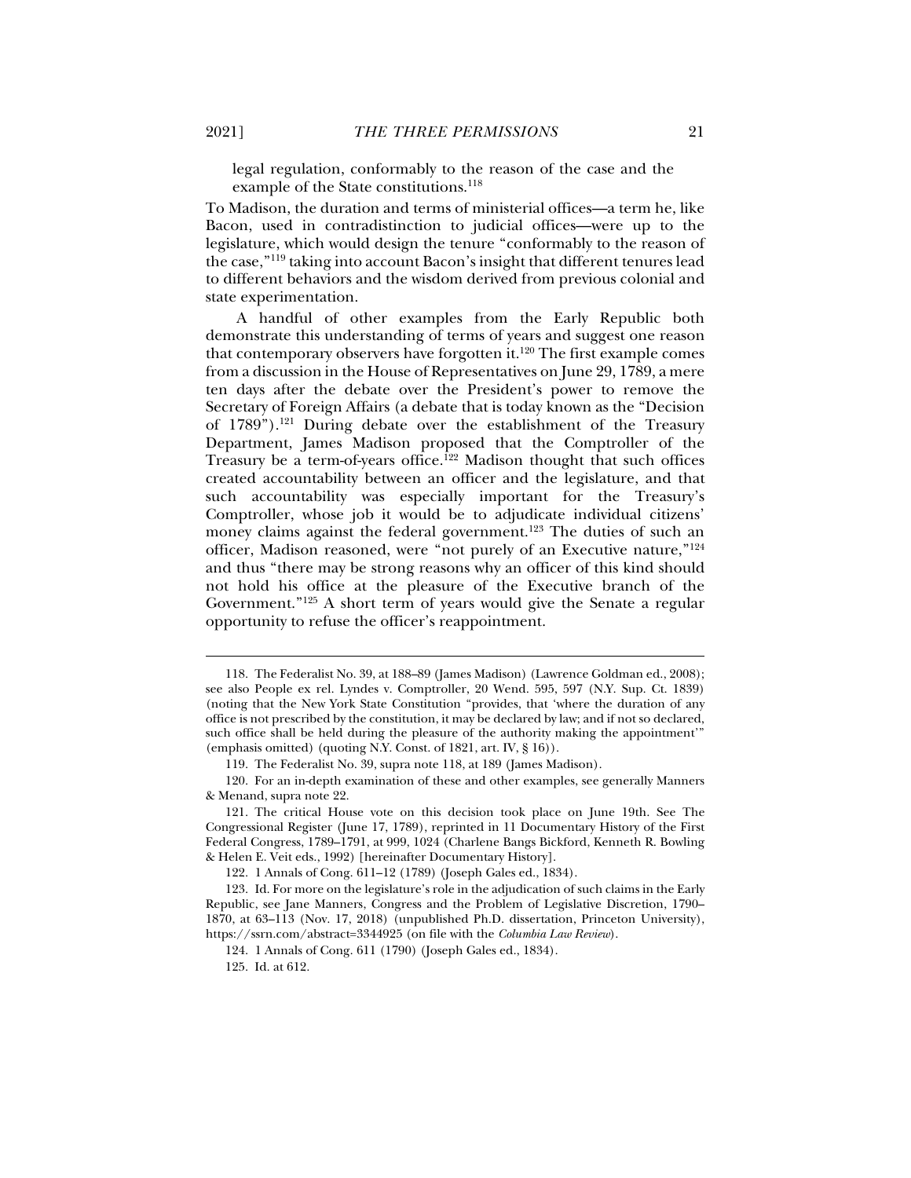legal regulation, conformably to the reason of the case and the example of the State constitutions.[118]

To Madison, the duration and terms of ministerial offices—a term he, like Bacon, used in contradistinction to judicial offices—were up to the legislature, which would design the tenure "conformably to the reason of the case,"[119] taking into account Bacon's insight that different tenures lead to different behaviors and the wisdom derived from previous colonial and state experimentation.

A handful of other examples from the Early Republic both demonstrate this understanding of terms of years and suggest one reason that contemporary observers have forgotten it.[120] The first example comes from a discussion in the House of Representatives on June 29, 1789, a mere ten days after the debate over the President's power to remove the Secretary of Foreign Affairs (a debate that is today known as the "Decision of 1789").[121] During debate over the establishment of the Treasury Department, James Madison proposed that the Comptroller of the Treasury be a term-of-years office.[122] Madison thought that such offices created accountability between an officer and the legislature, and that such accountability was especially important for the Treasury's Comptroller, whose job it would be to adjudicate individual citizens' money claims against the federal government.[123] The duties of such an officer, Madison reasoned, were "not purely of an Executive nature,"[124] and thus "there may be strong reasons why an officer of this kind should not hold his office at the pleasure of the Executive branch of the Government."[125] A short term of years would give the Senate a regular opportunity to refuse the officer's reappointment.

---

118. The Federalist No. 39, at 188–89 (James Madison) (Lawrence Goldman ed., 2008); see also People ex rel. Lyndes v. Comptroller, 20 Wend. 595, 597 (N.Y. Sup. Ct. 1839) (noting that the New York State Constitution "provides, that 'where the duration of any office is not prescribed by the constitution, it may be declared by law; and if not so declared, such office shall be held during the pleasure of the authority making the appointment'" (emphasis omitted) (quoting N.Y. Const. of 1821, art. IV, § 16)).

119. The Federalist No. 39, supra note 118, at 189 (James Madison).

120. For an in-depth examination of these and other examples, see generally Manners & Menand, supra note 22.

121. The critical House vote on this decision took place on June 19th. See The Congressional Register (June 17, 1789), reprinted in 11 Documentary History of the First Federal Congress, 1789–1791, at 999, 1024 (Charlene Bangs Bickford, Kenneth R. Bowling & Helen E. Veit eds., 1992) [hereinafter Documentary History].

122. 1 Annals of Cong. 611–12 (1789) (Joseph Gales ed., 1834).

123. Id. For more on the legislature's role in the adjudication of such claims in the Early Republic, see Jane Manners, Congress and the Problem of Legislative Discretion, 1790–1870, at 63–113 (Nov. 17, 2018) (unpublished Ph.D. dissertation, Princeton University), https://ssrn.com/abstract=3344925 (on file with the *Columbia Law Review*).

124. 1 Annals of Cong. 611 (1790) (Joseph Gales ed., 1834).

125. Id. at 612.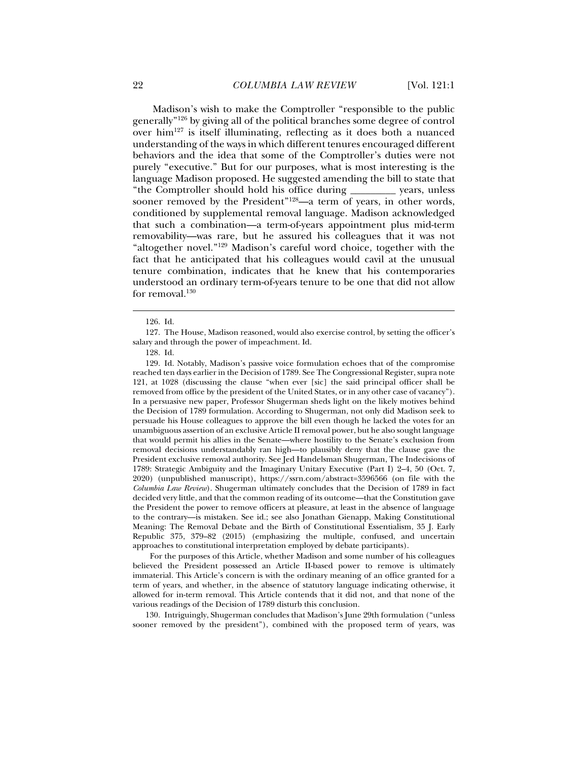Madison's wish to make the Comptroller "responsible to the public generally"[126] by giving all of the political branches some degree of control over him[127] is itself illuminating, reflecting as it does both a nuanced understanding of the ways in which different tenures encouraged different behaviors and the idea that some of the Comptroller's duties were not purely "executive." But for our purposes, what is most interesting is the language Madison proposed. He suggested amending the bill to state that "the Comptroller should hold his office during _________ years, unless sooner removed by the President"[128]—a term of years, in other words, conditioned by supplemental removal language. Madison acknowledged that such a combination—a term-of-years appointment plus mid-term removability—was rare, but he assured his colleagues that it was not "altogether novel."[129] Madison's careful word choice, together with the fact that he anticipated that his colleagues would cavil at the unusual tenure combination, indicates that he knew that his contemporaries understood an ordinary term-of-years tenure to be one that did not allow for removal.[130]

---

126. Id.

127. The House, Madison reasoned, would also exercise control, by setting the officer's salary and through the power of impeachment. Id.

128. Id.

129. Id. Notably, Madison's passive voice formulation echoes that of the compromise reached ten days earlier in the Decision of 1789. See The Congressional Register, supra note 121, at 1028 (discussing the clause "when ever [sic] the said principal officer shall be removed from office by the president of the United States, or in any other case of vacancy"). In a persuasive new paper, Professor Shugerman sheds light on the likely motives behind the Decision of 1789 formulation. According to Shugerman, not only did Madison seek to persuade his House colleagues to approve the bill even though he lacked the votes for an unambiguous assertion of an exclusive Article II removal power, but he also sought language that would permit his allies in the Senate—where hostility to the Senate's exclusion from removal decisions understandably ran high—to plausibly deny that the clause gave the President exclusive removal authority. See Jed Handelsman Shugerman, The Indecisions of 1789: Strategic Ambiguity and the Imaginary Unitary Executive (Part I) 2–4, 50 (Oct. 7, 2020) (unpublished manuscript), https://ssrn.com/abstract=3596566 (on file with the *Columbia Law Review*). Shugerman ultimately concludes that the Decision of 1789 in fact decided very little, and that the common reading of its outcome—that the Constitution gave the President the power to remove officers at pleasure, at least in the absence of language to the contrary—is mistaken. See id.; see also Jonathan Gienapp, Making Constitutional Meaning: The Removal Debate and the Birth of Constitutional Essentialism, 35 J. Early Republic 375, 379–82 (2015) (emphasizing the multiple, confused, and uncertain approaches to constitutional interpretation employed by debate participants).

For the purposes of this Article, whether Madison and some number of his colleagues believed the President possessed an Article II-based power to remove is ultimately immaterial. This Article's concern is with the ordinary meaning of an office granted for a term of years, and whether, in the absence of statutory language indicating otherwise, it allowed for in-term removal. This Article contends that it did not, and that none of the various readings of the Decision of 1789 disturb this conclusion.

130. Intriguingly, Shugerman concludes that Madison's June 29th formulation ("unless sooner removed by the president"), combined with the proposed term of years, was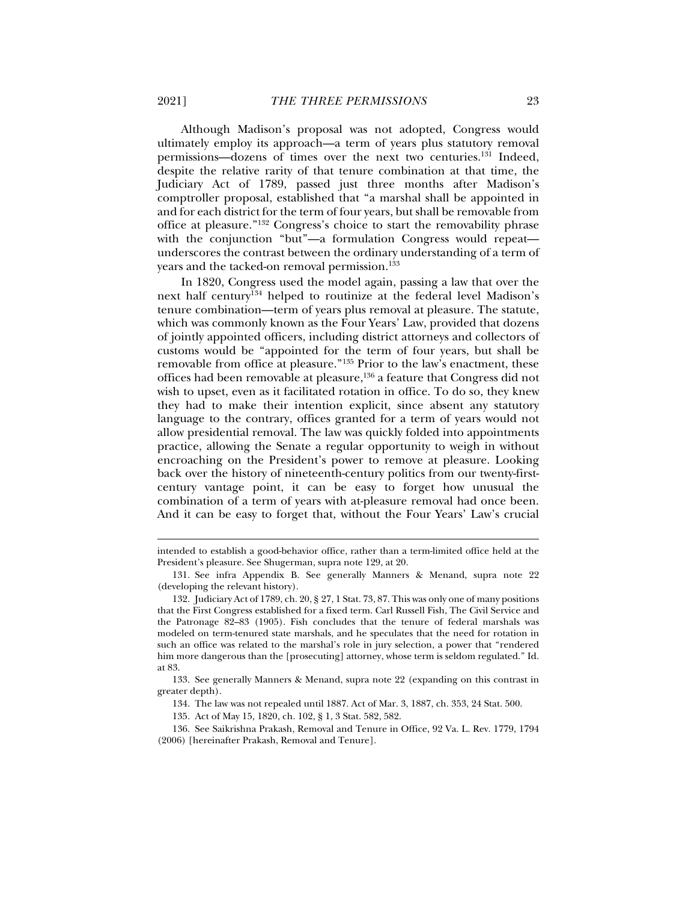Although Madison's proposal was not adopted, Congress would ultimately employ its approach—a term of years plus statutory removal permissions—dozens of times over the next two centuries.[131] Indeed, despite the relative rarity of that tenure combination at that time, the Judiciary Act of 1789, passed just three months after Madison's comptroller proposal, established that "a marshal shall be appointed in and for each district for the term of four years, but shall be removable from office at pleasure."[132] Congress's choice to start the removability phrase with the conjunction "but"—a formulation Congress would repeat—underscores the contrast between the ordinary understanding of a term of years and the tacked-on removal permission.[133]

In 1820, Congress used the model again, passing a law that over the next half century[134] helped to routinize at the federal level Madison's tenure combination—term of years plus removal at pleasure. The statute, which was commonly known as the Four Years' Law, provided that dozens of jointly appointed officers, including district attorneys and collectors of customs would be "appointed for the term of four years, but shall be removable from office at pleasure."[135] Prior to the law's enactment, these offices had been removable at pleasure,[136] a feature that Congress did not wish to upset, even as it facilitated rotation in office. To do so, they knew they had to make their intention explicit, since absent any statutory language to the contrary, offices granted for a term of years would not allow presidential removal. The law was quickly folded into appointments practice, allowing the Senate a regular opportunity to weigh in without encroaching on the President's power to remove at pleasure. Looking back over the history of nineteenth-century politics from our twenty-first-century vantage point, it can be easy to forget how unusual the combination of a term of years with at-pleasure removal had once been. And it can be easy to forget that, without the Four Years' Law's crucial

---

intended to establish a good-behavior office, rather than a term-limited office held at the President's pleasure. See Shugerman, supra note 129, at 20.

131. See infra Appendix B. See generally Manners & Menand, supra note 22 (developing the relevant history).

132. Judiciary Act of 1789, ch. 20, § 27, 1 Stat. 73, 87. This was only one of many positions that the First Congress established for a fixed term. Carl Russell Fish, The Civil Service and the Patronage 82–83 (1905). Fish concludes that the tenure of federal marshals was modeled on term-tenured state marshals, and he speculates that the need for rotation in such an office was related to the marshal's role in jury selection, a power that "rendered him more dangerous than the [prosecuting] attorney, whose term is seldom regulated." Id. at 83.

133. See generally Manners & Menand, supra note 22 (expanding on this contrast in greater depth).

134. The law was not repealed until 1887. Act of Mar. 3, 1887, ch. 353, 24 Stat. 500.

135. Act of May 15, 1820, ch. 102, § 1, 3 Stat. 582, 582.

136. See Saikrishna Prakash, Removal and Tenure in Office, 92 Va. L. Rev. 1779, 1794 (2006) [hereinafter Prakash, Removal and Tenure].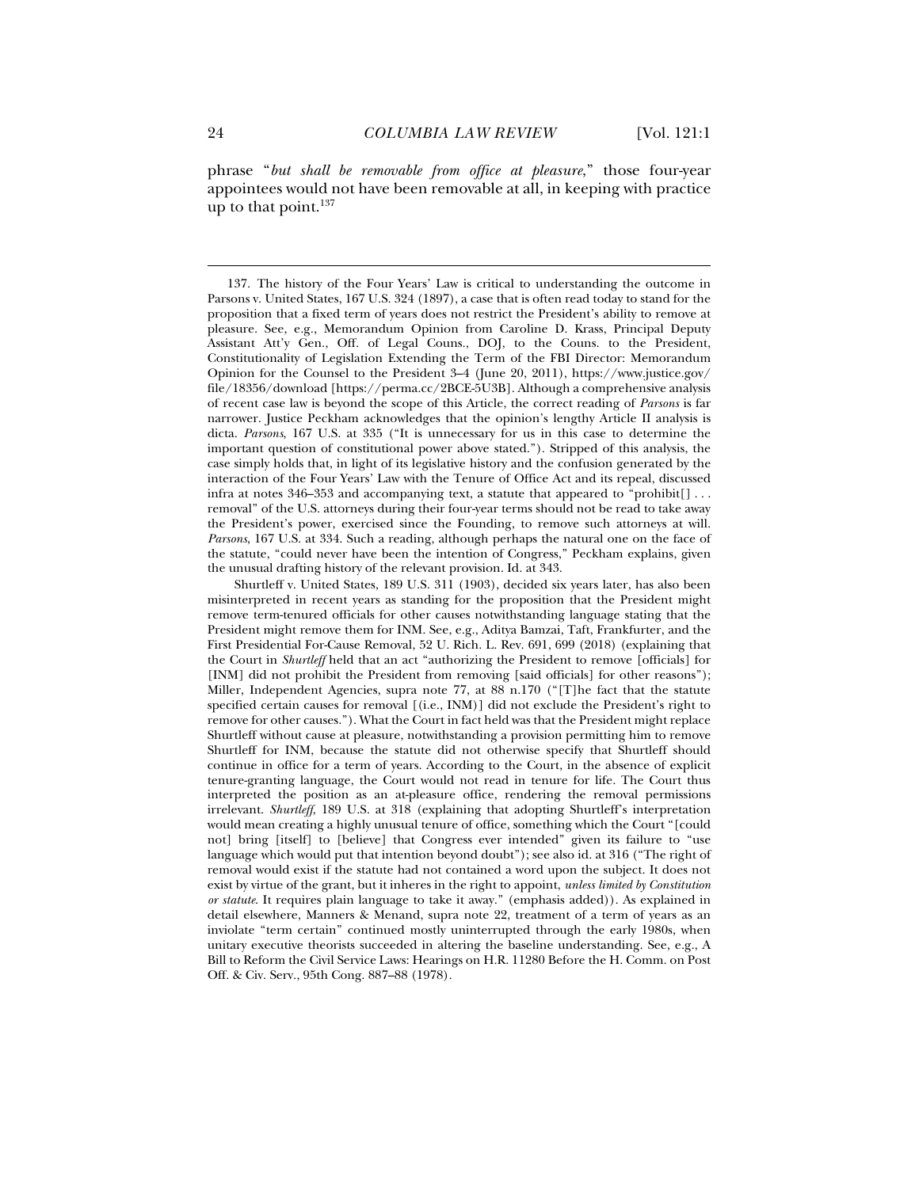phrase "*but shall be removable from office at pleasure*," those four-year appointees would not have been removable at all, in keeping with practice up to that point.[137]

---

137. The history of the Four Years' Law is critical to understanding the outcome in Parsons v. United States, 167 U.S. 324 (1897), a case that is often read today to stand for the proposition that a fixed term of years does not restrict the President's ability to remove at pleasure. See, e.g., Memorandum Opinion from Caroline D. Krass, Principal Deputy Assistant Att'y Gen., Off. of Legal Couns., DOJ, to the Couns. to the President, Constitutionality of Legislation Extending the Term of the FBI Director: Memorandum Opinion for the Counsel to the President 3–4 (June 20, 2011), https://www.justice.gov/file/18356/download [https://perma.cc/2BCE-5U3B]. Although a comprehensive analysis of recent case law is beyond the scope of this Article, the correct reading of *Parsons* is far narrower. Justice Peckham acknowledges that the opinion's lengthy Article II analysis is dicta. *Parsons*, 167 U.S. at 335 ("It is unnecessary for us in this case to determine the important question of constitutional power above stated."). Stripped of this analysis, the case simply holds that, in light of its legislative history and the confusion generated by the interaction of the Four Years' Law with the Tenure of Office Act and its repeal, discussed infra at notes 346–353 and accompanying text, a statute that appeared to "prohibit[] . . . removal" of the U.S. attorneys during their four-year terms should not be read to take away the President's power, exercised since the Founding, to remove such attorneys at will. *Parsons*, 167 U.S. at 334. Such a reading, although perhaps the natural one on the face of the statute, "could never have been the intention of Congress," Peckham explains, given the unusual drafting history of the relevant provision. Id. at 343.

Shurtleff v. United States, 189 U.S. 311 (1903), decided six years later, has also been misinterpreted in recent years as standing for the proposition that the President might remove term-tenured officials for other causes notwithstanding language stating that the President might remove them for INM. See, e.g., Aditya Bamzai, Taft, Frankfurter, and the First Presidential For-Cause Removal, 52 U. Rich. L. Rev. 691, 699 (2018) (explaining that the Court in *Shurtleff* held that an act "authorizing the President to remove [officials] for [INM] did not prohibit the President from removing [said officials] for other reasons"); Miller, Independent Agencies, supra note 77, at 88 n.170 ("[T]he fact that the statute specified certain causes for removal [(i.e., INM)] did not exclude the President's right to remove for other causes."). What the Court in fact held was that the President might replace Shurtleff without cause at pleasure, notwithstanding a provision permitting him to remove Shurtleff for INM, because the statute did not otherwise specify that Shurtleff should continue in office for a term of years. According to the Court, in the absence of explicit tenure-granting language, the Court would not read in tenure for life. The Court thus interpreted the position as an at-pleasure office, rendering the removal permissions irrelevant. *Shurtleff*, 189 U.S. at 318 (explaining that adopting Shurtleff's interpretation would mean creating a highly unusual tenure of office, something which the Court "[could not] bring [itself] to [believe] that Congress ever intended" given its failure to "use language which would put that intention beyond doubt"); see also id. at 316 ("The right of removal would exist if the statute had not contained a word upon the subject. It does not exist by virtue of the grant, but it inheres in the right to appoint, *unless limited by Constitution or statute*. It requires plain language to take it away." (emphasis added)). As explained in detail elsewhere, Manners & Menand, supra note 22, treatment of a term of years as an inviolate "term certain" continued mostly uninterrupted through the early 1980s, when unitary executive theorists succeeded in altering the baseline understanding. See, e.g., A Bill to Reform the Civil Service Laws: Hearings on H.R. 11280 Before the H. Comm. on Post Off. & Civ. Serv., 95th Cong. 887–88 (1978).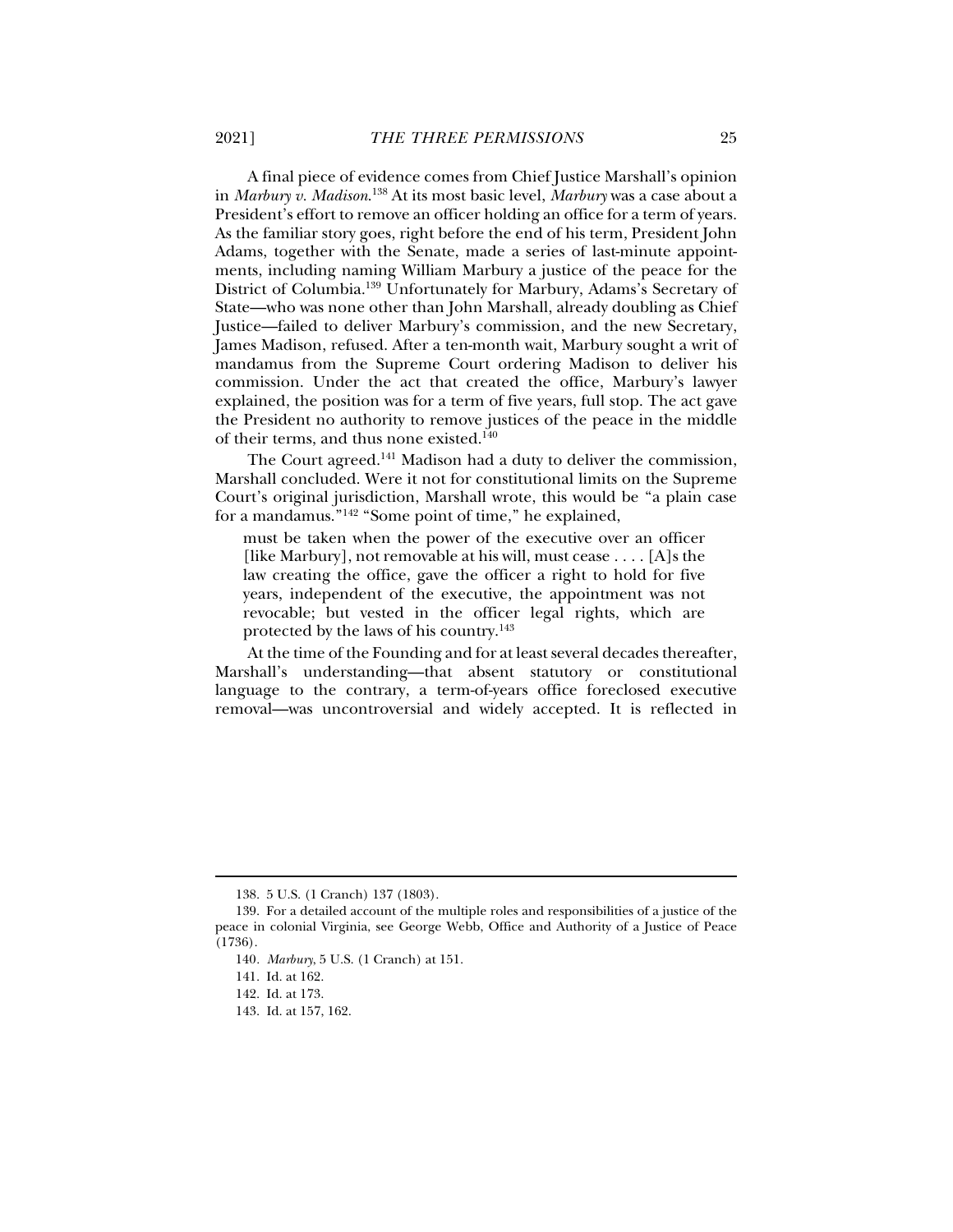A final piece of evidence comes from Chief Justice Marshall's opinion in *Marbury v. Madison*.[138] At its most basic level, *Marbury* was a case about a President's effort to remove an officer holding an office for a term of years. As the familiar story goes, right before the end of his term, President John Adams, together with the Senate, made a series of last-minute appointments, including naming William Marbury a justice of the peace for the District of Columbia.[139] Unfortunately for Marbury, Adams's Secretary of State—who was none other than John Marshall, already doubling as Chief Justice—failed to deliver Marbury's commission, and the new Secretary, James Madison, refused. After a ten-month wait, Marbury sought a writ of mandamus from the Supreme Court ordering Madison to deliver his commission. Under the act that created the office, Marbury's lawyer explained, the position was for a term of five years, full stop. The act gave the President no authority to remove justices of the peace in the middle of their terms, and thus none existed.[140]

The Court agreed.[141] Madison had a duty to deliver the commission, Marshall concluded. Were it not for constitutional limits on the Supreme Court's original jurisdiction, Marshall wrote, this would be "a plain case for a mandamus."[142] "Some point of time," he explained,

> must be taken when the power of the executive over an officer [like Marbury], not removable at his will, must cease . . . . [A]s the law creating the office, gave the officer a right to hold for five years, independent of the executive, the appointment was not revocable; but vested in the officer legal rights, which are protected by the laws of his country.[143]

At the time of the Founding and for at least several decades thereafter, Marshall's understanding—that absent statutory or constitutional language to the contrary, a term-of-years office foreclosed executive removal—was uncontroversial and widely accepted. It is reflected in

---

138. 5 U.S. (1 Cranch) 137 (1803).

139. For a detailed account of the multiple roles and responsibilities of a justice of the peace in colonial Virginia, see George Webb, Office and Authority of a Justice of Peace (1736).

140. *Marbury*, 5 U.S. (1 Cranch) at 151.

141. Id. at 162.

142. Id. at 173.

143. Id. at 157, 162.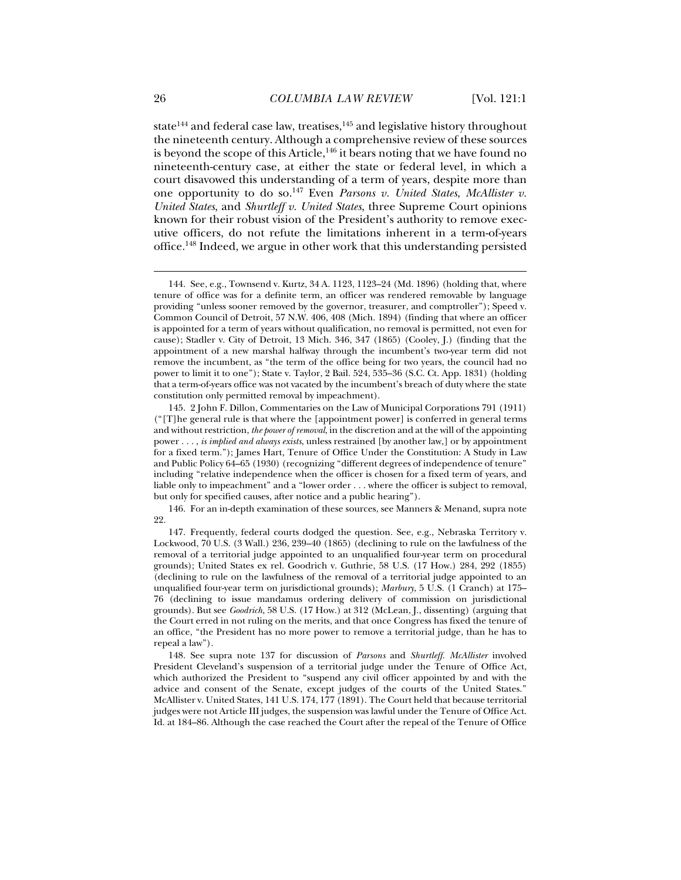state[144] and federal case law, treatises,[145] and legislative history throughout the nineteenth century. Although a comprehensive review of these sources is beyond the scope of this Article,[146] it bears noting that we have found no nineteenth-century case, at either the state or federal level, in which a court disavowed this understanding of a term of years, despite more than one opportunity to do so.[147] Even *Parsons v. United States*, *McAllister v. United States*, and *Shurtleff v. United States*, three Supreme Court opinions known for their robust vision of the President's authority to remove executive officers, do not refute the limitations inherent in a term-of-years office.[148] Indeed, we argue in other work that this understanding persisted

144. See, e.g., Townsend v. Kurtz, 34 A. 1123, 1123–24 (Md. 1896) (holding that, where tenure of office was for a definite term, an officer was rendered removable by language providing "unless sooner removed by the governor, treasurer, and comptroller"); Speed v. Common Council of Detroit, 57 N.W. 406, 408 (Mich. 1894) (finding that where an officer is appointed for a term of years without qualification, no removal is permitted, not even for cause); Stadler v. City of Detroit, 13 Mich. 346, 347 (1865) (Cooley, J.) (finding that the appointment of a new marshal halfway through the incumbent's two-year term did not remove the incumbent, as "the term of the office being for two years, the council had no power to limit it to one"); State v. Taylor, 2 Bail. 524, 535–36 (S.C. Ct. App. 1831) (holding that a term-of-years office was not vacated by the incumbent's breach of duty where the state constitution only permitted removal by impeachment).

145. 2 John F. Dillon, Commentaries on the Law of Municipal Corporations 791 (1911) ("[T]he general rule is that where the [appointment power] is conferred in general terms and without restriction, *the power of removal*, in the discretion and at the will of the appointing power . . . , *is implied and always exists*, unless restrained [by another law,] or by appointment for a fixed term."); James Hart, Tenure of Office Under the Constitution: A Study in Law and Public Policy 64–65 (1930) (recognizing "different degrees of independence of tenure" including "relative independence when the officer is chosen for a fixed term of years, and liable only to impeachment" and a "lower order . . . where the officer is subject to removal, but only for specified causes, after notice and a public hearing").

146. For an in-depth examination of these sources, see Manners & Menand, supra note 22.

147. Frequently, federal courts dodged the question. See, e.g., Nebraska Territory v. Lockwood, 70 U.S. (3 Wall.) 236, 239–40 (1865) (declining to rule on the lawfulness of the removal of a territorial judge appointed to an unqualified four-year term on procedural grounds); United States ex rel. Goodrich v. Guthrie, 58 U.S. (17 How.) 284, 292 (1855) (declining to rule on the lawfulness of the removal of a territorial judge appointed to an unqualified four-year term on jurisdictional grounds); *Marbury*, 5 U.S. (1 Cranch) at 175–76 (declining to issue mandamus ordering delivery of commission on jurisdictional grounds). But see *Goodrich*, 58 U.S. (17 How.) at 312 (McLean, J., dissenting) (arguing that the Court erred in not ruling on the merits, and that once Congress has fixed the tenure of an office, "the President has no more power to remove a territorial judge, than he has to repeal a law").

148. See supra note 137 for discussion of *Parsons* and *Shurtleff*. *McAllister* involved President Cleveland's suspension of a territorial judge under the Tenure of Office Act, which authorized the President to "suspend any civil officer appointed by and with the advice and consent of the Senate, except judges of the courts of the United States." McAllister v. United States, 141 U.S. 174, 177 (1891). The Court held that because territorial judges were not Article III judges, the suspension was lawful under the Tenure of Office Act. Id. at 184–86. Although the case reached the Court after the repeal of the Tenure of Office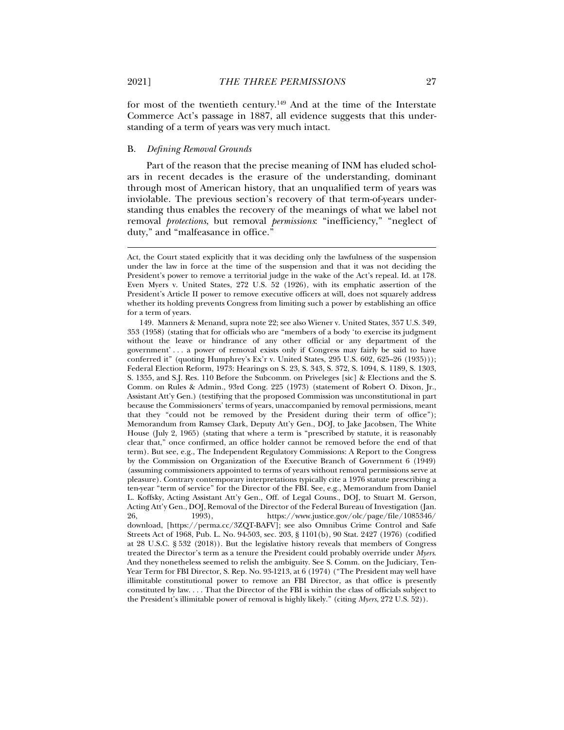for most of the twentieth century.[149] And at the time of the Interstate Commerce Act's passage in 1887, all evidence suggests that this understanding of a term of years was very much intact.

### B. *Defining Removal Grounds*

Part of the reason that the precise meaning of INM has eluded scholars in recent decades is the erasure of the understanding, dominant through most of American history, that an unqualified term of years was inviolable. The previous section's recovery of that term-of-years understanding thus enables the recovery of the meanings of what we label not removal *protections*, but removal *permissions*: "inefficiency," "neglect of duty," and "malfeasance in office."

---

Act, the Court stated explicitly that it was deciding only the lawfulness of the suspension under the law in force at the time of the suspension and that it was not deciding the President's power to remove a territorial judge in the wake of the Act's repeal. Id. at 178. Even Myers v. United States, 272 U.S. 52 (1926), with its emphatic assertion of the President's Article II power to remove executive officers at will, does not squarely address whether its holding prevents Congress from limiting such a power by establishing an office for a term of years.

149. Manners & Menand, supra note 22; see also Wiener v. United States, 357 U.S. 349, 353 (1958) (stating that for officials who are "members of a body 'to exercise its judgment without the leave or hindrance of any other official or any department of the government' . . . a power of removal exists only if Congress may fairly be said to have conferred it" (quoting Humphrey's Ex'r v. United States, 295 U.S. 602, 625–26 (1935))); Federal Election Reform, 1973: Hearings on S. 23, S. 343, S. 372, S. 1094, S. 1189, S. 1303, S. 1355, and S.J. Res. 110 Before the Subcomm. on Priveleges [sic] & Elections and the S. Comm. on Rules & Admin., 93rd Cong. 225 (1973) (statement of Robert O. Dixon, Jr., Assistant Att'y Gen.) (testifying that the proposed Commission was unconstitutional in part because the Commissioners' terms of years, unaccompanied by removal permissions, meant that they "could not be removed by the President during their term of office"); Memorandum from Ramsey Clark, Deputy Att'y Gen., DOJ, to Jake Jacobsen, The White House (July 2, 1965) (stating that where a term is "prescribed by statute, it is reasonably clear that," once confirmed, an office holder cannot be removed before the end of that term). But see, e.g., The Independent Regulatory Commissions: A Report to the Congress by the Commission on Organization of the Executive Branch of Government 6 (1949) (assuming commissioners appointed to terms of years without removal permissions serve at pleasure). Contrary contemporary interpretations typically cite a 1976 statute prescribing a ten-year "term of service" for the Director of the FBI. See, e.g., Memorandum from Daniel L. Koffsky, Acting Assistant Att'y Gen., Off. of Legal Couns., DOJ, to Stuart M. Gerson, Acting Att'y Gen., DOJ, Removal of the Director of the Federal Bureau of Investigation (Jan. 26, 1993), https://www.justice.gov/olc/page/file/1085346/download, [https://perma.cc/3ZQT-BAFV]; see also Omnibus Crime Control and Safe Streets Act of 1968, Pub. L. No. 94-503, sec. 203, § 1101(b), 90 Stat. 2427 (1976) (codified at 28 U.S.C. § 532 (2018)). But the legislative history reveals that members of Congress treated the Director's term as a tenure the President could probably override under *Myers*. And they nonetheless seemed to relish the ambiguity. See S. Comm. on the Judiciary, Ten-Year Term for FBI Director, S. Rep. No. 93-1213, at 6 (1974) ("The President may well have illimitable constitutional power to remove an FBI Director, as that office is presently constituted by law. . . . That the Director of the FBI is within the class of officials subject to the President's illimitable power of removal is highly likely." (citing *Myers*, 272 U.S. 52)).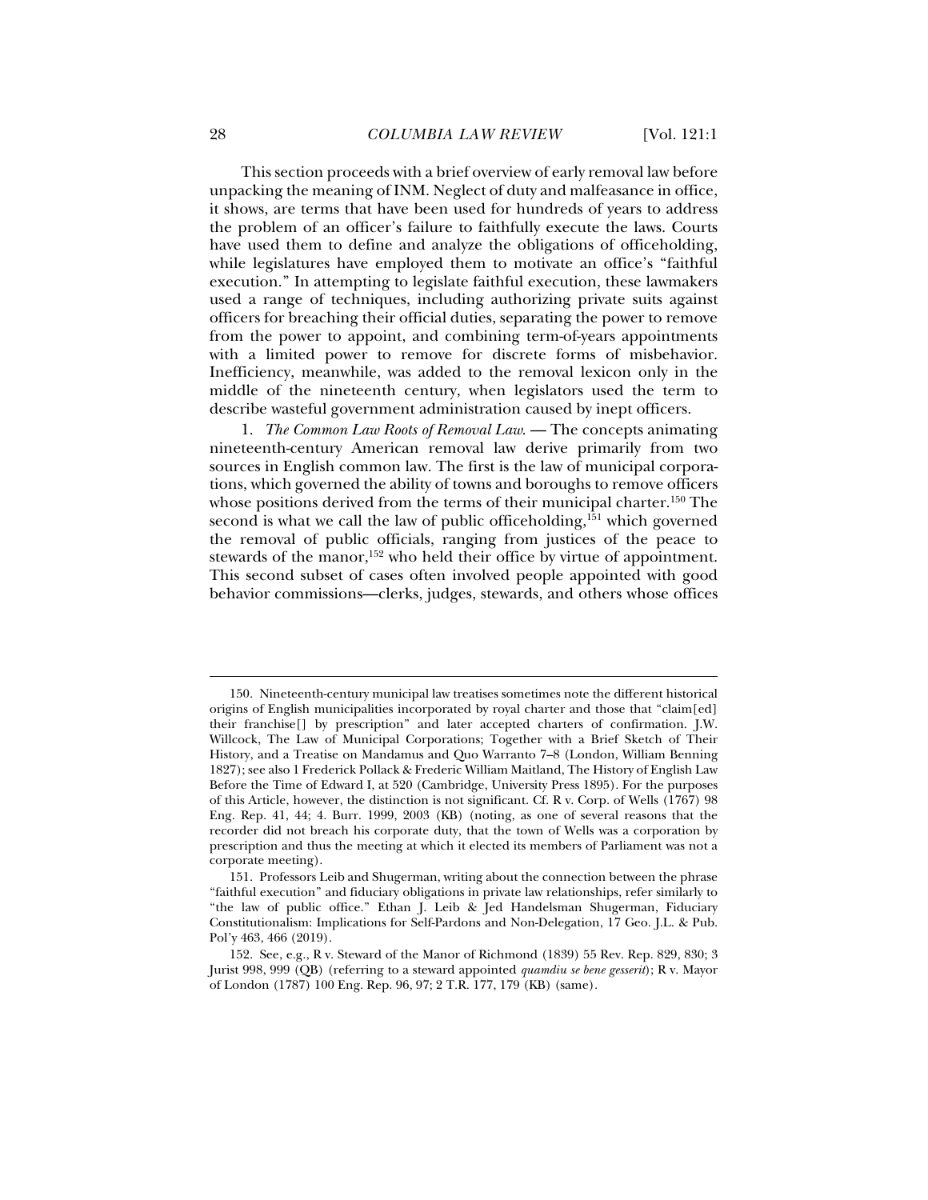This section proceeds with a brief overview of early removal law before unpacking the meaning of INM. Neglect of duty and malfeasance in office, it shows, are terms that have been used for hundreds of years to address the problem of an officer's failure to faithfully execute the laws. Courts have used them to define and analyze the obligations of officeholding, while legislatures have employed them to motivate an office's "faithful execution." In attempting to legislate faithful execution, these lawmakers used a range of techniques, including authorizing private suits against officers for breaching their official duties, separating the power to remove from the power to appoint, and combining term-of-years appointments with a limited power to remove for discrete forms of misbehavior. Inefficiency, meanwhile, was added to the removal lexicon only in the middle of the nineteenth century, when legislators used the term to describe wasteful government administration caused by inept officers.

1. *The Common Law Roots of Removal Law.* — The concepts animating nineteenth-century American removal law derive primarily from two sources in English common law. The first is the law of municipal corporations, which governed the ability of towns and boroughs to remove officers whose positions derived from the terms of their municipal charter.[150] The second is what we call the law of public officeholding,[151] which governed the removal of public officials, ranging from justices of the peace to stewards of the manor,[152] who held their office by virtue of appointment. This second subset of cases often involved people appointed with good behavior commissions—clerks, judges, stewards, and others whose offices

---

150. Nineteenth-century municipal law treatises sometimes note the different historical origins of English municipalities incorporated by royal charter and those that "claim[ed] their franchise[] by prescription" and later accepted charters of confirmation. J.W. Willcock, The Law of Municipal Corporations; Together with a Brief Sketch of Their History, and a Treatise on Mandamus and Quo Warranto 7–8 (London, William Benning 1827); see also 1 Frederick Pollack & Frederic William Maitland, The History of English Law Before the Time of Edward I, at 520 (Cambridge, University Press 1895). For the purposes of this Article, however, the distinction is not significant. Cf. R v. Corp. of Wells (1767) 98 Eng. Rep. 41, 44; 4. Burr. 1999, 2003 (KB) (noting, as one of several reasons that the recorder did not breach his corporate duty, that the town of Wells was a corporation by prescription and thus the meeting at which it elected its members of Parliament was not a corporate meeting).

151. Professors Leib and Shugerman, writing about the connection between the phrase "faithful execution" and fiduciary obligations in private law relationships, refer similarly to "the law of public office." Ethan J. Leib & Jed Handelsman Shugerman, Fiduciary Constitutionalism: Implications for Self-Pardons and Non-Delegation, 17 Geo. J.L. & Pub. Pol'y 463, 466 (2019).

152. See, e.g., R v. Steward of the Manor of Richmond (1839) 55 Rev. Rep. 829, 830; 3 Jurist 998, 999 (QB) (referring to a steward appointed *quamdiu se bene gesserit*); R v. Mayor of London (1787) 100 Eng. Rep. 96, 97; 2 T.R. 177, 179 (KB) (same).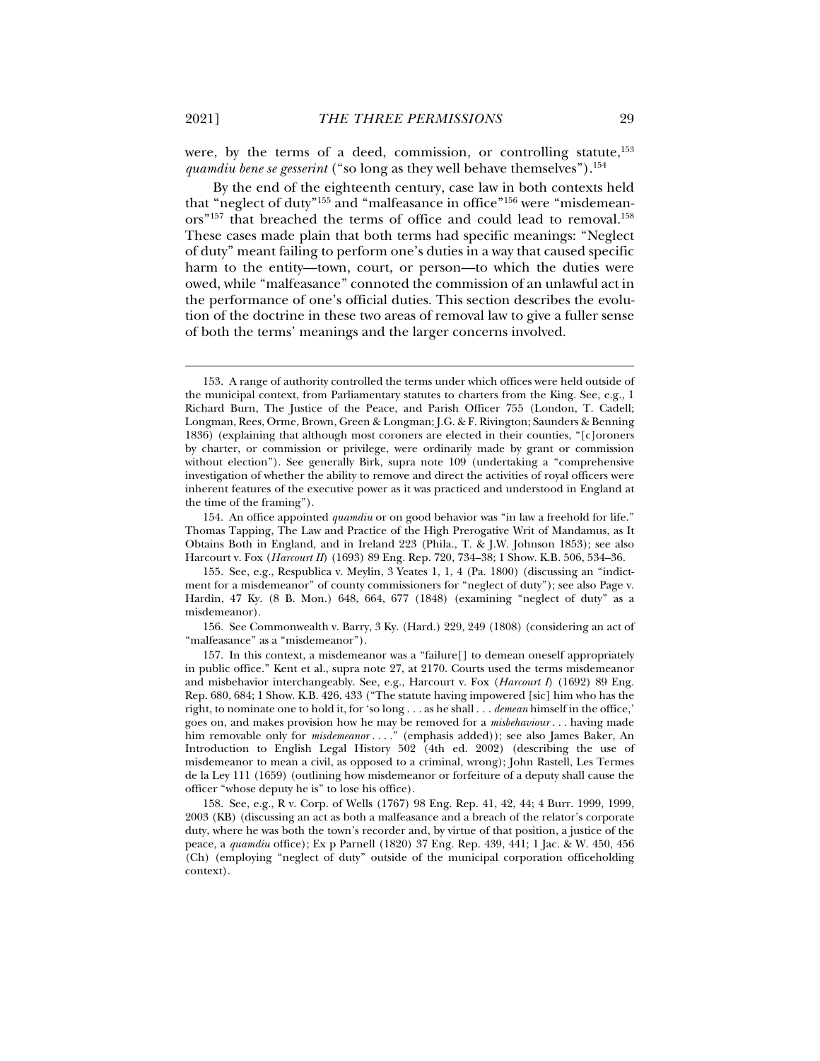were, by the terms of a deed, commission, or controlling statute,[153] *quamdiu bene se gesserint* ("so long as they well behave themselves").[154]

By the end of the eighteenth century, case law in both contexts held that "neglect of duty"[155] and "malfeasance in office"[156] were "misdemeanors"[157] that breached the terms of office and could lead to removal.[158] These cases made plain that both terms had specific meanings: "Neglect of duty" meant failing to perform one's duties in a way that caused specific harm to the entity—town, court, or person—to which the duties were owed, while "malfeasance" connoted the commission of an unlawful act in the performance of one's official duties. This section describes the evolution of the doctrine in these two areas of removal law to give a fuller sense of both the terms' meanings and the larger concerns involved.

---

153. A range of authority controlled the terms under which offices were held outside of the municipal context, from Parliamentary statutes to charters from the King. See, e.g., 1 Richard Burn, The Justice of the Peace, and Parish Officer 755 (London, T. Cadell; Longman, Rees, Orme, Brown, Green & Longman; J.G. & F. Rivington; Saunders & Benning 1836) (explaining that although most coroners are elected in their counties, "[c]oroners by charter, or commission or privilege, were ordinarily made by grant or commission without election"). See generally Birk, supra note 109 (undertaking a "comprehensive investigation of whether the ability to remove and direct the activities of royal officers were inherent features of the executive power as it was practiced and understood in England at the time of the framing").

154. An office appointed *quamdiu* or on good behavior was "in law a freehold for life." Thomas Tapping, The Law and Practice of the High Prerogative Writ of Mandamus, as It Obtains Both in England, and in Ireland 223 (Phila., T. & J.W. Johnson 1853); see also Harcourt v. Fox (*Harcourt II*) (1693) 89 Eng. Rep. 720, 734–38; 1 Show. K.B. 506, 534–36.

155. See, e.g., Respublica v. Meylin, 3 Yeates 1, 1, 4 (Pa. 1800) (discussing an "indictment for a misdemeanor" of county commissioners for "neglect of duty"); see also Page v. Hardin, 47 Ky. (8 B. Mon.) 648, 664, 677 (1848) (examining "neglect of duty" as a misdemeanor).

156. See Commonwealth v. Barry, 3 Ky. (Hard.) 229, 249 (1808) (considering an act of "malfeasance" as a "misdemeanor").

157. In this context, a misdemeanor was a "failure[] to demean oneself appropriately in public office." Kent et al., supra note 27, at 2170. Courts used the terms misdemeanor and misbehavior interchangeably. See, e.g., Harcourt v. Fox (*Harcourt I*) (1692) 89 Eng. Rep. 680, 684; 1 Show. K.B. 426, 433 ("The statute having impowered [sic] him who has the right, to nominate one to hold it, for 'so long . . . as he shall . . . *demean* himself in the office,' goes on, and makes provision how he may be removed for a *misbehaviour* . . . having made him removable only for *misdemeanor* . . . ." (emphasis added)); see also James Baker, An Introduction to English Legal History 502 (4th ed. 2002) (describing the use of misdemeanor to mean a civil, as opposed to a criminal, wrong); John Rastell, Les Termes de la Ley 111 (1659) (outlining how misdemeanor or forfeiture of a deputy shall cause the officer "whose deputy he is" to lose his office).

158. See, e.g., R v. Corp. of Wells (1767) 98 Eng. Rep. 41, 42, 44; 4 Burr. 1999, 1999, 2003 (KB) (discussing an act as both a malfeasance and a breach of the relator's corporate duty, where he was both the town's recorder and, by virtue of that position, a justice of the peace, a *quamdiu* office); Ex p Parnell (1820) 37 Eng. Rep. 439, 441; 1 Jac. & W. 450, 456 (Ch) (employing "neglect of duty" outside of the municipal corporation officeholding context).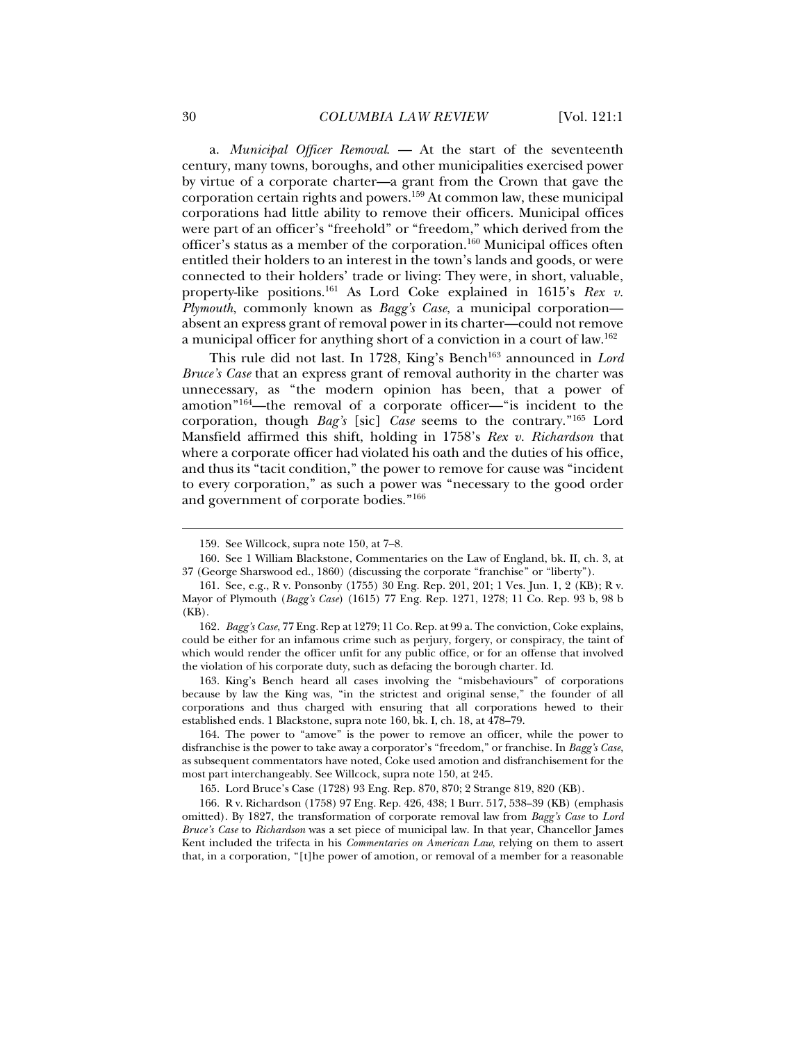a. *Municipal Officer Removal*. — At the start of the seventeenth century, many towns, boroughs, and other municipalities exercised power by virtue of a corporate charter—a grant from the Crown that gave the corporation certain rights and powers.[159] At common law, these municipal corporations had little ability to remove their officers. Municipal offices were part of an officer's "freehold" or "freedom," which derived from the officer's status as a member of the corporation.[160] Municipal offices often entitled their holders to an interest in the town's lands and goods, or were connected to their holders' trade or living: They were, in short, valuable, property-like positions.[161] As Lord Coke explained in 1615's *Rex v. Plymouth*, commonly known as *Bagg's Case*, a municipal corporation—absent an express grant of removal power in its charter—could not remove a municipal officer for anything short of a conviction in a court of law.[162]

This rule did not last. In 1728, King's Bench[163] announced in *Lord Bruce's Case* that an express grant of removal authority in the charter was unnecessary, as "the modern opinion has been, that a power of amotion"[164]—the removal of a corporate officer—"is incident to the corporation, though *Bag's* [sic] *Case* seems to the contrary."[165] Lord Mansfield affirmed this shift, holding in 1758's *Rex v. Richardson* that where a corporate officer had violated his oath and the duties of his office, and thus its "tacit condition," the power to remove for cause was "incident to every corporation," as such a power was "necessary to the good order and government of corporate bodies."[166]

---

159. See Willcock, supra note 150, at 7–8.

160. See 1 William Blackstone, Commentaries on the Law of England, bk. II, ch. 3, at 37 (George Sharswood ed., 1860) (discussing the corporate "franchise" or "liberty").

161. See, e.g., R v. Ponsonby (1755) 30 Eng. Rep. 201, 201; 1 Ves. Jun. 1, 2 (KB); R v. Mayor of Plymouth (*Bagg's Case*) (1615) 77 Eng. Rep. 1271, 1278; 11 Co. Rep. 93 b, 98 b (KB).

162. *Bagg's Case*, 77 Eng. Rep at 1279; 11 Co. Rep. at 99 a. The conviction, Coke explains, could be either for an infamous crime such as perjury, forgery, or conspiracy, the taint of which would render the officer unfit for any public office, or for an offense that involved the violation of his corporate duty, such as defacing the borough charter. Id.

163. King's Bench heard all cases involving the "misbehaviours" of corporations because by law the King was, "in the strictest and original sense," the founder of all corporations and thus charged with ensuring that all corporations hewed to their established ends. 1 Blackstone, supra note 160, bk. I, ch. 18, at 478–79.

164. The power to "amove" is the power to remove an officer, while the power to disfranchise is the power to take away a corporator's "freedom," or franchise. In *Bagg's Case*, as subsequent commentators have noted, Coke used amotion and disfranchisement for the most part interchangeably. See Willcock, supra note 150, at 245.

165. Lord Bruce's Case (1728) 93 Eng. Rep. 870, 870; 2 Strange 819, 820 (KB).

166. R v. Richardson (1758) 97 Eng. Rep. 426, 438; 1 Burr. 517, 538–39 (KB) (emphasis omitted). By 1827, the transformation of corporate removal law from *Bagg's Case* to *Lord Bruce's Case* to *Richardson* was a set piece of municipal law. In that year, Chancellor James Kent included the trifecta in his *Commentaries on American Law*, relying on them to assert that, in a corporation, "[t]he power of amotion, or removal of a member for a reasonable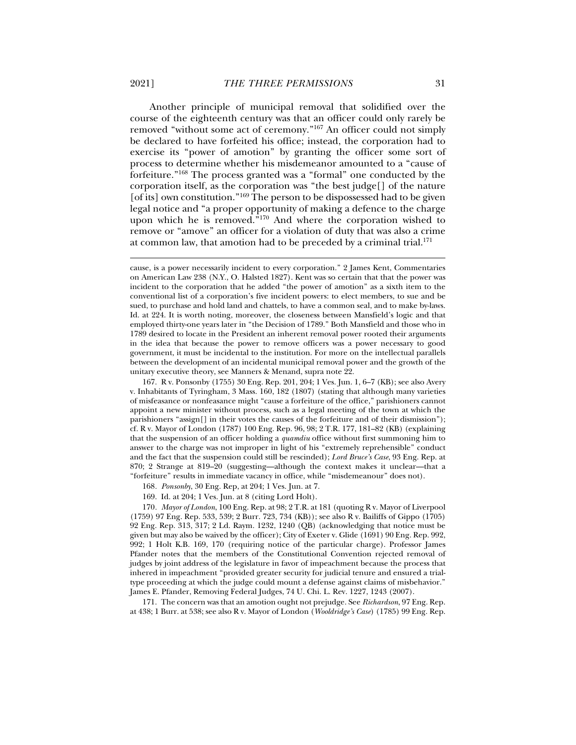Another principle of municipal removal that solidified over the course of the eighteenth century was that an officer could only rarely be removed "without some act of ceremony."[167] An officer could not simply be declared to have forfeited his office; instead, the corporation had to exercise its "power of amotion" by granting the officer some sort of process to determine whether his misdemeanor amounted to a "cause of forfeiture."[168] The process granted was a "formal" one conducted by the corporation itself, as the corporation was "the best judge[] of the nature [of its] own constitution."[169] The person to be dispossessed had to be given legal notice and "a proper opportunity of making a defence to the charge upon which he is removed."[170] And where the corporation wished to remove or "amove" an officer for a violation of duty that was also a crime at common law, that amotion had to be preceded by a criminal trial.[171]

---

cause, is a power necessarily incident to every corporation." 2 James Kent, Commentaries on American Law 238 (N.Y., O. Halsted 1827). Kent was so certain that that the power was incident to the corporation that he added "the power of amotion" as a sixth item to the conventional list of a corporation's five incident powers: to elect members, to sue and be sued, to purchase and hold land and chattels, to have a common seal, and to make by-laws. Id. at 224. It is worth noting, moreover, the closeness between Mansfield's logic and that employed thirty-one years later in "the Decision of 1789." Both Mansfield and those who in 1789 desired to locate in the President an inherent removal power rooted their arguments in the idea that because the power to remove officers was a power necessary to good government, it must be incidental to the institution. For more on the intellectual parallels between the development of an incidental municipal removal power and the growth of the unitary executive theory, see Manners & Menand, supra note 22.

167. R v. Ponsonby (1755) 30 Eng. Rep. 201, 204; 1 Ves. Jun. 1, 6–7 (KB); see also Avery v. Inhabitants of Tyringham, 3 Mass. 160, 182 (1807) (stating that although many varieties of misfeasance or nonfeasance might "cause a forfeiture of the office," parishioners cannot appoint a new minister without process, such as a legal meeting of the town at which the parishioners "assign[] in their votes the causes of the forfeiture and of their dismission"); cf. R v. Mayor of London (1787) 100 Eng. Rep. 96, 98; 2 T.R. 177, 181–82 (KB) (explaining that the suspension of an officer holding a *quamdiu* office without first summoning him to answer to the charge was not improper in light of his "extremely reprehensible" conduct and the fact that the suspension could still be rescinded); *Lord Bruce's Case*, 93 Eng. Rep. at 870; 2 Strange at 819–20 (suggesting—although the context makes it unclear—that a "forfeiture" results in immediate vacancy in office, while "misdemeanour" does not).

168. *Ponsonby*, 30 Eng. Rep, at 204; 1 Ves. Jun. at 7.

169. Id. at 204; 1 Ves. Jun. at 8 (citing Lord Holt).

170. *Mayor of London*, 100 Eng. Rep. at 98; 2 T.R. at 181 (quoting R v. Mayor of Liverpool (1759) 97 Eng. Rep. 533, 539; 2 Burr. 723, 734 (KB)); see also R v. Bailiffs of Gippo (1705) 92 Eng. Rep. 313, 317; 2 Ld. Raym. 1232, 1240 (QB) (acknowledging that notice must be given but may also be waived by the officer); City of Exeter v. Glide (1691) 90 Eng. Rep. 992, 992; 1 Holt K.B. 169, 170 (requiring notice of the particular charge). Professor James Pfander notes that the members of the Constitutional Convention rejected removal of judges by joint address of the legislature in favor of impeachment because the process that inhered in impeachment "provided greater security for judicial tenure and ensured a trial-type proceeding at which the judge could mount a defense against claims of misbehavior." James E. Pfander, Removing Federal Judges, 74 U. Chi. L. Rev. 1227, 1243 (2007).

171. The concern was that an amotion ought not prejudge. See *Richardson*, 97 Eng. Rep. at 438; 1 Burr. at 538; see also R v. Mayor of London (*Wooldridge's Case*) (1785) 99 Eng. Rep.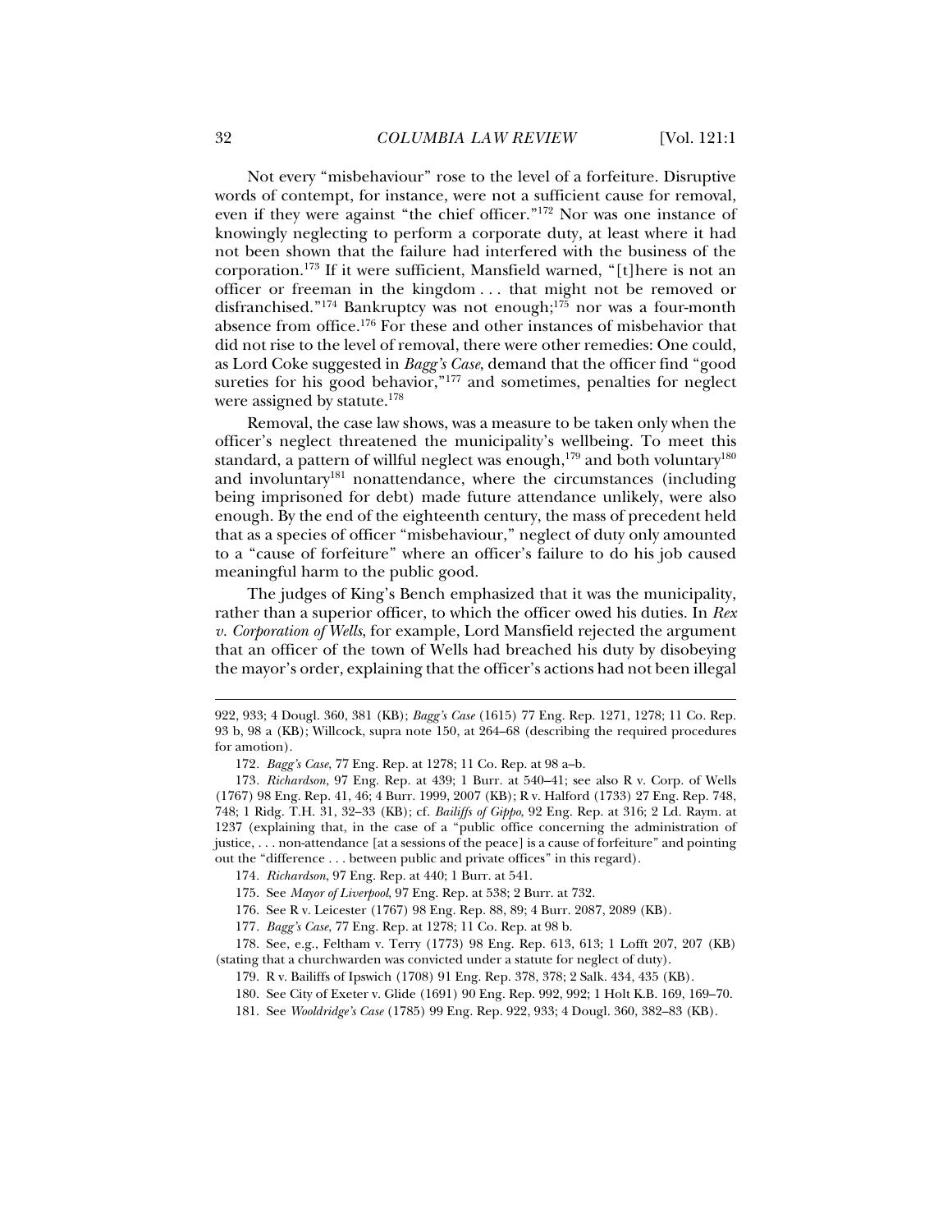Not every "misbehaviour" rose to the level of a forfeiture. Disruptive words of contempt, for instance, were not a sufficient cause for removal, even if they were against "the chief officer."[172] Nor was one instance of knowingly neglecting to perform a corporate duty, at least where it had not been shown that the failure had interfered with the business of the corporation.[173] If it were sufficient, Mansfield warned, "[t]here is not an officer or freeman in the kingdom . . . that might not be removed or disfranchised."[174] Bankruptcy was not enough;[175] nor was a four-month absence from office.[176] For these and other instances of misbehavior that did not rise to the level of removal, there were other remedies: One could, as Lord Coke suggested in *Bagg's Case*, demand that the officer find "good sureties for his good behavior,"[177] and sometimes, penalties for neglect were assigned by statute.[178]

Removal, the case law shows, was a measure to be taken only when the officer's neglect threatened the municipality's wellbeing. To meet this standard, a pattern of willful neglect was enough,[179] and both voluntary[180] and involuntary[181] nonattendance, where the circumstances (including being imprisoned for debt) made future attendance unlikely, were also enough. By the end of the eighteenth century, the mass of precedent held that as a species of officer "misbehaviour," neglect of duty only amounted to a "cause of forfeiture" where an officer's failure to do his job caused meaningful harm to the public good.

The judges of King's Bench emphasized that it was the municipality, rather than a superior officer, to which the officer owed his duties. In *Rex v. Corporation of Wells*, for example, Lord Mansfield rejected the argument that an officer of the town of Wells had breached his duty by disobeying the mayor's order, explaining that the officer's actions had not been illegal

---

922, 933; 4 Dougl. 360, 381 (KB); *Bagg's Case* (1615) 77 Eng. Rep. 1271, 1278; 11 Co. Rep. 93 b, 98 a (KB); Willcock, supra note 150, at 264–68 (describing the required procedures for amotion).

172. *Bagg's Case*, 77 Eng. Rep. at 1278; 11 Co. Rep. at 98 a–b.

173. *Richardson*, 97 Eng. Rep. at 439; 1 Burr. at 540–41; see also R v. Corp. of Wells (1767) 98 Eng. Rep. 41, 46; 4 Burr. 1999, 2007 (KB); R v. Halford (1733) 27 Eng. Rep. 748, 748; 1 Ridg. T.H. 31, 32–33 (KB); cf. *Bailiffs of Gippo*, 92 Eng. Rep. at 316; 2 Ld. Raym. at 1237 (explaining that, in the case of a "public office concerning the administration of justice, . . . non-attendance [at a sessions of the peace] is a cause of forfeiture" and pointing out the "difference . . . between public and private offices" in this regard).

174. *Richardson*, 97 Eng. Rep. at 440; 1 Burr. at 541.

175. See *Mayor of Liverpool*, 97 Eng. Rep. at 538; 2 Burr. at 732.

176. See R v. Leicester (1767) 98 Eng. Rep. 88, 89; 4 Burr. 2087, 2089 (KB).

177. *Bagg's Case*, 77 Eng. Rep. at 1278; 11 Co. Rep. at 98 b.

178. See, e.g., Feltham v. Terry (1773) 98 Eng. Rep. 613, 613; 1 Lofft 207, 207 (KB) (stating that a churchwarden was convicted under a statute for neglect of duty).

179. R v. Bailiffs of Ipswich (1708) 91 Eng. Rep. 378, 378; 2 Salk. 434, 435 (KB).

180. See City of Exeter v. Glide (1691) 90 Eng. Rep. 992, 992; 1 Holt K.B. 169, 169–70.

181. See *Wooldridge's Case* (1785) 99 Eng. Rep. 922, 933; 4 Dougl. 360, 382–83 (KB).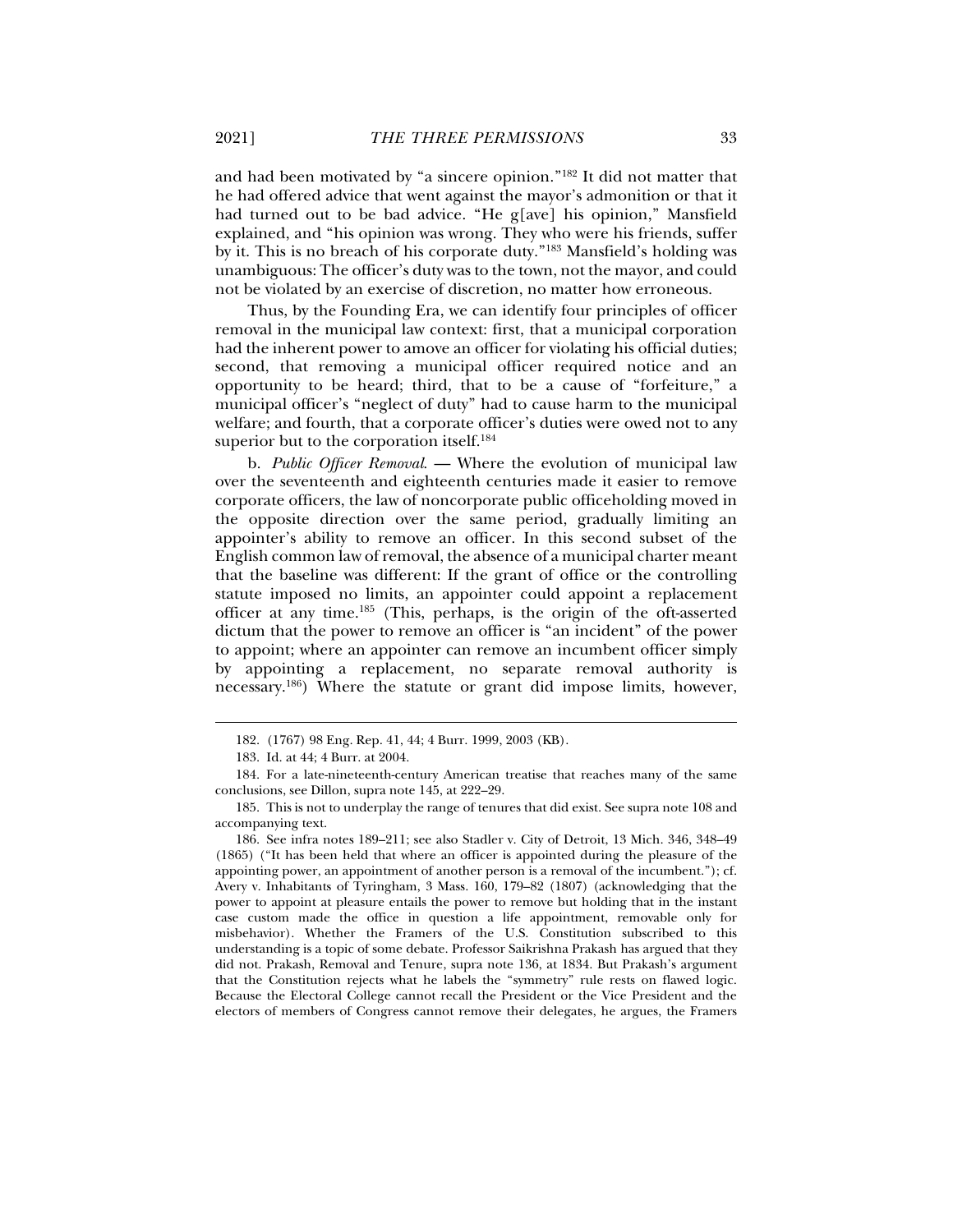and had been motivated by "a sincere opinion."[182] It did not matter that he had offered advice that went against the mayor's admonition or that it had turned out to be bad advice. "He g[ave] his opinion," Mansfield explained, and "his opinion was wrong. They who were his friends, suffer by it. This is no breach of his corporate duty."[183] Mansfield's holding was unambiguous: The officer's duty was to the town, not the mayor, and could not be violated by an exercise of discretion, no matter how erroneous.

Thus, by the Founding Era, we can identify four principles of officer removal in the municipal law context: first, that a municipal corporation had the inherent power to amove an officer for violating his official duties; second, that removing a municipal officer required notice and an opportunity to be heard; third, that to be a cause of "forfeiture," a municipal officer's "neglect of duty" had to cause harm to the municipal welfare; and fourth, that a corporate officer's duties were owed not to any superior but to the corporation itself.[184]

b. *Public Officer Removal*. — Where the evolution of municipal law over the seventeenth and eighteenth centuries made it easier to remove corporate officers, the law of noncorporate public officeholding moved in the opposite direction over the same period, gradually limiting an appointer's ability to remove an officer. In this second subset of the English common law of removal, the absence of a municipal charter meant that the baseline was different: If the grant of office or the controlling statute imposed no limits, an appointer could appoint a replacement officer at any time.[185] (This, perhaps, is the origin of the oft-asserted dictum that the power to remove an officer is "an incident" of the power to appoint; where an appointer can remove an incumbent officer simply by appointing a replacement, no separate removal authority is necessary.[186]) Where the statute or grant did impose limits, however,

---

182. (1767) 98 Eng. Rep. 41, 44; 4 Burr. 1999, 2003 (KB).

183. Id. at 44; 4 Burr. at 2004.

184. For a late-nineteenth-century American treatise that reaches many of the same conclusions, see Dillon, supra note 145, at 222–29.

185. This is not to underplay the range of tenures that did exist. See supra note 108 and accompanying text.

186. See infra notes 189–211; see also Stadler v. City of Detroit, 13 Mich. 346, 348–49 (1865) ("It has been held that where an officer is appointed during the pleasure of the appointing power, an appointment of another person is a removal of the incumbent."); cf. Avery v. Inhabitants of Tyringham, 3 Mass. 160, 179–82 (1807) (acknowledging that the power to appoint at pleasure entails the power to remove but holding that in the instant case custom made the office in question a life appointment, removable only for misbehavior). Whether the Framers of the U.S. Constitution subscribed to this understanding is a topic of some debate. Professor Saikrishna Prakash has argued that they did not. Prakash, Removal and Tenure, supra note 136, at 1834. But Prakash's argument that the Constitution rejects what he labels the "symmetry" rule rests on flawed logic. Because the Electoral College cannot recall the President or the Vice President and the electors of members of Congress cannot remove their delegates, he argues, the Framers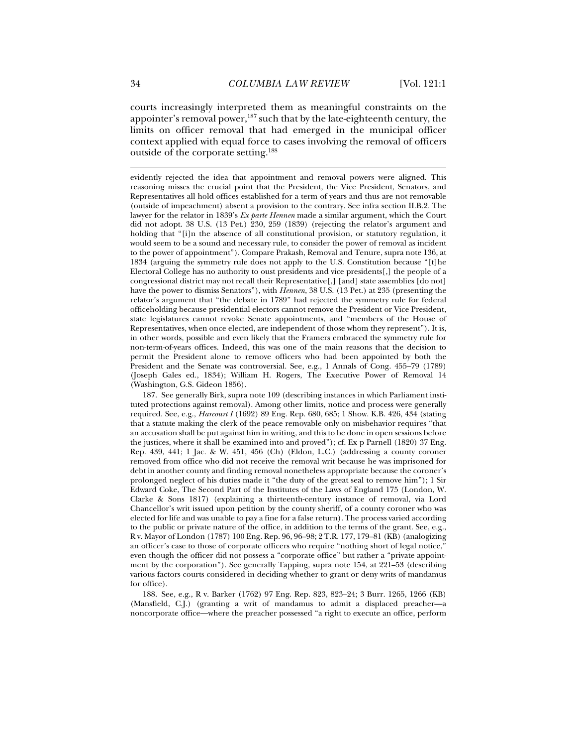courts increasingly interpreted them as meaningful constraints on the appointer's removal power,[187] such that by the late-eighteenth century, the limits on officer removal that had emerged in the municipal officer context applied with equal force to cases involving the removal of officers outside of the corporate setting.[188]

---

evidently rejected the idea that appointment and removal powers were aligned. This reasoning misses the crucial point that the President, the Vice President, Senators, and Representatives all hold offices established for a term of years and thus are not removable (outside of impeachment) absent a provision to the contrary. See infra section II.B.2. The lawyer for the relator in 1839's *Ex parte Hennen* made a similar argument, which the Court did not adopt. 38 U.S. (13 Pet.) 230, 259 (1839) (rejecting the relator's argument and holding that "[i]n the absence of all constitutional provision, or statutory regulation, it would seem to be a sound and necessary rule, to consider the power of removal as incident to the power of appointment"). Compare Prakash, Removal and Tenure, supra note 136, at 1834 (arguing the symmetry rule does not apply to the U.S. Constitution because "[t]he Electoral College has no authority to oust presidents and vice presidents[,] the people of a congressional district may not recall their Representative[,] [and] state assemblies [do not] have the power to dismiss Senators"), with *Hennen*, 38 U.S. (13 Pet.) at 235 (presenting the relator's argument that "the debate in 1789" had rejected the symmetry rule for federal officeholding because presidential electors cannot remove the President or Vice President, state legislatures cannot revoke Senate appointments, and "members of the House of Representatives, when once elected, are independent of those whom they represent"). It is, in other words, possible and even likely that the Framers embraced the symmetry rule for non-term-of-years offices. Indeed, this was one of the main reasons that the decision to permit the President alone to remove officers who had been appointed by both the President and the Senate was controversial. See, e.g., 1 Annals of Cong. 455–79 (1789) (Joseph Gales ed., 1834); William H. Rogers, The Executive Power of Removal 14 (Washington, G.S. Gideon 1856).

187. See generally Birk, supra note 109 (describing instances in which Parliament instituted protections against removal). Among other limits, notice and process were generally required. See, e.g., *Harcourt I* (1692) 89 Eng. Rep. 680, 685; 1 Show. K.B. 426, 434 (stating that a statute making the clerk of the peace removable only on misbehavior requires "that an accusation shall be put against him in writing, and this to be done in open sessions before the justices, where it shall be examined into and proved"); cf. Ex p Parnell (1820) 37 Eng. Rep. 439, 441; 1 Jac. & W. 451, 456 (Ch) (Eldon, L.C.) (addressing a county coroner removed from office who did not receive the removal writ because he was imprisoned for debt in another county and finding removal nonetheless appropriate because the coroner's prolonged neglect of his duties made it "the duty of the great seal to remove him"); 1 Sir Edward Coke, The Second Part of the Institutes of the Laws of England 175 (London, W. Clarke & Sons 1817) (explaining a thirteenth-century instance of removal, via Lord Chancellor's writ issued upon petition by the county sheriff, of a county coroner who was elected for life and was unable to pay a fine for a false return). The process varied according to the public or private nature of the office, in addition to the terms of the grant. See, e.g., R v. Mayor of London (1787) 100 Eng. Rep. 96, 96–98; 2 T.R. 177, 179–81 (KB) (analogizing an officer's case to those of corporate officers who require "nothing short of legal notice," even though the officer did not possess a "corporate office" but rather a "private appointment by the corporation"). See generally Tapping, supra note 154, at 221–53 (describing various factors courts considered in deciding whether to grant or deny writs of mandamus for office).

188. See, e.g., R v. Barker (1762) 97 Eng. Rep. 823, 823–24; 3 Burr. 1265, 1266 (KB) (Mansfield, C.J.) (granting a writ of mandamus to admit a displaced preacher—a noncorporate office—where the preacher possessed "a right to execute an office, perform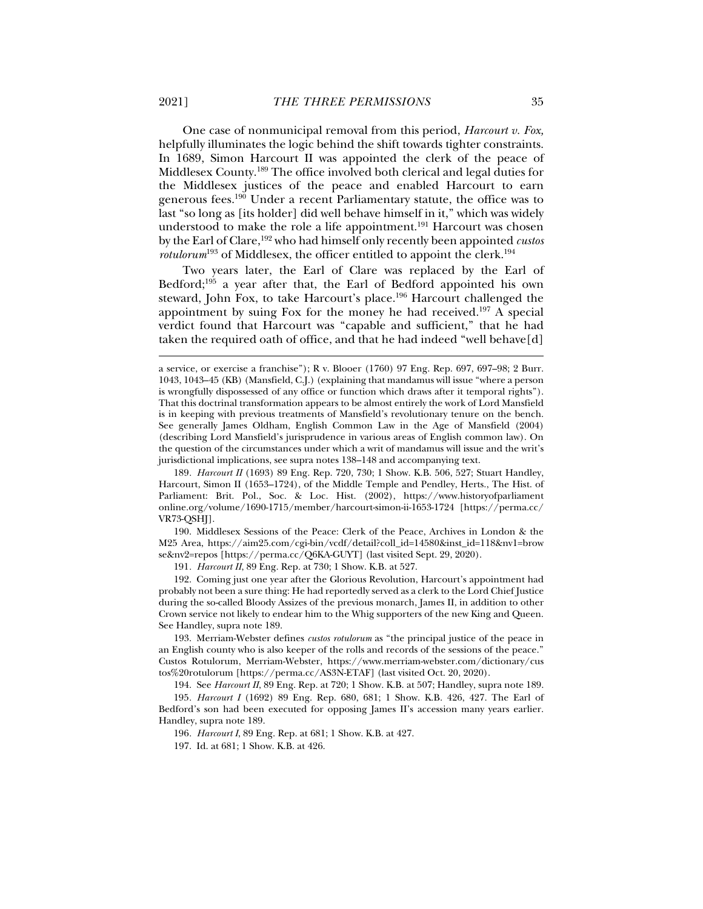One case of nonmunicipal removal from this period, *Harcourt v. Fox,* helpfully illuminates the logic behind the shift towards tighter constraints. In 1689, Simon Harcourt II was appointed the clerk of the peace of Middlesex County.[189] The office involved both clerical and legal duties for the Middlesex justices of the peace and enabled Harcourt to earn generous fees.[190] Under a recent Parliamentary statute, the office was to last "so long as [its holder] did well behave himself in it," which was widely understood to make the role a life appointment.[191] Harcourt was chosen by the Earl of Clare,[192] who had himself only recently been appointed *custos rotulorum*[193] of Middlesex, the officer entitled to appoint the clerk.[194]

Two years later, the Earl of Clare was replaced by the Earl of Bedford;[195] a year after that, the Earl of Bedford appointed his own steward, John Fox, to take Harcourt's place.[196] Harcourt challenged the appointment by suing Fox for the money he had received.[197] A special verdict found that Harcourt was "capable and sufficient," that he had taken the required oath of office, and that he had indeed "well behave[d]

---

a service, or exercise a franchise"); R v. Blooer (1760) 97 Eng. Rep. 697, 697–98; 2 Burr. 1043, 1043–45 (KB) (Mansfield, C.J.) (explaining that mandamus will issue "where a person is wrongfully dispossessed of any office or function which draws after it temporal rights"). That this doctrinal transformation appears to be almost entirely the work of Lord Mansfield is in keeping with previous treatments of Mansfield's revolutionary tenure on the bench. See generally James Oldham, English Common Law in the Age of Mansfield (2004) (describing Lord Mansfield's jurisprudence in various areas of English common law). On the question of the circumstances under which a writ of mandamus will issue and the writ's jurisdictional implications, see supra notes 138–148 and accompanying text.

189. *Harcourt II* (1693) 89 Eng. Rep. 720, 730; 1 Show. K.B. 506, 527; Stuart Handley, Harcourt, Simon II (1653–1724), of the Middle Temple and Pendley, Herts., The Hist. of Parliament: Brit. Pol., Soc. & Loc. Hist. (2002), https://www.historyofparliamentonline.org/volume/1690-1715/member/harcourt-simon-ii-1653-1724 [https://perma.cc/VR73-QSHJ].

190. Middlesex Sessions of the Peace: Clerk of the Peace, Archives in London & the M25 Area, https://aim25.com/cgi-bin/vcdf/detail?coll_id=14580&inst_id=118&nv1=browse&nv2=repos [https://perma.cc/Q6KA-GUYT] (last visited Sept. 29, 2020).

191. *Harcourt II*, 89 Eng. Rep. at 730; 1 Show. K.B. at 527.

192. Coming just one year after the Glorious Revolution, Harcourt's appointment had probably not been a sure thing: He had reportedly served as a clerk to the Lord Chief Justice during the so-called Bloody Assizes of the previous monarch, James II, in addition to other Crown service not likely to endear him to the Whig supporters of the new King and Queen. See Handley, supra note 189.

193. Merriam-Webster defines *custos rotulorum* as "the principal justice of the peace in an English county who is also keeper of the rolls and records of the sessions of the peace." Custos Rotulorum, Merriam-Webster, https://www.merriam-webster.com/dictionary/custos%20rotulorum [https://perma.cc/AS3N-ETAF] (last visited Oct. 20, 2020).

194. See *Harcourt II*, 89 Eng. Rep. at 720; 1 Show. K.B. at 507; Handley, supra note 189.

195. *Harcourt I* (1692) 89 Eng. Rep. 680, 681; 1 Show. K.B. 426, 427. The Earl of Bedford's son had been executed for opposing James II's accession many years earlier. Handley, supra note 189.

196. *Harcourt I*, 89 Eng. Rep. at 681; 1 Show. K.B. at 427.

197. Id. at 681; 1 Show. K.B. at 426.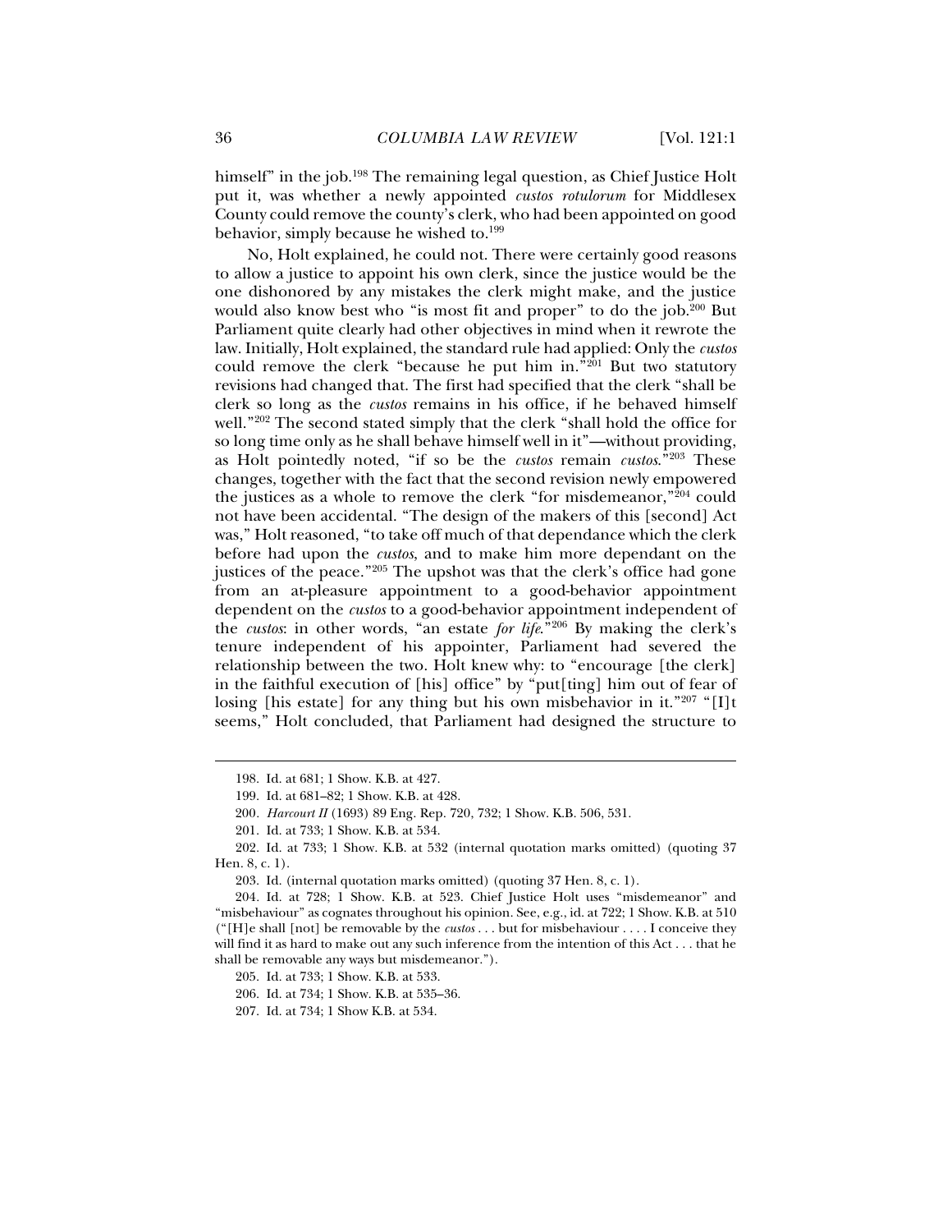himself" in the job.[198] The remaining legal question, as Chief Justice Holt put it, was whether a newly appointed *custos rotulorum* for Middlesex County could remove the county's clerk, who had been appointed on good behavior, simply because he wished to.[199]

No, Holt explained, he could not. There were certainly good reasons to allow a justice to appoint his own clerk, since the justice would be the one dishonored by any mistakes the clerk might make, and the justice would also know best who "is most fit and proper" to do the job.[200] But Parliament quite clearly had other objectives in mind when it rewrote the law. Initially, Holt explained, the standard rule had applied: Only the *custos* could remove the clerk "because he put him in."[201] But two statutory revisions had changed that. The first had specified that the clerk "shall be clerk so long as the *custos* remains in his office, if he behaved himself well."[202] The second stated simply that the clerk "shall hold the office for so long time only as he shall behave himself well in it"—without providing, as Holt pointedly noted, "if so be the *custos* remain *custos*."[203] These changes, together with the fact that the second revision newly empowered the justices as a whole to remove the clerk "for misdemeanor,"[204] could not have been accidental. "The design of the makers of this [second] Act was," Holt reasoned, "to take off much of that dependance which the clerk before had upon the *custos*, and to make him more dependant on the justices of the peace."[205] The upshot was that the clerk's office had gone from an at-pleasure appointment to a good-behavior appointment dependent on the *custos* to a good-behavior appointment independent of the *custos*: in other words, "an estate *for life*."[206] By making the clerk's tenure independent of his appointer, Parliament had severed the relationship between the two. Holt knew why: to "encourage [the clerk] in the faithful execution of [his] office" by "put[ting] him out of fear of losing [his estate] for any thing but his own misbehavior in it."[207] "[I]t seems," Holt concluded, that Parliament had designed the structure to

---

198. Id. at 681; 1 Show. K.B. at 427.

199. Id. at 681–82; 1 Show. K.B. at 428.

200. *Harcourt II* (1693) 89 Eng. Rep. 720, 732; 1 Show. K.B. 506, 531.

201. Id. at 733; 1 Show. K.B. at 534.

202. Id. at 733; 1 Show. K.B. at 532 (internal quotation marks omitted) (quoting 37 Hen. 8, c. 1).

203. Id. (internal quotation marks omitted) (quoting 37 Hen. 8, c. 1).

204. Id. at 728; 1 Show. K.B. at 523. Chief Justice Holt uses "misdemeanor" and "misbehaviour" as cognates throughout his opinion. See, e.g., id. at 722; 1 Show. K.B. at 510 ("[H]e shall [not] be removable by the *custos* . . . but for misbehaviour . . . . I conceive they will find it as hard to make out any such inference from the intention of this Act . . . that he shall be removable any ways but misdemeanor.").

205. Id. at 733; 1 Show. K.B. at 533.

206. Id. at 734; 1 Show. K.B. at 535–36.

207. Id. at 734; 1 Show K.B. at 534.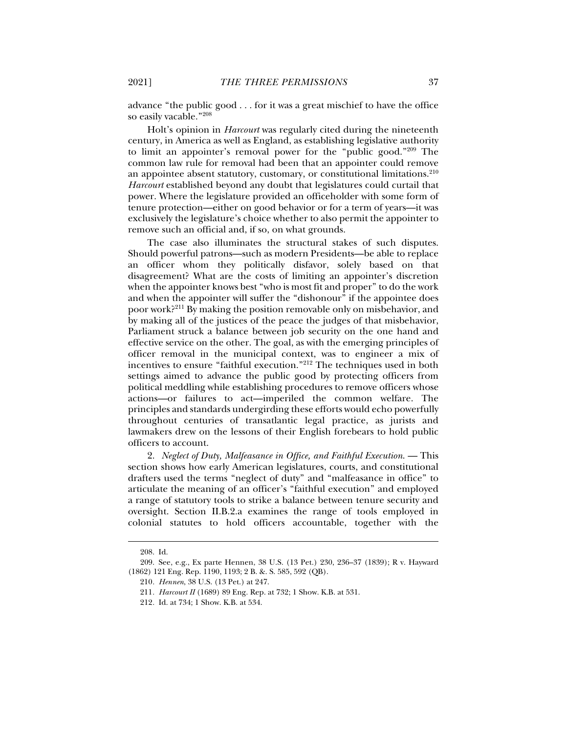advance "the public good . . . for it was a great mischief to have the office so easily vacable."[208]

Holt's opinion in *Harcourt* was regularly cited during the nineteenth century, in America as well as England, as establishing legislative authority to limit an appointer's removal power for the "public good."[209] The common law rule for removal had been that an appointer could remove an appointee absent statutory, customary, or constitutional limitations.[210] *Harcourt* established beyond any doubt that legislatures could curtail that power. Where the legislature provided an officeholder with some form of tenure protection—either on good behavior or for a term of years—it was exclusively the legislature's choice whether to also permit the appointer to remove such an official and, if so, on what grounds.

The case also illuminates the structural stakes of such disputes. Should powerful patrons—such as modern Presidents—be able to replace an officer whom they politically disfavor, solely based on that disagreement? What are the costs of limiting an appointer's discretion when the appointer knows best "who is most fit and proper" to do the work and when the appointer will suffer the "dishonour" if the appointee does poor work?[211] By making the position removable only on misbehavior, and by making all of the justices of the peace the judges of that misbehavior, Parliament struck a balance between job security on the one hand and effective service on the other. The goal, as with the emerging principles of officer removal in the municipal context, was to engineer a mix of incentives to ensure "faithful execution."[212] The techniques used in both settings aimed to advance the public good by protecting officers from political meddling while establishing procedures to remove officers whose actions—or failures to act—imperiled the common welfare. The principles and standards undergirding these efforts would echo powerfully throughout centuries of transatlantic legal practice, as jurists and lawmakers drew on the lessons of their English forebears to hold public officers to account.

2. *Neglect of Duty, Malfeasance in Office, and Faithful Execution.* — This section shows how early American legislatures, courts, and constitutional drafters used the terms "neglect of duty" and "malfeasance in office" to articulate the meaning of an officer's "faithful execution" and employed a range of statutory tools to strike a balance between tenure security and oversight. Section II.B.2.a examines the range of tools employed in colonial statutes to hold officers accountable, together with the

208. Id.

209. See, e.g., Ex parte Hennen, 38 U.S. (13 Pet.) 230, 236–37 (1839); R v. Hayward (1862) 121 Eng. Rep. 1190, 1193; 2 B. &. S. 585, 592 (QB).

210. *Hennen*, 38 U.S. (13 Pet.) at 247.

211. *Harcourt II* (1689) 89 Eng. Rep. at 732; 1 Show. K.B. at 531.

212. Id. at 734; 1 Show. K.B. at 534.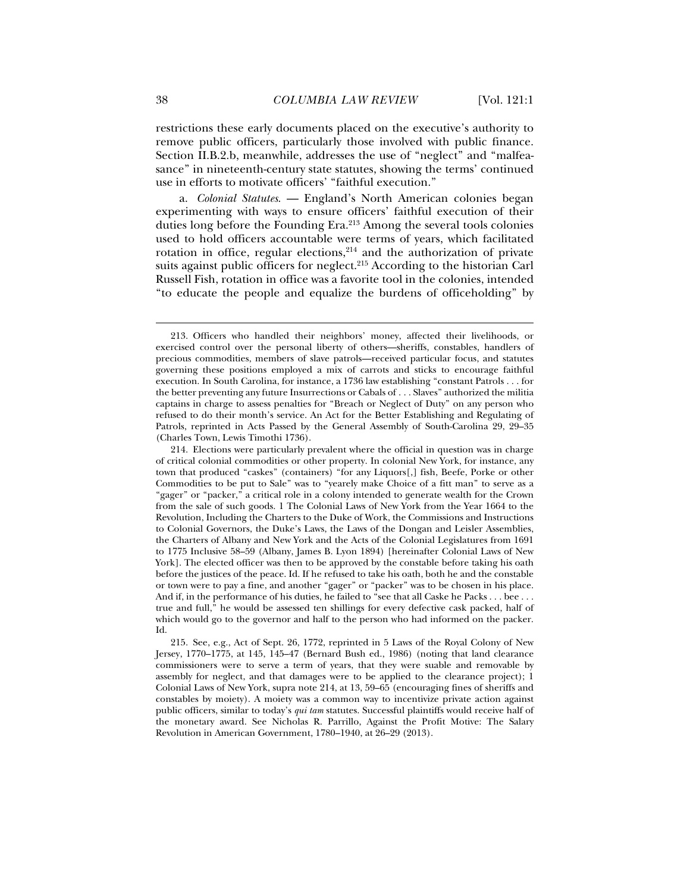restrictions these early documents placed on the executive's authority to remove public officers, particularly those involved with public finance. Section II.B.2.b, meanwhile, addresses the use of "neglect" and "malfeasance" in nineteenth-century state statutes, showing the terms' continued use in efforts to motivate officers' "faithful execution."

a. *Colonial Statutes*. — England's North American colonies began experimenting with ways to ensure officers' faithful execution of their duties long before the Founding Era.[213] Among the several tools colonies used to hold officers accountable were terms of years, which facilitated rotation in office, regular elections,[214] and the authorization of private suits against public officers for neglect.[215] According to the historian Carl Russell Fish, rotation in office was a favorite tool in the colonies, intended "to educate the people and equalize the burdens of officeholding" by

---

213. Officers who handled their neighbors' money, affected their livelihoods, or exercised control over the personal liberty of others—sheriffs, constables, handlers of precious commodities, members of slave patrols—received particular focus, and statutes governing these positions employed a mix of carrots and sticks to encourage faithful execution. In South Carolina, for instance, a 1736 law establishing "constant Patrols . . . for the better preventing any future Insurrections or Cabals of . . . Slaves" authorized the militia captains in charge to assess penalties for "Breach or Neglect of Duty" on any person who refused to do their month's service. An Act for the Better Establishing and Regulating of Patrols, reprinted in Acts Passed by the General Assembly of South-Carolina 29, 29–35 (Charles Town, Lewis Timothi 1736).

214. Elections were particularly prevalent where the official in question was in charge of critical colonial commodities or other property. In colonial New York, for instance, any town that produced "caskes" (containers) "for any Liquors[,] fish, Beefe, Porke or other Commodities to be put to Sale" was to "yearely make Choice of a fitt man" to serve as a "gager" or "packer," a critical role in a colony intended to generate wealth for the Crown from the sale of such goods. 1 The Colonial Laws of New York from the Year 1664 to the Revolution, Including the Charters to the Duke of Work, the Commissions and Instructions to Colonial Governors, the Duke's Laws, the Laws of the Dongan and Leisler Assemblies, the Charters of Albany and New York and the Acts of the Colonial Legislatures from 1691 to 1775 Inclusive 58–59 (Albany, James B. Lyon 1894) [hereinafter Colonial Laws of New York]. The elected officer was then to be approved by the constable before taking his oath before the justices of the peace. Id. If he refused to take his oath, both he and the constable or town were to pay a fine, and another "gager" or "packer" was to be chosen in his place. And if, in the performance of his duties, he failed to "see that all Caske he Packs . . . bee . . . true and full," he would be assessed ten shillings for every defective cask packed, half of which would go to the governor and half to the person who had informed on the packer. Id.

215. See, e.g., Act of Sept. 26, 1772, reprinted in 5 Laws of the Royal Colony of New Jersey, 1770–1775, at 145, 145–47 (Bernard Bush ed., 1986) (noting that land clearance commissioners were to serve a term of years, that they were suable and removable by assembly for neglect, and that damages were to be applied to the clearance project); 1 Colonial Laws of New York, supra note 214, at 13, 59–65 (encouraging fines of sheriffs and constables by moiety). A moiety was a common way to incentivize private action against public officers, similar to today's *qui tam* statutes. Successful plaintiffs would receive half of the monetary award. See Nicholas R. Parrillo, Against the Profit Motive: The Salary Revolution in American Government, 1780–1940, at 26–29 (2013).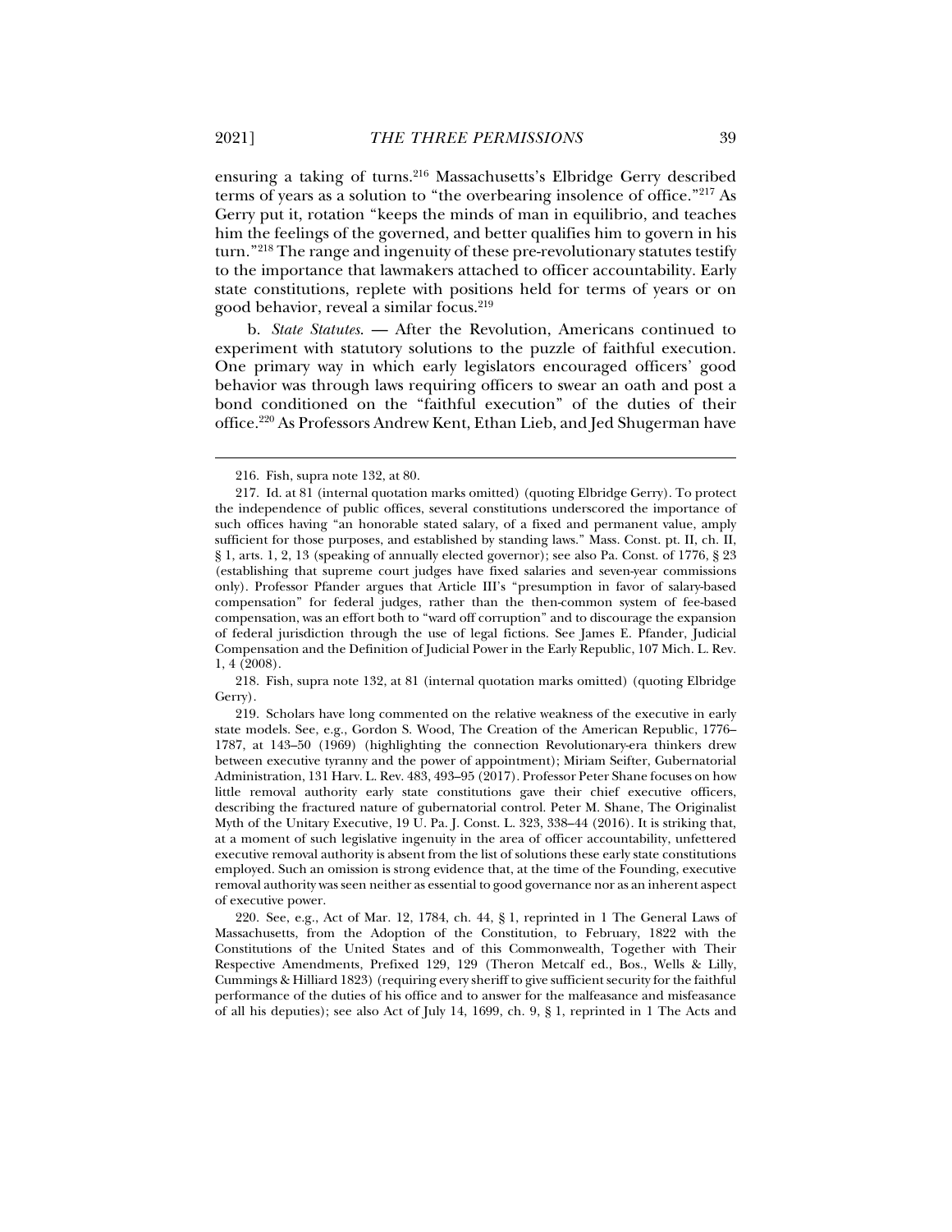ensuring a taking of turns.[216] Massachusetts's Elbridge Gerry described terms of years as a solution to "the overbearing insolence of office."[217] As Gerry put it, rotation "keeps the minds of man in equilibrio, and teaches him the feelings of the governed, and better qualifies him to govern in his turn."[218] The range and ingenuity of these pre-revolutionary statutes testify to the importance that lawmakers attached to officer accountability. Early state constitutions, replete with positions held for terms of years or on good behavior, reveal a similar focus.[219]

b. *State Statutes.* — After the Revolution, Americans continued to experiment with statutory solutions to the puzzle of faithful execution. One primary way in which early legislators encouraged officers' good behavior was through laws requiring officers to swear an oath and post a bond conditioned on the "faithful execution" of the duties of their office.[220] As Professors Andrew Kent, Ethan Lieb, and Jed Shugerman have

---

216. Fish, supra note 132, at 80.

217. Id. at 81 (internal quotation marks omitted) (quoting Elbridge Gerry). To protect the independence of public offices, several constitutions underscored the importance of such offices having "an honorable stated salary, of a fixed and permanent value, amply sufficient for those purposes, and established by standing laws." Mass. Const. pt. II, ch. II, § 1, arts. 1, 2, 13 (speaking of annually elected governor); see also Pa. Const. of 1776, § 23 (establishing that supreme court judges have fixed salaries and seven-year commissions only). Professor Pfander argues that Article III's "presumption in favor of salary-based compensation" for federal judges, rather than the then-common system of fee-based compensation, was an effort both to "ward off corruption" and to discourage the expansion of federal jurisdiction through the use of legal fictions. See James E. Pfander, Judicial Compensation and the Definition of Judicial Power in the Early Republic, 107 Mich. L. Rev. 1, 4 (2008).

218. Fish, supra note 132, at 81 (internal quotation marks omitted) (quoting Elbridge Gerry).

219. Scholars have long commented on the relative weakness of the executive in early state models. See, e.g., Gordon S. Wood, The Creation of the American Republic, 1776–1787, at 143–50 (1969) (highlighting the connection Revolutionary-era thinkers drew between executive tyranny and the power of appointment); Miriam Seifter, Gubernatorial Administration, 131 Harv. L. Rev. 483, 493–95 (2017). Professor Peter Shane focuses on how little removal authority early state constitutions gave their chief executive officers, describing the fractured nature of gubernatorial control. Peter M. Shane, The Originalist Myth of the Unitary Executive, 19 U. Pa. J. Const. L. 323, 338–44 (2016). It is striking that, at a moment of such legislative ingenuity in the area of officer accountability, unfettered executive removal authority is absent from the list of solutions these early state constitutions employed. Such an omission is strong evidence that, at the time of the Founding, executive removal authority was seen neither as essential to good governance nor as an inherent aspect of executive power.

220. See, e.g., Act of Mar. 12, 1784, ch. 44, § 1, reprinted in 1 The General Laws of Massachusetts, from the Adoption of the Constitution, to February, 1822 with the Constitutions of the United States and of this Commonwealth, Together with Their Respective Amendments, Prefixed 129, 129 (Theron Metcalf ed., Bos., Wells & Lilly, Cummings & Hilliard 1823) (requiring every sheriff to give sufficient security for the faithful performance of the duties of his office and to answer for the malfeasance and misfeasance of all his deputies); see also Act of July 14, 1699, ch. 9, § 1, reprinted in 1 The Acts and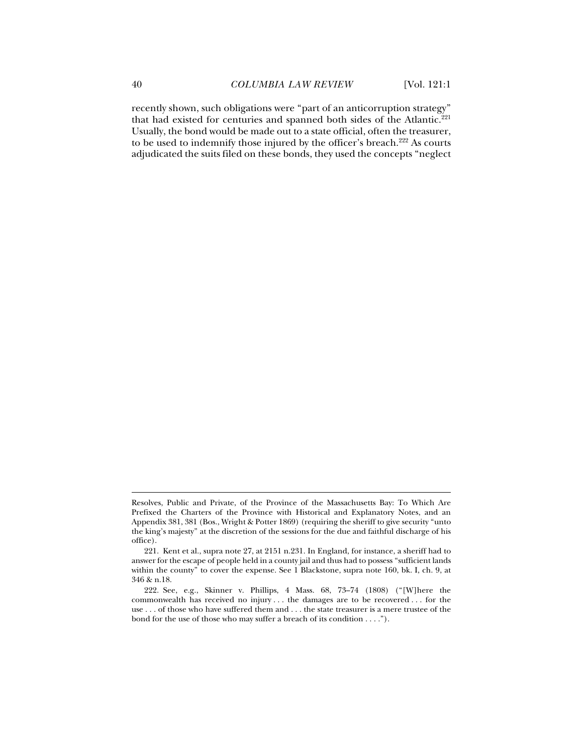recently shown, such obligations were "part of an anticorruption strategy" that had existed for centuries and spanned both sides of the Atlantic.[221] Usually, the bond would be made out to a state official, often the treasurer, to be used to indemnify those injured by the officer's breach.[222] As courts adjudicated the suits filed on these bonds, they used the concepts "neglect

---

Resolves, Public and Private, of the Province of the Massachusetts Bay: To Which Are Prefixed the Charters of the Province with Historical and Explanatory Notes, and an Appendix 381, 381 (Bos., Wright & Potter 1869) (requiring the sheriff to give security "unto the king's majesty" at the discretion of the sessions for the due and faithful discharge of his office).

221. Kent et al., supra note 27, at 2151 n.231. In England, for instance, a sheriff had to answer for the escape of people held in a county jail and thus had to possess "sufficient lands within the county" to cover the expense. See 1 Blackstone, supra note 160, bk. I, ch. 9, at 346 & n.18.

222. See, e.g., Skinner v. Phillips, 4 Mass. 68, 73–74 (1808) ("[W]here the commonwealth has received no injury . . . the damages are to be recovered . . . for the use . . . of those who have suffered them and . . . the state treasurer is a mere trustee of the bond for the use of those who may suffer a breach of its condition . . . .").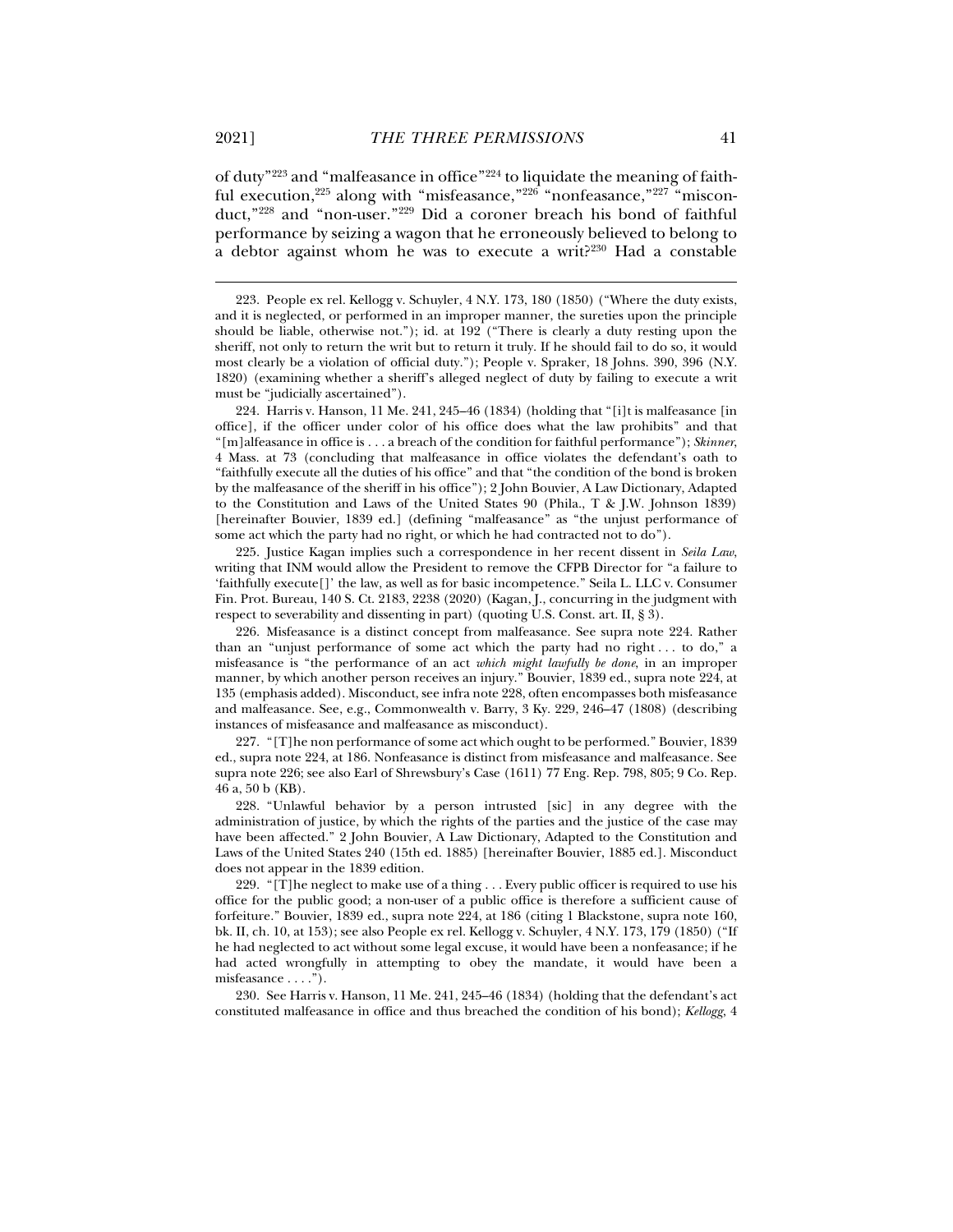of duty"[223] and "malfeasance in office"[224] to liquidate the meaning of faithful execution,[225] along with "misfeasance,"[226] "nonfeasance,"[227] "misconduct,"[228] and "non-user."[229] Did a coroner breach his bond of faithful performance by seizing a wagon that he erroneously believed to belong to a debtor against whom he was to execute a writ?[230] Had a constable

223. People ex rel. Kellogg v. Schuyler, 4 N.Y. 173, 180 (1850) ("Where the duty exists, and it is neglected, or performed in an improper manner, the sureties upon the principle should be liable, otherwise not."); id. at 192 ("There is clearly a duty resting upon the sheriff, not only to return the writ but to return it truly. If he should fail to do so, it would most clearly be a violation of official duty."); People v. Spraker, 18 Johns. 390, 396 (N.Y. 1820) (examining whether a sheriff's alleged neglect of duty by failing to execute a writ must be "judicially ascertained").

224. Harris v. Hanson, 11 Me. 241, 245–46 (1834) (holding that "[i]t is malfeasance [in office], if the officer under color of his office does what the law prohibits" and that "[m]alfeasance in office is . . . a breach of the condition for faithful performance"); *Skinner*, 4 Mass. at 73 (concluding that malfeasance in office violates the defendant's oath to "faithfully execute all the duties of his office" and that "the condition of the bond is broken by the malfeasance of the sheriff in his office"); 2 John Bouvier, A Law Dictionary, Adapted to the Constitution and Laws of the United States 90 (Phila., T & J.W. Johnson 1839) [hereinafter Bouvier, 1839 ed.] (defining "malfeasance" as "the unjust performance of some act which the party had no right, or which he had contracted not to do").

225. Justice Kagan implies such a correspondence in her recent dissent in *Seila Law*, writing that INM would allow the President to remove the CFPB Director for "a failure to 'faithfully execute[]' the law, as well as for basic incompetence." Seila L. LLC v. Consumer Fin. Prot. Bureau, 140 S. Ct. 2183, 2238 (2020) (Kagan, J., concurring in the judgment with respect to severability and dissenting in part) (quoting U.S. Const. art. II, § 3).

226. Misfeasance is a distinct concept from malfeasance. See supra note 224. Rather than an "unjust performance of some act which the party had no right . . . to do," a misfeasance is "the performance of an act *which might lawfully be done*, in an improper manner, by which another person receives an injury." Bouvier, 1839 ed., supra note 224, at 135 (emphasis added). Misconduct, see infra note 228, often encompasses both misfeasance and malfeasance. See, e.g., Commonwealth v. Barry, 3 Ky. 229, 246–47 (1808) (describing instances of misfeasance and malfeasance as misconduct).

227. "[T]he non performance of some act which ought to be performed." Bouvier, 1839 ed., supra note 224, at 186. Nonfeasance is distinct from misfeasance and malfeasance. See supra note 226; see also Earl of Shrewsbury's Case (1611) 77 Eng. Rep. 798, 805; 9 Co. Rep. 46 a, 50 b (KB).

228. "Unlawful behavior by a person intrusted [sic] in any degree with the administration of justice, by which the rights of the parties and the justice of the case may have been affected." 2 John Bouvier, A Law Dictionary, Adapted to the Constitution and Laws of the United States 240 (15th ed. 1885) [hereinafter Bouvier, 1885 ed.]. Misconduct does not appear in the 1839 edition.

229. "[T]he neglect to make use of a thing . . . Every public officer is required to use his office for the public good; a non-user of a public office is therefore a sufficient cause of forfeiture." Bouvier, 1839 ed., supra note 224, at 186 (citing 1 Blackstone, supra note 160, bk. II, ch. 10, at 153); see also People ex rel. Kellogg v. Schuyler, 4 N.Y. 173, 179 (1850) ("If he had neglected to act without some legal excuse, it would have been a nonfeasance; if he had acted wrongfully in attempting to obey the mandate, it would have been a misfeasance . . . .").

230. See Harris v. Hanson, 11 Me. 241, 245–46 (1834) (holding that the defendant's act constituted malfeasance in office and thus breached the condition of his bond); *Kellogg*, 4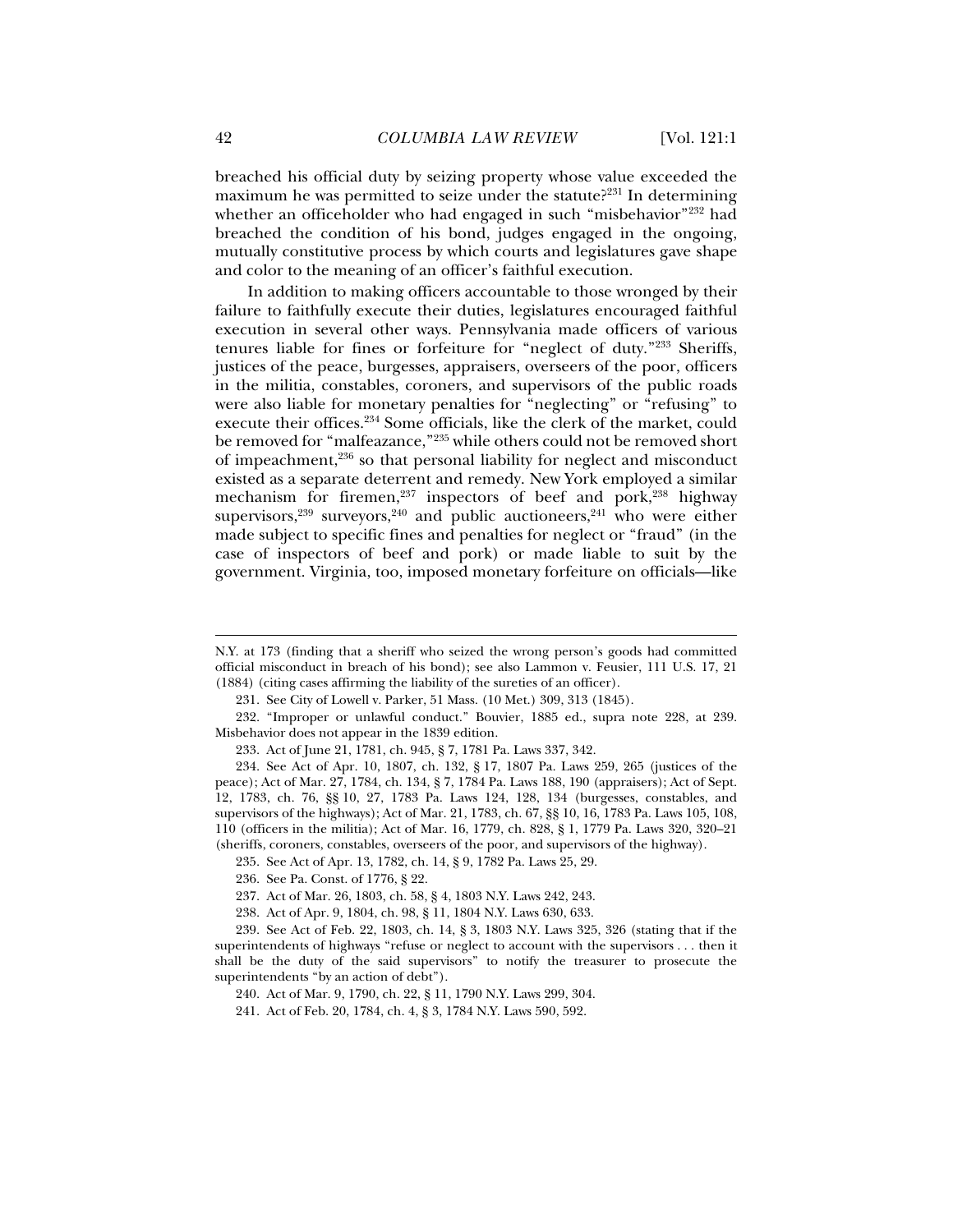breached his official duty by seizing property whose value exceeded the maximum he was permitted to seize under the statute?[231] In determining whether an officeholder who had engaged in such "misbehavior"[232] had breached the condition of his bond, judges engaged in the ongoing, mutually constitutive process by which courts and legislatures gave shape and color to the meaning of an officer's faithful execution.

In addition to making officers accountable to those wronged by their failure to faithfully execute their duties, legislatures encouraged faithful execution in several other ways. Pennsylvania made officers of various tenures liable for fines or forfeiture for "neglect of duty."[233] Sheriffs, justices of the peace, burgesses, appraisers, overseers of the poor, officers in the militia, constables, coroners, and supervisors of the public roads were also liable for monetary penalties for "neglecting" or "refusing" to execute their offices.[234] Some officials, like the clerk of the market, could be removed for "malfeazance,"[235] while others could not be removed short of impeachment,[236] so that personal liability for neglect and misconduct existed as a separate deterrent and remedy. New York employed a similar mechanism for firemen,[237] inspectors of beef and pork,[238] highway supervisors,[239] surveyors,[240] and public auctioneers,[241] who were either made subject to specific fines and penalties for neglect or "fraud" (in the case of inspectors of beef and pork) or made liable to suit by the government. Virginia, too, imposed monetary forfeiture on officials—like

---

N.Y. at 173 (finding that a sheriff who seized the wrong person's goods had committed official misconduct in breach of his bond); see also Lammon v. Feusier, 111 U.S. 17, 21 (1884) (citing cases affirming the liability of the sureties of an officer).

231. See City of Lowell v. Parker, 51 Mass. (10 Met.) 309, 313 (1845).

232. "Improper or unlawful conduct." Bouvier, 1885 ed., supra note 228, at 239. Misbehavior does not appear in the 1839 edition.

233. Act of June 21, 1781, ch. 945, § 7, 1781 Pa. Laws 337, 342.

234. See Act of Apr. 10, 1807, ch. 132, § 17, 1807 Pa. Laws 259, 265 (justices of the peace); Act of Mar. 27, 1784, ch. 134, § 7, 1784 Pa. Laws 188, 190 (appraisers); Act of Sept. 12, 1783, ch. 76, §§ 10, 27, 1783 Pa. Laws 124, 128, 134 (burgesses, constables, and supervisors of the highways); Act of Mar. 21, 1783, ch. 67, §§ 10, 16, 1783 Pa. Laws 105, 108, 110 (officers in the militia); Act of Mar. 16, 1779, ch. 828, § 1, 1779 Pa. Laws 320, 320–21 (sheriffs, coroners, constables, overseers of the poor, and supervisors of the highway).

235. See Act of Apr. 13, 1782, ch. 14, § 9, 1782 Pa. Laws 25, 29.

236. See Pa. Const. of 1776, § 22.

237. Act of Mar. 26, 1803, ch. 58, § 4, 1803 N.Y. Laws 242, 243.

238. Act of Apr. 9, 1804, ch. 98, § 11, 1804 N.Y. Laws 630, 633.

239. See Act of Feb. 22, 1803, ch. 14, § 3, 1803 N.Y. Laws 325, 326 (stating that if the superintendents of highways "refuse or neglect to account with the supervisors . . . then it shall be the duty of the said supervisors" to notify the treasurer to prosecute the superintendents "by an action of debt").

240. Act of Mar. 9, 1790, ch. 22, § 11, 1790 N.Y. Laws 299, 304.

241. Act of Feb. 20, 1784, ch. 4, § 3, 1784 N.Y. Laws 590, 592.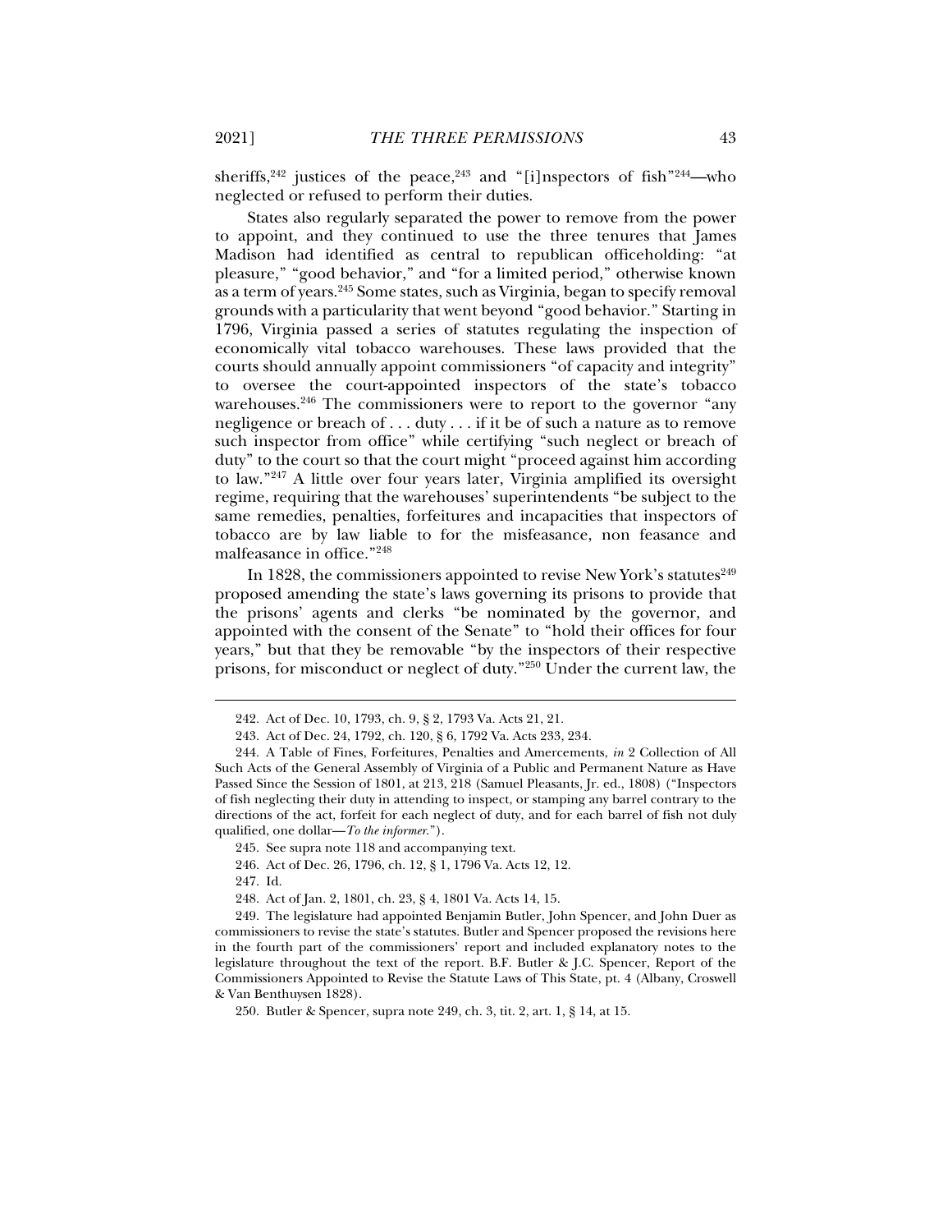sheriffs,[242] justices of the peace,[243] and "[i]nspectors of fish"[244]—who neglected or refused to perform their duties.

States also regularly separated the power to remove from the power to appoint, and they continued to use the three tenures that James Madison had identified as central to republican officeholding: "at pleasure," "good behavior," and "for a limited period," otherwise known as a term of years.[245] Some states, such as Virginia, began to specify removal grounds with a particularity that went beyond "good behavior." Starting in 1796, Virginia passed a series of statutes regulating the inspection of economically vital tobacco warehouses. These laws provided that the courts should annually appoint commissioners "of capacity and integrity" to oversee the court-appointed inspectors of the state's tobacco warehouses.[246] The commissioners were to report to the governor "any negligence or breach of . . . duty . . . if it be of such a nature as to remove such inspector from office" while certifying "such neglect or breach of duty" to the court so that the court might "proceed against him according to law."[247] A little over four years later, Virginia amplified its oversight regime, requiring that the warehouses' superintendents "be subject to the same remedies, penalties, forfeitures and incapacities that inspectors of tobacco are by law liable to for the misfeasance, non feasance and malfeasance in office."[248]

In 1828, the commissioners appointed to revise New York's statutes[249] proposed amending the state's laws governing its prisons to provide that the prisons' agents and clerks "be nominated by the governor, and appointed with the consent of the Senate" to "hold their offices for four years," but that they be removable "by the inspectors of their respective prisons, for misconduct or neglect of duty."[250] Under the current law, the

---

242. Act of Dec. 10, 1793, ch. 9, § 2, 1793 Va. Acts 21, 21.

243. Act of Dec. 24, 1792, ch. 120, § 6, 1792 Va. Acts 233, 234.

244. A Table of Fines, Forfeitures, Penalties and Amercements, *in* 2 Collection of All Such Acts of the General Assembly of Virginia of a Public and Permanent Nature as Have Passed Since the Session of 1801, at 213, 218 (Samuel Pleasants, Jr. ed., 1808) ("Inspectors of fish neglecting their duty in attending to inspect, or stamping any barrel contrary to the directions of the act, forfeit for each neglect of duty, and for each barrel of fish not duly qualified, one dollar—*To the informer.*").

245. See supra note 118 and accompanying text.

246. Act of Dec. 26, 1796, ch. 12, § 1, 1796 Va. Acts 12, 12.

247. Id.

248. Act of Jan. 2, 1801, ch. 23, § 4, 1801 Va. Acts 14, 15.

249. The legislature had appointed Benjamin Butler, John Spencer, and John Duer as commissioners to revise the state's statutes. Butler and Spencer proposed the revisions here in the fourth part of the commissioners' report and included explanatory notes to the legislature throughout the text of the report. B.F. Butler & J.C. Spencer, Report of the Commissioners Appointed to Revise the Statute Laws of This State, pt. 4 (Albany, Croswell & Van Benthuysen 1828).

250. Butler & Spencer, supra note 249, ch. 3, tit. 2, art. 1, § 14, at 15.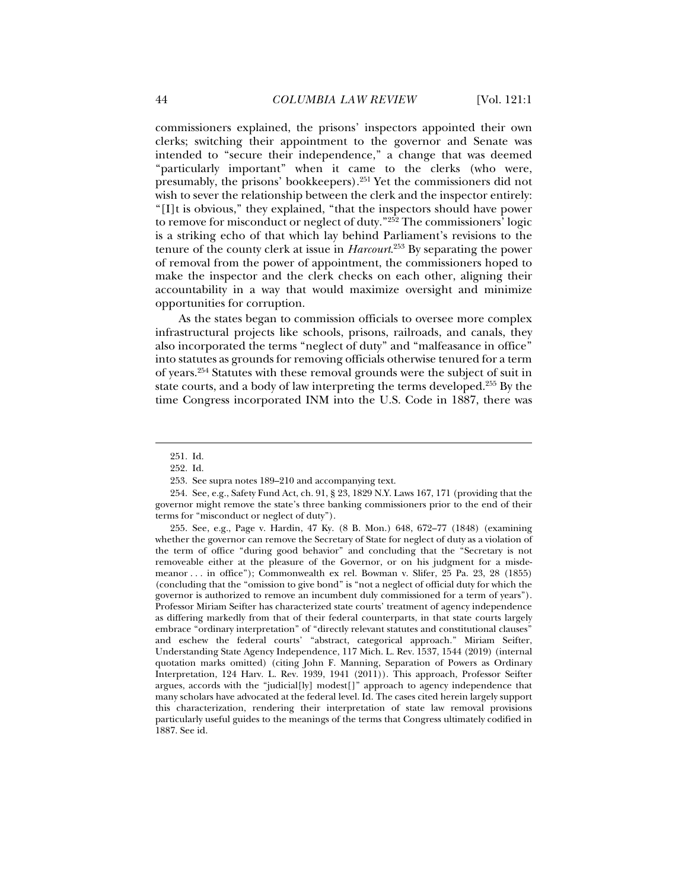commissioners explained, the prisons' inspectors appointed their own clerks; switching their appointment to the governor and Senate was intended to "secure their independence," a change that was deemed "particularly important" when it came to the clerks (who were, presumably, the prisons' bookkeepers).[251] Yet the commissioners did not wish to sever the relationship between the clerk and the inspector entirely: "[I]t is obvious," they explained, "that the inspectors should have power to remove for misconduct or neglect of duty."[252] The commissioners' logic is a striking echo of that which lay behind Parliament's revisions to the tenure of the county clerk at issue in *Harcourt*.[253] By separating the power of removal from the power of appointment, the commissioners hoped to make the inspector and the clerk checks on each other, aligning their accountability in a way that would maximize oversight and minimize opportunities for corruption.

As the states began to commission officials to oversee more complex infrastructural projects like schools, prisons, railroads, and canals, they also incorporated the terms "neglect of duty" and "malfeasance in office" into statutes as grounds for removing officials otherwise tenured for a term of years.[254] Statutes with these removal grounds were the subject of suit in state courts, and a body of law interpreting the terms developed.[255] By the time Congress incorporated INM into the U.S. Code in 1887, there was

---

251. Id.

252. Id.

253. See supra notes 189–210 and accompanying text.

254. See, e.g., Safety Fund Act, ch. 91, § 23, 1829 N.Y. Laws 167, 171 (providing that the governor might remove the state's three banking commissioners prior to the end of their terms for "misconduct or neglect of duty").

255. See, e.g., Page v. Hardin, 47 Ky. (8 B. Mon.) 648, 672–77 (1848) (examining whether the governor can remove the Secretary of State for neglect of duty as a violation of the term of office "during good behavior" and concluding that the "Secretary is not removeable either at the pleasure of the Governor, or on his judgment for a misdemeanor . . . in office"); Commonwealth ex rel. Bowman v. Slifer, 25 Pa. 23, 28 (1855) (concluding that the "omission to give bond" is "not a neglect of official duty for which the governor is authorized to remove an incumbent duly commissioned for a term of years"). Professor Miriam Seifter has characterized state courts' treatment of agency independence as differing markedly from that of their federal counterparts, in that state courts largely embrace "ordinary interpretation" of "directly relevant statutes and constitutional clauses" and eschew the federal courts' "abstract, categorical approach." Miriam Seifter, Understanding State Agency Independence, 117 Mich. L. Rev. 1537, 1544 (2019) (internal quotation marks omitted) (citing John F. Manning, Separation of Powers as Ordinary Interpretation, 124 Harv. L. Rev. 1939, 1941 (2011)). This approach, Professor Seifter argues, accords with the "judicial[ly] modest[]" approach to agency independence that many scholars have advocated at the federal level. Id. The cases cited herein largely support this characterization, rendering their interpretation of state law removal provisions particularly useful guides to the meanings of the terms that Congress ultimately codified in 1887. See id.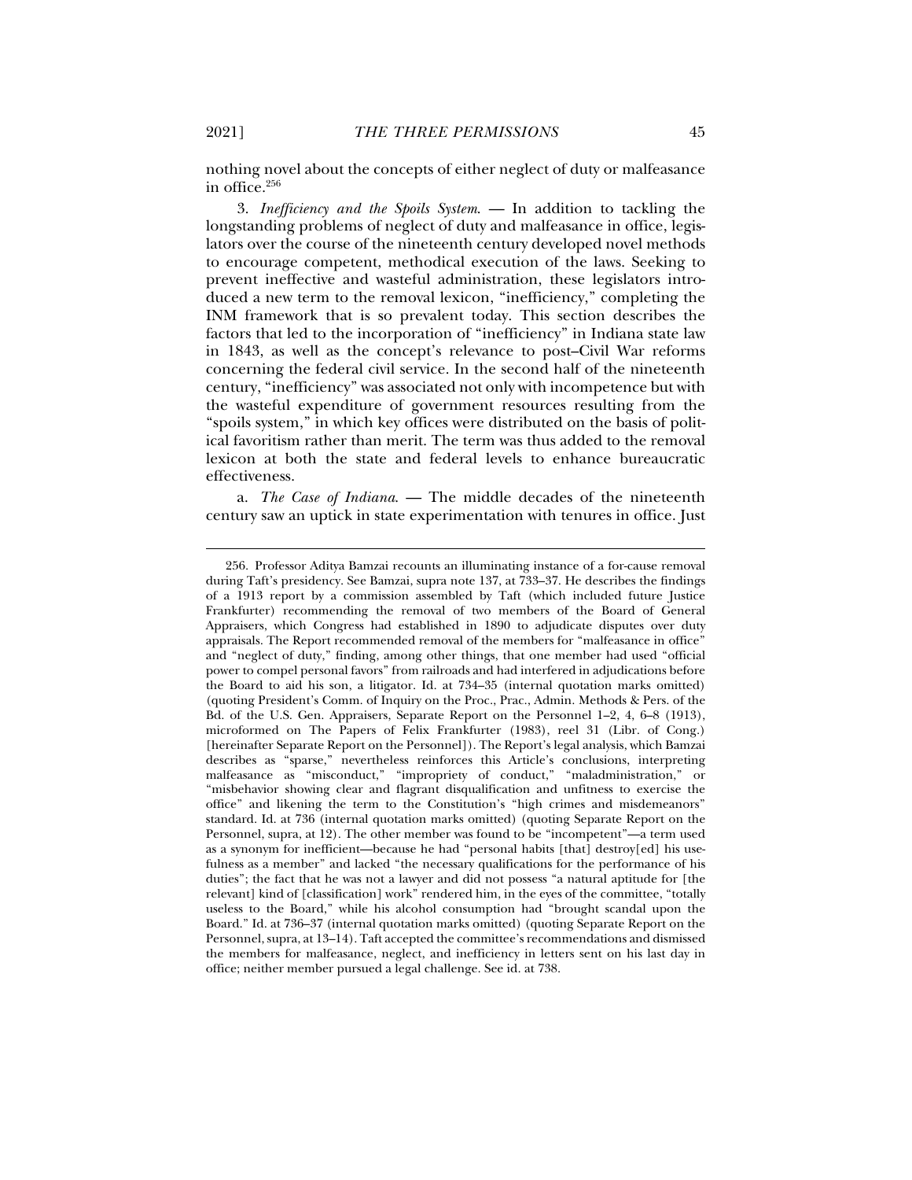nothing novel about the concepts of either neglect of duty or malfeasance in office.[256]

3. *Inefficiency and the Spoils System*. — In addition to tackling the longstanding problems of neglect of duty and malfeasance in office, legislators over the course of the nineteenth century developed novel methods to encourage competent, methodical execution of the laws. Seeking to prevent ineffective and wasteful administration, these legislators introduced a new term to the removal lexicon, "inefficiency," completing the INM framework that is so prevalent today. This section describes the factors that led to the incorporation of "inefficiency" in Indiana state law in 1843, as well as the concept's relevance to post–Civil War reforms concerning the federal civil service. In the second half of the nineteenth century, "inefficiency" was associated not only with incompetence but with the wasteful expenditure of government resources resulting from the "spoils system," in which key offices were distributed on the basis of political favoritism rather than merit. The term was thus added to the removal lexicon at both the state and federal levels to enhance bureaucratic effectiveness.

a. *The Case of Indiana*. — The middle decades of the nineteenth century saw an uptick in state experimentation with tenures in office. Just

---

256. Professor Aditya Bamzai recounts an illuminating instance of a for-cause removal during Taft's presidency. See Bamzai, supra note 137, at 733–37. He describes the findings of a 1913 report by a commission assembled by Taft (which included future Justice Frankfurter) recommending the removal of two members of the Board of General Appraisers, which Congress had established in 1890 to adjudicate disputes over duty appraisals. The Report recommended removal of the members for "malfeasance in office" and "neglect of duty," finding, among other things, that one member had used "official power to compel personal favors" from railroads and had interfered in adjudications before the Board to aid his son, a litigator. Id. at 734–35 (internal quotation marks omitted) (quoting President's Comm. of Inquiry on the Proc., Prac., Admin. Methods & Pers. of the Bd. of the U.S. Gen. Appraisers, Separate Report on the Personnel 1–2, 4, 6–8 (1913), microformed on The Papers of Felix Frankfurter (1983), reel 31 (Libr. of Cong.) [hereinafter Separate Report on the Personnel]). The Report's legal analysis, which Bamzai describes as "sparse," nevertheless reinforces this Article's conclusions, interpreting malfeasance as "misconduct," "impropriety of conduct," "maladministration," or "misbehavior showing clear and flagrant disqualification and unfitness to exercise the office" and likening the term to the Constitution's "high crimes and misdemeanors" standard. Id. at 736 (internal quotation marks omitted) (quoting Separate Report on the Personnel, supra, at 12). The other member was found to be "incompetent"—a term used as a synonym for inefficient—because he had "personal habits [that] destroy[ed] his usefulness as a member" and lacked "the necessary qualifications for the performance of his duties"; the fact that he was not a lawyer and did not possess "a natural aptitude for [the relevant] kind of [classification] work" rendered him, in the eyes of the committee, "totally useless to the Board," while his alcohol consumption had "brought scandal upon the Board." Id. at 736–37 (internal quotation marks omitted) (quoting Separate Report on the Personnel, supra, at 13–14). Taft accepted the committee's recommendations and dismissed the members for malfeasance, neglect, and inefficiency in letters sent on his last day in office; neither member pursued a legal challenge. See id. at 738.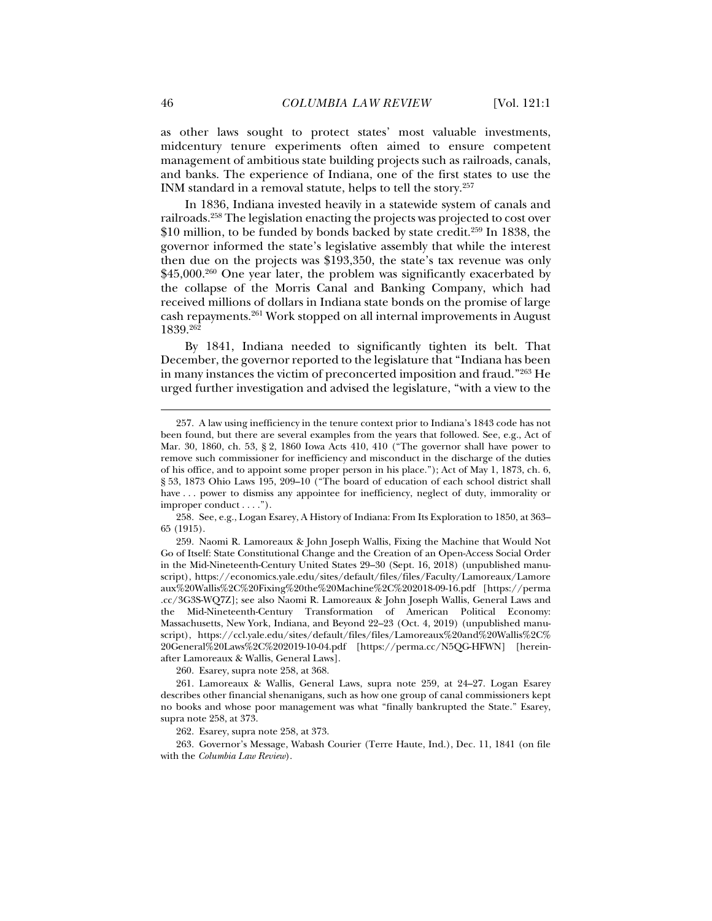as other laws sought to protect states' most valuable investments, midcentury tenure experiments often aimed to ensure competent management of ambitious state building projects such as railroads, canals, and banks. The experience of Indiana, one of the first states to use the INM standard in a removal statute, helps to tell the story.[257]

In 1836, Indiana invested heavily in a statewide system of canals and railroads.[258] The legislation enacting the projects was projected to cost over $10 million, to be funded by bonds backed by state credit.[259] In 1838, the governor informed the state's legislative assembly that while the interest then due on the projects was $193,350, the state's tax revenue was only $45,000.[260] One year later, the problem was significantly exacerbated by the collapse of the Morris Canal and Banking Company, which had received millions of dollars in Indiana state bonds on the promise of large cash repayments.[261] Work stopped on all internal improvements in August 1839.[262]

By 1841, Indiana needed to significantly tighten its belt. That December, the governor reported to the legislature that "Indiana has been in many instances the victim of preconcerted imposition and fraud."[263] He urged further investigation and advised the legislature, "with a view to the

---

257. A law using inefficiency in the tenure context prior to Indiana's 1843 code has not been found, but there are several examples from the years that followed. See, e.g., Act of Mar. 30, 1860, ch. 53, § 2, 1860 Iowa Acts 410, 410 ("The governor shall have power to remove such commissioner for inefficiency and misconduct in the discharge of the duties of his office, and to appoint some proper person in his place."); Act of May 1, 1873, ch. 6, § 53, 1873 Ohio Laws 195, 209–10 ("The board of education of each school district shall have . . . power to dismiss any appointee for inefficiency, neglect of duty, immorality or improper conduct . . . .").

258. See, e.g., Logan Esarey, A History of Indiana: From Its Exploration to 1850, at 363–65 (1915).

259. Naomi R. Lamoreaux & John Joseph Wallis, Fixing the Machine that Would Not Go of Itself: State Constitutional Change and the Creation of an Open-Access Social Order in the Mid-Nineteenth-Century United States 29–30 (Sept. 16, 2018) (unpublished manuscript), https://economics.yale.edu/sites/default/files/files/Faculty/Lamoreaux/Lamoreaux%20Wallis%2C%20Fixing%20the%20Machine%2C%202018-09-16.pdf [https://perma.cc/3G3S-WQ7Z]; see also Naomi R. Lamoreaux & John Joseph Wallis, General Laws and the Mid-Nineteenth-Century Transformation of American Political Economy: Massachusetts, New York, Indiana, and Beyond 22–23 (Oct. 4, 2019) (unpublished manuscript), https://ccl.yale.edu/sites/default/files/files/Lamoreaux%20and%20Wallis%2C%20General%20Laws%2C%202019-10-04.pdf [https://perma.cc/N5QG-HFWN] [hereinafter Lamoreaux & Wallis, General Laws].

260. Esarey, supra note 258, at 368.

261. Lamoreaux & Wallis, General Laws, supra note 259, at 24–27. Logan Esarey describes other financial shenanigans, such as how one group of canal commissioners kept no books and whose poor management was what "finally bankrupted the State." Esarey, supra note 258, at 373.

262. Esarey, supra note 258, at 373.

263. Governor's Message, Wabash Courier (Terre Haute, Ind.), Dec. 11, 1841 (on file with the *Columbia Law Review*).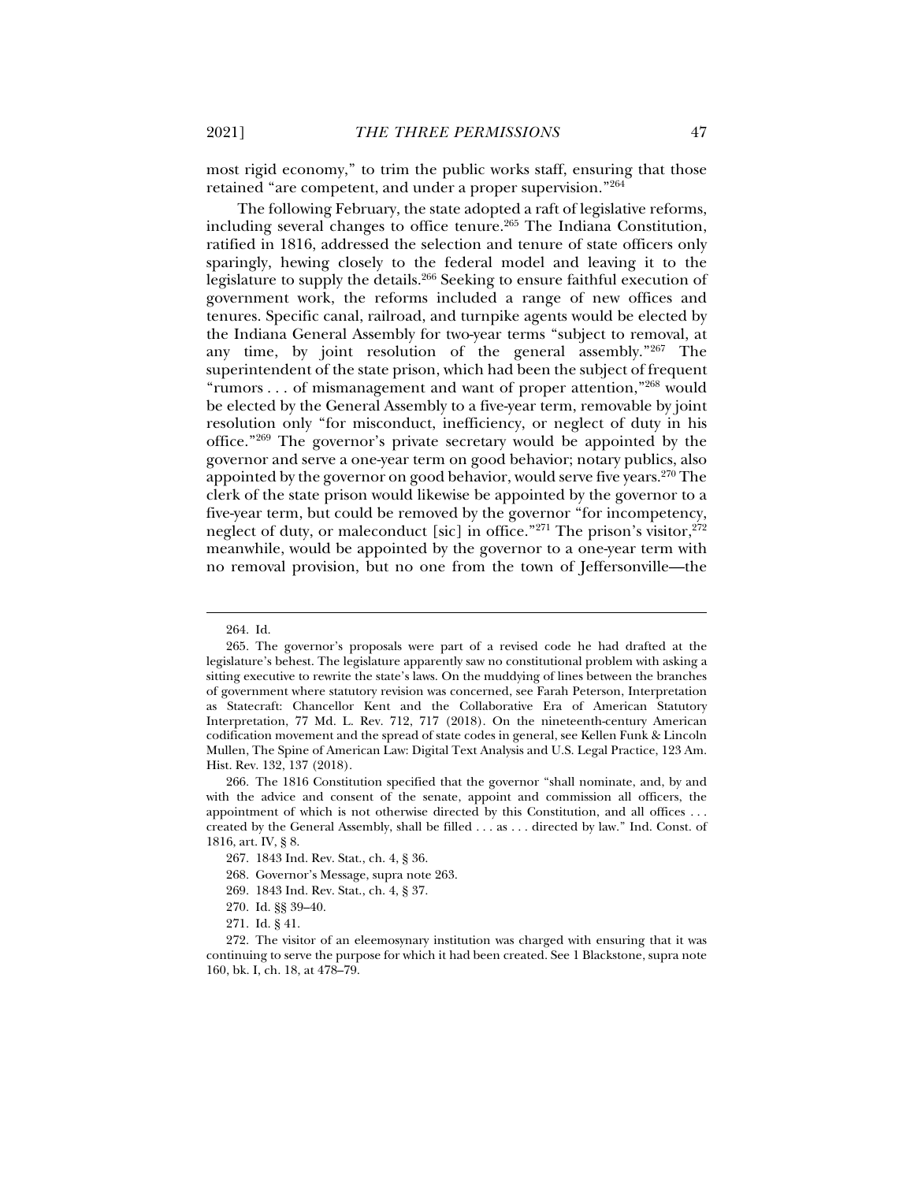most rigid economy," to trim the public works staff, ensuring that those retained "are competent, and under a proper supervision."[264]

The following February, the state adopted a raft of legislative reforms, including several changes to office tenure.[265] The Indiana Constitution, ratified in 1816, addressed the selection and tenure of state officers only sparingly, hewing closely to the federal model and leaving it to the legislature to supply the details.[266] Seeking to ensure faithful execution of government work, the reforms included a range of new offices and tenures. Specific canal, railroad, and turnpike agents would be elected by the Indiana General Assembly for two-year terms "subject to removal, at any time, by joint resolution of the general assembly."[267] The superintendent of the state prison, which had been the subject of frequent "rumors . . . of mismanagement and want of proper attention,"[268] would be elected by the General Assembly to a five-year term, removable by joint resolution only "for misconduct, inefficiency, or neglect of duty in his office."[269] The governor's private secretary would be appointed by the governor and serve a one-year term on good behavior; notary publics, also appointed by the governor on good behavior, would serve five years.[270] The clerk of the state prison would likewise be appointed by the governor to a five-year term, but could be removed by the governor "for incompetency, neglect of duty, or maleconduct [sic] in office."[271] The prison's visitor,[272] meanwhile, would be appointed by the governor to a one-year term with no removal provision, but no one from the town of Jeffersonville—the

---

264. Id.

265. The governor's proposals were part of a revised code he had drafted at the legislature's behest. The legislature apparently saw no constitutional problem with asking a sitting executive to rewrite the state's laws. On the muddying of lines between the branches of government where statutory revision was concerned, see Farah Peterson, Interpretation as Statecraft: Chancellor Kent and the Collaborative Era of American Statutory Interpretation, 77 Md. L. Rev. 712, 717 (2018). On the nineteenth-century American codification movement and the spread of state codes in general, see Kellen Funk & Lincoln Mullen, The Spine of American Law: Digital Text Analysis and U.S. Legal Practice, 123 Am. Hist. Rev. 132, 137 (2018).

266. The 1816 Constitution specified that the governor "shall nominate, and, by and with the advice and consent of the senate, appoint and commission all officers, the appointment of which is not otherwise directed by this Constitution, and all offices . . . created by the General Assembly, shall be filled . . . as . . . directed by law." Ind. Const. of 1816, art. IV, § 8.

267. 1843 Ind. Rev. Stat., ch. 4, § 36.

268. Governor's Message, supra note 263.

269. 1843 Ind. Rev. Stat., ch. 4, § 37.

270. Id. §§ 39–40.

271. Id. § 41.

272. The visitor of an eleemosynary institution was charged with ensuring that it was continuing to serve the purpose for which it had been created. See 1 Blackstone, supra note 160, bk. I, ch. 18, at 478–79.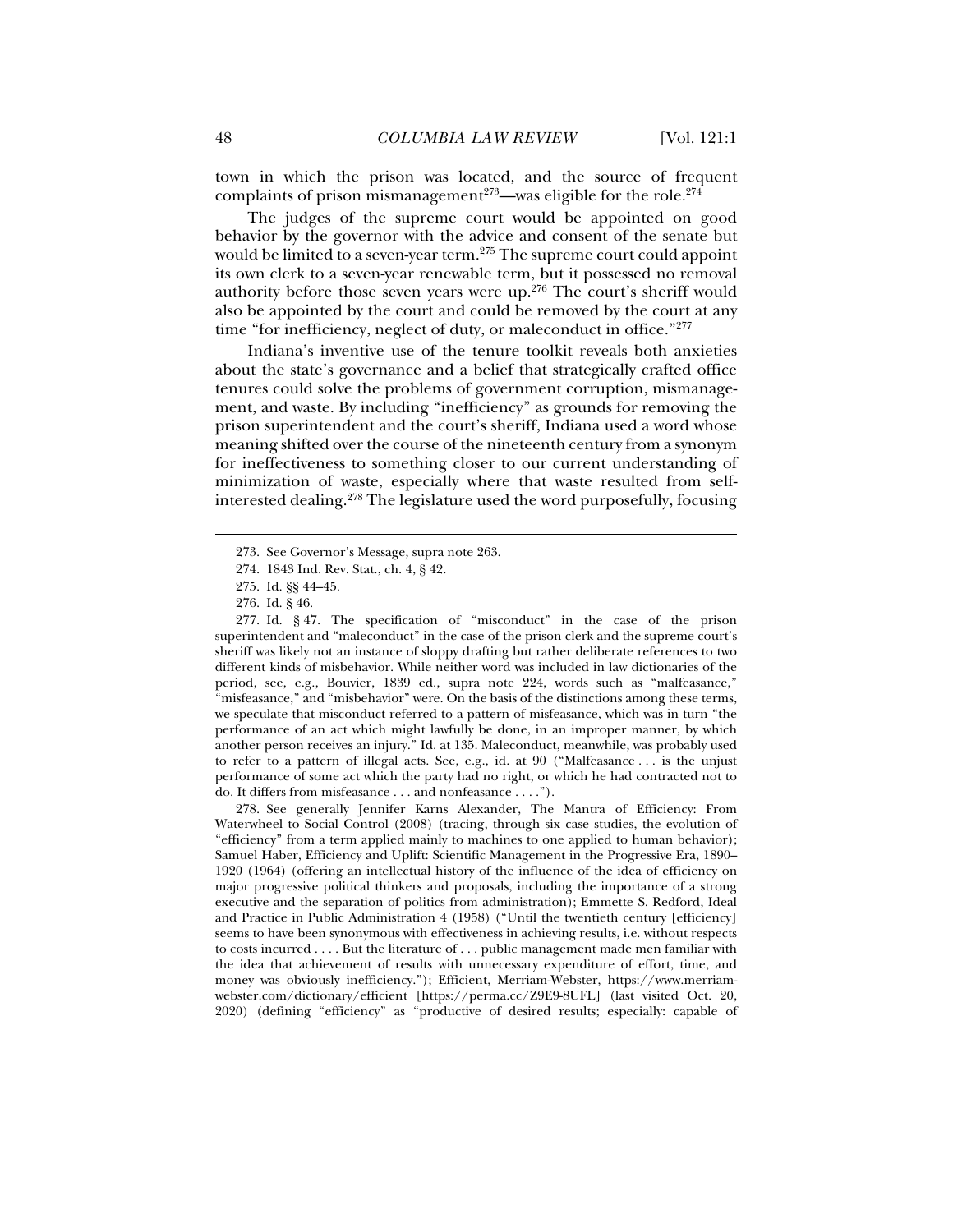town in which the prison was located, and the source of frequent complaints of prison mismanagement[273]—was eligible for the role.[274]

The judges of the supreme court would be appointed on good behavior by the governor with the advice and consent of the senate but would be limited to a seven-year term.[275] The supreme court could appoint its own clerk to a seven-year renewable term, but it possessed no removal authority before those seven years were up.[276] The court's sheriff would also be appointed by the court and could be removed by the court at any time "for inefficiency, neglect of duty, or maleconduct in office."[277]

Indiana's inventive use of the tenure toolkit reveals both anxieties about the state's governance and a belief that strategically crafted office tenures could solve the problems of government corruption, mismanagement, and waste. By including "inefficiency" as grounds for removing the prison superintendent and the court's sheriff, Indiana used a word whose meaning shifted over the course of the nineteenth century from a synonym for ineffectiveness to something closer to our current understanding of minimization of waste, especially where that waste resulted from self-interested dealing.[278] The legislature used the word purposefully, focusing

---

273. See Governor's Message, supra note 263.

274. 1843 Ind. Rev. Stat., ch. 4, § 42.

275. Id. §§ 44–45.

276. Id. § 46.

277. Id. § 47. The specification of "misconduct" in the case of the prison superintendent and "maleconduct" in the case of the prison clerk and the supreme court's sheriff was likely not an instance of sloppy drafting but rather deliberate references to two different kinds of misbehavior. While neither word was included in law dictionaries of the period, see, e.g., Bouvier, 1839 ed., supra note 224, words such as "malfeasance," "misfeasance," and "misbehavior" were. On the basis of the distinctions among these terms, we speculate that misconduct referred to a pattern of misfeasance, which was in turn "the performance of an act which might lawfully be done, in an improper manner, by which another person receives an injury." Id. at 135. Maleconduct, meanwhile, was probably used to refer to a pattern of illegal acts. See, e.g., id. at 90 ("Malfeasance . . . is the unjust performance of some act which the party had no right, or which he had contracted not to do. It differs from misfeasance . . . and nonfeasance . . . .").

278. See generally Jennifer Karns Alexander, The Mantra of Efficiency: From Waterwheel to Social Control (2008) (tracing, through six case studies, the evolution of "efficiency" from a term applied mainly to machines to one applied to human behavior); Samuel Haber, Efficiency and Uplift: Scientific Management in the Progressive Era, 1890–1920 (1964) (offering an intellectual history of the influence of the idea of efficiency on major progressive political thinkers and proposals, including the importance of a strong executive and the separation of politics from administration); Emmette S. Redford, Ideal and Practice in Public Administration 4 (1958) ("Until the twentieth century [efficiency] seems to have been synonymous with effectiveness in achieving results, i.e. without respects to costs incurred . . . . But the literature of . . . public management made men familiar with the idea that achievement of results with unnecessary expenditure of effort, time, and money was obviously inefficiency."); Efficient, Merriam-Webster, https://www.merriam-webster.com/dictionary/efficient [https://perma.cc/Z9E9-8UFL] (last visited Oct. 20, 2020) (defining "efficiency" as "productive of desired results; especially: capable of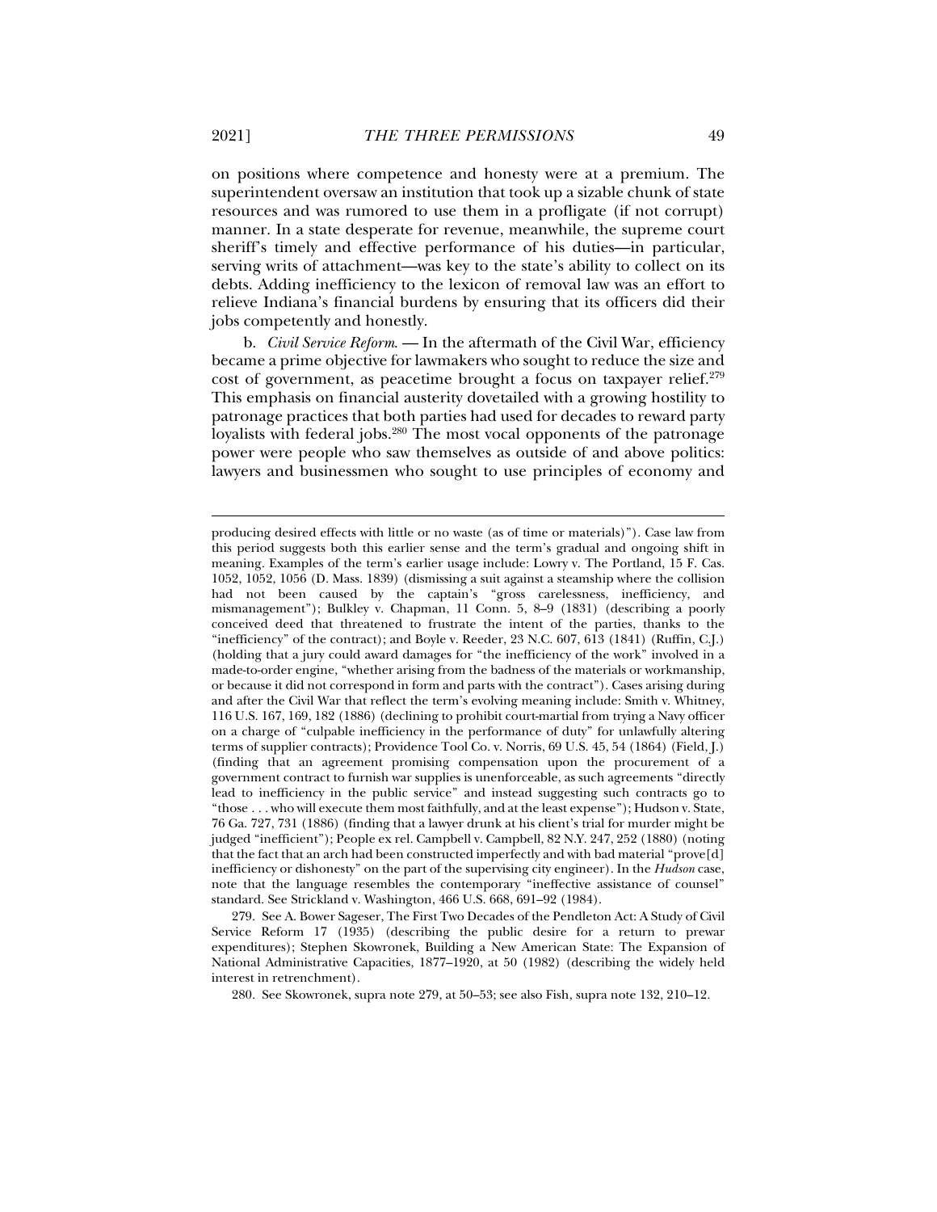on positions where competence and honesty were at a premium. The superintendent oversaw an institution that took up a sizable chunk of state resources and was rumored to use them in a profligate (if not corrupt) manner. In a state desperate for revenue, meanwhile, the supreme court sheriff's timely and effective performance of his duties—in particular, serving writs of attachment—was key to the state's ability to collect on its debts. Adding inefficiency to the lexicon of removal law was an effort to relieve Indiana's financial burdens by ensuring that its officers did their jobs competently and honestly.

b. *Civil Service Reform*. — In the aftermath of the Civil War, efficiency became a prime objective for lawmakers who sought to reduce the size and cost of government, as peacetime brought a focus on taxpayer relief.[279] This emphasis on financial austerity dovetailed with a growing hostility to patronage practices that both parties had used for decades to reward party loyalists with federal jobs.[280] The most vocal opponents of the patronage power were people who saw themselves as outside of and above politics: lawyers and businessmen who sought to use principles of economy and

---

producing desired effects with little or no waste (as of time or materials)"). Case law from this period suggests both this earlier sense and the term's gradual and ongoing shift in meaning. Examples of the term's earlier usage include: Lowry v. The Portland, 15 F. Cas. 1052, 1052, 1056 (D. Mass. 1839) (dismissing a suit against a steamship where the collision had not been caused by the captain's "gross carelessness, inefficiency, and mismanagement"); Bulkley v. Chapman, 11 Conn. 5, 8–9 (1831) (describing a poorly conceived deed that threatened to frustrate the intent of the parties, thanks to the "inefficiency" of the contract); and Boyle v. Reeder, 23 N.C. 607, 613 (1841) (Ruffin, C.J.) (holding that a jury could award damages for "the inefficiency of the work" involved in a made-to-order engine, "whether arising from the badness of the materials or workmanship, or because it did not correspond in form and parts with the contract"). Cases arising during and after the Civil War that reflect the term's evolving meaning include: Smith v. Whitney, 116 U.S. 167, 169, 182 (1886) (declining to prohibit court-martial from trying a Navy officer on a charge of "culpable inefficiency in the performance of duty" for unlawfully altering terms of supplier contracts); Providence Tool Co. v. Norris, 69 U.S. 45, 54 (1864) (Field, J.) (finding that an agreement promising compensation upon the procurement of a government contract to furnish war supplies is unenforceable, as such agreements "directly lead to inefficiency in the public service" and instead suggesting such contracts go to "those . . . who will execute them most faithfully, and at the least expense"); Hudson v. State, 76 Ga. 727, 731 (1886) (finding that a lawyer drunk at his client's trial for murder might be judged "inefficient"); People ex rel. Campbell v. Campbell, 82 N.Y. 247, 252 (1880) (noting that the fact that an arch had been constructed imperfectly and with bad material "prove[d] inefficiency or dishonesty" on the part of the supervising city engineer). In the *Hudson* case, note that the language resembles the contemporary "ineffective assistance of counsel" standard. See Strickland v. Washington, 466 U.S. 668, 691–92 (1984).

279. See A. Bower Sageser, The First Two Decades of the Pendleton Act: A Study of Civil Service Reform 17 (1935) (describing the public desire for a return to prewar expenditures); Stephen Skowronek, Building a New American State: The Expansion of National Administrative Capacities, 1877–1920, at 50 (1982) (describing the widely held interest in retrenchment).

280. See Skowronek, supra note 279, at 50–53; see also Fish, supra note 132, 210–12.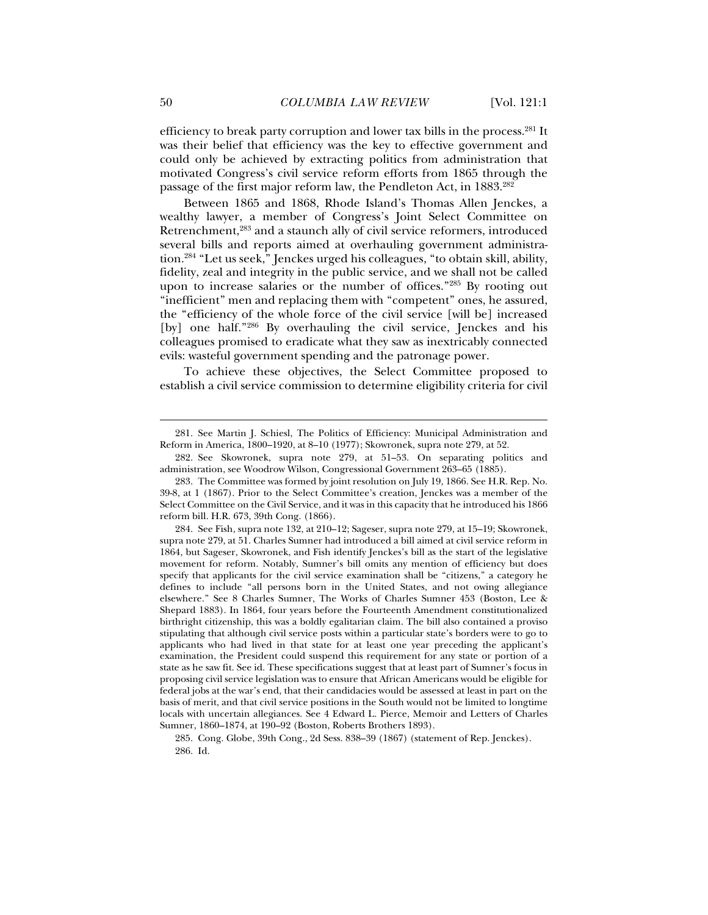efficiency to break party corruption and lower tax bills in the process.[281] It was their belief that efficiency was the key to effective government and could only be achieved by extracting politics from administration that motivated Congress's civil service reform efforts from 1865 through the passage of the first major reform law, the Pendleton Act, in 1883.[282]

Between 1865 and 1868, Rhode Island's Thomas Allen Jenckes, a wealthy lawyer, a member of Congress's Joint Select Committee on Retrenchment,[283] and a staunch ally of civil service reformers, introduced several bills and reports aimed at overhauling government administration.[284] "Let us seek," Jenckes urged his colleagues, "to obtain skill, ability, fidelity, zeal and integrity in the public service, and we shall not be called upon to increase salaries or the number of offices."[285] By rooting out "inefficient" men and replacing them with "competent" ones, he assured, the "efficiency of the whole force of the civil service [will be] increased [by] one half."[286] By overhauling the civil service, Jenckes and his colleagues promised to eradicate what they saw as inextricably connected evils: wasteful government spending and the patronage power.

To achieve these objectives, the Select Committee proposed to establish a civil service commission to determine eligibility criteria for civil

---

281. See Martin J. Schiesl, The Politics of Efficiency: Municipal Administration and Reform in America, 1800–1920, at 8–10 (1977); Skowronek, supra note 279, at 52.

282. See Skowronek, supra note 279, at 51–53. On separating politics and administration, see Woodrow Wilson, Congressional Government 263–65 (1885).

283. The Committee was formed by joint resolution on July 19, 1866. See H.R. Rep. No. 39-8, at 1 (1867). Prior to the Select Committee's creation, Jenckes was a member of the Select Committee on the Civil Service, and it was in this capacity that he introduced his 1866 reform bill. H.R. 673, 39th Cong. (1866).

284. See Fish, supra note 132, at 210–12; Sageser, supra note 279, at 15–19; Skowronek, supra note 279, at 51. Charles Sumner had introduced a bill aimed at civil service reform in 1864, but Sageser, Skowronek, and Fish identify Jenckes's bill as the start of the legislative movement for reform. Notably, Sumner's bill omits any mention of efficiency but does specify that applicants for the civil service examination shall be "citizens," a category he defines to include "all persons born in the United States, and not owing allegiance elsewhere." See 8 Charles Sumner, The Works of Charles Sumner 453 (Boston, Lee & Shepard 1883). In 1864, four years before the Fourteenth Amendment constitutionalized birthright citizenship, this was a boldly egalitarian claim. The bill also contained a proviso stipulating that although civil service posts within a particular state's borders were to go to applicants who had lived in that state for at least one year preceding the applicant's examination, the President could suspend this requirement for any state or portion of a state as he saw fit. See id. These specifications suggest that at least part of Sumner's focus in proposing civil service legislation was to ensure that African Americans would be eligible for federal jobs at the war's end, that their candidacies would be assessed at least in part on the basis of merit, and that civil service positions in the South would not be limited to longtime locals with uncertain allegiances. See 4 Edward L. Pierce, Memoir and Letters of Charles Sumner, 1860–1874, at 190–92 (Boston, Roberts Brothers 1893).

285. Cong. Globe, 39th Cong., 2d Sess. 838–39 (1867) (statement of Rep. Jenckes).

286. Id.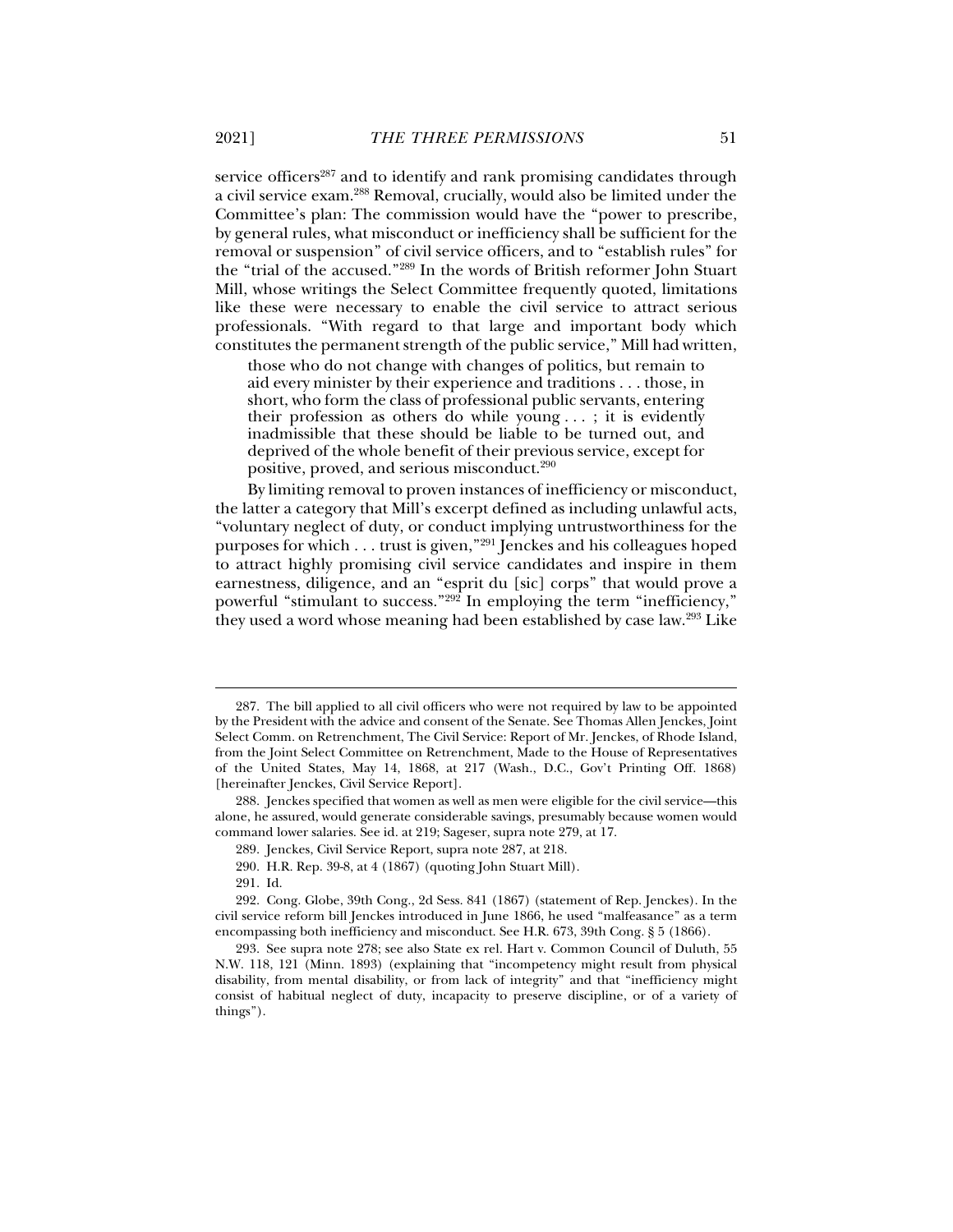service officers[287] and to identify and rank promising candidates through a civil service exam.[288] Removal, crucially, would also be limited under the Committee's plan: The commission would have the "power to prescribe, by general rules, what misconduct or inefficiency shall be sufficient for the removal or suspension" of civil service officers, and to "establish rules" for the "trial of the accused."[289] In the words of British reformer John Stuart Mill, whose writings the Select Committee frequently quoted, limitations like these were necessary to enable the civil service to attract serious professionals. "With regard to that large and important body which constitutes the permanent strength of the public service," Mill had written,

> those who do not change with changes of politics, but remain to aid every minister by their experience and traditions . . . those, in short, who form the class of professional public servants, entering their profession as others do while young . . . ; it is evidently inadmissible that these should be liable to be turned out, and deprived of the whole benefit of their previous service, except for positive, proved, and serious misconduct.[290]

By limiting removal to proven instances of inefficiency or misconduct, the latter a category that Mill's excerpt defined as including unlawful acts, "voluntary neglect of duty, or conduct implying untrustworthiness for the purposes for which . . . trust is given,"[291] Jenckes and his colleagues hoped to attract highly promising civil service candidates and inspire in them earnestness, diligence, and an "esprit du [sic] corps" that would prove a powerful "stimulant to success."[292] In employing the term "inefficiency," they used a word whose meaning had been established by case law.[293] Like

---

287. The bill applied to all civil officers who were not required by law to be appointed by the President with the advice and consent of the Senate. See Thomas Allen Jenckes, Joint Select Comm. on Retrenchment, The Civil Service: Report of Mr. Jenckes, of Rhode Island, from the Joint Select Committee on Retrenchment, Made to the House of Representatives of the United States, May 14, 1868, at 217 (Wash., D.C., Gov't Printing Off. 1868) [hereinafter Jenckes, Civil Service Report].

288. Jenckes specified that women as well as men were eligible for the civil service—this alone, he assured, would generate considerable savings, presumably because women would command lower salaries. See id. at 219; Sageser, supra note 279, at 17.

289. Jenckes, Civil Service Report, supra note 287, at 218.

290. H.R. Rep. 39-8, at 4 (1867) (quoting John Stuart Mill).

291. Id.

292. Cong. Globe, 39th Cong., 2d Sess. 841 (1867) (statement of Rep. Jenckes). In the civil service reform bill Jenckes introduced in June 1866, he used "malfeasance" as a term encompassing both inefficiency and misconduct. See H.R. 673, 39th Cong. § 5 (1866).

293. See supra note 278; see also State ex rel. Hart v. Common Council of Duluth, 55 N.W. 118, 121 (Minn. 1893) (explaining that "incompetency might result from physical disability, from mental disability, or from lack of integrity" and that "inefficiency might consist of habitual neglect of duty, incapacity to preserve discipline, or of a variety of things").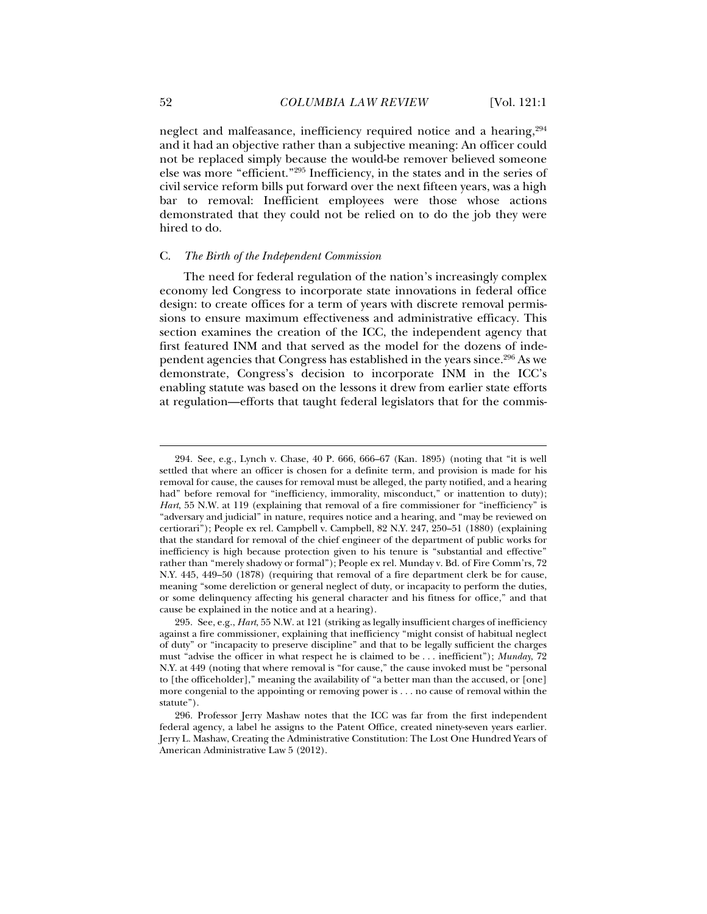neglect and malfeasance, inefficiency required notice and a hearing,[294] and it had an objective rather than a subjective meaning: An officer could not be replaced simply because the would-be remover believed someone else was more "efficient."[295] Inefficiency, in the states and in the series of civil service reform bills put forward over the next fifteen years, was a high bar to removal: Inefficient employees were those whose actions demonstrated that they could not be relied on to do the job they were hired to do.

### C. *The Birth of the Independent Commission*

The need for federal regulation of the nation's increasingly complex economy led Congress to incorporate state innovations in federal office design: to create offices for a term of years with discrete removal permissions to ensure maximum effectiveness and administrative efficacy. This section examines the creation of the ICC, the independent agency that first featured INM and that served as the model for the dozens of independent agencies that Congress has established in the years since.[296] As we demonstrate, Congress's decision to incorporate INM in the ICC's enabling statute was based on the lessons it drew from earlier state efforts at regulation—efforts that taught federal legislators that for the commis-

---

294. See, e.g., Lynch v. Chase, 40 P. 666, 666–67 (Kan. 1895) (noting that "it is well settled that where an officer is chosen for a definite term, and provision is made for his removal for cause, the causes for removal must be alleged, the party notified, and a hearing had" before removal for "inefficiency, immorality, misconduct," or inattention to duty); *Hart*, 55 N.W. at 119 (explaining that removal of a fire commissioner for "inefficiency" is "adversary and judicial" in nature, requires notice and a hearing, and "may be reviewed on certiorari"); People ex rel. Campbell v. Campbell, 82 N.Y. 247, 250–51 (1880) (explaining that the standard for removal of the chief engineer of the department of public works for inefficiency is high because protection given to his tenure is "substantial and effective" rather than "merely shadowy or formal"); People ex rel. Munday v. Bd. of Fire Comm'rs, 72 N.Y. 445, 449–50 (1878) (requiring that removal of a fire department clerk be for cause, meaning "some dereliction or general neglect of duty, or incapacity to perform the duties, or some delinquency affecting his general character and his fitness for office," and that cause be explained in the notice and at a hearing).

295. See, e.g., *Hart*, 55 N.W. at 121 (striking as legally insufficient charges of inefficiency against a fire commissioner, explaining that inefficiency "might consist of habitual neglect of duty" or "incapacity to preserve discipline" and that to be legally sufficient the charges must "advise the officer in what respect he is claimed to be . . . inefficient"); *Munday*, 72 N.Y. at 449 (noting that where removal is "for cause," the cause invoked must be "personal to [the officeholder]," meaning the availability of "a better man than the accused, or [one] more congenial to the appointing or removing power is . . . no cause of removal within the statute").

296. Professor Jerry Mashaw notes that the ICC was far from the first independent federal agency, a label he assigns to the Patent Office, created ninety-seven years earlier. Jerry L. Mashaw, Creating the Administrative Constitution: The Lost One Hundred Years of American Administrative Law 5 (2012).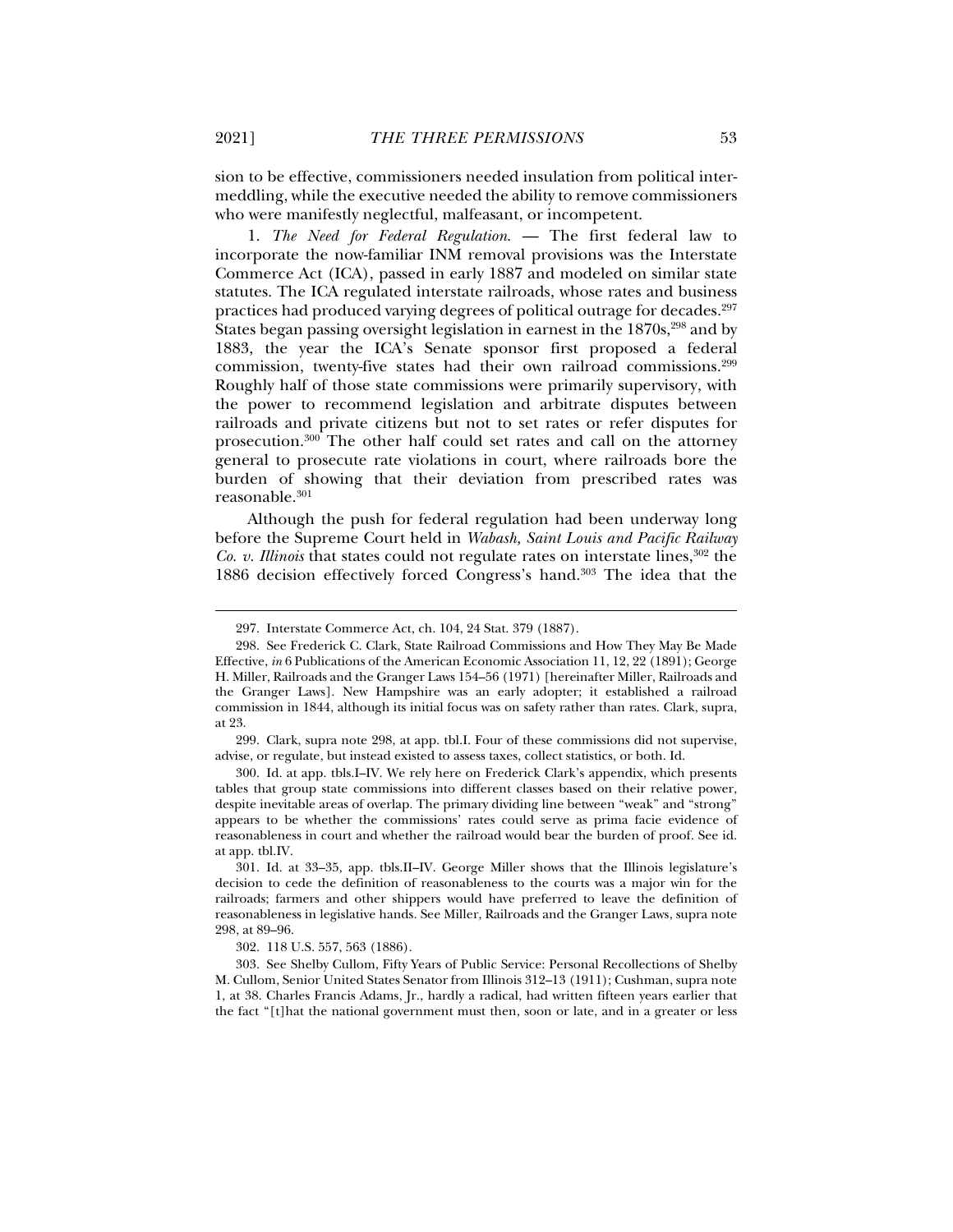sion to be effective, commissioners needed insulation from political intermeddling, while the executive needed the ability to remove commissioners who were manifestly neglectful, malfeasant, or incompetent.

1. *The Need for Federal Regulation.* — The first federal law to incorporate the now-familiar INM removal provisions was the Interstate Commerce Act (ICA), passed in early 1887 and modeled on similar state statutes. The ICA regulated interstate railroads, whose rates and business practices had produced varying degrees of political outrage for decades.[297] States began passing oversight legislation in earnest in the 1870s,[298] and by 1883, the year the ICA's Senate sponsor first proposed a federal commission, twenty-five states had their own railroad commissions.[299] Roughly half of those state commissions were primarily supervisory, with the power to recommend legislation and arbitrate disputes between railroads and private citizens but not to set rates or refer disputes for prosecution.[300] The other half could set rates and call on the attorney general to prosecute rate violations in court, where railroads bore the burden of showing that their deviation from prescribed rates was reasonable.[301]

Although the push for federal regulation had been underway long before the Supreme Court held in *Wabash, Saint Louis and Pacific Railway Co. v. Illinois* that states could not regulate rates on interstate lines,[302] the 1886 decision effectively forced Congress's hand.[303] The idea that the

---

297. Interstate Commerce Act, ch. 104, 24 Stat. 379 (1887).

298. See Frederick C. Clark, State Railroad Commissions and How They May Be Made Effective, *in* 6 Publications of the American Economic Association 11, 12, 22 (1891); George H. Miller, Railroads and the Granger Laws 154–56 (1971) [hereinafter Miller, Railroads and the Granger Laws]. New Hampshire was an early adopter; it established a railroad commission in 1844, although its initial focus was on safety rather than rates. Clark, supra, at 23.

299. Clark, supra note 298, at app. tbl.I. Four of these commissions did not supervise, advise, or regulate, but instead existed to assess taxes, collect statistics, or both. Id.

300. Id. at app. tbls.I–IV. We rely here on Frederick Clark's appendix, which presents tables that group state commissions into different classes based on their relative power, despite inevitable areas of overlap. The primary dividing line between "weak" and "strong" appears to be whether the commissions' rates could serve as prima facie evidence of reasonableness in court and whether the railroad would bear the burden of proof. See id. at app. tbl.IV.

301. Id. at 33–35, app. tbls.II–IV. George Miller shows that the Illinois legislature's decision to cede the definition of reasonableness to the courts was a major win for the railroads; farmers and other shippers would have preferred to leave the definition of reasonableness in legislative hands. See Miller, Railroads and the Granger Laws, supra note 298, at 89–96.

302. 118 U.S. 557, 563 (1886).

303. See Shelby Cullom, Fifty Years of Public Service: Personal Recollections of Shelby M. Cullom, Senior United States Senator from Illinois 312–13 (1911); Cushman, supra note 1, at 38. Charles Francis Adams, Jr., hardly a radical, had written fifteen years earlier that the fact "[t]hat the national government must then, soon or late, and in a greater or less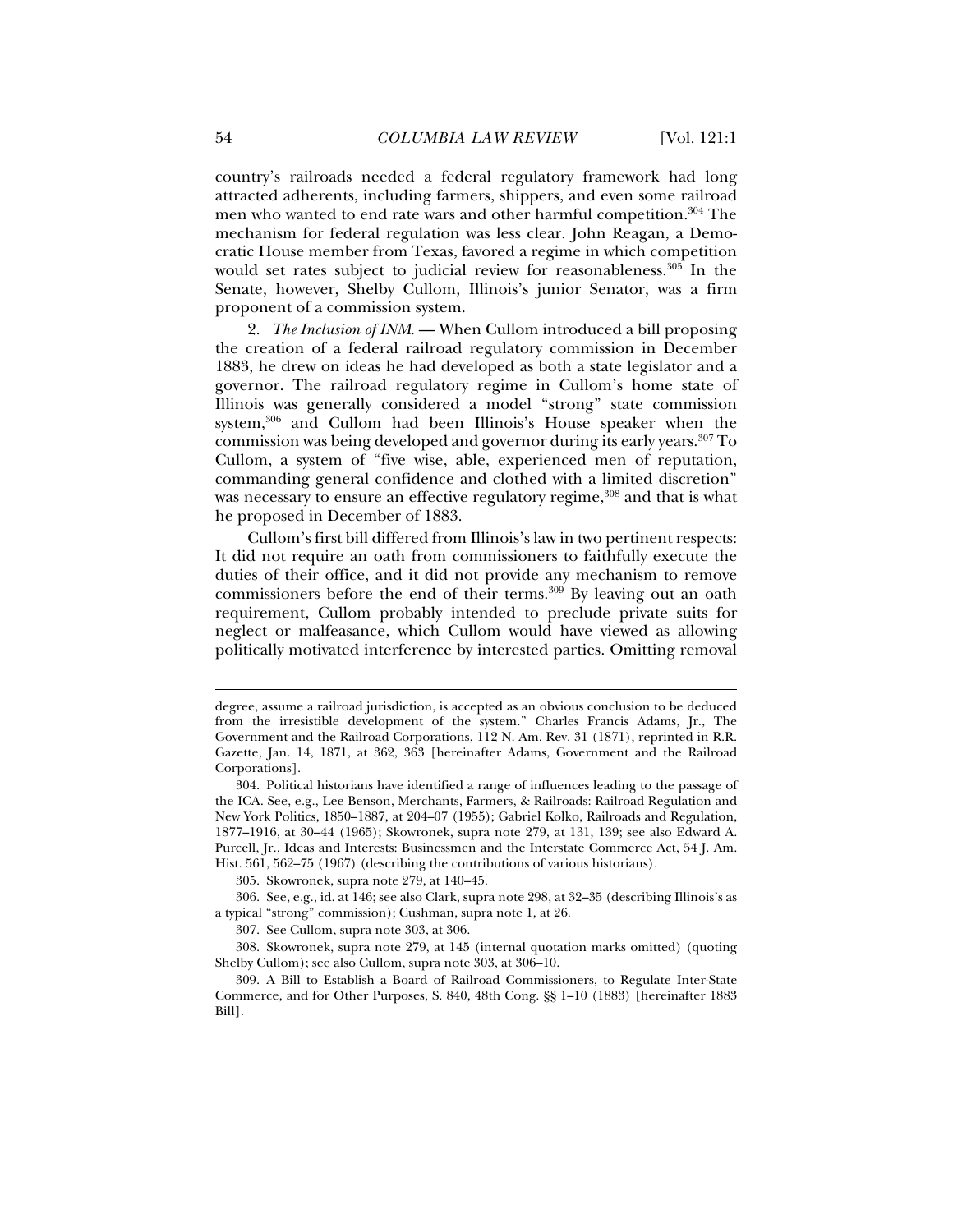country's railroads needed a federal regulatory framework had long attracted adherents, including farmers, shippers, and even some railroad men who wanted to end rate wars and other harmful competition.[304] The mechanism for federal regulation was less clear. John Reagan, a Democratic House member from Texas, favored a regime in which competition would set rates subject to judicial review for reasonableness.[305] In the Senate, however, Shelby Cullom, Illinois's junior Senator, was a firm proponent of a commission system.

2. *The Inclusion of INM.* — When Cullom introduced a bill proposing the creation of a federal railroad regulatory commission in December 1883, he drew on ideas he had developed as both a state legislator and a governor. The railroad regulatory regime in Cullom's home state of Illinois was generally considered a model "strong" state commission system,[306] and Cullom had been Illinois's House speaker when the commission was being developed and governor during its early years.[307] To Cullom, a system of "five wise, able, experienced men of reputation, commanding general confidence and clothed with a limited discretion" was necessary to ensure an effective regulatory regime,[308] and that is what he proposed in December of 1883.

Cullom's first bill differed from Illinois's law in two pertinent respects: It did not require an oath from commissioners to faithfully execute the duties of their office, and it did not provide any mechanism to remove commissioners before the end of their terms.[309] By leaving out an oath requirement, Cullom probably intended to preclude private suits for neglect or malfeasance, which Cullom would have viewed as allowing politically motivated interference by interested parties. Omitting removal

---

degree, assume a railroad jurisdiction, is accepted as an obvious conclusion to be deduced from the irresistible development of the system." Charles Francis Adams, Jr., The Government and the Railroad Corporations, 112 N. Am. Rev. 31 (1871), reprinted in R.R. Gazette, Jan. 14, 1871, at 362, 363 [hereinafter Adams, Government and the Railroad Corporations].

304. Political historians have identified a range of influences leading to the passage of the ICA. See, e.g., Lee Benson, Merchants, Farmers, & Railroads: Railroad Regulation and New York Politics, 1850–1887, at 204–07 (1955); Gabriel Kolko, Railroads and Regulation, 1877–1916, at 30–44 (1965); Skowronek, supra note 279, at 131, 139; see also Edward A. Purcell, Jr., Ideas and Interests: Businessmen and the Interstate Commerce Act, 54 J. Am. Hist. 561, 562–75 (1967) (describing the contributions of various historians).

305. Skowronek, supra note 279, at 140–45.

306. See, e.g., id. at 146; see also Clark, supra note 298, at 32–35 (describing Illinois's as a typical "strong" commission); Cushman, supra note 1, at 26.

307. See Cullom, supra note 303, at 306.

308. Skowronek, supra note 279, at 145 (internal quotation marks omitted) (quoting Shelby Cullom); see also Cullom, supra note 303, at 306–10.

309. A Bill to Establish a Board of Railroad Commissioners, to Regulate Inter-State Commerce, and for Other Purposes, S. 840, 48th Cong. §§ 1–10 (1883) [hereinafter 1883 Bill].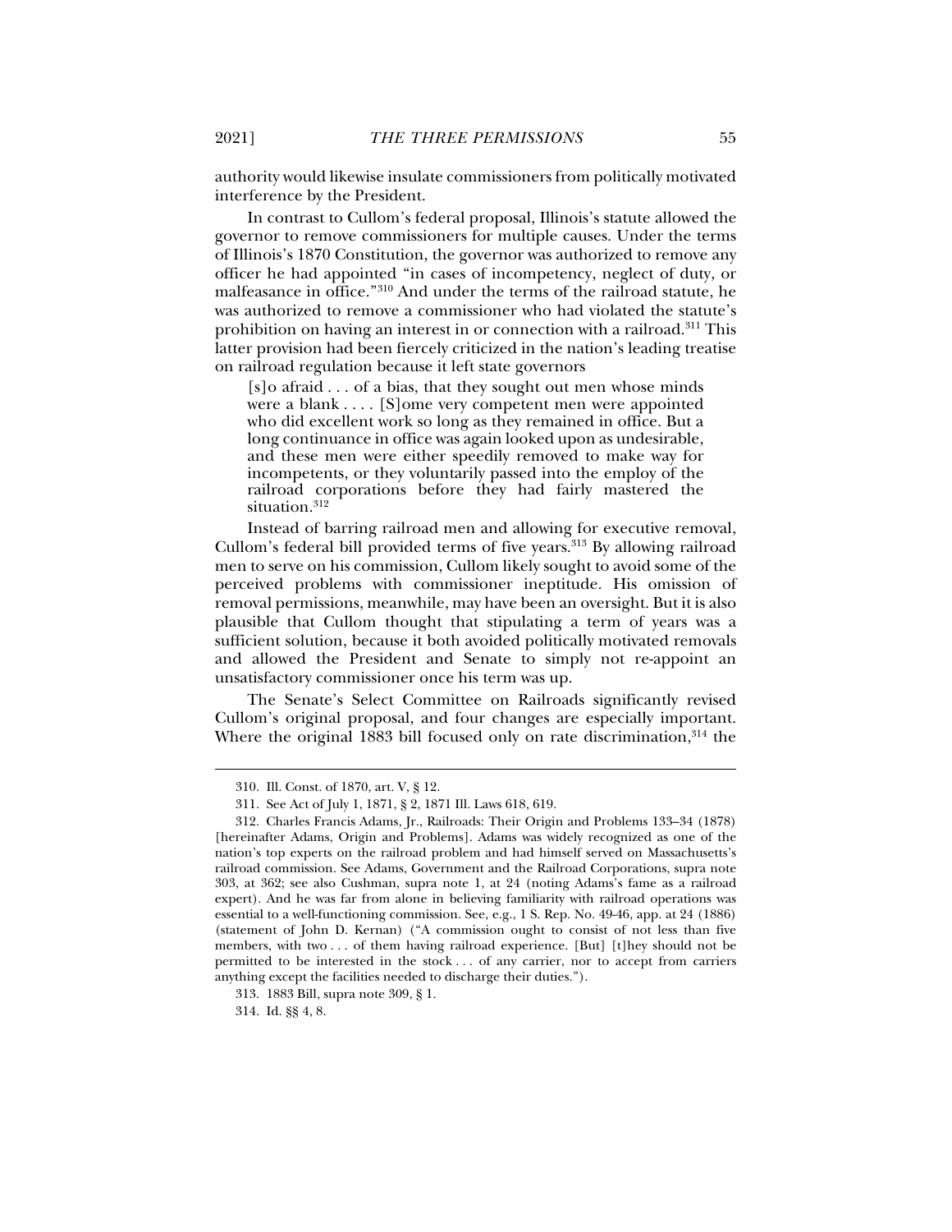authority would likewise insulate commissioners from politically motivated interference by the President.

In contrast to Cullom's federal proposal, Illinois's statute allowed the governor to remove commissioners for multiple causes. Under the terms of Illinois's 1870 Constitution, the governor was authorized to remove any officer he had appointed "in cases of incompetency, neglect of duty, or malfeasance in office."[310] And under the terms of the railroad statute, he was authorized to remove a commissioner who had violated the statute's prohibition on having an interest in or connection with a railroad.[311] This latter provision had been fiercely criticized in the nation's leading treatise on railroad regulation because it left state governors

> [s]o afraid . . . of a bias, that they sought out men whose minds were a blank . . . . [S]ome very competent men were appointed who did excellent work so long as they remained in office. But a long continuance in office was again looked upon as undesirable, and these men were either speedily removed to make way for incompetents, or they voluntarily passed into the employ of the railroad corporations before they had fairly mastered the situation.[312]

Instead of barring railroad men and allowing for executive removal, Cullom's federal bill provided terms of five years.[313] By allowing railroad men to serve on his commission, Cullom likely sought to avoid some of the perceived problems with commissioner ineptitude. His omission of removal permissions, meanwhile, may have been an oversight. But it is also plausible that Cullom thought that stipulating a term of years was a sufficient solution, because it both avoided politically motivated removals and allowed the President and Senate to simply not re-appoint an unsatisfactory commissioner once his term was up.

The Senate's Select Committee on Railroads significantly revised Cullom's original proposal, and four changes are especially important. Where the original 1883 bill focused only on rate discrimination,[314] the

---

310. Ill. Const. of 1870, art. V, § 12.

311. See Act of July 1, 1871, § 2, 1871 Ill. Laws 618, 619.

312. Charles Francis Adams, Jr., Railroads: Their Origin and Problems 133–34 (1878) [hereinafter Adams, Origin and Problems]. Adams was widely recognized as one of the nation's top experts on the railroad problem and had himself served on Massachusetts's railroad commission. See Adams, Government and the Railroad Corporations, supra note 303, at 362; see also Cushman, supra note 1, at 24 (noting Adams's fame as a railroad expert). And he was far from alone in believing familiarity with railroad operations was essential to a well-functioning commission. See, e.g., 1 S. Rep. No. 49-46, app. at 24 (1886) (statement of John D. Kernan) ("A commission ought to consist of not less than five members, with two . . . of them having railroad experience. [But] [t]hey should not be permitted to be interested in the stock . . . of any carrier, nor to accept from carriers anything except the facilities needed to discharge their duties.").

313. 1883 Bill, supra note 309, § 1.

314. Id. §§ 4, 8.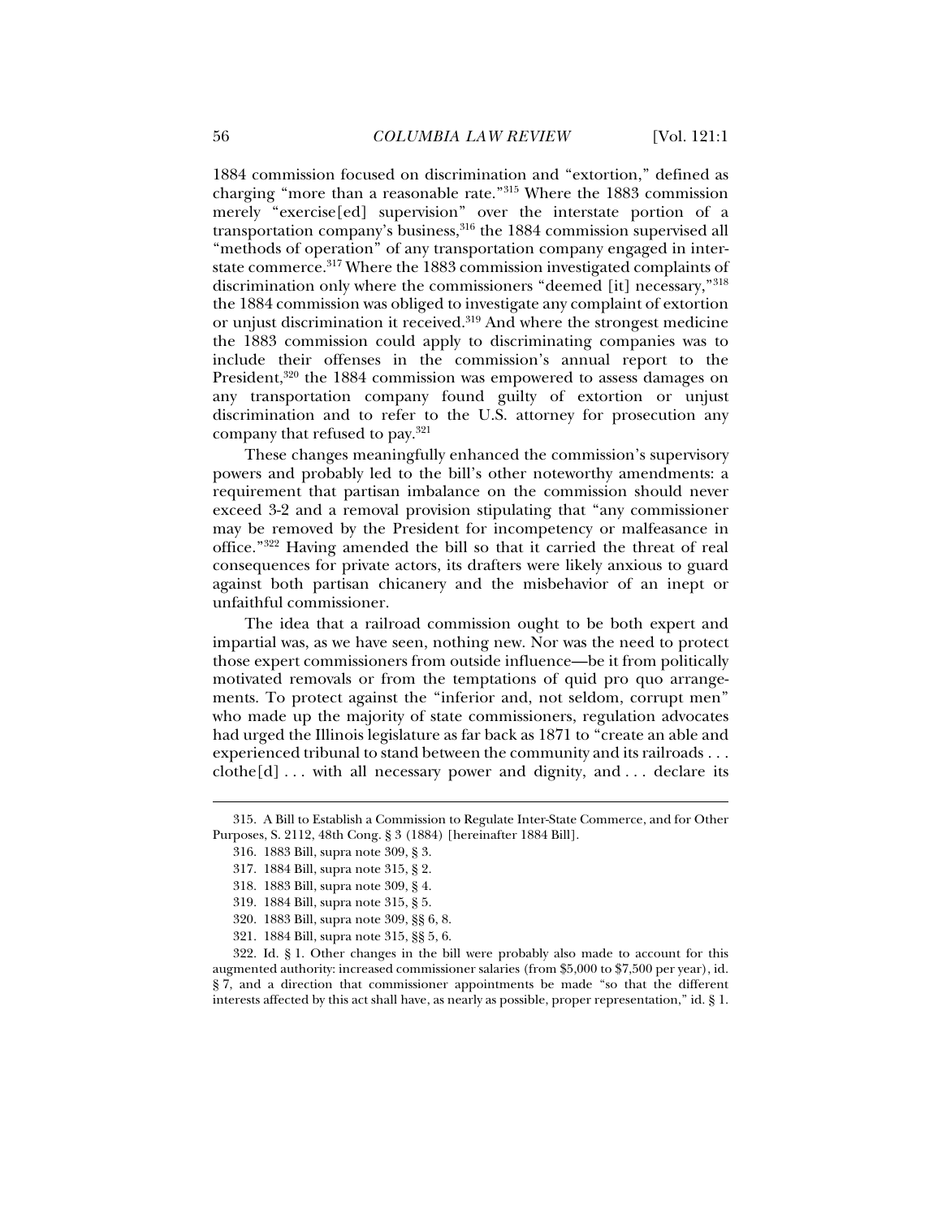1884 commission focused on discrimination and "extortion," defined as charging "more than a reasonable rate."[315] Where the 1883 commission merely "exercise[ed] supervision" over the interstate portion of a transportation company's business,[316] the 1884 commission supervised all "methods of operation" of any transportation company engaged in interstate commerce.[317] Where the 1883 commission investigated complaints of discrimination only where the commissioners "deemed [it] necessary,"[318] the 1884 commission was obliged to investigate any complaint of extortion or unjust discrimination it received.[319] And where the strongest medicine the 1883 commission could apply to discriminating companies was to include their offenses in the commission's annual report to the President,[320] the 1884 commission was empowered to assess damages on any transportation company found guilty of extortion or unjust discrimination and to refer to the U.S. attorney for prosecution any company that refused to pay.[321]

These changes meaningfully enhanced the commission's supervisory powers and probably led to the bill's other noteworthy amendments: a requirement that partisan imbalance on the commission should never exceed 3-2 and a removal provision stipulating that "any commissioner may be removed by the President for incompetency or malfeasance in office."[322] Having amended the bill so that it carried the threat of real consequences for private actors, its drafters were likely anxious to guard against both partisan chicanery and the misbehavior of an inept or unfaithful commissioner.

The idea that a railroad commission ought to be both expert and impartial was, as we have seen, nothing new. Nor was the need to protect those expert commissioners from outside influence—be it from politically motivated removals or from the temptations of quid pro quo arrangements. To protect against the "inferior and, not seldom, corrupt men" who made up the majority of state commissioners, regulation advocates had urged the Illinois legislature as far back as 1871 to "create an able and experienced tribunal to stand between the community and its railroads . . . clothe[d] . . . with all necessary power and dignity, and . . . declare its

---

315. A Bill to Establish a Commission to Regulate Inter-State Commerce, and for Other Purposes, S. 2112, 48th Cong. § 3 (1884) [hereinafter 1884 Bill].

316. 1883 Bill, supra note 309, § 3.

317. 1884 Bill, supra note 315, § 2.

318. 1883 Bill, supra note 309, § 4.

319. 1884 Bill, supra note 315, § 5.

320. 1883 Bill, supra note 309, §§ 6, 8.

321. 1884 Bill, supra note 315, §§ 5, 6.

322. Id. § 1. Other changes in the bill were probably also made to account for this augmented authority: increased commissioner salaries (from $5,000 to $7,500 per year), id. § 7, and a direction that commissioner appointments be made "so that the different interests affected by this act shall have, as nearly as possible, proper representation," id. § 1.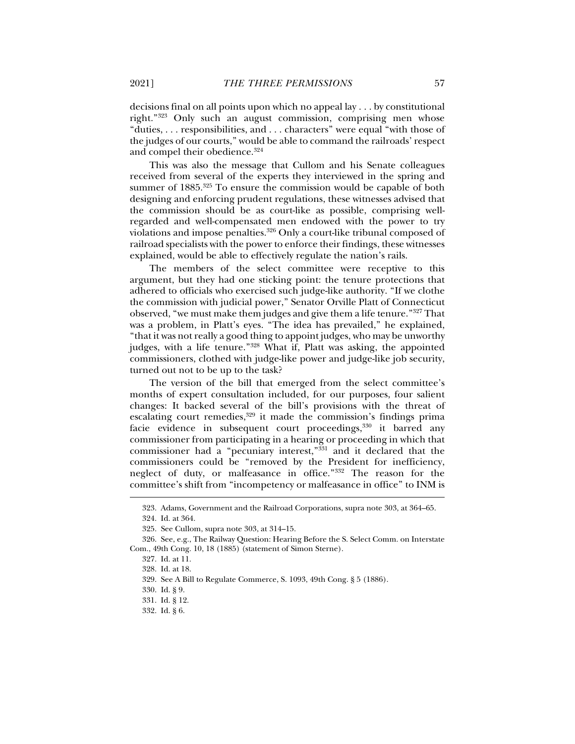decisions final on all points upon which no appeal lay . . . by constitutional right."[323] Only such an august commission, comprising men whose "duties, . . . responsibilities, and . . . characters" were equal "with those of the judges of our courts," would be able to command the railroads' respect and compel their obedience.[324]

This was also the message that Cullom and his Senate colleagues received from several of the experts they interviewed in the spring and summer of 1885.[325] To ensure the commission would be capable of both designing and enforcing prudent regulations, these witnesses advised that the commission should be as court-like as possible, comprising well-regarded and well-compensated men endowed with the power to try violations and impose penalties.[326] Only a court-like tribunal composed of railroad specialists with the power to enforce their findings, these witnesses explained, would be able to effectively regulate the nation's rails.

The members of the select committee were receptive to this argument, but they had one sticking point: the tenure protections that adhered to officials who exercised such judge-like authority. "If we clothe the commission with judicial power," Senator Orville Platt of Connecticut observed, "we must make them judges and give them a life tenure."[327] That was a problem, in Platt's eyes. "The idea has prevailed," he explained, "that it was not really a good thing to appoint judges, who may be unworthy judges, with a life tenure."[328] What if, Platt was asking, the appointed commissioners, clothed with judge-like power and judge-like job security, turned out not to be up to the task?

The version of the bill that emerged from the select committee's months of expert consultation included, for our purposes, four salient changes: It backed several of the bill's provisions with the threat of escalating court remedies,[329] it made the commission's findings prima facie evidence in subsequent court proceedings,[330] it barred any commissioner from participating in a hearing or proceeding in which that commissioner had a "pecuniary interest,"[331] and it declared that the commissioners could be "removed by the President for inefficiency, neglect of duty, or malfeasance in office."[332] The reason for the committee's shift from "incompetency or malfeasance in office" to INM is

---

323. Adams, Government and the Railroad Corporations, supra note 303, at 364–65.

324. Id. at 364.

325. See Cullom, supra note 303, at 314–15.

326. See, e.g., The Railway Question: Hearing Before the S. Select Comm. on Interstate Com., 49th Cong. 10, 18 (1885) (statement of Simon Sterne).

327. Id. at 11.

328. Id. at 18.

329. See A Bill to Regulate Commerce, S. 1093, 49th Cong. § 5 (1886).

330. Id. § 9.

331. Id. § 12.

332. Id. § 6.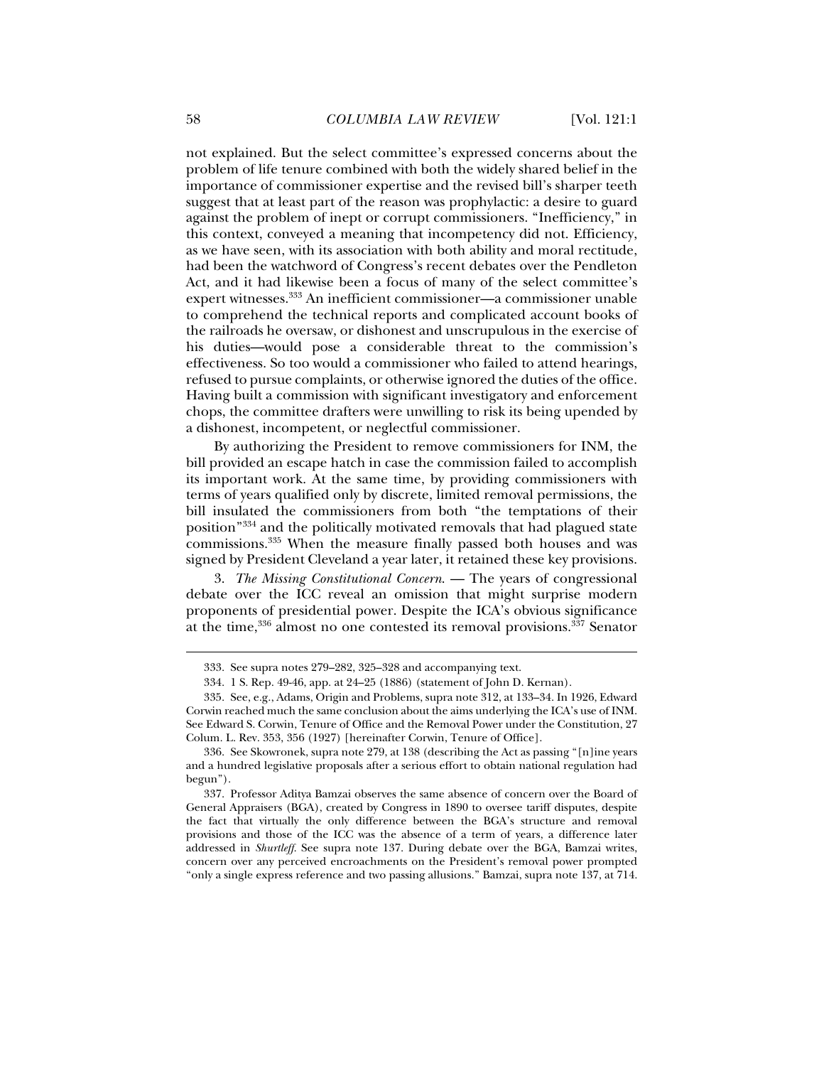not explained. But the select committee's expressed concerns about the problem of life tenure combined with both the widely shared belief in the importance of commissioner expertise and the revised bill's sharper teeth suggest that at least part of the reason was prophylactic: a desire to guard against the problem of inept or corrupt commissioners. "Inefficiency," in this context, conveyed a meaning that incompetency did not. Efficiency, as we have seen, with its association with both ability and moral rectitude, had been the watchword of Congress's recent debates over the Pendleton Act, and it had likewise been a focus of many of the select committee's expert witnesses.[333] An inefficient commissioner—a commissioner unable to comprehend the technical reports and complicated account books of the railroads he oversaw, or dishonest and unscrupulous in the exercise of his duties—would pose a considerable threat to the commission's effectiveness. So too would a commissioner who failed to attend hearings, refused to pursue complaints, or otherwise ignored the duties of the office. Having built a commission with significant investigatory and enforcement chops, the committee drafters were unwilling to risk its being upended by a dishonest, incompetent, or neglectful commissioner.

By authorizing the President to remove commissioners for INM, the bill provided an escape hatch in case the commission failed to accomplish its important work. At the same time, by providing commissioners with terms of years qualified only by discrete, limited removal permissions, the bill insulated the commissioners from both "the temptations of their position"[334] and the politically motivated removals that had plagued state commissions.[335] When the measure finally passed both houses and was signed by President Cleveland a year later, it retained these key provisions.

3. *The Missing Constitutional Concern.* — The years of congressional debate over the ICC reveal an omission that might surprise modern proponents of presidential power. Despite the ICA's obvious significance at the time,[336] almost no one contested its removal provisions.[337] Senator

---

333. See supra notes 279–282, 325–328 and accompanying text.

334. 1 S. Rep. 49-46, app. at 24–25 (1886) (statement of John D. Kernan).

335. See, e.g., Adams, Origin and Problems, supra note 312, at 133–34. In 1926, Edward Corwin reached much the same conclusion about the aims underlying the ICA's use of INM. See Edward S. Corwin, Tenure of Office and the Removal Power under the Constitution, 27 Colum. L. Rev. 353, 356 (1927) [hereinafter Corwin, Tenure of Office].

336. See Skowronek, supra note 279, at 138 (describing the Act as passing "[n]ine years and a hundred legislative proposals after a serious effort to obtain national regulation had begun").

337. Professor Aditya Bamzai observes the same absence of concern over the Board of General Appraisers (BGA), created by Congress in 1890 to oversee tariff disputes, despite the fact that virtually the only difference between the BGA's structure and removal provisions and those of the ICC was the absence of a term of years, a difference later addressed in *Shurtleff*. See supra note 137. During debate over the BGA, Bamzai writes, concern over any perceived encroachments on the President's removal power prompted "only a single express reference and two passing allusions." Bamzai, supra note 137, at 714.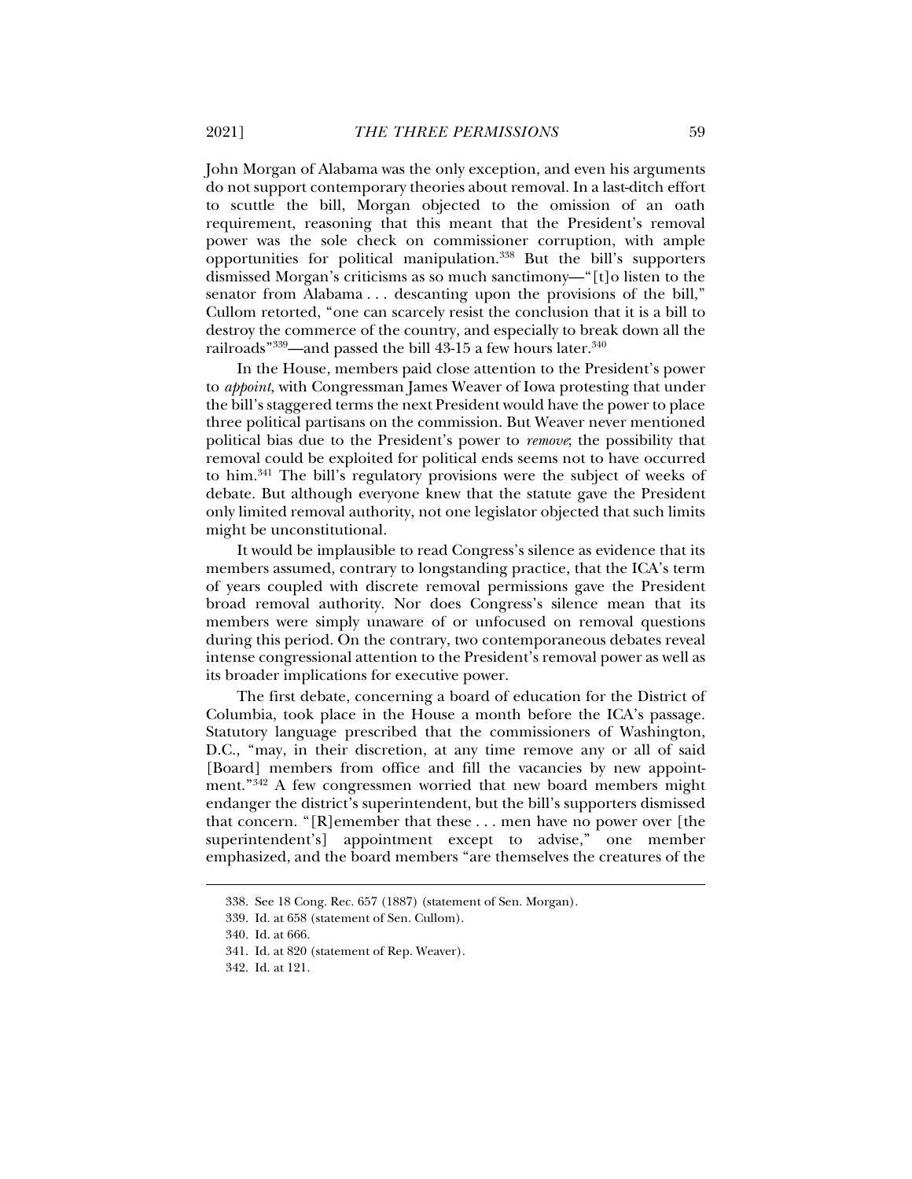John Morgan of Alabama was the only exception, and even his arguments do not support contemporary theories about removal. In a last-ditch effort to scuttle the bill, Morgan objected to the omission of an oath requirement, reasoning that this meant that the President's removal power was the sole check on commissioner corruption, with ample opportunities for political manipulation.[338] But the bill's supporters dismissed Morgan's criticisms as so much sanctimony—"[t]o listen to the senator from Alabama . . . descanting upon the provisions of the bill," Cullom retorted, "one can scarcely resist the conclusion that it is a bill to destroy the commerce of the country, and especially to break down all the railroads"[339]—and passed the bill 43-15 a few hours later.[340]

In the House, members paid close attention to the President's power to *appoint*, with Congressman James Weaver of Iowa protesting that under the bill's staggered terms the next President would have the power to place three political partisans on the commission. But Weaver never mentioned political bias due to the President's power to *remove*; the possibility that removal could be exploited for political ends seems not to have occurred to him.[341] The bill's regulatory provisions were the subject of weeks of debate. But although everyone knew that the statute gave the President only limited removal authority, not one legislator objected that such limits might be unconstitutional.

It would be implausible to read Congress's silence as evidence that its members assumed, contrary to longstanding practice, that the ICA's term of years coupled with discrete removal permissions gave the President broad removal authority. Nor does Congress's silence mean that its members were simply unaware of or unfocused on removal questions during this period. On the contrary, two contemporaneous debates reveal intense congressional attention to the President's removal power as well as its broader implications for executive power.

The first debate, concerning a board of education for the District of Columbia, took place in the House a month before the ICA's passage. Statutory language prescribed that the commissioners of Washington, D.C., "may, in their discretion, at any time remove any or all of said [Board] members from office and fill the vacancies by new appointment."[342] A few congressmen worried that new board members might endanger the district's superintendent, but the bill's supporters dismissed that concern. "[R]emember that these . . . men have no power over [the superintendent's] appointment except to advise," one member emphasized, and the board members "are themselves the creatures of the

338. See 18 Cong. Rec. 657 (1887) (statement of Sen. Morgan).

339. Id. at 658 (statement of Sen. Cullom).

340. Id. at 666.

341. Id. at 820 (statement of Rep. Weaver).

342. Id. at 121.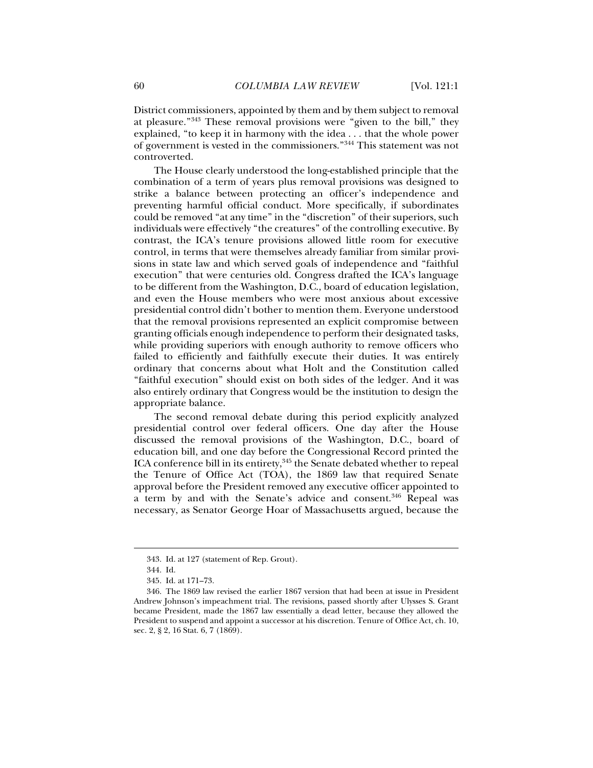District commissioners, appointed by them and by them subject to removal at pleasure."[343] These removal provisions were "given to the bill," they explained, "to keep it in harmony with the idea . . . that the whole power of government is vested in the commissioners."[344] This statement was not controverted.

The House clearly understood the long-established principle that the combination of a term of years plus removal provisions was designed to strike a balance between protecting an officer's independence and preventing harmful official conduct. More specifically, if subordinates could be removed "at any time" in the "discretion" of their superiors, such individuals were effectively "the creatures" of the controlling executive. By contrast, the ICA's tenure provisions allowed little room for executive control, in terms that were themselves already familiar from similar provisions in state law and which served goals of independence and "faithful execution" that were centuries old. Congress drafted the ICA's language to be different from the Washington, D.C., board of education legislation, and even the House members who were most anxious about excessive presidential control didn't bother to mention them. Everyone understood that the removal provisions represented an explicit compromise between granting officials enough independence to perform their designated tasks, while providing superiors with enough authority to remove officers who failed to efficiently and faithfully execute their duties. It was entirely ordinary that concerns about what Holt and the Constitution called "faithful execution" should exist on both sides of the ledger. And it was also entirely ordinary that Congress would be the institution to design the appropriate balance.

The second removal debate during this period explicitly analyzed presidential control over federal officers. One day after the House discussed the removal provisions of the Washington, D.C., board of education bill, and one day before the Congressional Record printed the ICA conference bill in its entirety,[345] the Senate debated whether to repeal the Tenure of Office Act (TOA), the 1869 law that required Senate approval before the President removed any executive officer appointed to a term by and with the Senate's advice and consent.[346] Repeal was necessary, as Senator George Hoar of Massachusetts argued, because the

343. Id. at 127 (statement of Rep. Grout).

344. Id.

345. Id. at 171–73.

346. The 1869 law revised the earlier 1867 version that had been at issue in President Andrew Johnson's impeachment trial. The revisions, passed shortly after Ulysses S. Grant became President, made the 1867 law essentially a dead letter, because they allowed the President to suspend and appoint a successor at his discretion. Tenure of Office Act, ch. 10, sec. 2, § 2, 16 Stat. 6, 7 (1869).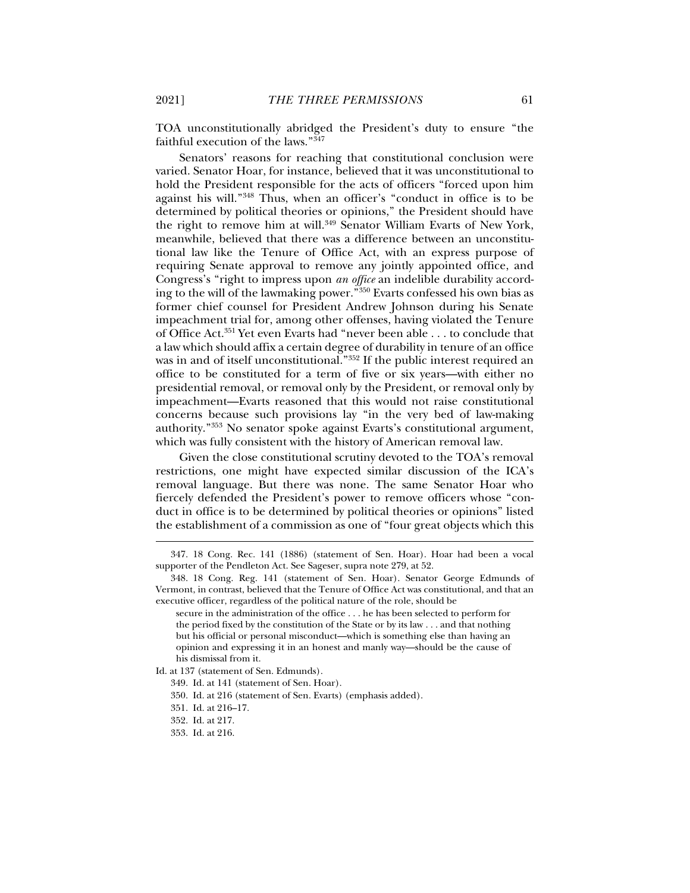TOA unconstitutionally abridged the President's duty to ensure "the faithful execution of the laws."[347]

Senators' reasons for reaching that constitutional conclusion were varied. Senator Hoar, for instance, believed that it was unconstitutional to hold the President responsible for the acts of officers "forced upon him against his will."[348] Thus, when an officer's "conduct in office is to be determined by political theories or opinions," the President should have the right to remove him at will.[349] Senator William Evarts of New York, meanwhile, believed that there was a difference between an unconstitutional law like the Tenure of Office Act, with an express purpose of requiring Senate approval to remove any jointly appointed office, and Congress's "right to impress upon *an office* an indelible durability according to the will of the lawmaking power."[350] Evarts confessed his own bias as former chief counsel for President Andrew Johnson during his Senate impeachment trial for, among other offenses, having violated the Tenure of Office Act.[351] Yet even Evarts had "never been able . . . to conclude that a law which should affix a certain degree of durability in tenure of an office was in and of itself unconstitutional."[352] If the public interest required an office to be constituted for a term of five or six years—with either no presidential removal, or removal only by the President, or removal only by impeachment—Evarts reasoned that this would not raise constitutional concerns because such provisions lay "in the very bed of law-making authority."[353] No senator spoke against Evarts's constitutional argument, which was fully consistent with the history of American removal law.

Given the close constitutional scrutiny devoted to the TOA's removal restrictions, one might have expected similar discussion of the ICA's removal language. But there was none. The same Senator Hoar who fiercely defended the President's power to remove officers whose "conduct in office is to be determined by political theories or opinions" listed the establishment of a commission as one of "four great objects which this

---

347. 18 Cong. Rec. 141 (1886) (statement of Sen. Hoar). Hoar had been a vocal supporter of the Pendleton Act. See Sageser, supra note 279, at 52.

348. 18 Cong. Reg. 141 (statement of Sen. Hoar). Senator George Edmunds of Vermont, in contrast, believed that the Tenure of Office Act was constitutional, and that an executive officer, regardless of the political nature of the role, should be

> secure in the administration of the office . . . he has been selected to perform for the period fixed by the constitution of the State or by its law . . . and that nothing but his official or personal misconduct—which is something else than having an opinion and expressing it in an honest and manly way—should be the cause of his dismissal from it.

Id. at 137 (statement of Sen. Edmunds).

349. Id. at 141 (statement of Sen. Hoar).

350. Id. at 216 (statement of Sen. Evarts) (emphasis added).

351. Id. at 216–17.

352. Id. at 217.

353. Id. at 216.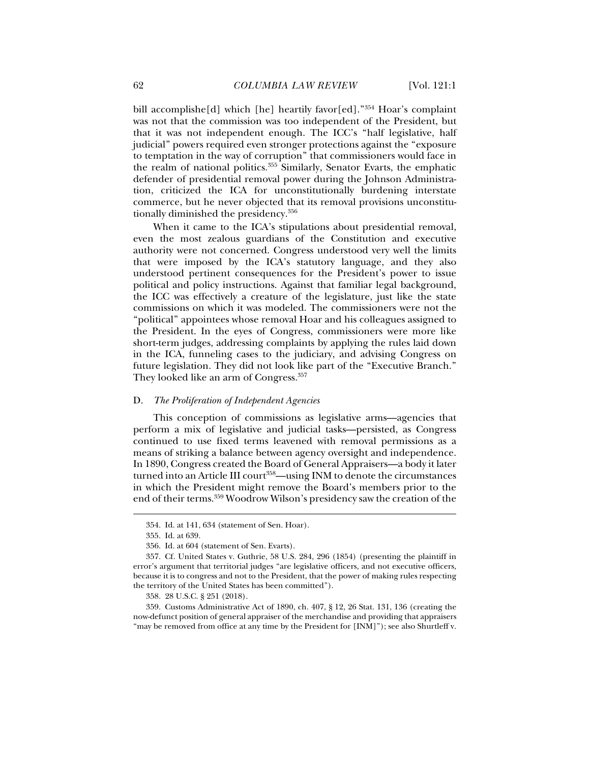bill accomplishe[d] which [he] heartily favor[ed]."[354] Hoar's complaint was not that the commission was too independent of the President, but that it was not independent enough. The ICC's "half legislative, half judicial" powers required even stronger protections against the "exposure to temptation in the way of corruption" that commissioners would face in the realm of national politics.[355] Similarly, Senator Evarts, the emphatic defender of presidential removal power during the Johnson Administration, criticized the ICA for unconstitutionally burdening interstate commerce, but he never objected that its removal provisions unconstitutionally diminished the presidency.[356]

When it came to the ICA's stipulations about presidential removal, even the most zealous guardians of the Constitution and executive authority were not concerned. Congress understood very well the limits that were imposed by the ICA's statutory language, and they also understood pertinent consequences for the President's power to issue political and policy instructions. Against that familiar legal background, the ICC was effectively a creature of the legislature, just like the state commissions on which it was modeled. The commissioners were not the "political" appointees whose removal Hoar and his colleagues assigned to the President. In the eyes of Congress, commissioners were more like short-term judges, addressing complaints by applying the rules laid down in the ICA, funneling cases to the judiciary, and advising Congress on future legislation. They did not look like part of the "Executive Branch." They looked like an arm of Congress.[357]

### D. *The Proliferation of Independent Agencies*

This conception of commissions as legislative arms—agencies that perform a mix of legislative and judicial tasks—persisted, as Congress continued to use fixed terms leavened with removal permissions as a means of striking a balance between agency oversight and independence. In 1890, Congress created the Board of General Appraisers—a body it later turned into an Article III court[358]—using INM to denote the circumstances in which the President might remove the Board's members prior to the end of their terms.[359] Woodrow Wilson's presidency saw the creation of the

---

354. Id. at 141, 634 (statement of Sen. Hoar).

355. Id. at 639.

356. Id. at 604 (statement of Sen. Evarts).

357. Cf. United States v. Guthrie, 58 U.S. 284, 296 (1854) (presenting the plaintiff in error's argument that territorial judges "are legislative officers, and not executive officers, because it is to congress and not to the President, that the power of making rules respecting the territory of the United States has been committed").

358. 28 U.S.C. § 251 (2018).

359. Customs Administrative Act of 1890, ch. 407, § 12, 26 Stat. 131, 136 (creating the now-defunct position of general appraiser of the merchandise and providing that appraisers "may be removed from office at any time by the President for [INM]"); see also Shurtleff v.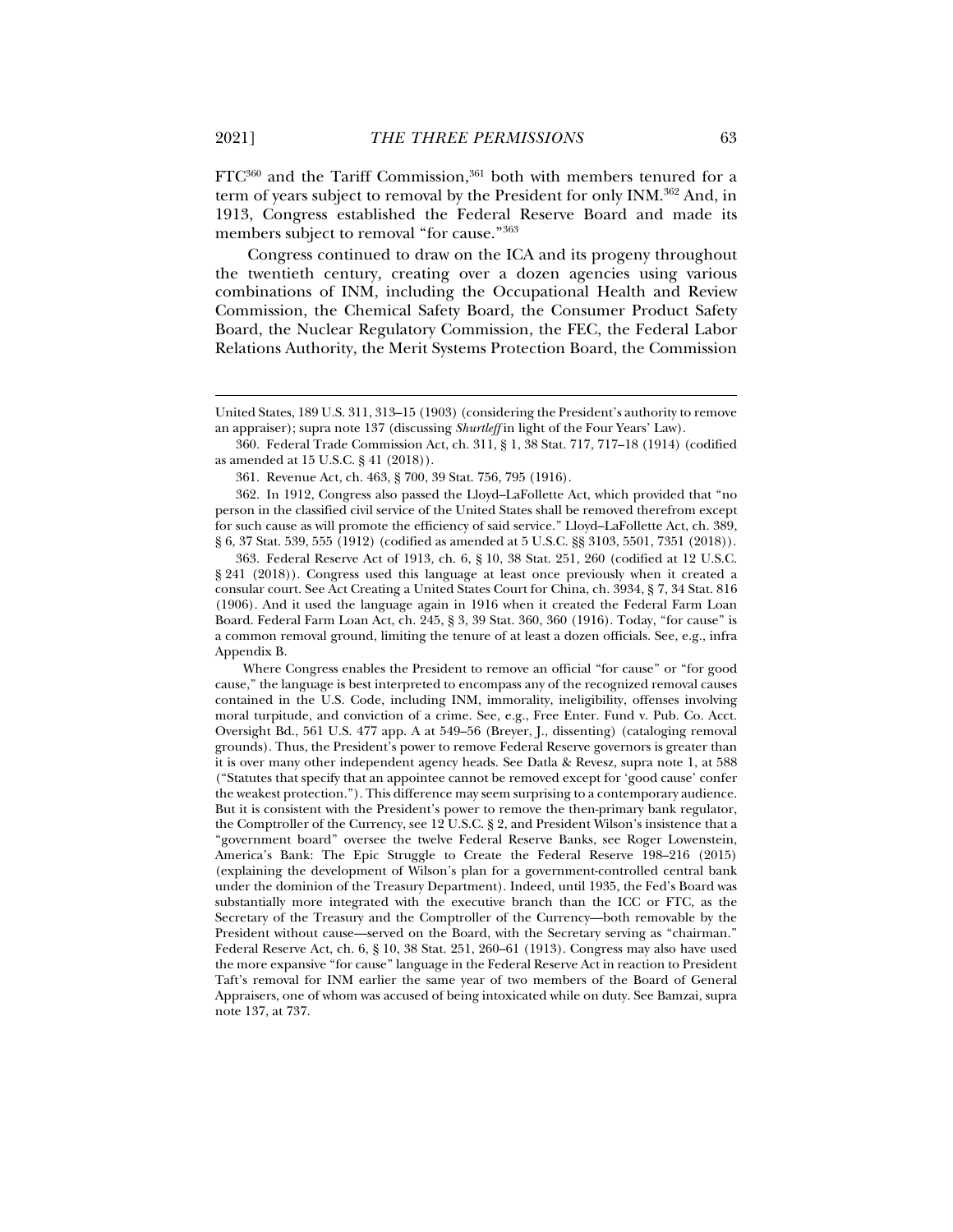FTC[360] and the Tariff Commission,[361] both with members tenured for a term of years subject to removal by the President for only INM.[362] And, in 1913, Congress established the Federal Reserve Board and made its members subject to removal "for cause."[363]

Congress continued to draw on the ICA and its progeny throughout the twentieth century, creating over a dozen agencies using various combinations of INM, including the Occupational Health and Review Commission, the Chemical Safety Board, the Consumer Product Safety Board, the Nuclear Regulatory Commission, the FEC, the Federal Labor Relations Authority, the Merit Systems Protection Board, the Commission

---

United States, 189 U.S. 311, 313–15 (1903) (considering the President's authority to remove an appraiser); supra note 137 (discussing *Shurtleff* in light of the Four Years' Law).

360. Federal Trade Commission Act, ch. 311, § 1, 38 Stat. 717, 717–18 (1914) (codified as amended at 15 U.S.C. § 41 (2018)).

361. Revenue Act, ch. 463, § 700, 39 Stat. 756, 795 (1916).

362. In 1912, Congress also passed the Lloyd–LaFollette Act, which provided that "no person in the classified civil service of the United States shall be removed therefrom except for such cause as will promote the efficiency of said service." Lloyd–LaFollette Act, ch. 389, § 6, 37 Stat. 539, 555 (1912) (codified as amended at 5 U.S.C. §§ 3103, 5501, 7351 (2018)).

363. Federal Reserve Act of 1913, ch. 6, § 10, 38 Stat. 251, 260 (codified at 12 U.S.C. § 241 (2018)). Congress used this language at least once previously when it created a consular court. See Act Creating a United States Court for China, ch. 3934, § 7, 34 Stat. 816 (1906). And it used the language again in 1916 when it created the Federal Farm Loan Board. Federal Farm Loan Act, ch. 245, § 3, 39 Stat. 360, 360 (1916). Today, "for cause" is a common removal ground, limiting the tenure of at least a dozen officials. See, e.g., infra Appendix B.

Where Congress enables the President to remove an official "for cause" or "for good cause," the language is best interpreted to encompass any of the recognized removal causes contained in the U.S. Code, including INM, immorality, ineligibility, offenses involving moral turpitude, and conviction of a crime. See, e.g., Free Enter. Fund v. Pub. Co. Acct. Oversight Bd., 561 U.S. 477 app. A at 549–56 (Breyer, J., dissenting) (cataloging removal grounds). Thus, the President's power to remove Federal Reserve governors is greater than it is over many other independent agency heads. See Datla & Revesz, supra note 1, at 588 ("Statutes that specify that an appointee cannot be removed except for 'good cause' confer the weakest protection."). This difference may seem surprising to a contemporary audience. But it is consistent with the President's power to remove the then-primary bank regulator, the Comptroller of the Currency, see 12 U.S.C. § 2, and President Wilson's insistence that a "government board" oversee the twelve Federal Reserve Banks, see Roger Lowenstein, America's Bank: The Epic Struggle to Create the Federal Reserve 198–216 (2015) (explaining the development of Wilson's plan for a government-controlled central bank under the dominion of the Treasury Department). Indeed, until 1935, the Fed's Board was substantially more integrated with the executive branch than the ICC or FTC, as the Secretary of the Treasury and the Comptroller of the Currency—both removable by the President without cause—served on the Board, with the Secretary serving as "chairman." Federal Reserve Act, ch. 6, § 10, 38 Stat. 251, 260–61 (1913). Congress may also have used the more expansive "for cause" language in the Federal Reserve Act in reaction to President Taft's removal for INM earlier the same year of two members of the Board of General Appraisers, one of whom was accused of being intoxicated while on duty. See Bamzai, supra note 137, at 737.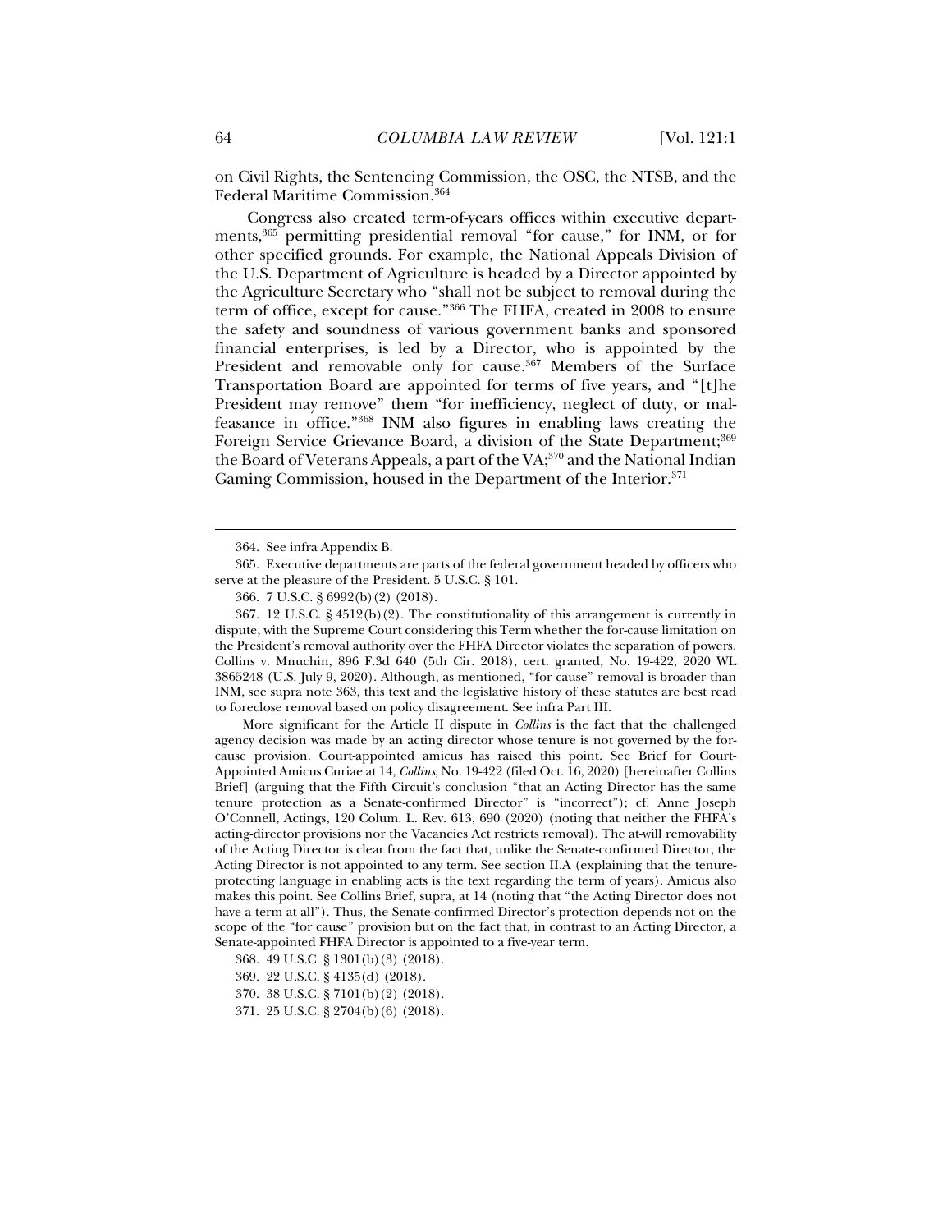on Civil Rights, the Sentencing Commission, the OSC, the NTSB, and the Federal Maritime Commission.[364]

Congress also created term-of-years offices within executive departments,[365] permitting presidential removal "for cause," for INM, or for other specified grounds. For example, the National Appeals Division of the U.S. Department of Agriculture is headed by a Director appointed by the Agriculture Secretary who "shall not be subject to removal during the term of office, except for cause."[366] The FHFA, created in 2008 to ensure the safety and soundness of various government banks and sponsored financial enterprises, is led by a Director, who is appointed by the President and removable only for cause.[367] Members of the Surface Transportation Board are appointed for terms of five years, and "[t]he President may remove" them "for inefficiency, neglect of duty, or malfeasance in office."[368] INM also figures in enabling laws creating the Foreign Service Grievance Board, a division of the State Department;[369] the Board of Veterans Appeals, a part of the VA;[370] and the National Indian Gaming Commission, housed in the Department of the Interior.[371]

---

364. See infra Appendix B.

365. Executive departments are parts of the federal government headed by officers who serve at the pleasure of the President. 5 U.S.C. § 101.

366. 7 U.S.C. § 6992(b)(2) (2018).

367. 12 U.S.C. § 4512(b)(2). The constitutionality of this arrangement is currently in dispute, with the Supreme Court considering this Term whether the for-cause limitation on the President's removal authority over the FHFA Director violates the separation of powers. Collins v. Mnuchin, 896 F.3d 640 (5th Cir. 2018), cert. granted, No. 19-422, 2020 WL 3865248 (U.S. July 9, 2020). Although, as mentioned, "for cause" removal is broader than INM, see supra note 363, this text and the legislative history of these statutes are best read to foreclose removal based on policy disagreement. See infra Part III.

More significant for the Article II dispute in *Collins* is the fact that the challenged agency decision was made by an acting director whose tenure is not governed by the for-cause provision. Court-appointed amicus has raised this point. See Brief for Court-Appointed Amicus Curiae at 14, *Collins*, No. 19-422 (filed Oct. 16, 2020) [hereinafter Collins Brief] (arguing that the Fifth Circuit's conclusion "that an Acting Director has the same tenure protection as a Senate-confirmed Director" is "incorrect"); cf. Anne Joseph O'Connell, Actings, 120 Colum. L. Rev. 613, 690 (2020) (noting that neither the FHFA's acting-director provisions nor the Vacancies Act restricts removal). The at-will removability of the Acting Director is clear from the fact that, unlike the Senate-confirmed Director, the Acting Director is not appointed to any term. See section II.A (explaining that the tenure-protecting language in enabling acts is the text regarding the term of years). Amicus also makes this point. See Collins Brief, supra, at 14 (noting that "the Acting Director does not have a term at all"). Thus, the Senate-confirmed Director's protection depends not on the scope of the "for cause" provision but on the fact that, in contrast to an Acting Director, a Senate-appointed FHFA Director is appointed to a five-year term.

368. 49 U.S.C. § 1301(b)(3) (2018).

369. 22 U.S.C. § 4135(d) (2018).

370. 38 U.S.C. § 7101(b)(2) (2018).

371. 25 U.S.C. § 2704(b)(6) (2018).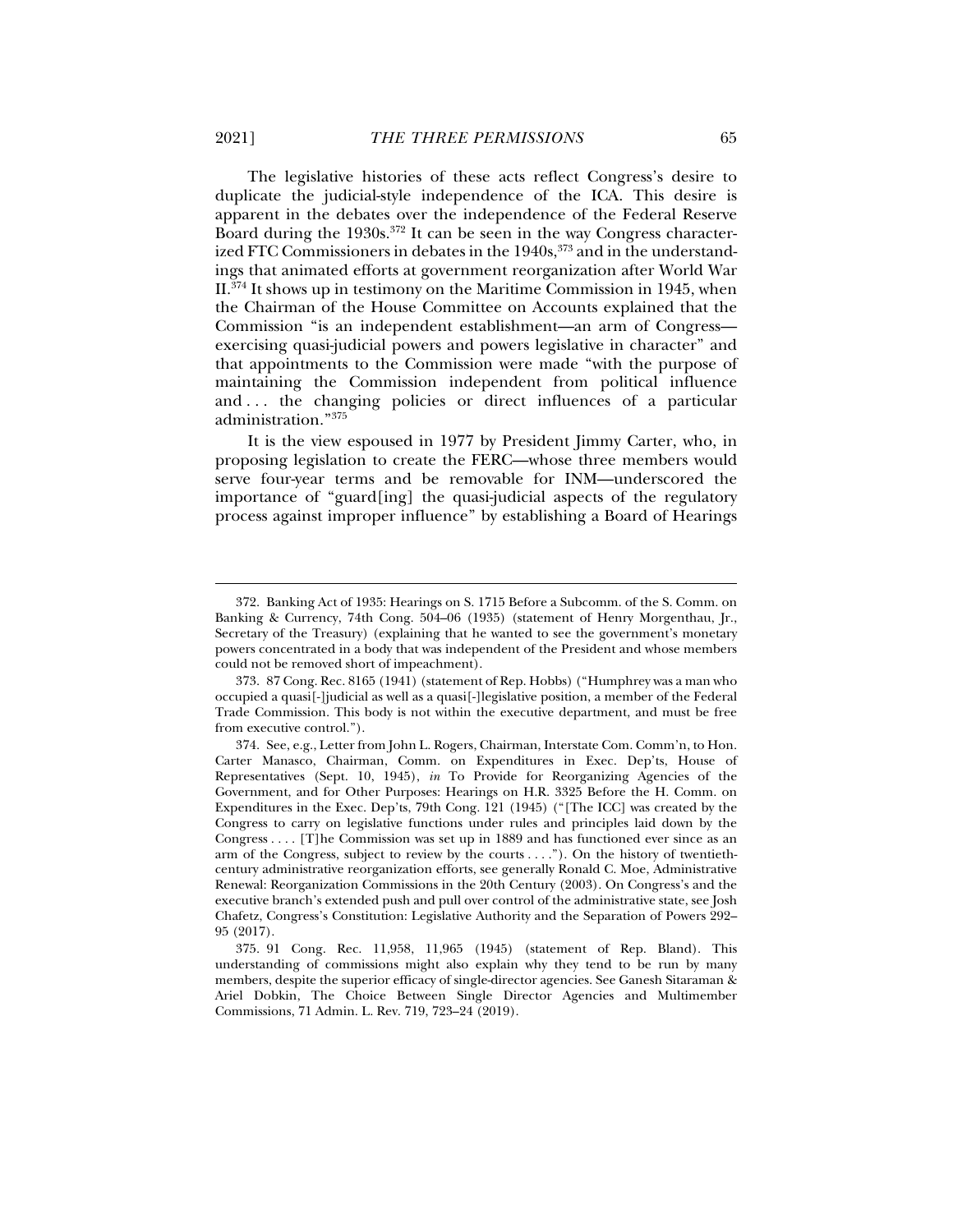The legislative histories of these acts reflect Congress's desire to duplicate the judicial-style independence of the ICA. This desire is apparent in the debates over the independence of the Federal Reserve Board during the 1930s.[372] It can be seen in the way Congress characterized FTC Commissioners in debates in the 1940s,[373] and in the understandings that animated efforts at government reorganization after World War II.[374] It shows up in testimony on the Maritime Commission in 1945, when the Chairman of the House Committee on Accounts explained that the Commission "is an independent establishment—an arm of Congress—exercising quasi-judicial powers and powers legislative in character" and that appointments to the Commission were made "with the purpose of maintaining the Commission independent from political influence and . . . the changing policies or direct influences of a particular administration."[375]

It is the view espoused in 1977 by President Jimmy Carter, who, in proposing legislation to create the FERC—whose three members would serve four-year terms and be removable for INM—underscored the importance of "guard[ing] the quasi-judicial aspects of the regulatory process against improper influence" by establishing a Board of Hearings

---

372. Banking Act of 1935: Hearings on S. 1715 Before a Subcomm. of the S. Comm. on Banking & Currency, 74th Cong. 504–06 (1935) (statement of Henry Morgenthau, Jr., Secretary of the Treasury) (explaining that he wanted to see the government's monetary powers concentrated in a body that was independent of the President and whose members could not be removed short of impeachment).

373. 87 Cong. Rec. 8165 (1941) (statement of Rep. Hobbs) ("Humphrey was a man who occupied a quasi[-]judicial as well as a quasi[-]legislative position, a member of the Federal Trade Commission. This body is not within the executive department, and must be free from executive control.").

374. See, e.g., Letter from John L. Rogers, Chairman, Interstate Com. Comm'n, to Hon. Carter Manasco, Chairman, Comm. on Expenditures in Exec. Dep'ts, House of Representatives (Sept. 10, 1945), *in* To Provide for Reorganizing Agencies of the Government, and for Other Purposes: Hearings on H.R. 3325 Before the H. Comm. on Expenditures in the Exec. Dep'ts, 79th Cong. 121 (1945) ("[The ICC] was created by the Congress to carry on legislative functions under rules and principles laid down by the Congress . . . . [T]he Commission was set up in 1889 and has functioned ever since as an arm of the Congress, subject to review by the courts . . . ."). On the history of twentieth-century administrative reorganization efforts, see generally Ronald C. Moe, Administrative Renewal: Reorganization Commissions in the 20th Century (2003). On Congress's and the executive branch's extended push and pull over control of the administrative state, see Josh Chafetz, Congress's Constitution: Legislative Authority and the Separation of Powers 292–95 (2017).

375. 91 Cong. Rec. 11,958, 11,965 (1945) (statement of Rep. Bland). This understanding of commissions might also explain why they tend to be run by many members, despite the superior efficacy of single-director agencies. See Ganesh Sitaraman & Ariel Dobkin, The Choice Between Single Director Agencies and Multimember Commissions, 71 Admin. L. Rev. 719, 723–24 (2019).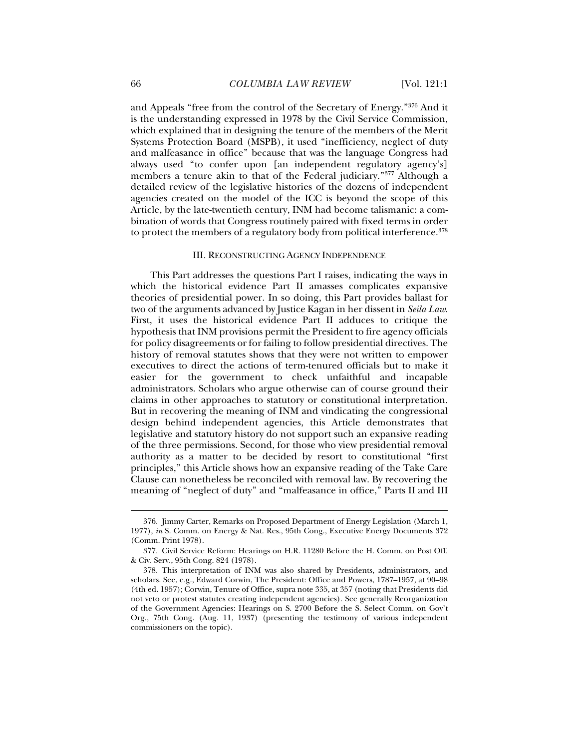and Appeals "free from the control of the Secretary of Energy."[376] And it is the understanding expressed in 1978 by the Civil Service Commission, which explained that in designing the tenure of the members of the Merit Systems Protection Board (MSPB), it used "inefficiency, neglect of duty and malfeasance in office" because that was the language Congress had always used "to confer upon [an independent regulatory agency's] members a tenure akin to that of the Federal judiciary."[377] Although a detailed review of the legislative histories of the dozens of independent agencies created on the model of the ICC is beyond the scope of this Article, by the late-twentieth century, INM had become talismanic: a combination of words that Congress routinely paired with fixed terms in order to protect the members of a regulatory body from political interference.[378]

## III. Reconstructing Agency Independence

This Part addresses the questions Part I raises, indicating the ways in which the historical evidence Part II amasses complicates expansive theories of presidential power. In so doing, this Part provides ballast for two of the arguments advanced by Justice Kagan in her dissent in *Seila Law*. First, it uses the historical evidence Part II adduces to critique the hypothesis that INM provisions permit the President to fire agency officials for policy disagreements or for failing to follow presidential directives. The history of removal statutes shows that they were not written to empower executives to direct the actions of term-tenured officials but to make it easier for the government to check unfaithful and incapable administrators. Scholars who argue otherwise can of course ground their claims in other approaches to statutory or constitutional interpretation. But in recovering the meaning of INM and vindicating the congressional design behind independent agencies, this Article demonstrates that legislative and statutory history do not support such an expansive reading of the three permissions. Second, for those who view presidential removal authority as a matter to be decided by resort to constitutional "first principles," this Article shows how an expansive reading of the Take Care Clause can nonetheless be reconciled with removal law. By recovering the meaning of "neglect of duty" and "malfeasance in office," Parts II and III

---

376. Jimmy Carter, Remarks on Proposed Department of Energy Legislation (March 1, 1977), *in* S. Comm. on Energy & Nat. Res., 95th Cong., Executive Energy Documents 372 (Comm. Print 1978).

377. Civil Service Reform: Hearings on H.R. 11280 Before the H. Comm. on Post Off. & Civ. Serv., 95th Cong. 824 (1978).

378. This interpretation of INM was also shared by Presidents, administrators, and scholars. See, e.g., Edward Corwin, The President: Office and Powers, 1787–1957, at 90–98 (4th ed. 1957); Corwin, Tenure of Office, supra note 335, at 357 (noting that Presidents did not veto or protest statutes creating independent agencies). See generally Reorganization of the Government Agencies: Hearings on S. 2700 Before the S. Select Comm. on Gov't Org., 75th Cong. (Aug. 11, 1937) (presenting the testimony of various independent commissioners on the topic).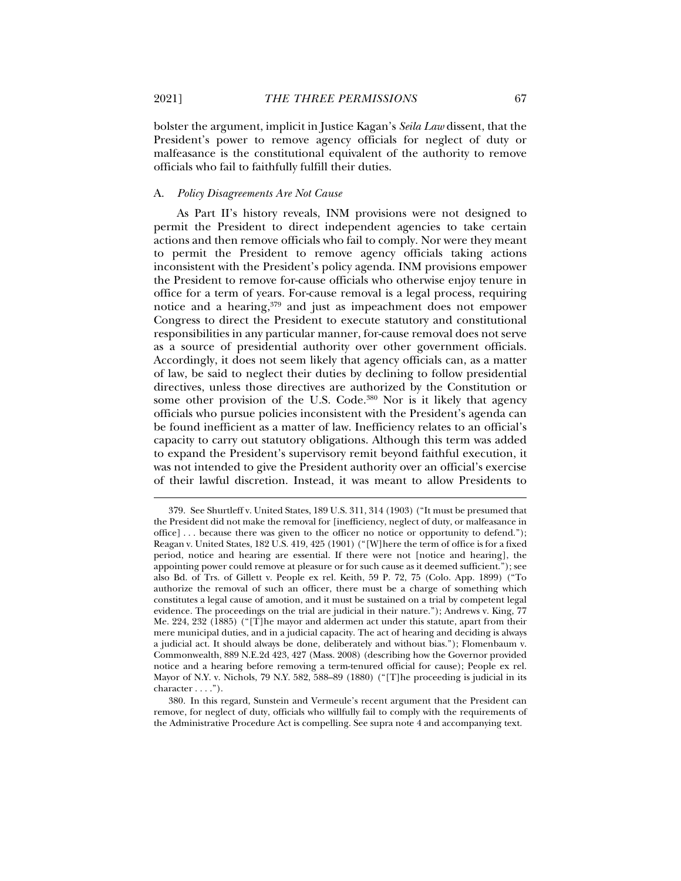bolster the argument, implicit in Justice Kagan's *Seila Law* dissent, that the President's power to remove agency officials for neglect of duty or malfeasance is the constitutional equivalent of the authority to remove officials who fail to faithfully fulfill their duties.

### A. *Policy Disagreements Are Not Cause*

As Part II's history reveals, INM provisions were not designed to permit the President to direct independent agencies to take certain actions and then remove officials who fail to comply. Nor were they meant to permit the President to remove agency officials taking actions inconsistent with the President's policy agenda. INM provisions empower the President to remove for-cause officials who otherwise enjoy tenure in office for a term of years. For-cause removal is a legal process, requiring notice and a hearing,[379] and just as impeachment does not empower Congress to direct the President to execute statutory and constitutional responsibilities in any particular manner, for-cause removal does not serve as a source of presidential authority over other government officials. Accordingly, it does not seem likely that agency officials can, as a matter of law, be said to neglect their duties by declining to follow presidential directives, unless those directives are authorized by the Constitution or some other provision of the U.S. Code.[380] Nor is it likely that agency officials who pursue policies inconsistent with the President's agenda can be found inefficient as a matter of law. Inefficiency relates to an official's capacity to carry out statutory obligations. Although this term was added to expand the President's supervisory remit beyond faithful execution, it was not intended to give the President authority over an official's exercise of their lawful discretion. Instead, it was meant to allow Presidents to

---

379. See Shurtleff v. United States, 189 U.S. 311, 314 (1903) ("It must be presumed that the President did not make the removal for [inefficiency, neglect of duty, or malfeasance in office] . . . because there was given to the officer no notice or opportunity to defend."); Reagan v. United States, 182 U.S. 419, 425 (1901) ("[W]here the term of office is for a fixed period, notice and hearing are essential. If there were not [notice and hearing], the appointing power could remove at pleasure or for such cause as it deemed sufficient."); see also Bd. of Trs. of Gillett v. People ex rel. Keith, 59 P. 72, 75 (Colo. App. 1899) ("To authorize the removal of such an officer, there must be a charge of something which constitutes a legal cause of amotion, and it must be sustained on a trial by competent legal evidence. The proceedings on the trial are judicial in their nature."); Andrews v. King, 77 Me. 224, 232 (1885) ("[T]he mayor and aldermen act under this statute, apart from their mere municipal duties, and in a judicial capacity. The act of hearing and deciding is always a judicial act. It should always be done, deliberately and without bias."); Flomenbaum v. Commonwealth, 889 N.E.2d 423, 427 (Mass. 2008) (describing how the Governor provided notice and a hearing before removing a term-tenured official for cause); People ex rel. Mayor of N.Y. v. Nichols, 79 N.Y. 582, 588–89 (1880) ("[T]he proceeding is judicial in its character . . . .").

380. In this regard, Sunstein and Vermeule's recent argument that the President can remove, for neglect of duty, officials who willfully fail to comply with the requirements of the Administrative Procedure Act is compelling. See supra note 4 and accompanying text.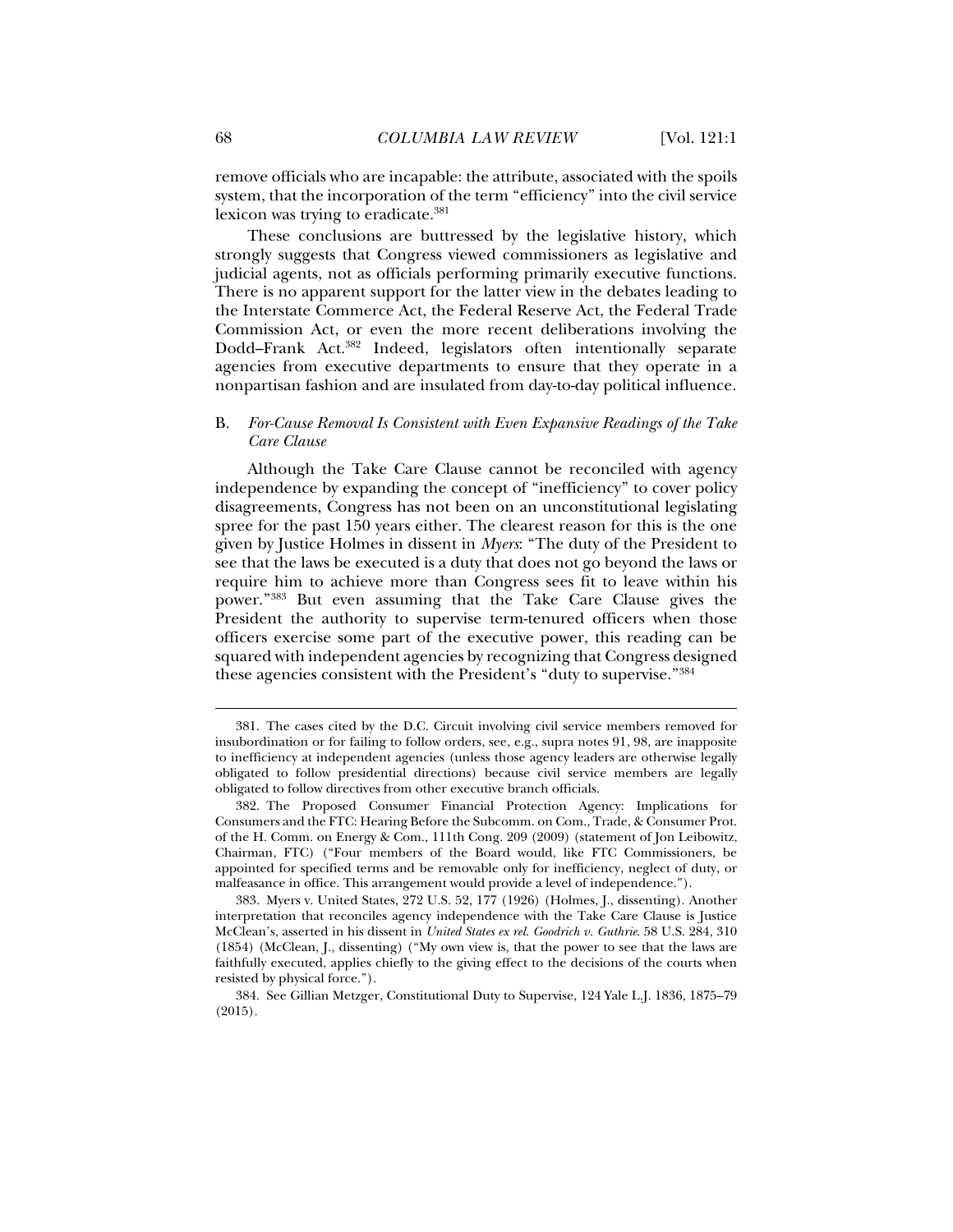remove officials who are incapable: the attribute, associated with the spoils system, that the incorporation of the term "efficiency" into the civil service lexicon was trying to eradicate.[381]

These conclusions are buttressed by the legislative history, which strongly suggests that Congress viewed commissioners as legislative and judicial agents, not as officials performing primarily executive functions. There is no apparent support for the latter view in the debates leading to the Interstate Commerce Act, the Federal Reserve Act, the Federal Trade Commission Act, or even the more recent deliberations involving the Dodd–Frank Act.[382] Indeed, legislators often intentionally separate agencies from executive departments to ensure that they operate in a nonpartisan fashion and are insulated from day-to-day political influence.

### B. *For-Cause Removal Is Consistent with Even Expansive Readings of the Take Care Clause*

Although the Take Care Clause cannot be reconciled with agency independence by expanding the concept of "inefficiency" to cover policy disagreements, Congress has not been on an unconstitutional legislating spree for the past 150 years either. The clearest reason for this is the one given by Justice Holmes in dissent in *Myers*: "The duty of the President to see that the laws be executed is a duty that does not go beyond the laws or require him to achieve more than Congress sees fit to leave within his power."[383] But even assuming that the Take Care Clause gives the President the authority to supervise term-tenured officers when those officers exercise some part of the executive power, this reading can be squared with independent agencies by recognizing that Congress designed these agencies consistent with the President's "duty to supervise."[384]

---

381. The cases cited by the D.C. Circuit involving civil service members removed for insubordination or for failing to follow orders, see, e.g., supra notes 91, 98, are inapposite to inefficiency at independent agencies (unless those agency leaders are otherwise legally obligated to follow presidential directions) because civil service members are legally obligated to follow directives from other executive branch officials.

382. The Proposed Consumer Financial Protection Agency: Implications for Consumers and the FTC: Hearing Before the Subcomm. on Com., Trade, & Consumer Prot. of the H. Comm. on Energy & Com., 111th Cong. 209 (2009) (statement of Jon Leibowitz, Chairman, FTC) ("Four members of the Board would, like FTC Commissioners, be appointed for specified terms and be removable only for inefficiency, neglect of duty, or malfeasance in office. This arrangement would provide a level of independence.").

383. Myers v. United States, 272 U.S. 52, 177 (1926) (Holmes, J., dissenting). Another interpretation that reconciles agency independence with the Take Care Clause is Justice McClean's, asserted in his dissent in *United States ex rel. Goodrich v. Guthrie*. 58 U.S. 284, 310 (1854) (McClean, J., dissenting) ("My own view is, that the power to see that the laws are faithfully executed, applies chiefly to the giving effect to the decisions of the courts when resisted by physical force.").

384. See Gillian Metzger, Constitutional Duty to Supervise, 124 Yale L.J. 1836, 1875–79 (2015).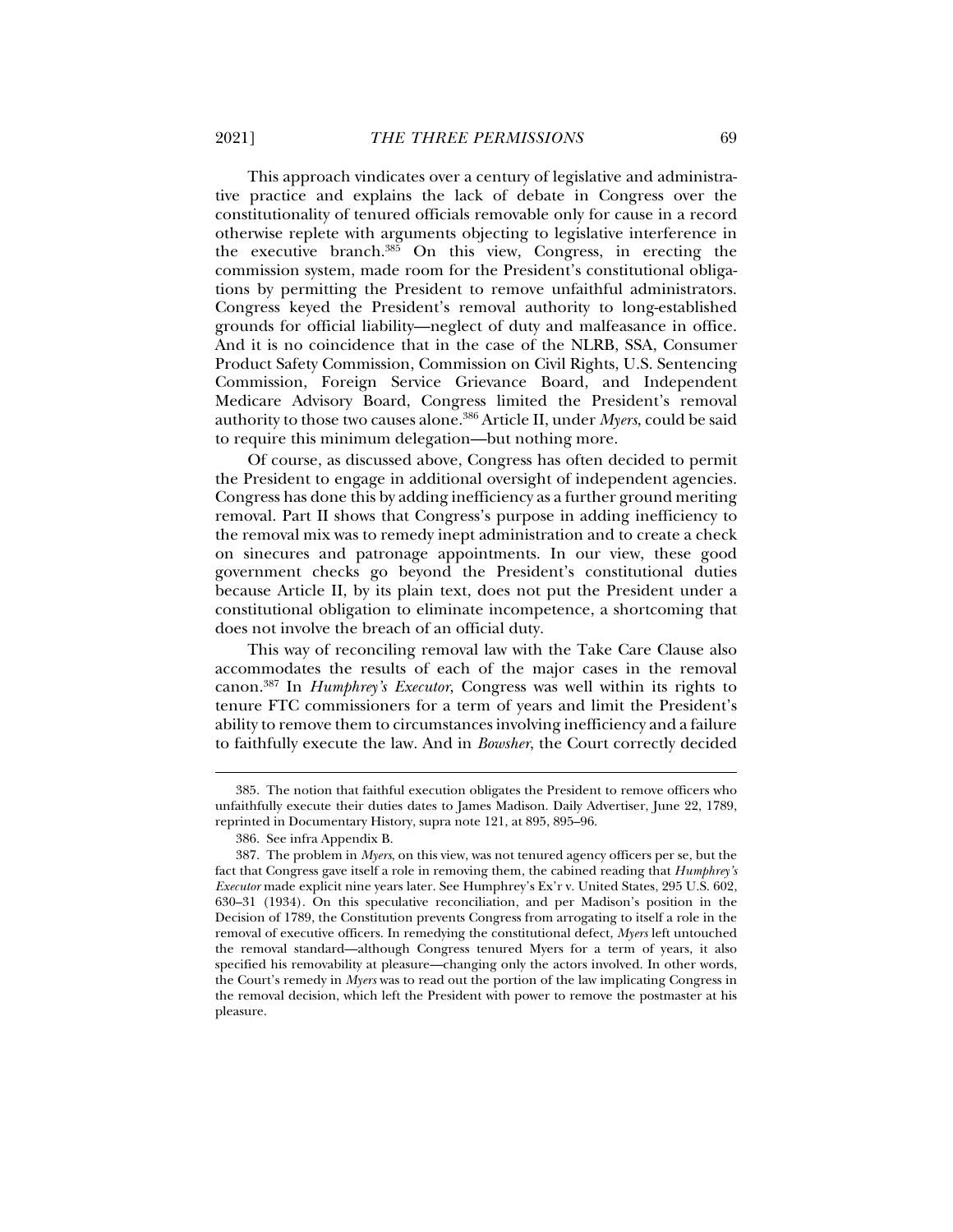This approach vindicates over a century of legislative and administrative practice and explains the lack of debate in Congress over the constitutionality of tenured officials removable only for cause in a record otherwise replete with arguments objecting to legislative interference in the executive branch.[385] On this view, Congress, in erecting the commission system, made room for the President's constitutional obligations by permitting the President to remove unfaithful administrators. Congress keyed the President's removal authority to long-established grounds for official liability—neglect of duty and malfeasance in office. And it is no coincidence that in the case of the NLRB, SSA, Consumer Product Safety Commission, Commission on Civil Rights, U.S. Sentencing Commission, Foreign Service Grievance Board, and Independent Medicare Advisory Board, Congress limited the President's removal authority to those two causes alone.[386] Article II, under *Myers*, could be said to require this minimum delegation—but nothing more.

Of course, as discussed above, Congress has often decided to permit the President to engage in additional oversight of independent agencies. Congress has done this by adding inefficiency as a further ground meriting removal. Part II shows that Congress's purpose in adding inefficiency to the removal mix was to remedy inept administration and to create a check on sinecures and patronage appointments. In our view, these good government checks go beyond the President's constitutional duties because Article II, by its plain text, does not put the President under a constitutional obligation to eliminate incompetence, a shortcoming that does not involve the breach of an official duty.

This way of reconciling removal law with the Take Care Clause also accommodates the results of each of the major cases in the removal canon.[387] In *Humphrey's Executor*, Congress was well within its rights to tenure FTC commissioners for a term of years and limit the President's ability to remove them to circumstances involving inefficiency and a failure to faithfully execute the law. And in *Bowsher*, the Court correctly decided

---

385. The notion that faithful execution obligates the President to remove officers who unfaithfully execute their duties dates to James Madison. Daily Advertiser, June 22, 1789, reprinted in Documentary History, supra note 121, at 895, 895–96.

386. See infra Appendix B.

387. The problem in *Myers*, on this view, was not tenured agency officers per se, but the fact that Congress gave itself a role in removing them, the cabined reading that *Humphrey's Executor* made explicit nine years later. See Humphrey's Ex'r v. United States, 295 U.S. 602, 630–31 (1934). On this speculative reconciliation, and per Madison's position in the Decision of 1789, the Constitution prevents Congress from arrogating to itself a role in the removal of executive officers. In remedying the constitutional defect, *Myers* left untouched the removal standard—although Congress tenured Myers for a term of years, it also specified his removability at pleasure—changing only the actors involved. In other words, the Court's remedy in *Myers* was to read out the portion of the law implicating Congress in the removal decision, which left the President with power to remove the postmaster at his pleasure.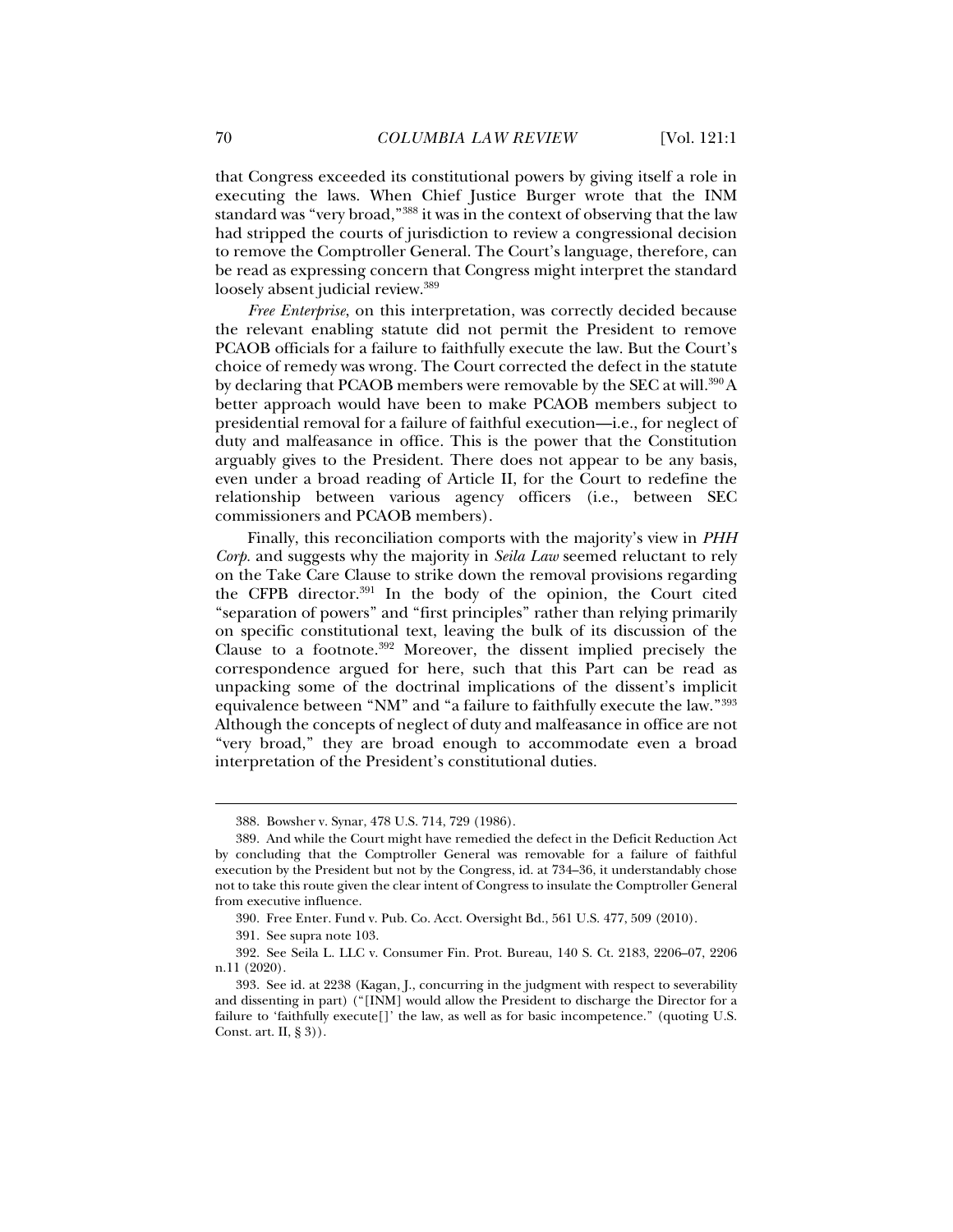that Congress exceeded its constitutional powers by giving itself a role in executing the laws. When Chief Justice Burger wrote that the INM standard was "very broad,"[388] it was in the context of observing that the law had stripped the courts of jurisdiction to review a congressional decision to remove the Comptroller General. The Court's language, therefore, can be read as expressing concern that Congress might interpret the standard loosely absent judicial review.[389]

*Free Enterprise*, on this interpretation, was correctly decided because the relevant enabling statute did not permit the President to remove PCAOB officials for a failure to faithfully execute the law. But the Court's choice of remedy was wrong. The Court corrected the defect in the statute by declaring that PCAOB members were removable by the SEC at will.[390] A better approach would have been to make PCAOB members subject to presidential removal for a failure of faithful execution—i.e., for neglect of duty and malfeasance in office. This is the power that the Constitution arguably gives to the President. There does not appear to be any basis, even under a broad reading of Article II, for the Court to redefine the relationship between various agency officers (i.e., between SEC commissioners and PCAOB members).

Finally, this reconciliation comports with the majority's view in *PHH Corp.* and suggests why the majority in *Seila Law* seemed reluctant to rely on the Take Care Clause to strike down the removal provisions regarding the CFPB director.[391] In the body of the opinion, the Court cited "separation of powers" and "first principles" rather than relying primarily on specific constitutional text, leaving the bulk of its discussion of the Clause to a footnote.[392] Moreover, the dissent implied precisely the correspondence argued for here, such that this Part can be read as unpacking some of the doctrinal implications of the dissent's implicit equivalence between "NM" and "a failure to faithfully execute the law."[393] Although the concepts of neglect of duty and malfeasance in office are not "very broad," they are broad enough to accommodate even a broad interpretation of the President's constitutional duties.

---

388. Bowsher v. Synar, 478 U.S. 714, 729 (1986).

389. And while the Court might have remedied the defect in the Deficit Reduction Act by concluding that the Comptroller General was removable for a failure of faithful execution by the President but not by the Congress, id. at 734–36, it understandably chose not to take this route given the clear intent of Congress to insulate the Comptroller General from executive influence.

390. Free Enter. Fund v. Pub. Co. Acct. Oversight Bd., 561 U.S. 477, 509 (2010).

391. See supra note 103.

392. See Seila L. LLC v. Consumer Fin. Prot. Bureau, 140 S. Ct. 2183, 2206–07, 2206 n.11 (2020).

393. See id. at 2238 (Kagan, J., concurring in the judgment with respect to severability and dissenting in part) ("[INM] would allow the President to discharge the Director for a failure to 'faithfully execute[]' the law, as well as for basic incompetence." (quoting U.S. Const. art. II, § 3)).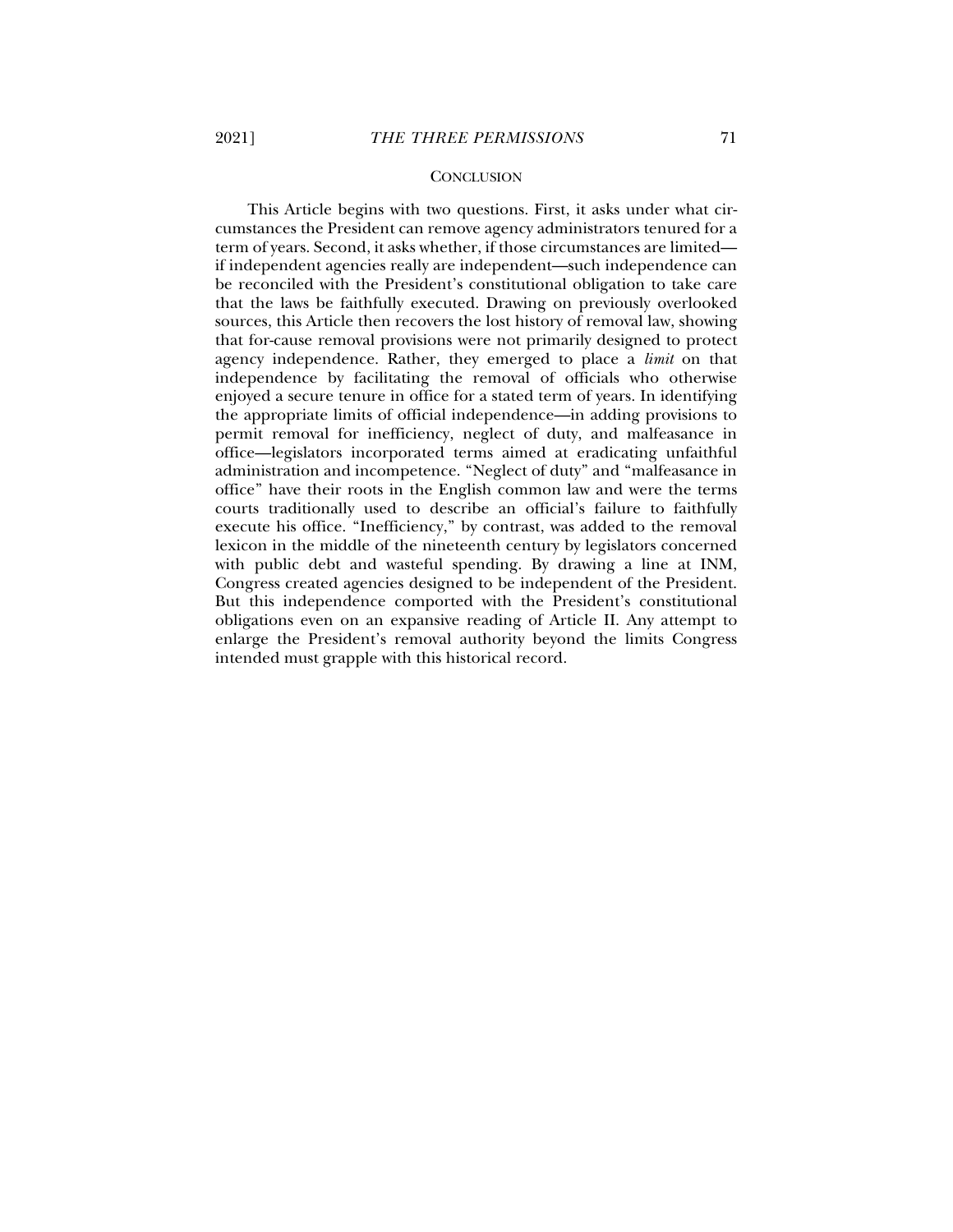## CONCLUSION

This Article begins with two questions. First, it asks under what circumstances the President can remove agency administrators tenured for a term of years. Second, it asks whether, if those circumstances are limited—if independent agencies really are independent—such independence can be reconciled with the President's constitutional obligation to take care that the laws be faithfully executed. Drawing on previously overlooked sources, this Article then recovers the lost history of removal law, showing that for-cause removal provisions were not primarily designed to protect agency independence. Rather, they emerged to place a *limit* on that independence by facilitating the removal of officials who otherwise enjoyed a secure tenure in office for a stated term of years. In identifying the appropriate limits of official independence—in adding provisions to permit removal for inefficiency, neglect of duty, and malfeasance in office—legislators incorporated terms aimed at eradicating unfaithful administration and incompetence. "Neglect of duty" and "malfeasance in office" have their roots in the English common law and were the terms courts traditionally used to describe an official's failure to faithfully execute his office. "Inefficiency," by contrast, was added to the removal lexicon in the middle of the nineteenth century by legislators concerned with public debt and wasteful spending. By drawing a line at INM, Congress created agencies designed to be independent of the President. But this independence comported with the President's constitutional obligations even on an expansive reading of Article II. Any attempt to enlarge the President's removal authority beyond the limits Congress intended must grapple with this historical record.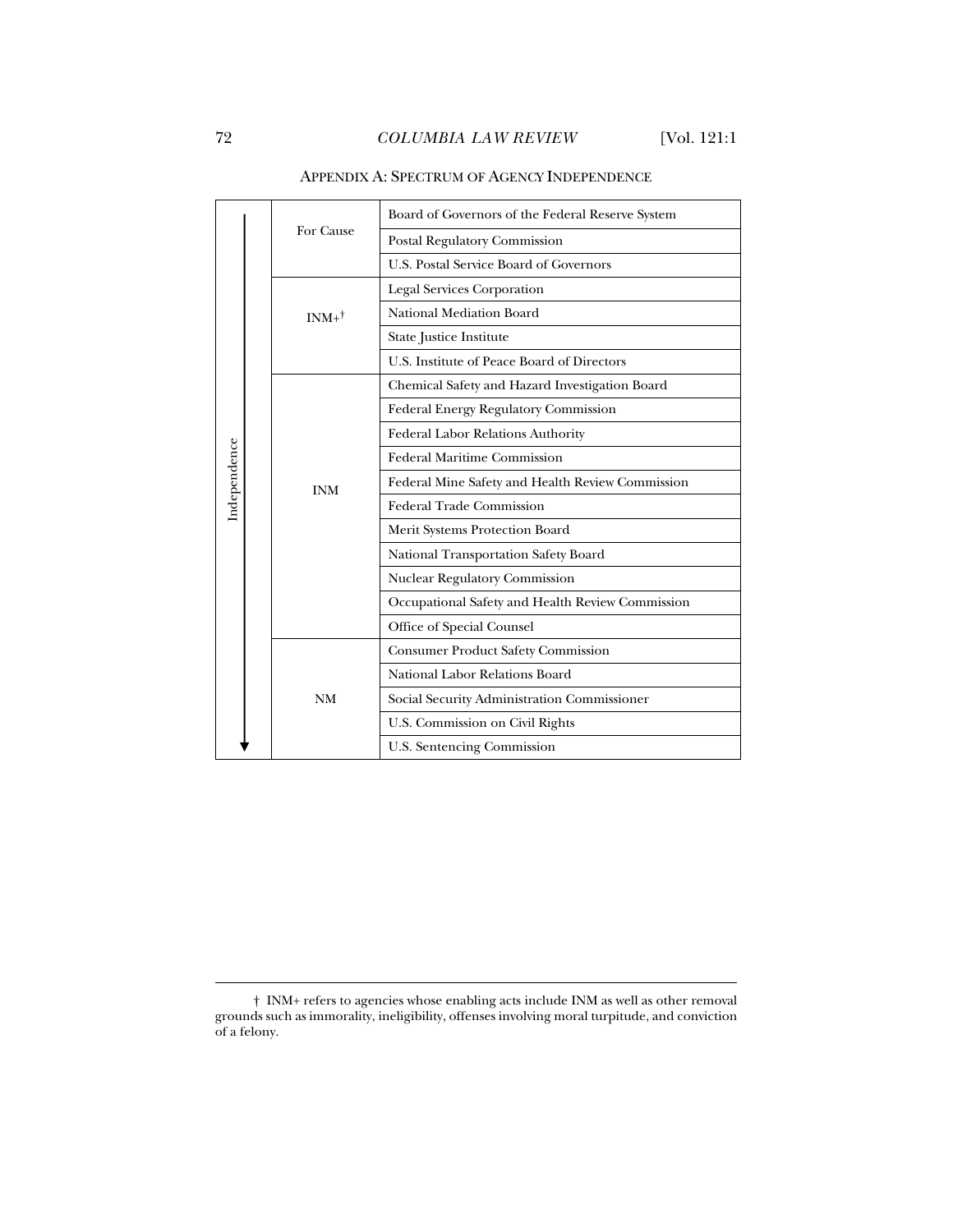## APPENDIX A: SPECTRUM OF AGENCY INDEPENDENCE

| Independence | Removal Standard | Agency |
|---|---|---|
| ↓ | For Cause | Board of Governors of the Federal Reserve System |
| | | Postal Regulatory Commission |
| | | U.S. Postal Service Board of Governors |
| | INM+† | Legal Services Corporation |
| | | National Mediation Board |
| | | State Justice Institute |
| | | U.S. Institute of Peace Board of Directors |
| | INM | Chemical Safety and Hazard Investigation Board |
| | | Federal Energy Regulatory Commission |
| | | Federal Labor Relations Authority |
| | | Federal Maritime Commission |
| | | Federal Mine Safety and Health Review Commission |
| | | Federal Trade Commission |
| | | Merit Systems Protection Board |
| | | National Transportation Safety Board |
| | | Nuclear Regulatory Commission |
| | | Occupational Safety and Health Review Commission |
| | | Office of Special Counsel |
| | NM | Consumer Product Safety Commission |
| | | National Labor Relations Board |
| | | Social Security Administration Commissioner |
| | | U.S. Commission on Civil Rights |
| | | U.S. Sentencing Commission |

† INM+ refers to agencies whose enabling acts include INM as well as other removal grounds such as immorality, ineligibility, offenses involving moral turpitude, and conviction of a felony.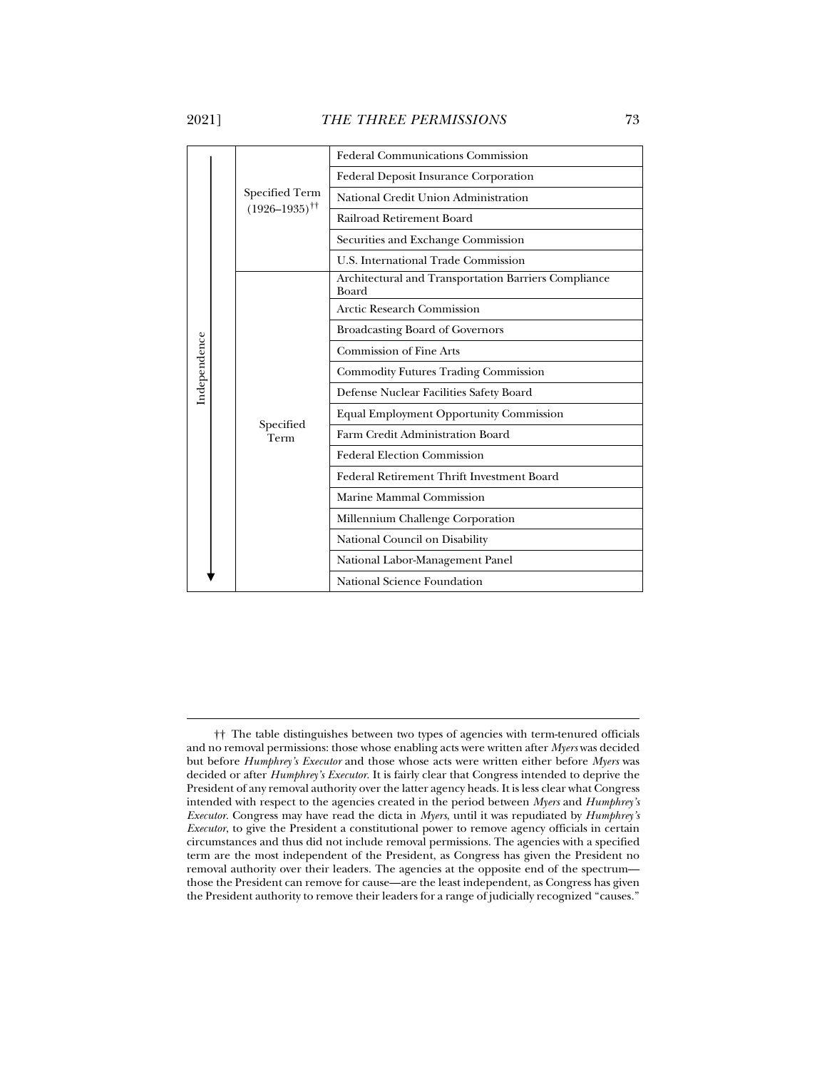| Independence | Category | Agency |
|---|---|---|
| ↓ | Specified Term (1926–1935)†† | Federal Communications Commission |
| | | Federal Deposit Insurance Corporation |
| | | National Credit Union Administration |
| | | Railroad Retirement Board |
| | | Securities and Exchange Commission |
| | | U.S. International Trade Commission |
| | Specified Term | Architectural and Transportation Barriers Compliance Board |
| | | Arctic Research Commission |
| | | Broadcasting Board of Governors |
| | | Commission of Fine Arts |
| | | Commodity Futures Trading Commission |
| | | Defense Nuclear Facilities Safety Board |
| | | Equal Employment Opportunity Commission |
| | | Farm Credit Administration Board |
| | | Federal Election Commission |
| | | Federal Retirement Thrift Investment Board |
| | | Marine Mammal Commission |
| | | Millennium Challenge Corporation |
| | | National Council on Disability |
| | | National Labor-Management Panel |
| | | National Science Foundation |

†† The table distinguishes between two types of agencies with term-tenured officials and no removal permissions: those whose enabling acts were written after *Myers* was decided but before *Humphrey's Executor* and those whose acts were written either before *Myers* was decided or after *Humphrey's Executor*. It is fairly clear that Congress intended to deprive the President of any removal authority over the latter agency heads. It is less clear what Congress intended with respect to the agencies created in the period between *Myers* and *Humphrey's Executor*. Congress may have read the dicta in *Myers*, until it was repudiated by *Humphrey's Executor*, to give the President a constitutional power to remove agency officials in certain circumstances and thus did not include removal permissions. The agencies with a specified term are the most independent of the President, as Congress has given the President no removal authority over their leaders. The agencies at the opposite end of the spectrum—those the President can remove for cause—are the least independent, as Congress has given the President authority to remove their leaders for a range of judicially recognized "causes."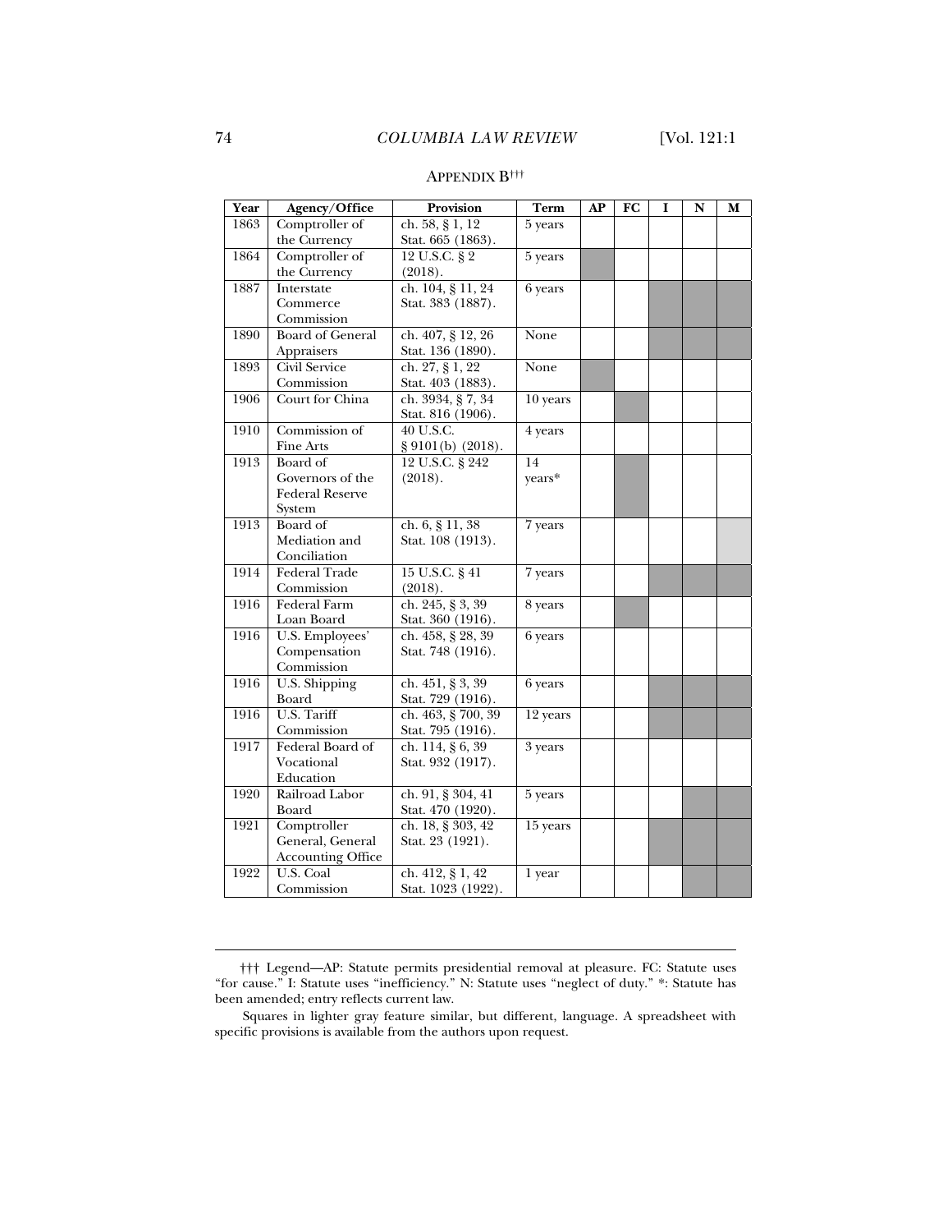APPENDIX B[†††]

| Year | Agency/Office | Provision | Term | AP | FC | I | N | M |
|---|---|---|---|---|---|---|---|---|
| 1863 | Comptroller of the Currency | ch. 58, § 1, 12 Stat. 665 (1863). | 5 years | | | | | |
| 1864 | Comptroller of the Currency | 12 U.S.C. § 2 (2018). | 5 years | ■ | | | | |
| 1887 | Interstate Commerce Commission | ch. 104, § 11, 24 Stat. 383 (1887). | 6 years | | | ■ | ■ | ■ |
| 1890 | Board of General Appraisers | ch. 407, § 12, 26 Stat. 136 (1890). | None | | | ■ | ■ | ■ |
| 1893 | Civil Service Commission | ch. 27, § 1, 22 Stat. 403 (1883). | None | ■ | | | | |
| 1906 | Court for China | ch. 3934, § 7, 34 Stat. 816 (1906). | 10 years | | ■ | | | |
| 1910 | Commission of Fine Arts | 40 U.S.C. § 9101(b) (2018). | 4 years | | | | | |
| 1913 | Board of Governors of the Federal Reserve System | 12 U.S.C. § 242 (2018). | 14 years* | | ■ | | | |
| 1913 | Board of Mediation and Conciliation | ch. 6, § 11, 38 Stat. 108 (1913). | 7 years | | | | | ░ |
| 1914 | Federal Trade Commission | 15 U.S.C. § 41 (2018). | 7 years | | | ■ | ■ | ■ |
| 1916 | Federal Farm Loan Board | ch. 245, § 3, 39 Stat. 360 (1916). | 8 years | | ■ | | | |
| 1916 | U.S. Employees' Compensation Commission | ch. 458, § 28, 39 Stat. 748 (1916). | 6 years | | | | | |
| 1916 | U.S. Shipping Board | ch. 451, § 3, 39 Stat. 729 (1916). | 6 years | | | ■ | ■ | ■ |
| 1916 | U.S. Tariff Commission | ch. 463, § 700, 39 Stat. 795 (1916). | 12 years | | | ■ | ■ | ■ |
| 1917 | Federal Board of Vocational Education | ch. 114, § 6, 39 Stat. 932 (1917). | 3 years | | | | | |
| 1920 | Railroad Labor Board | ch. 91, § 304, 41 Stat. 470 (1920). | 5 years | | | | ■ | ■ |
| 1921 | Comptroller General, General Accounting Office | ch. 18, § 303, 42 Stat. 23 (1921). | 15 years | | | ■ | ■ | ■ |
| 1922 | U.S. Coal Commission | ch. 412, § 1, 42 Stat. 1023 (1922). | 1 year | | | | ■ | ■ |

††† Legend—AP: Statute permits presidential removal at pleasure. FC: Statute uses "for cause." I: Statute uses "inefficiency." N: Statute uses "neglect of duty." *: Statute has been amended; entry reflects current law.

Squares in lighter gray feature similar, but different, language. A spreadsheet with specific provisions is available from the authors upon request.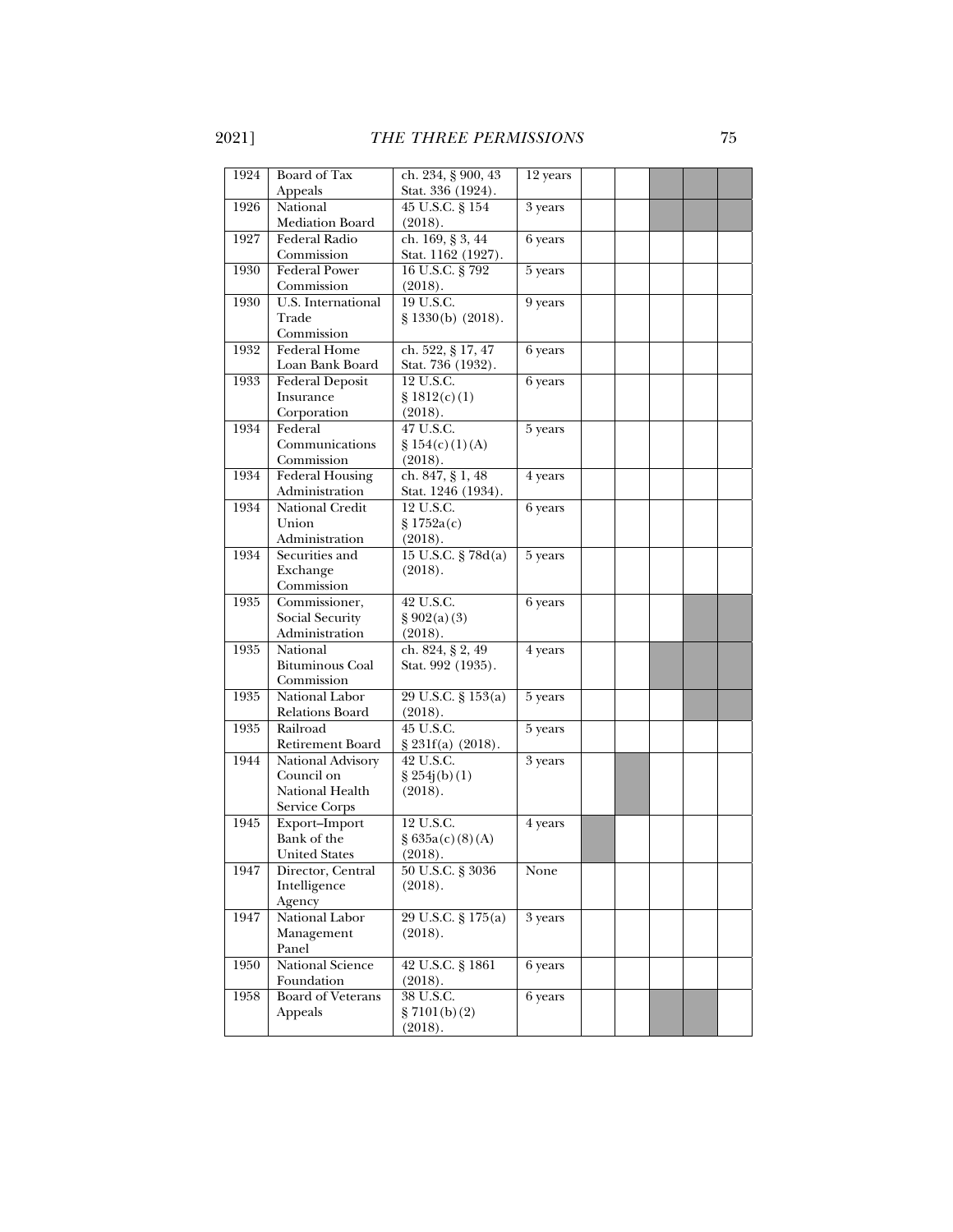| | | | | | | | | |
|---|---|---|---|---|---|---|---|---|
| 1924 | Board of Tax Appeals | ch. 234, § 900, 43 Stat. 336 (1924). | 12 years | | | | | |
| 1926 | National Mediation Board | 45 U.S.C. § 154 (2018). | 3 years | | | | | |
| 1927 | Federal Radio Commission | ch. 169, § 3, 44 Stat. 1162 (1927). | 6 years | | | | | |
| 1930 | Federal Power Commission | 16 U.S.C. § 792 (2018). | 5 years | | | | | |
| 1930 | U.S. International Trade Commission | 19 U.S.C. § 1330(b) (2018). | 9 years | | | | | |
| 1932 | Federal Home Loan Bank Board | ch. 522, § 17, 47 Stat. 736 (1932). | 6 years | | | | | |
| 1933 | Federal Deposit Insurance Corporation | 12 U.S.C. § 1812(c)(1) (2018). | 6 years | | | | | |
| 1934 | Federal Communications Commission | 47 U.S.C. § 154(c)(1)(A) (2018). | 5 years | | | | | |
| 1934 | Federal Housing Administration | ch. 847, § 1, 48 Stat. 1246 (1934). | 4 years | | | | | |
| 1934 | National Credit Union Administration | 12 U.S.C. § 1752a(c) (2018). | 6 years | | | | | |
| 1934 | Securities and Exchange Commission | 15 U.S.C. § 78d(a) (2018). | 5 years | | | | | |
| 1935 | Commissioner, Social Security Administration | 42 U.S.C. § 902(a)(3) (2018). | 6 years | | | | | |
| 1935 | National Bituminous Coal Commission | ch. 824, § 2, 49 Stat. 992 (1935). | 4 years | | | | | |
| 1935 | National Labor Relations Board | 29 U.S.C. § 153(a) (2018). | 5 years | | | | | |
| 1935 | Railroad Retirement Board | 45 U.S.C. § 231f(a) (2018). | 5 years | | | | | |
| 1944 | National Advisory Council on National Health Service Corps | 42 U.S.C. § 254j(b)(1) (2018). | 3 years | | | | | |
| 1945 | Export–Import Bank of the United States | 12 U.S.C. § 635a(c)(8)(A) (2018). | 4 years | | | | | |
| 1947 | Director, Central Intelligence Agency | 50 U.S.C. § 3036 (2018). | None | | | | | |
| 1947 | National Labor Management Panel | 29 U.S.C. § 175(a) (2018). | 3 years | | | | | |
| 1950 | National Science Foundation | 42 U.S.C. § 1861 (2018). | 6 years | | | | | |
| 1958 | Board of Veterans Appeals | 38 U.S.C. § 7101(b)(2) (2018). | 6 years | | | | | |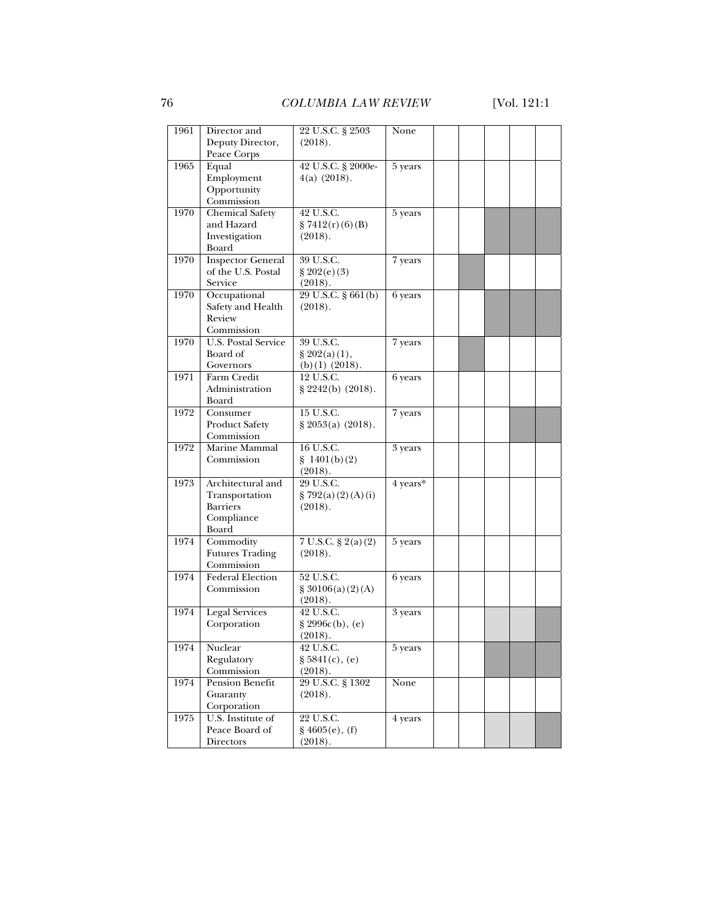| | | | | | | | | |
|---|---|---|---|---|---|---|---|---|
| 1961 | Director and Deputy Director, Peace Corps | 22 U.S.C. § 2503 (2018). | None | | | | | |
| 1965 | Equal Employment Opportunity Commission | 42 U.S.C. § 2000e-4(a) (2018). | 5 years | | | | | |
| 1970 | Chemical Safety and Hazard Investigation Board | 42 U.S.C. § 7412(r)(6)(B) (2018). | 5 years | | | | | |
| 1970 | Inspector General of the U.S. Postal Service | 39 U.S.C. § 202(e)(3) (2018). | 7 years | | | | | |
| 1970 | Occupational Safety and Health Review Commission | 29 U.S.C. § 661(b) (2018). | 6 years | | | | | |
| 1970 | U.S. Postal Service Board of Governors | 39 U.S.C. § 202(a)(1), (b)(1) (2018). | 7 years | | | | | |
| 1971 | Farm Credit Administration Board | 12 U.S.C. § 2242(b) (2018). | 6 years | | | | | |
| 1972 | Consumer Product Safety Commission | 15 U.S.C. § 2053(a) (2018). | 7 years | | | | | |
| 1972 | Marine Mammal Commission | 16 U.S.C. § 1401(b)(2) (2018). | 3 years | | | | | |
| 1973 | Architectural and Transportation Barriers Compliance Board | 29 U.S.C. § 792(a)(2)(A)(i) (2018). | 4 years* | | | | | |
| 1974 | Commodity Futures Trading Commission | 7 U.S.C. § 2(a)(2) (2018). | 5 years | | | | | |
| 1974 | Federal Election Commission | 52 U.S.C. § 30106(a)(2)(A) (2018). | 6 years | | | | | |
| 1974 | Legal Services Corporation | 42 U.S.C. § 2996c(b), (e) (2018). | 3 years | | | | | |
| 1974 | Nuclear Regulatory Commission | 42 U.S.C. § 5841(c), (e) (2018). | 5 years | | | | | |
| 1974 | Pension Benefit Guaranty Corporation | 29 U.S.C. § 1302 (2018). | None | | | | | |
| 1975 | U.S. Institute of Peace Board of Directors | 22 U.S.C. § 4605(e), (f) (2018). | 4 years | | | | | |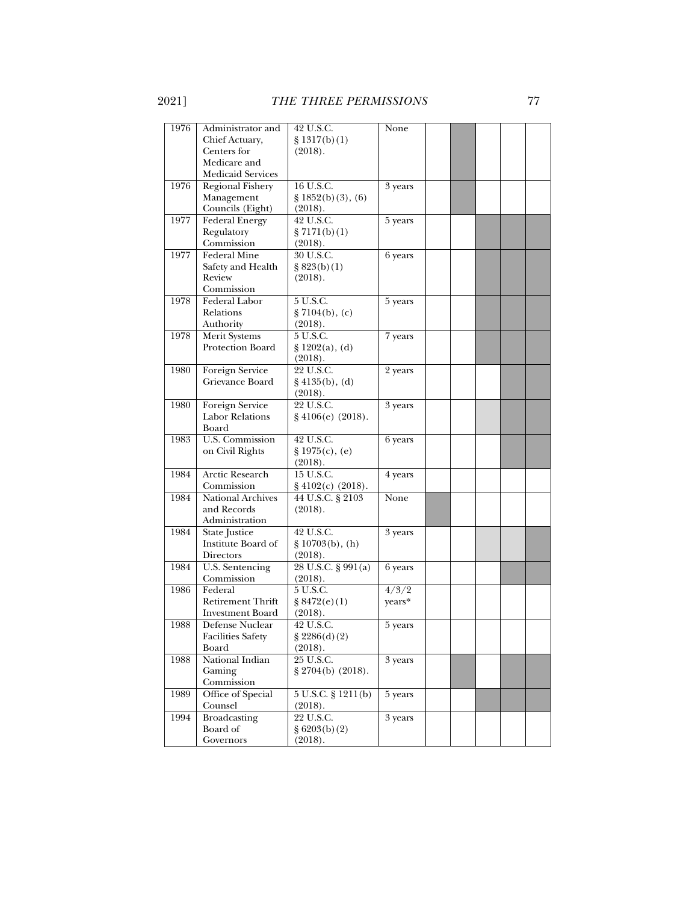| | | | | | | | | |
|---|---|---|---|---|---|---|---|---|
| 1976 | Administrator and Chief Actuary, Centers for Medicare and Medicaid Services | 42 U.S.C. § 1317(b)(1) (2018). | None | | | | | |
| 1976 | Regional Fishery Management Councils (Eight) | 16 U.S.C. § 1852(b)(3), (6) (2018). | 3 years | | | | | |
| 1977 | Federal Energy Regulatory Commission | 42 U.S.C. § 7171(b)(1) (2018). | 5 years | | | | | |
| 1977 | Federal Mine Safety and Health Review Commission | 30 U.S.C. § 823(b)(1) (2018). | 6 years | | | | | |
| 1978 | Federal Labor Relations Authority | 5 U.S.C. § 7104(b), (c) (2018). | 5 years | | | | | |
| 1978 | Merit Systems Protection Board | 5 U.S.C. § 1202(a), (d) (2018). | 7 years | | | | | |
| 1980 | Foreign Service Grievance Board | 22 U.S.C. § 4135(b), (d) (2018). | 2 years | | | | | |
| 1980 | Foreign Service Labor Relations Board | 22 U.S.C. § 4106(e) (2018). | 3 years | | | | | |
| 1983 | U.S. Commission on Civil Rights | 42 U.S.C. § 1975(c), (e) (2018). | 6 years | | | | | |
| 1984 | Arctic Research Commission | 15 U.S.C. § 4102(c) (2018). | 4 years | | | | | |
| 1984 | National Archives and Records Administration | 44 U.S.C. § 2103 (2018). | None | | | | | |
| 1984 | State Justice Institute Board of Directors | 42 U.S.C. § 10703(b), (h) (2018). | 3 years | | | | | |
| 1984 | U.S. Sentencing Commission | 28 U.S.C. § 991(a) (2018). | 6 years | | | | | |
| 1986 | Federal Retirement Thrift Investment Board | 5 U.S.C. § 8472(e)(1) (2018). | 4/3/2 years* | | | | | |
| 1988 | Defense Nuclear Facilities Safety Board | 42 U.S.C. § 2286(d)(2) (2018). | 5 years | | | | | |
| 1988 | National Indian Gaming Commission | 25 U.S.C. § 2704(b) (2018). | 3 years | | | | | |
| 1989 | Office of Special Counsel | 5 U.S.C. § 1211(b) (2018). | 5 years | | | | | |
| 1994 | Broadcasting Board of Governors | 22 U.S.C. § 6203(b)(2) (2018). | 3 years | | | | | |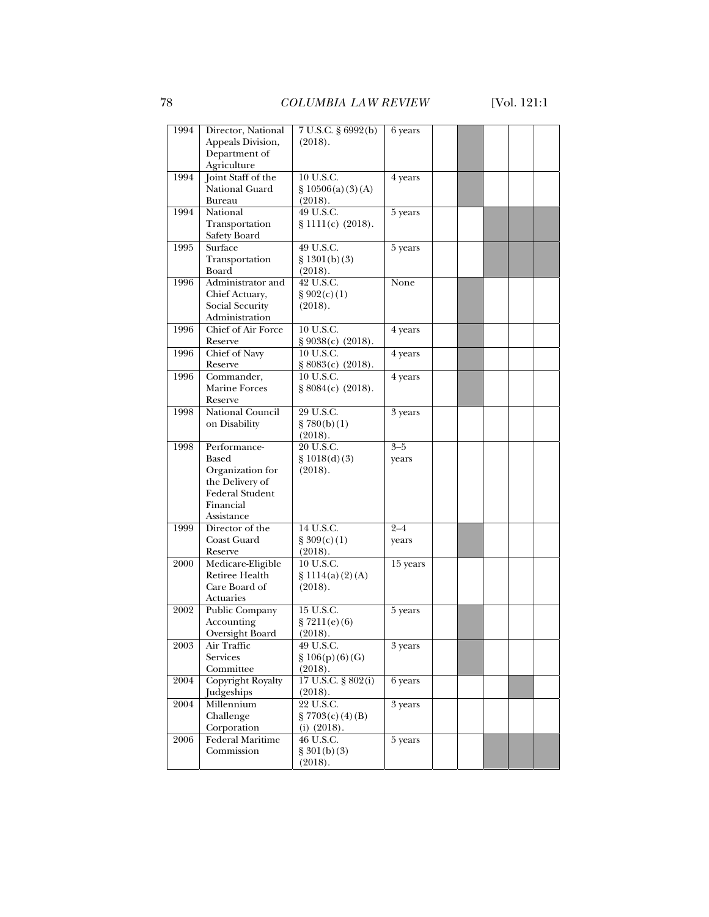| | | | | | | | | |
|---|---|---|---|---|---|---|---|---|
| 1994 | Director, National Appeals Division, Department of Agriculture | 7 U.S.C. § 6992(b) (2018). | 6 years | | ■ | | | |
| 1994 | Joint Staff of the National Guard Bureau | 10 U.S.C. § 10506(a)(3)(A) (2018). | 4 years | | ■ | | | |
| 1994 | National Transportation Safety Board | 49 U.S.C. § 1111(c) (2018). | 5 years | | | ■ | ■ | ■ |
| 1995 | Surface Transportation Board | 49 U.S.C. § 1301(b)(3) (2018). | 5 years | | | ■ | ■ | ■ |
| 1996 | Administrator and Chief Actuary, Social Security Administration | 42 U.S.C. § 902(c)(1) (2018). | None | | ■ | | | |
| 1996 | Chief of Air Force Reserve | 10 U.S.C. § 9038(c) (2018). | 4 years | | ■ | | | |
| 1996 | Chief of Navy Reserve | 10 U.S.C. § 8083(c) (2018). | 4 years | | ■ | | | |
| 1996 | Commander, Marine Forces Reserve | 10 U.S.C. § 8084(c) (2018). | 4 years | | ■ | | | |
| 1998 | National Council on Disability | 29 U.S.C. § 780(b)(1) (2018). | 3 years | | | | | |
| 1998 | Performance-Based Organization for the Delivery of Federal Student Financial Assistance | 20 U.S.C. § 1018(d)(3) (2018). | 3–5 years | | | | | |
| 1999 | Director of the Coast Guard Reserve | 14 U.S.C. § 309(c)(1) (2018). | 2–4 years | | ■ | | | |
| 2000 | Medicare-Eligible Retiree Health Care Board of Actuaries | 10 U.S.C. § 1114(a)(2)(A) (2018). | 15 years | | | | | |
| 2002 | Public Company Accounting Oversight Board | 15 U.S.C. § 7211(e)(6) (2018). | 5 years | | ■ | | | |
| 2003 | Air Traffic Services Committee | 49 U.S.C. § 106(p)(6)(G) (2018). | 3 years | | ■ | | | |
| 2004 | Copyright Royalty Judgeships | 17 U.S.C. § 802(i) (2018). | 6 years | | | | ■ | |
| 2004 | Millennium Challenge Corporation | 22 U.S.C. § 7703(c)(4)(B)(i) (2018). | 3 years | | | | | |
| 2006 | Federal Maritime Commission | 46 U.S.C. § 301(b)(3) (2018). | 5 years | | | ■ | ■ | ■ |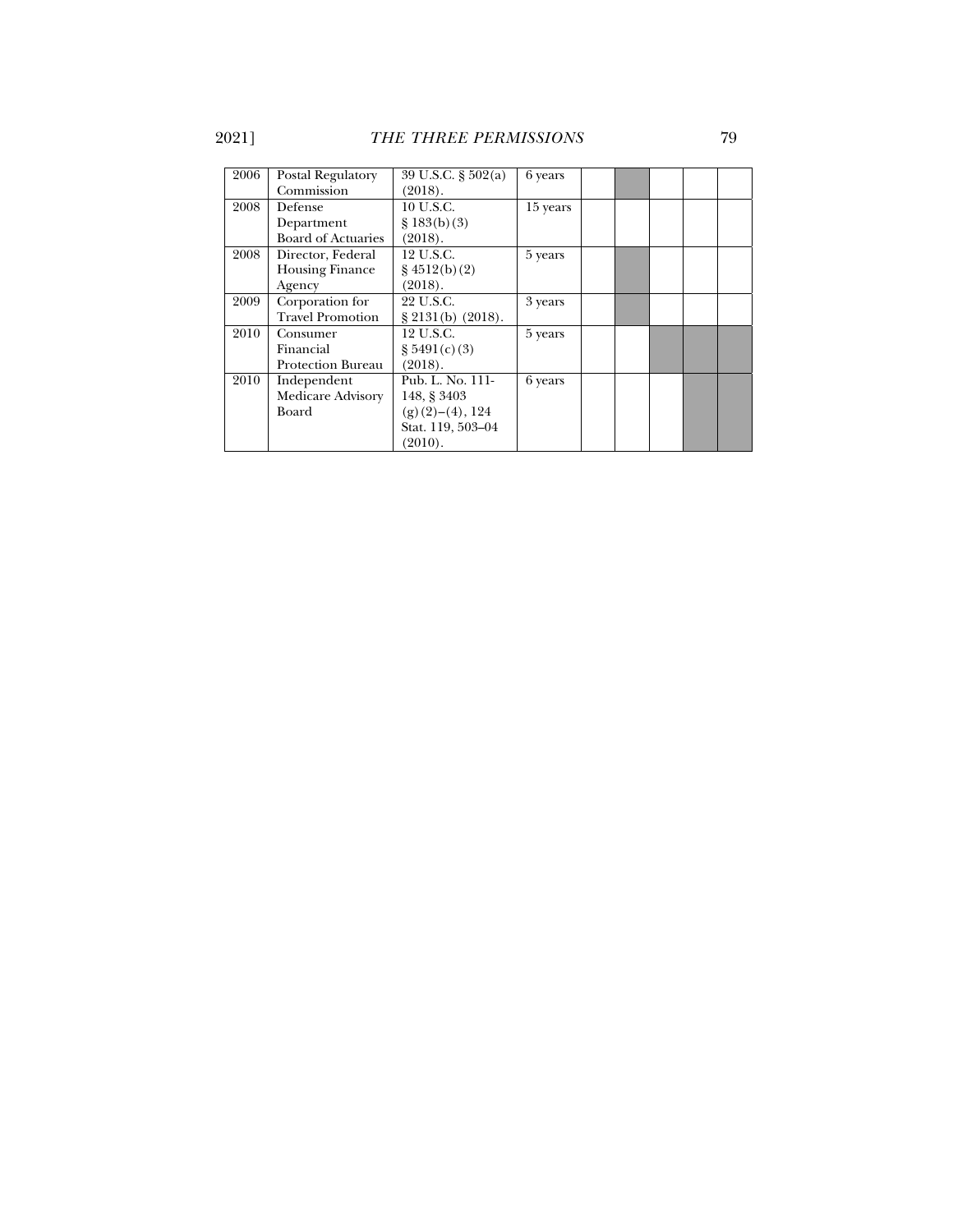| | | | | | | | | |
|---|---|---|---|---|---|---|---|---|
| 2006 | Postal Regulatory Commission | 39 U.S.C. § 502(a) (2018). | 6 years | | | | | |
| 2008 | Defense Department Board of Actuaries | 10 U.S.C. § 183(b)(3) (2018). | 15 years | | | | | |
| 2008 | Director, Federal Housing Finance Agency | 12 U.S.C. § 4512(b)(2) (2018). | 5 years | | | | | |
| 2009 | Corporation for Travel Promotion | 22 U.S.C. § 2131(b) (2018). | 3 years | | | | | |
| 2010 | Consumer Financial Protection Bureau | 12 U.S.C. § 5491(c)(3) (2018). | 5 years | | | | | |
| 2010 | Independent Medicare Advisory Board | Pub. L. No. 111-148, § 3403 (g)(2)–(4), 124 Stat. 119, 503–04 (2010). | 6 years | | | | | |